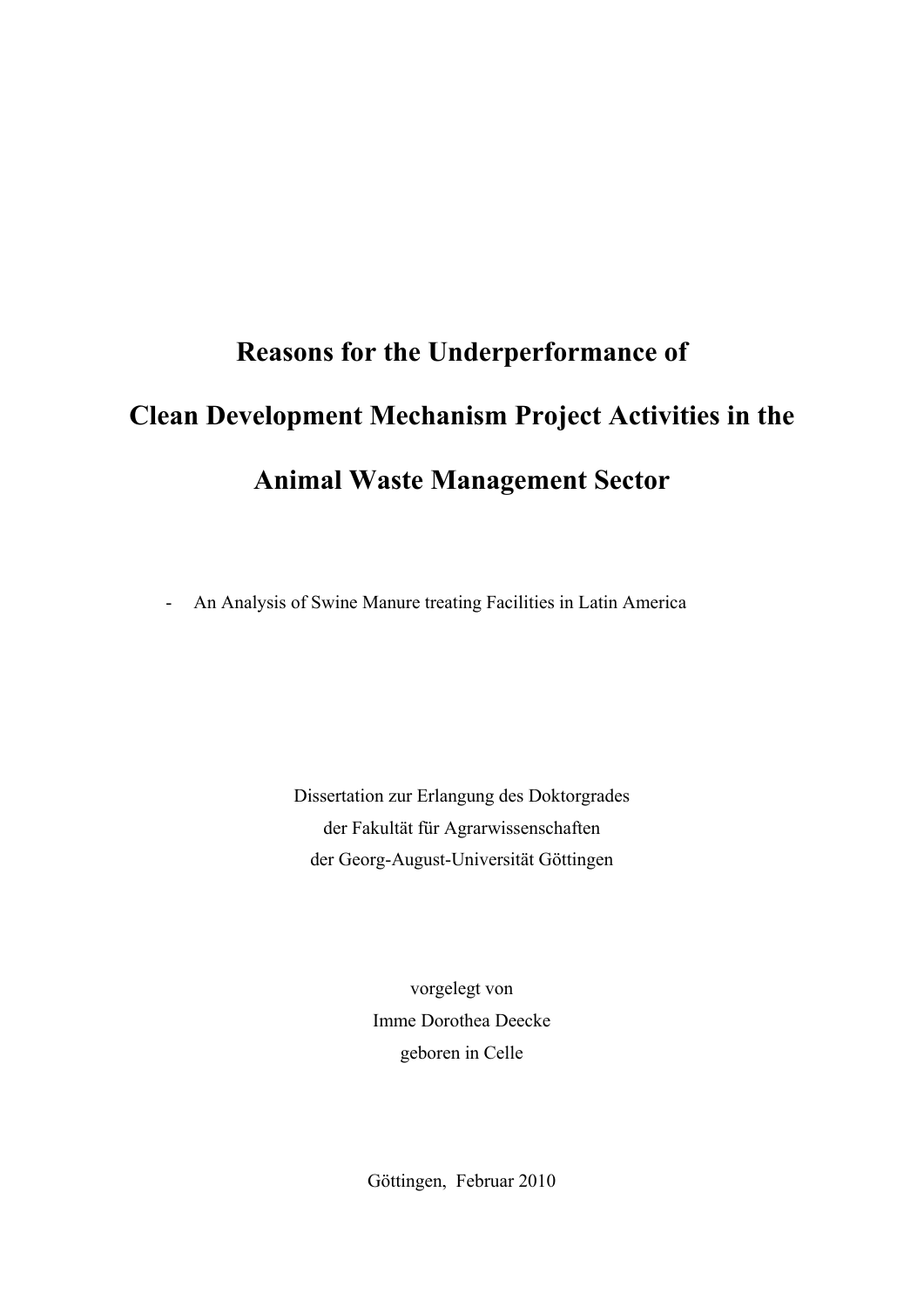# Reasons for the Underperformance of Clean Development Mechanism Project Activities in the Animal Waste Management Sector

- An Analysis of Swine Manure treating Facilities in Latin America

Dissertation zur Erlangung des Doktorgrades
der Fakultät für Agrarwissenschaften
der Georg-August-Universität Göttingen

vorgelegt von
Imme Dorothea Deecke
geboren in Celle

Göttingen, Februar 2010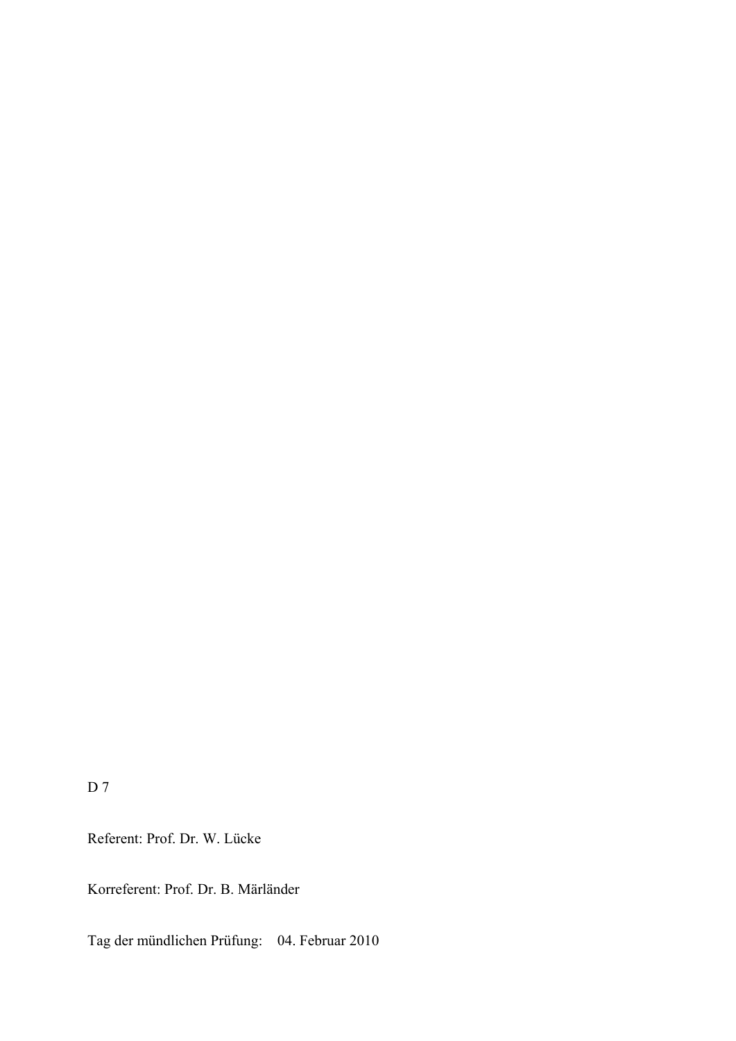D 7

Referent: Prof. Dr. W. Lücke

Korreferent: Prof. Dr. B. Märländer

Tag der mündlichen Prüfung: 04. Februar 2010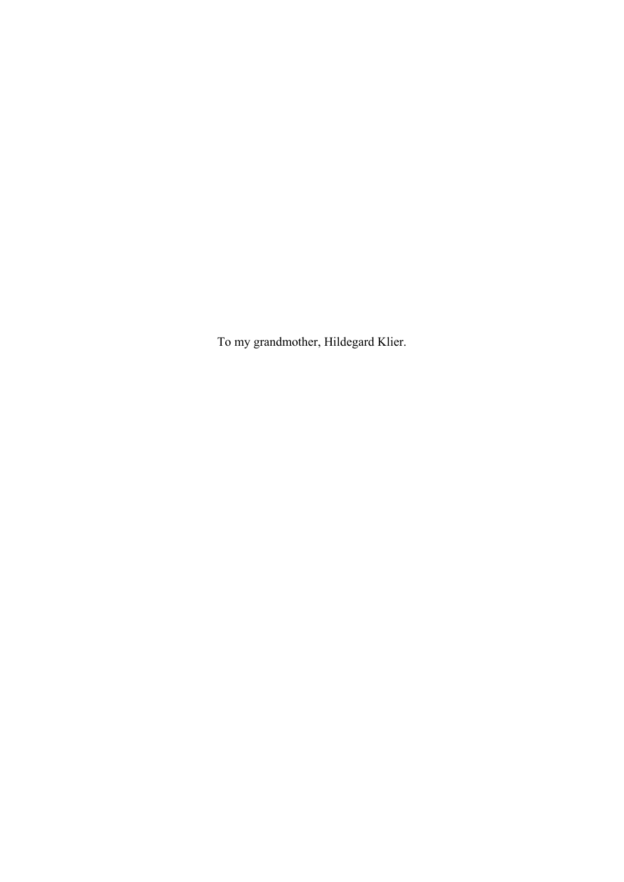To my grandmother, Hildegard Klier.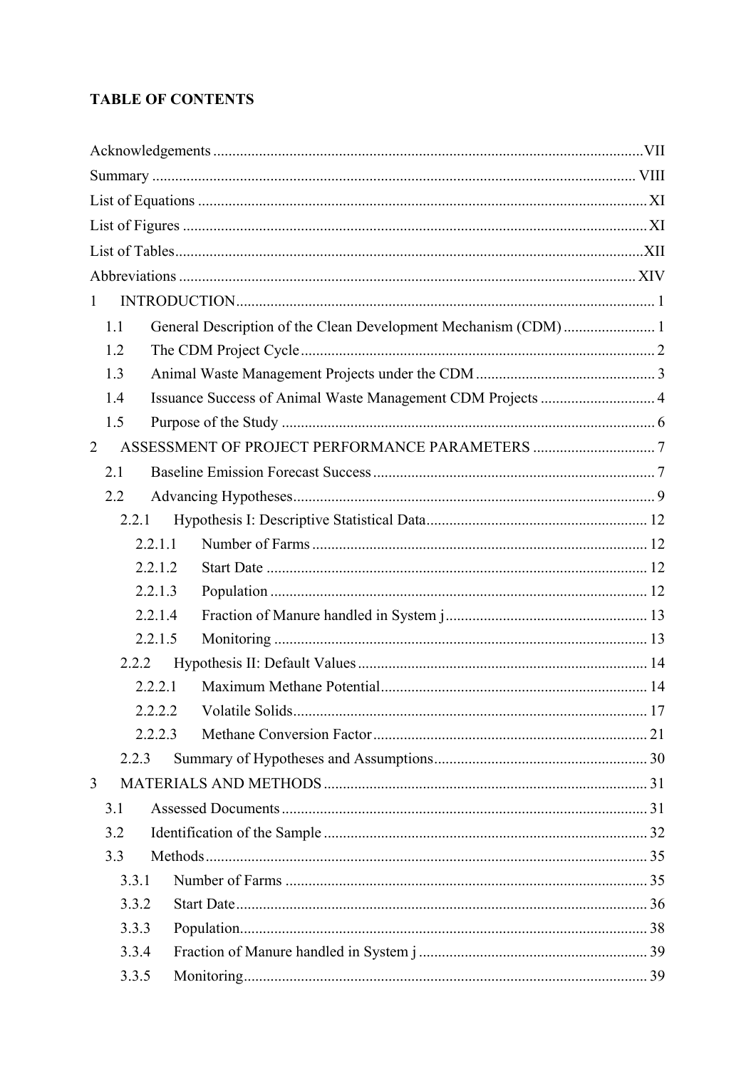**TABLE OF CONTENTS**

Acknowledgements .................................................................................................................VII

Summary ............................................................................................................................... VIII

List of Equations .......................................................................................................................XI

List of Figures ...........................................................................................................................XI

List of Tables.............................................................................................................................XII

Abbreviations ......................................................................................................................... XIV

1 INTRODUCTION............................................................................................................... 1

1.1 General Description of the Clean Development Mechanism (CDM) ........................ 1

1.2 The CDM Project Cycle ........................................................................................... 2

1.3 Animal Waste Management Projects under the CDM ............................................... 3

1.4 Issuance Success of Animal Waste Management CDM Projects .............................. 4

1.5 Purpose of the Study ................................................................................................. 6

2 ASSESSMENT OF PROJECT PERFORMANCE PARAMETERS ................................ 7

2.1 Baseline Emission Forecast Success ......................................................................... 7

2.2 Advancing Hypotheses............................................................................................. 9

2.2.1 Hypothesis I: Descriptive Statistical Data.......................................................... 12

2.2.1.1 Number of Farms ....................................................................................... 12

2.2.1.2 Start Date ................................................................................................... 12

2.2.1.3 Population .................................................................................................. 12

2.2.1.4 Fraction of Manure handled in System j..................................................... 13

2.2.1.5 Monitoring ................................................................................................. 13

2.2.2 Hypothesis II: Default Values ........................................................................... 14

2.2.2.1 Maximum Methane Potential..................................................................... 14

2.2.2.2 Volatile Solids............................................................................................ 17

2.2.2.3 Methane Conversion Factor ....................................................................... 21

2.2.3 Summary of Hypotheses and Assumptions........................................................ 30

3 MATERIALS AND METHODS .................................................................................... 31

3.1 Assessed Documents ............................................................................................... 31

3.2 Identification of the Sample .................................................................................... 32

3.3 Methods.................................................................................................................. 35

3.3.1 Number of Farms .............................................................................................. 35

3.3.2 Start Date........................................................................................................... 36

3.3.3 Population.......................................................................................................... 38

3.3.4 Fraction of Manure handled in System j ........................................................... 39

3.3.5 Monitoring......................................................................................................... 39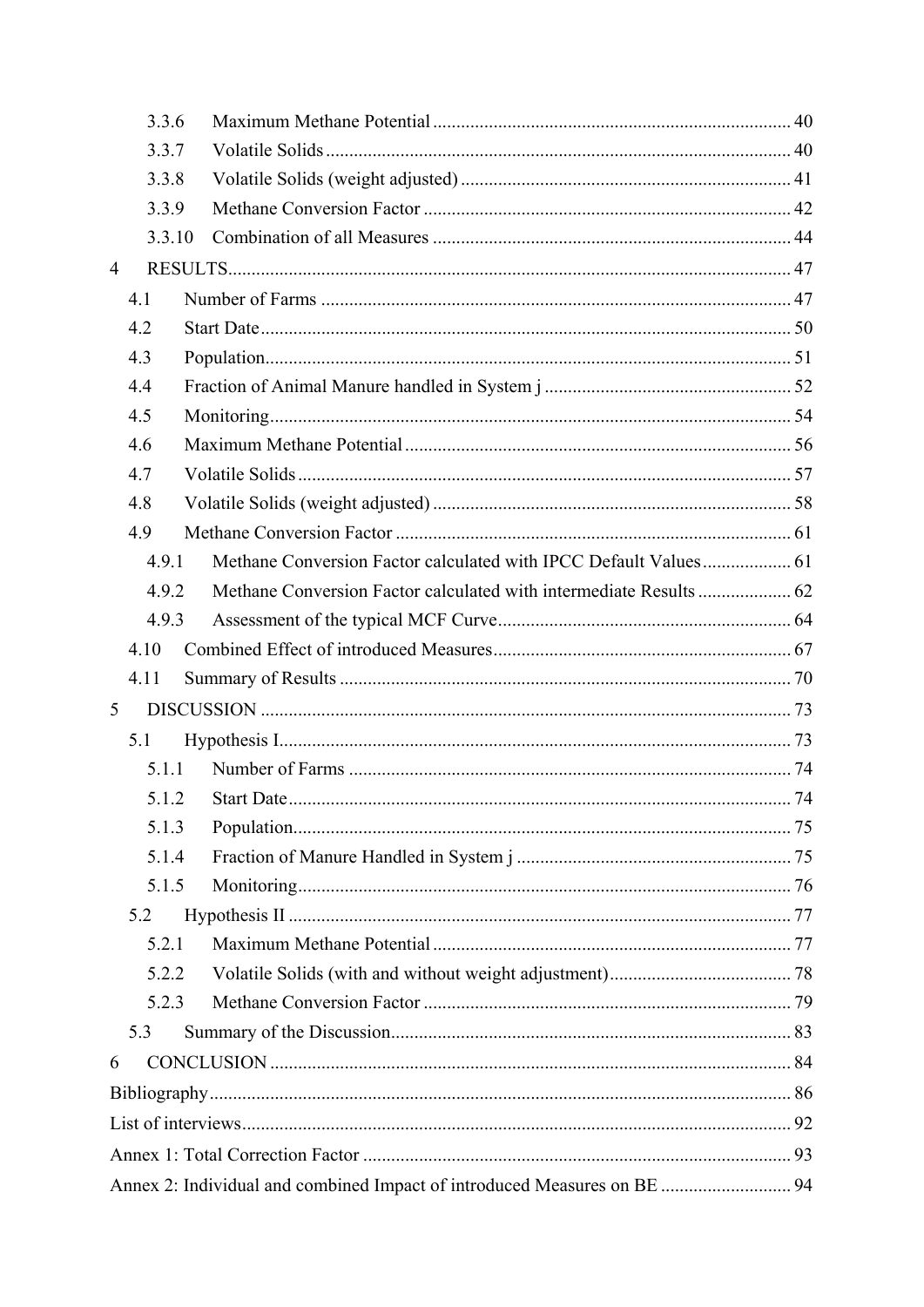3.3.6 Maximum Methane Potential ............................................................................ 40

3.3.7 Volatile Solids ................................................................................................ 40

3.3.8 Volatile Solids (weight adjusted) ...................................................................... 41

3.3.9 Methane Conversion Factor .............................................................................. 42

3.3.10 Combination of all Measures ............................................................................ 44

4 RESULTS ........................................................................................................................ 47

4.1 Number of Farms ..................................................................................................... 47

4.2 Start Date ................................................................................................................. 50

4.3 Population ................................................................................................................ 51

4.4 Fraction of Animal Manure handled in System j ..................................................... 52

4.5 Monitoring ............................................................................................................... 54

4.6 Maximum Methane Potential ................................................................................... 56

4.7 Volatile Solids .......................................................................................................... 57

4.8 Volatile Solids (weight adjusted) ............................................................................. 58

4.9 Methane Conversion Factor ..................................................................................... 61

4.9.1 Methane Conversion Factor calculated with IPCC Default Values ................... 61

4.9.2 Methane Conversion Factor calculated with intermediate Results .................... 62

4.9.3 Assessment of the typical MCF Curve .............................................................. 64

4.10 Combined Effect of introduced Measures ................................................................ 67

4.11 Summary of Results ................................................................................................. 70

5 DISCUSSION .................................................................................................................. 73

5.1 Hypothesis I ............................................................................................................. 73

5.1.1 Number of Farms .............................................................................................. 74

5.1.2 Start Date ........................................................................................................... 74

5.1.3 Population .......................................................................................................... 75

5.1.4 Fraction of Manure Handled in System j ........................................................... 75

5.1.5 Monitoring ......................................................................................................... 76

5.2 Hypothesis II ........................................................................................................... 77

5.2.1 Maximum Methane Potential ............................................................................ 77

5.2.2 Volatile Solids (with and without weight adjustment) ....................................... 78

5.2.3 Methane Conversion Factor .............................................................................. 79

5.3 Summary of the Discussion ..................................................................................... 83

6 CONCLUSION ............................................................................................................... 84

Bibliography ........................................................................................................................ 86

List of interviews .................................................................................................................. 92

Annex 1: Total Correction Factor ........................................................................................ 93

Annex 2: Individual and combined Impact of introduced Measures on BE ......................... 94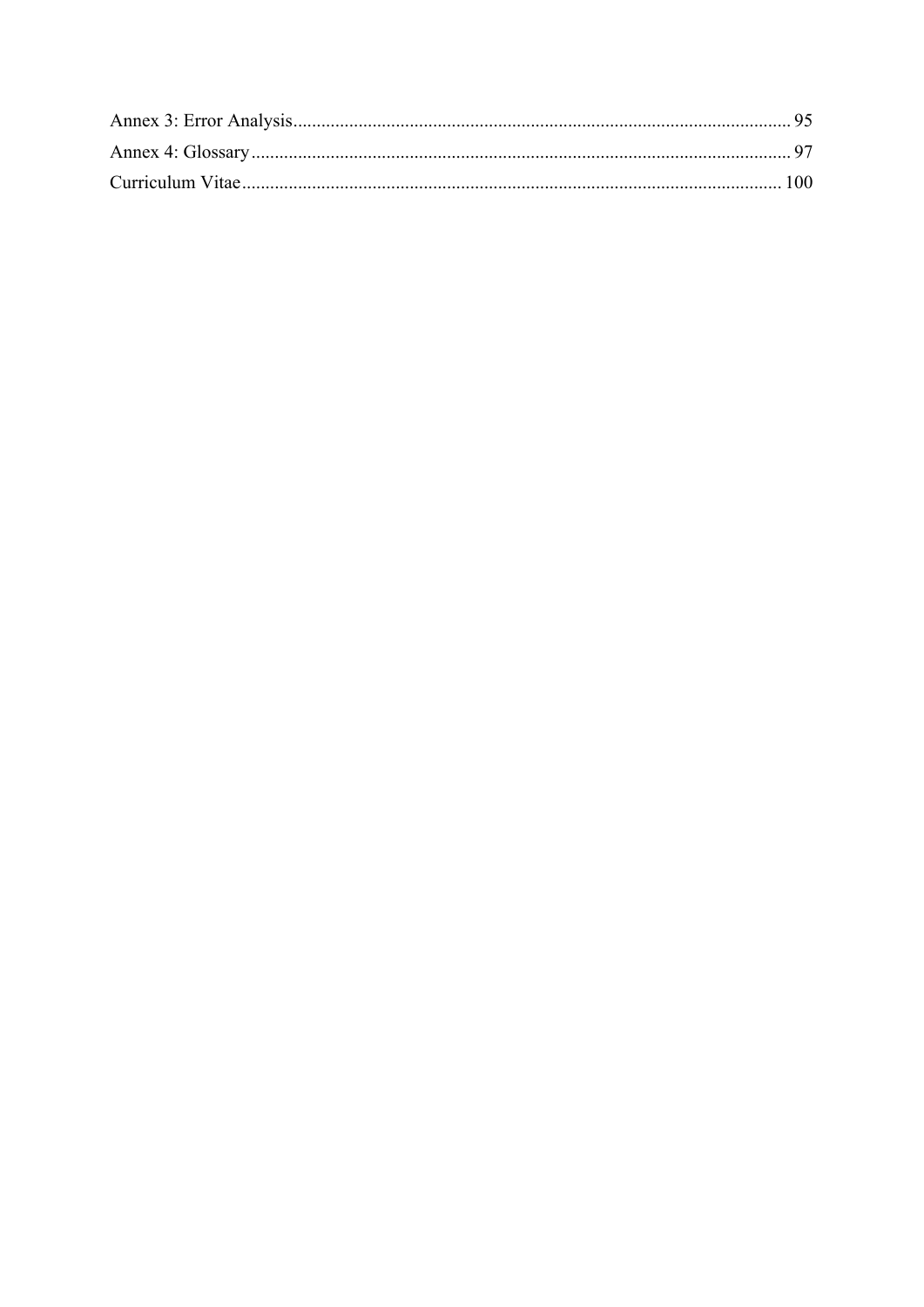Annex 3: Error Analysis........................................................................................................... 95
Annex 4: Glossary.................................................................................................................... 97
Curriculum Vitae.................................................................................................................... 100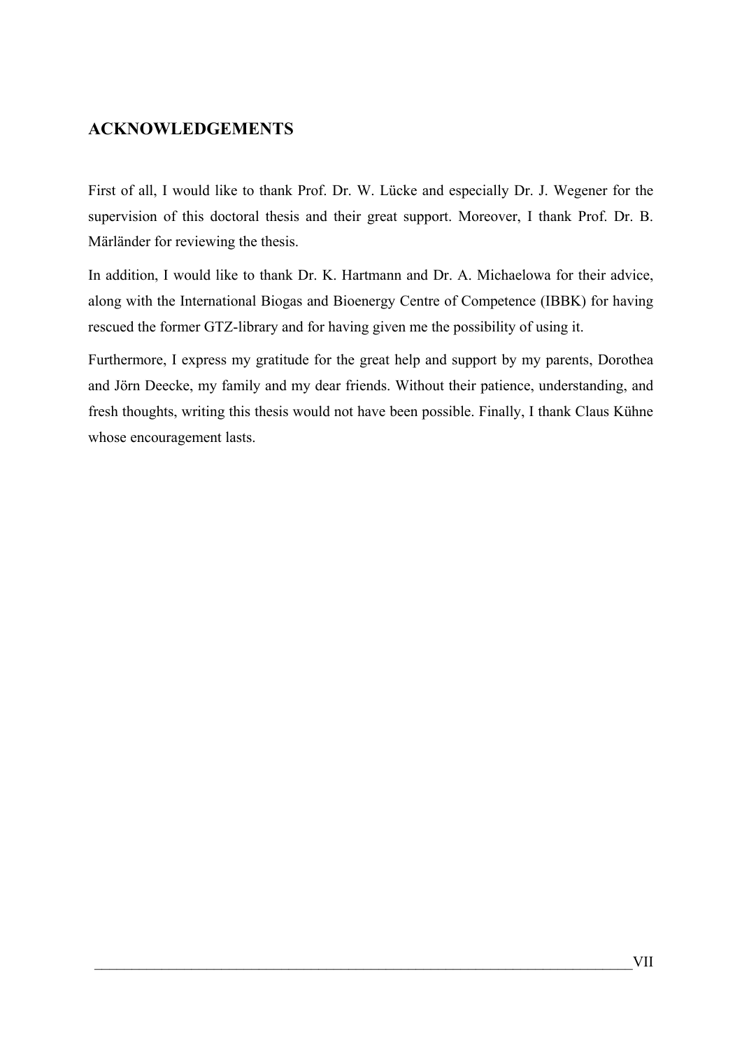## ACKNOWLEDGEMENTS

First of all, I would like to thank Prof. Dr. W. Lücke and especially Dr. J. Wegener for the supervision of this doctoral thesis and their great support. Moreover, I thank Prof. Dr. B. Märländer for reviewing the thesis.

In addition, I would like to thank Dr. K. Hartmann and Dr. A. Michaelowa for their advice, along with the International Biogas and Bioenergy Centre of Competence (IBBK) for having rescued the former GTZ-library and for having given me the possibility of using it.

Furthermore, I express my gratitude for the great help and support by my parents, Dorothea and Jörn Deecke, my family and my dear friends. Without their patience, understanding, and fresh thoughts, writing this thesis would not have been possible. Finally, I thank Claus Kühne whose encouragement lasts.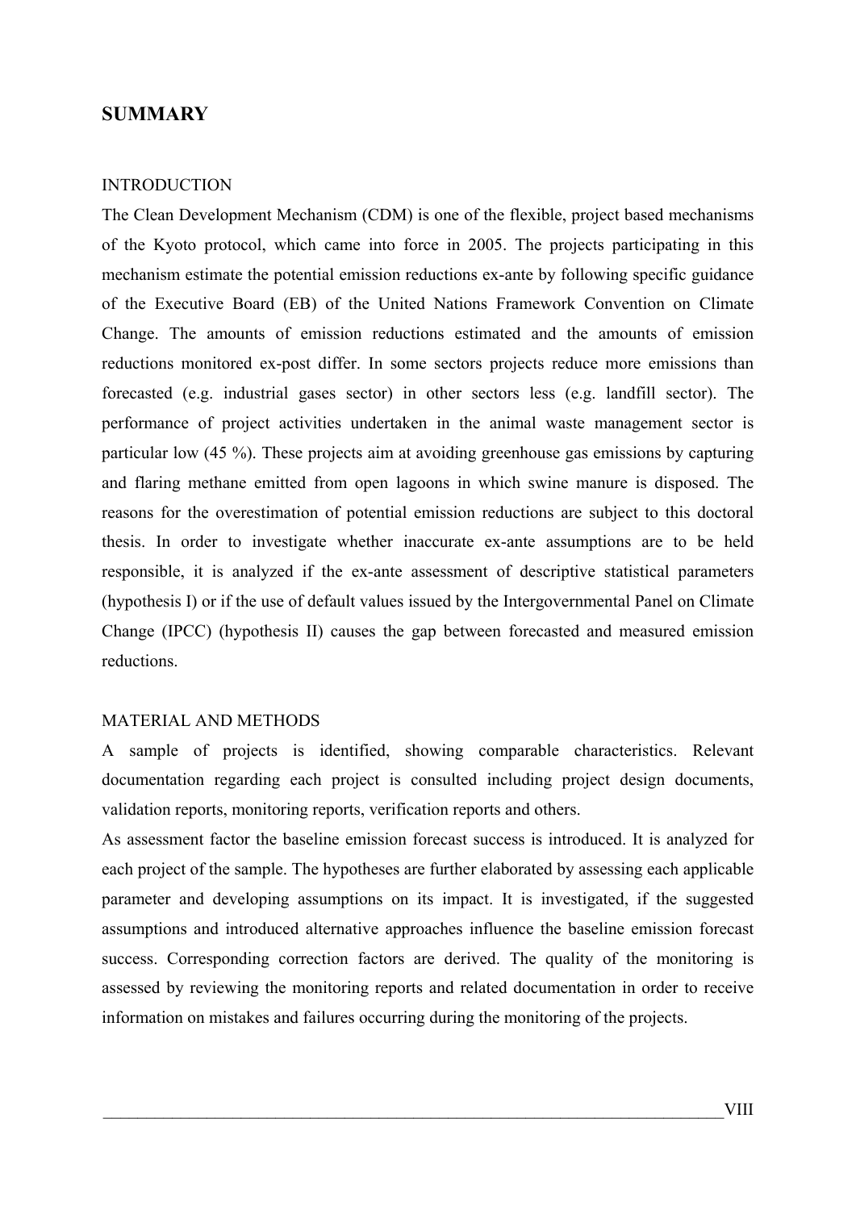## SUMMARY

INTRODUCTION

The Clean Development Mechanism (CDM) is one of the flexible, project based mechanisms of the Kyoto protocol, which came into force in 2005. The projects participating in this mechanism estimate the potential emission reductions ex-ante by following specific guidance of the Executive Board (EB) of the United Nations Framework Convention on Climate Change. The amounts of emission reductions estimated and the amounts of emission reductions monitored ex-post differ. In some sectors projects reduce more emissions than forecasted (e.g. industrial gases sector) in other sectors less (e.g. landfill sector). The performance of project activities undertaken in the animal waste management sector is particular low (45 %). These projects aim at avoiding greenhouse gas emissions by capturing and flaring methane emitted from open lagoons in which swine manure is disposed. The reasons for the overestimation of potential emission reductions are subject to this doctoral thesis. In order to investigate whether inaccurate ex-ante assumptions are to be held responsible, it is analyzed if the ex-ante assessment of descriptive statistical parameters (hypothesis I) or if the use of default values issued by the Intergovernmental Panel on Climate Change (IPCC) (hypothesis II) causes the gap between forecasted and measured emission reductions.

MATERIAL AND METHODS

A sample of projects is identified, showing comparable characteristics. Relevant documentation regarding each project is consulted including project design documents, validation reports, monitoring reports, verification reports and others.

As assessment factor the baseline emission forecast success is introduced. It is analyzed for each project of the sample. The hypotheses are further elaborated by assessing each applicable parameter and developing assumptions on its impact. It is investigated, if the suggested assumptions and introduced alternative approaches influence the baseline emission forecast success. Corresponding correction factors are derived. The quality of the monitoring is assessed by reviewing the monitoring reports and related documentation in order to receive information on mistakes and failures occurring during the monitoring of the projects.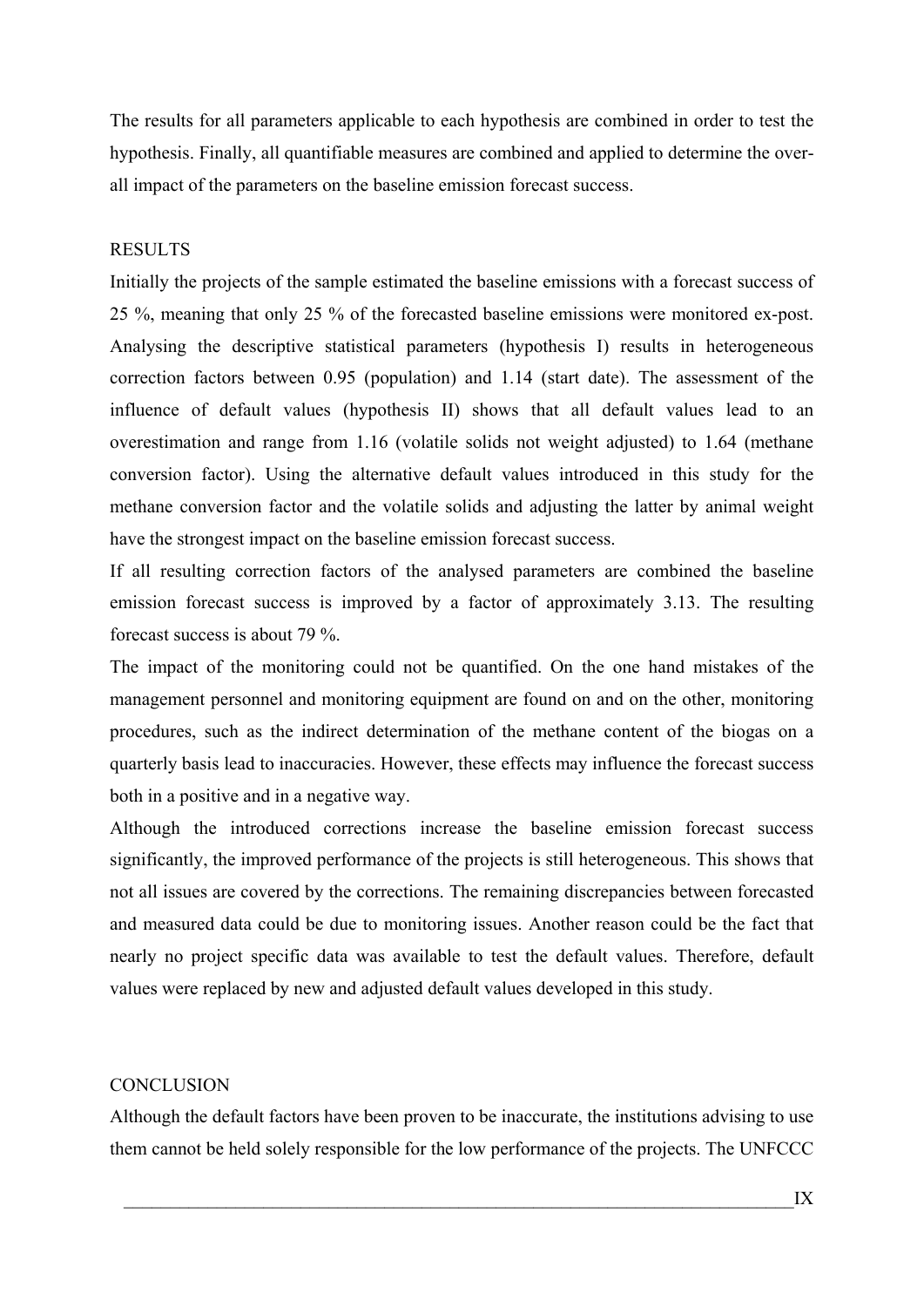The results for all parameters applicable to each hypothesis are combined in order to test the hypothesis. Finally, all quantifiable measures are combined and applied to determine the over-all impact of the parameters on the baseline emission forecast success.

## RESULTS

Initially the projects of the sample estimated the baseline emissions with a forecast success of 25 %, meaning that only 25 % of the forecasted baseline emissions were monitored ex-post. Analysing the descriptive statistical parameters (hypothesis I) results in heterogeneous correction factors between 0.95 (population) and 1.14 (start date). The assessment of the influence of default values (hypothesis II) shows that all default values lead to an overestimation and range from 1.16 (volatile solids not weight adjusted) to 1.64 (methane conversion factor). Using the alternative default values introduced in this study for the methane conversion factor and the volatile solids and adjusting the latter by animal weight have the strongest impact on the baseline emission forecast success.

If all resulting correction factors of the analysed parameters are combined the baseline emission forecast success is improved by a factor of approximately 3.13. The resulting forecast success is about 79 %.

The impact of the monitoring could not be quantified. On the one hand mistakes of the management personnel and monitoring equipment are found on and on the other, monitoring procedures, such as the indirect determination of the methane content of the biogas on a quarterly basis lead to inaccuracies. However, these effects may influence the forecast success both in a positive and in a negative way.

Although the introduced corrections increase the baseline emission forecast success significantly, the improved performance of the projects is still heterogeneous. This shows that not all issues are covered by the corrections. The remaining discrepancies between forecasted and measured data could be due to monitoring issues. Another reason could be the fact that nearly no project specific data was available to test the default values. Therefore, default values were replaced by new and adjusted default values developed in this study.

## CONCLUSION

Although the default factors have been proven to be inaccurate, the institutions advising to use them cannot be held solely responsible for the low performance of the projects. The UNFCCC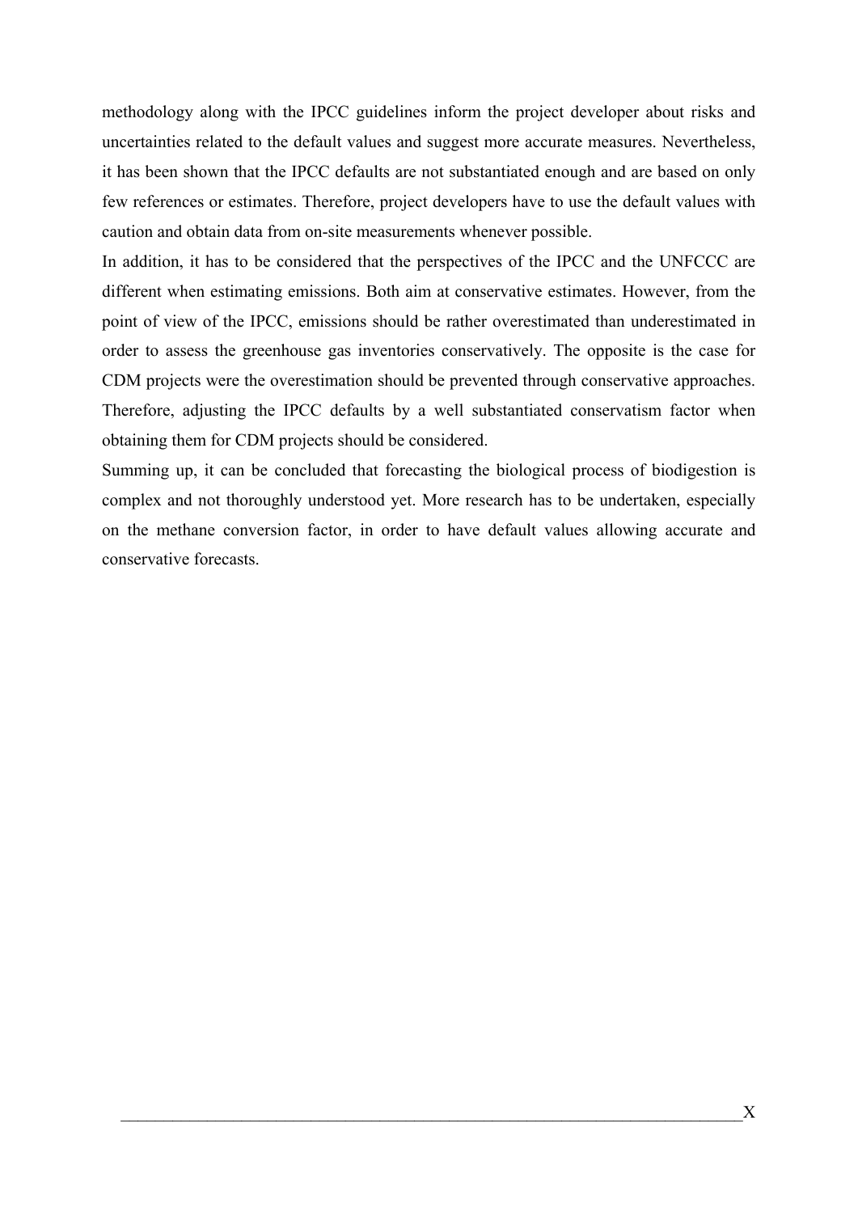methodology along with the IPCC guidelines inform the project developer about risks and uncertainties related to the default values and suggest more accurate measures. Nevertheless, it has been shown that the IPCC defaults are not substantiated enough and are based on only few references or estimates. Therefore, project developers have to use the default values with caution and obtain data from on-site measurements whenever possible.

In addition, it has to be considered that the perspectives of the IPCC and the UNFCCC are different when estimating emissions. Both aim at conservative estimates. However, from the point of view of the IPCC, emissions should be rather overestimated than underestimated in order to assess the greenhouse gas inventories conservatively. The opposite is the case for CDM projects were the overestimation should be prevented through conservative approaches. Therefore, adjusting the IPCC defaults by a well substantiated conservatism factor when obtaining them for CDM projects should be considered.

Summing up, it can be concluded that forecasting the biological process of biodigestion is complex and not thoroughly understood yet. More research has to be undertaken, especially on the methane conversion factor, in order to have default values allowing accurate and conservative forecasts.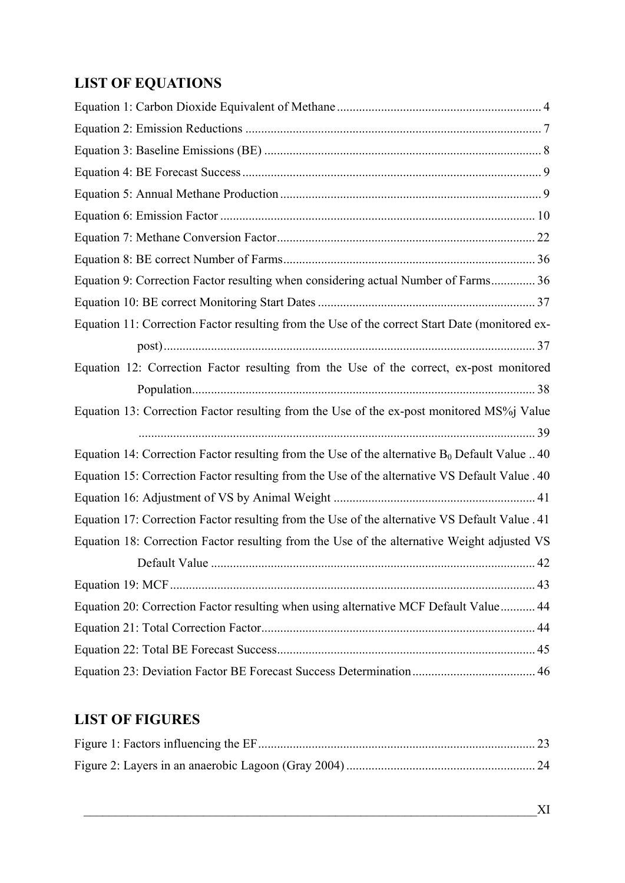## LIST OF EQUATIONS

Equation 1: Carbon Dioxide Equivalent of Methane ..... 4

Equation 2: Emission Reductions ..... 7

Equation 3: Baseline Emissions (BE) ..... 8

Equation 4: BE Forecast Success ..... 9

Equation 5: Annual Methane Production ..... 9

Equation 6: Emission Factor ..... 10

Equation 7: Methane Conversion Factor ..... 22

Equation 8: BE correct Number of Farms ..... 36

Equation 9: Correction Factor resulting when considering actual Number of Farms ..... 36

Equation 10: BE correct Monitoring Start Dates ..... 37

Equation 11: Correction Factor resulting from the Use of the correct Start Date (monitored ex-post) ..... 37

Equation 12: Correction Factor resulting from the Use of the correct, ex-post monitored Population ..... 38

Equation 13: Correction Factor resulting from the Use of the ex-post monitored MS%j Value ..... 39

Equation 14: Correction Factor resulting from the Use of the alternative $B_0$ Default Value ..... 40

Equation 15: Correction Factor resulting from the Use of the alternative VS Default Value ..... 40

Equation 16: Adjustment of VS by Animal Weight ..... 41

Equation 17: Correction Factor resulting from the Use of the alternative VS Default Value ..... 41

Equation 18: Correction Factor resulting from the Use of the alternative Weight adjusted VS Default Value ..... 42

Equation 19: MCF ..... 43

Equation 20: Correction Factor resulting when using alternative MCF Default Value ..... 44

Equation 21: Total Correction Factor ..... 44

Equation 22: Total BE Forecast Success ..... 45

Equation 23: Deviation Factor BE Forecast Success Determination ..... 46

## LIST OF FIGURES

Figure 1: Factors influencing the EF ..... 23

Figure 2: Layers in an anaerobic Lagoon (Gray 2004) ..... 24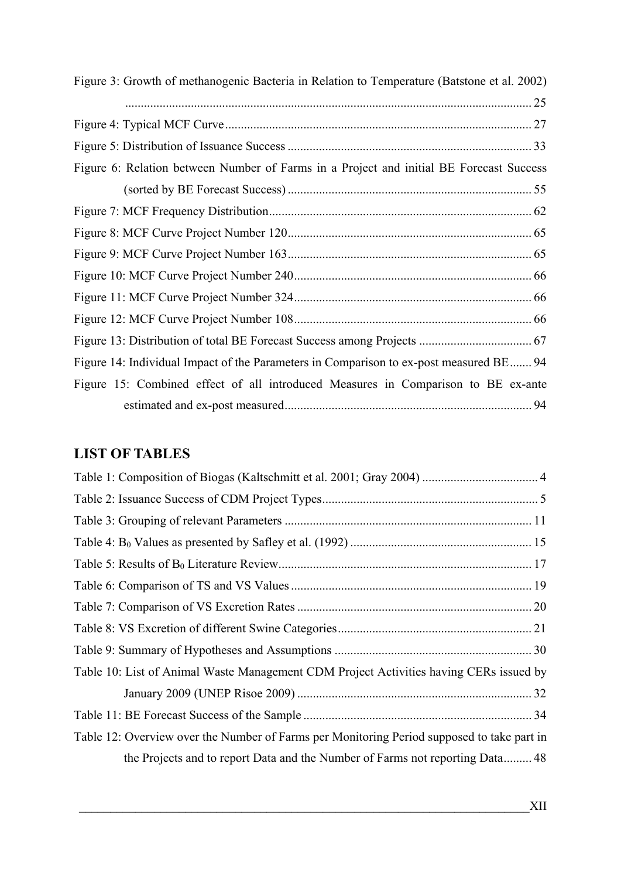Figure 3: Growth of methanogenic Bacteria in Relation to Temperature (Batstone et al. 2002) ..... 25

Figure 4: Typical MCF Curve ..... 27

Figure 5: Distribution of Issuance Success ..... 33

Figure 6: Relation between Number of Farms in a Project and initial BE Forecast Success (sorted by BE Forecast Success) ..... 55

Figure 7: MCF Frequency Distribution ..... 62

Figure 8: MCF Curve Project Number 120 ..... 65

Figure 9: MCF Curve Project Number 163 ..... 65

Figure 10: MCF Curve Project Number 240 ..... 66

Figure 11: MCF Curve Project Number 324 ..... 66

Figure 12: MCF Curve Project Number 108 ..... 66

Figure 13: Distribution of total BE Forecast Success among Projects ..... 67

Figure 14: Individual Impact of the Parameters in Comparison to ex-post measured BE ..... 94

Figure 15: Combined effect of all introduced Measures in Comparison to BE ex-ante estimated and ex-post measured ..... 94

## LIST OF TABLES

Table 1: Composition of Biogas (Kaltschmitt et al. 2001; Gray 2004) ..... 4

Table 2: Issuance Success of CDM Project Types ..... 5

Table 3: Grouping of relevant Parameters ..... 11

Table 4: $B_0$ Values as presented by Safley et al. (1992) ..... 15

Table 5: Results of $B_0$ Literature Review ..... 17

Table 6: Comparison of TS and VS Values ..... 19

Table 7: Comparison of VS Excretion Rates ..... 20

Table 8: VS Excretion of different Swine Categories ..... 21

Table 9: Summary of Hypotheses and Assumptions ..... 30

Table 10: List of Animal Waste Management CDM Project Activities having CERs issued by January 2009 (UNEP Risoe 2009) ..... 32

Table 11: BE Forecast Success of the Sample ..... 34

Table 12: Overview over the Number of Farms per Monitoring Period supposed to take part in the Projects and to report Data and the Number of Farms not reporting Data ..... 48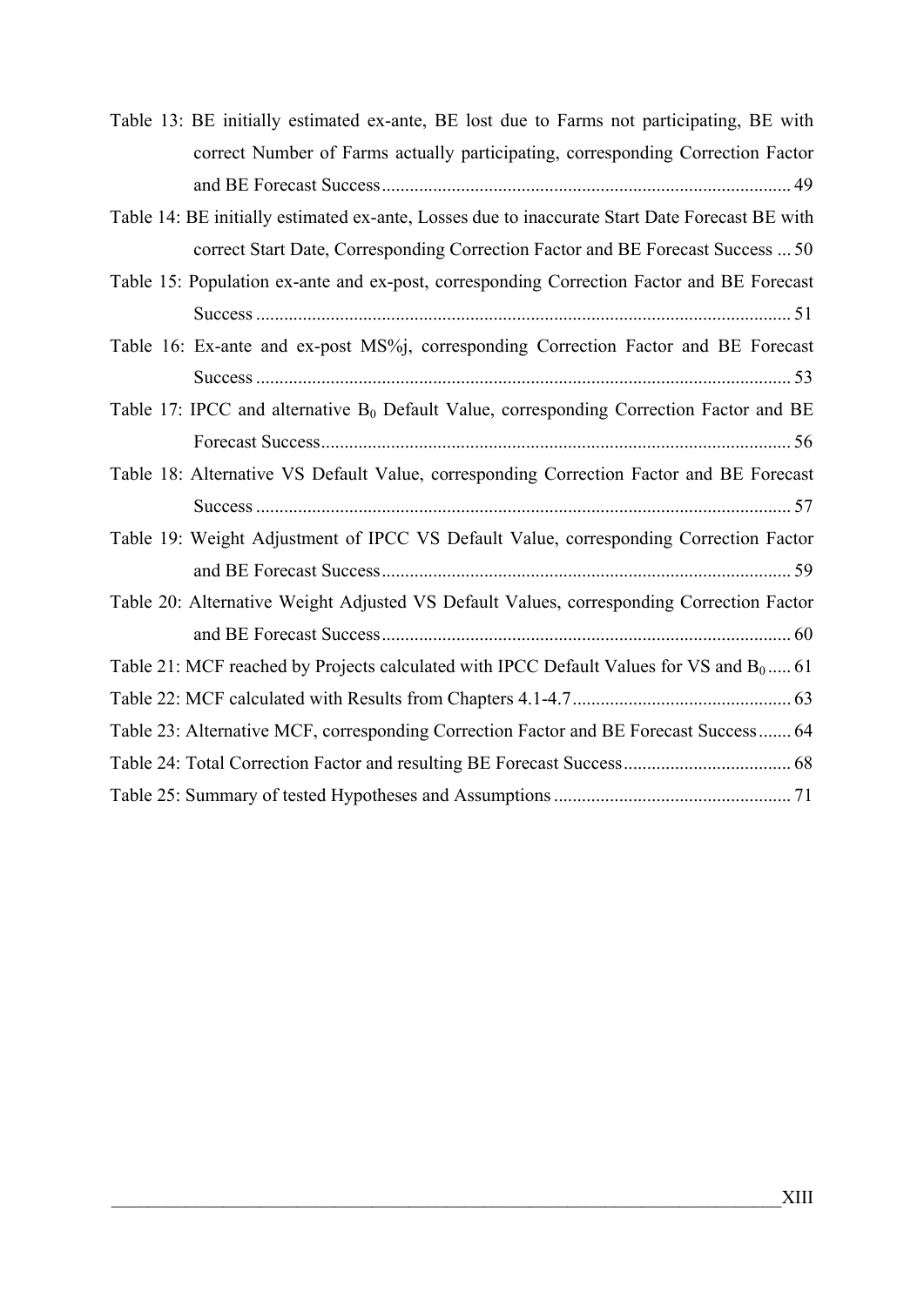Table 13: BE initially estimated ex-ante, BE lost due to Farms not participating, BE with correct Number of Farms actually participating, corresponding Correction Factor and BE Forecast Success ........................................................................................ 49

Table 14: BE initially estimated ex-ante, Losses due to inaccurate Start Date Forecast BE with correct Start Date, Corresponding Correction Factor and BE Forecast Success ... 50

Table 15: Population ex-ante and ex-post, corresponding Correction Factor and BE Forecast Success .................................................................................................................. 51

Table 16: Ex-ante and ex-post MS%j, corresponding Correction Factor and BE Forecast Success .................................................................................................................. 53

Table 17: IPCC and alternative $B_0$ Default Value, corresponding Correction Factor and BE Forecast Success..................................................................................................... 56

Table 18: Alternative VS Default Value, corresponding Correction Factor and BE Forecast Success .................................................................................................................. 57

Table 19: Weight Adjustment of IPCC VS Default Value, corresponding Correction Factor and BE Forecast Success........................................................................................ 59

Table 20: Alternative Weight Adjusted VS Default Values, corresponding Correction Factor and BE Forecast Success........................................................................................ 60

Table 21: MCF reached by Projects calculated with IPCC Default Values for VS and $B_0$ ..... 61

Table 22: MCF calculated with Results from Chapters 4.1-4.7............................................... 63

Table 23: Alternative MCF, corresponding Correction Factor and BE Forecast Success....... 64

Table 24: Total Correction Factor and resulting BE Forecast Success.................................... 68

Table 25: Summary of tested Hypotheses and Assumptions ................................................... 71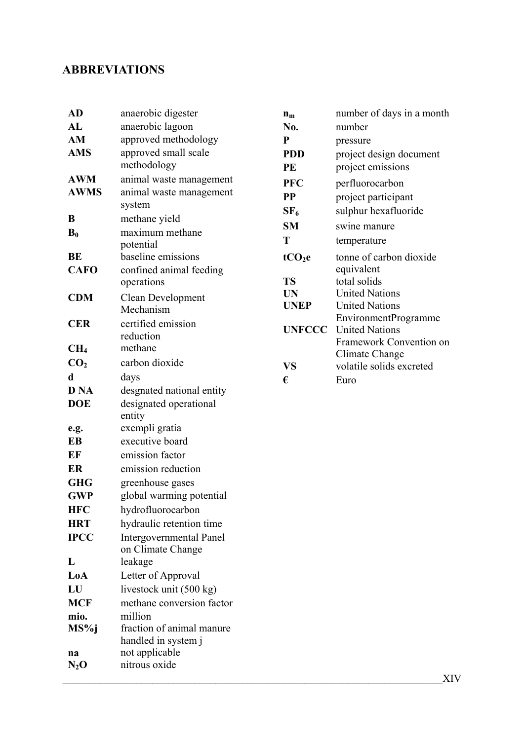## ABBREVIATIONS

| | |
|---|---|
| **AD** | anaerobic digester |
| **AL** | anaerobic lagoon |
| **AM** | approved methodology |
| **AMS** | approved small scale methodology |
| **AWM** | animal waste management |
| **AWMS** | animal waste management system |
| **B** | methane yield |
| $B_0$ | maximum methane potential |
| **BE** | baseline emissions |
| **CAFO** | confined animal feeding operations |
| **CDM** | Clean Development Mechanism |
| **CER** | certified emission reduction |
| $CH_4$ | methane |
| $CO_2$ | carbon dioxide |
| **d** | days |
| **D NA** | desgnated national entity |
| **DOE** | designated operational entity |
| **e.g.** | exempli gratia |
| **EB** | executive board |
| **EF** | emission factor |
| **ER** | emission reduction |
| **GHG** | greenhouse gases |
| **GWP** | global warming potential |
| **HFC** | hydrofluorocarbon |
| **HRT** | hydraulic retention time |
| **IPCC** | Intergovernmental Panel on Climate Change |
| **L** | leakage |
| **LoA** | Letter of Approval |
| **LU** | livestock unit (500 kg) |
| **MCF** | methane conversion factor |
| **mio.** | million |
| **MS%j** | fraction of animal manure handled in system j |
| **na** | not applicable |
| $N_2O$ | nitrous oxide |
| $n_m$ | number of days in a month |
| **No.** | number |
| **P** | pressure |
| **PDD** | project design document |
| **PE** | project emissions |
| **PFC** | perfluorocarbon |
| **PP** | project participant |
| $SF_6$ | sulphur hexafluoride |
| **SM** | swine manure |
| **T** | temperature |
| $tCO_2e$ | tonne of carbon dioxide equivalent |
| **TS** | total solids |
| **UN** | United Nations |
| **UNEP** | United Nations EnvironmentProgramme |
| **UNFCCC** | United Nations Framework Convention on Climate Change |
| **VS** | volatile solids excreted |
| **€** | Euro |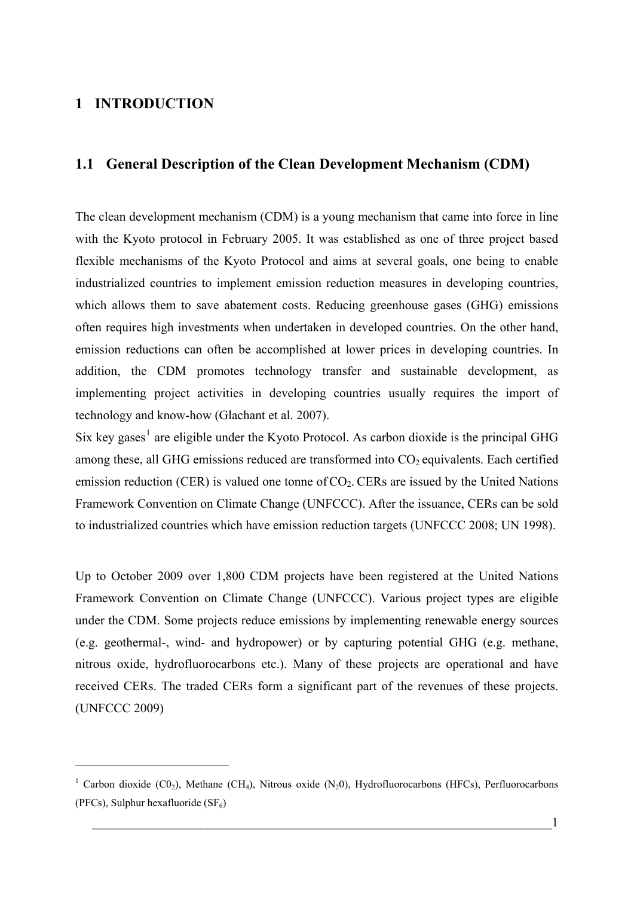# 1 INTRODUCTION

## 1.1 General Description of the Clean Development Mechanism (CDM)

The clean development mechanism (CDM) is a young mechanism that came into force in line with the Kyoto protocol in February 2005. It was established as one of three project based flexible mechanisms of the Kyoto Protocol and aims at several goals, one being to enable industrialized countries to implement emission reduction measures in developing countries, which allows them to save abatement costs. Reducing greenhouse gases (GHG) emissions often requires high investments when undertaken in developed countries. On the other hand, emission reductions can often be accomplished at lower prices in developing countries. In addition, the CDM promotes technology transfer and sustainable development, as implementing project activities in developing countries usually requires the import of technology and know-how (Glachant et al. 2007).

Six key gases[1] are eligible under the Kyoto Protocol. As carbon dioxide is the principal GHG among these, all GHG emissions reduced are transformed into $CO_2$ equivalents. Each certified emission reduction (CER) is valued one tonne of $CO_2$. CERs are issued by the United Nations Framework Convention on Climate Change (UNFCCC). After the issuance, CERs can be sold to industrialized countries which have emission reduction targets (UNFCCC 2008; UN 1998).

Up to October 2009 over 1,800 CDM projects have been registered at the United Nations Framework Convention on Climate Change (UNFCCC). Various project types are eligible under the CDM. Some projects reduce emissions by implementing renewable energy sources (e.g. geothermal-, wind- and hydropower) or by capturing potential GHG (e.g. methane, nitrous oxide, hydrofluorocarbons etc.). Many of these projects are operational and have received CERs. The traded CERs form a significant part of the revenues of these projects. (UNFCCC 2009)

---

[1] Carbon dioxide ($C0_2$), Methane ($CH_4$), Nitrous oxide ($N_20$), Hydrofluorocarbons (HFCs), Perfluorocarbons (PFCs), Sulphur hexafluoride ($SF_6$)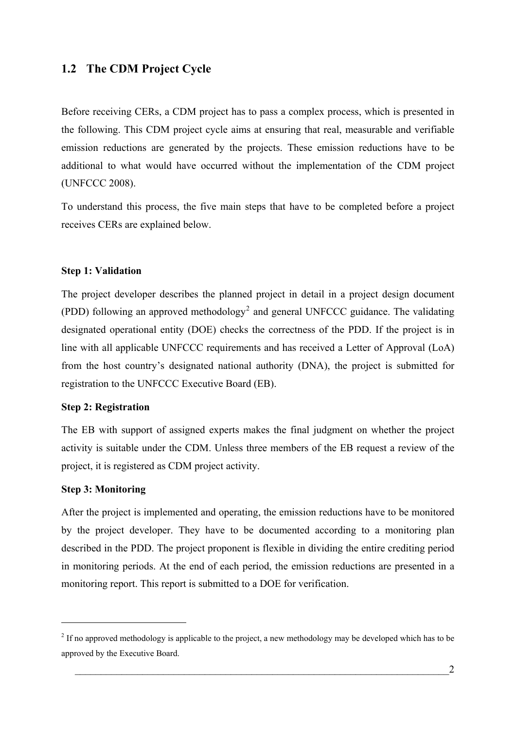## 1.2 The CDM Project Cycle

Before receiving CERs, a CDM project has to pass a complex process, which is presented in the following. This CDM project cycle aims at ensuring that real, measurable and verifiable emission reductions are generated by the projects. These emission reductions have to be additional to what would have occurred without the implementation of the CDM project (UNFCCC 2008).

To understand this process, the five main steps that have to be completed before a project receives CERs are explained below.

**Step 1: Validation**

The project developer describes the planned project in detail in a project design document (PDD) following an approved methodology[2] and general UNFCCC guidance. The validating designated operational entity (DOE) checks the correctness of the PDD. If the project is in line with all applicable UNFCCC requirements and has received a Letter of Approval (LoA) from the host country's designated national authority (DNA), the project is submitted for registration to the UNFCCC Executive Board (EB).

**Step 2: Registration**

The EB with support of assigned experts makes the final judgment on whether the project activity is suitable under the CDM. Unless three members of the EB request a review of the project, it is registered as CDM project activity.

**Step 3: Monitoring**

After the project is implemented and operating, the emission reductions have to be monitored by the project developer. They have to be documented according to a monitoring plan described in the PDD. The project proponent is flexible in dividing the entire crediting period in monitoring periods. At the end of each period, the emission reductions are presented in a monitoring report. This report is submitted to a DOE for verification.

---

[2] If no approved methodology is applicable to the project, a new methodology may be developed which has to be approved by the Executive Board.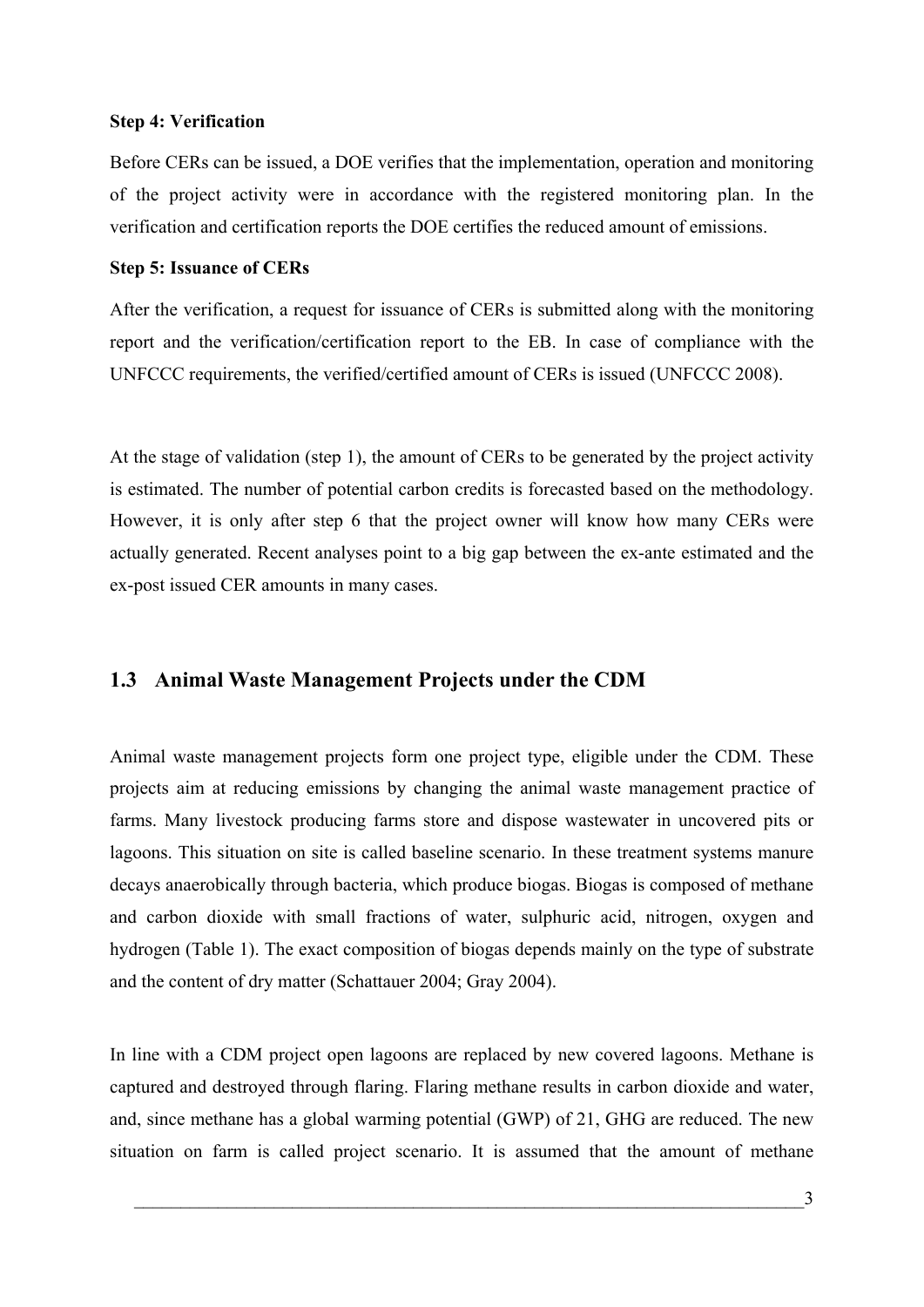**Step 4: Verification**

Before CERs can be issued, a DOE verifies that the implementation, operation and monitoring of the project activity were in accordance with the registered monitoring plan. In the verification and certification reports the DOE certifies the reduced amount of emissions.

**Step 5: Issuance of CERs**

After the verification, a request for issuance of CERs is submitted along with the monitoring report and the verification/certification report to the EB. In case of compliance with the UNFCCC requirements, the verified/certified amount of CERs is issued (UNFCCC 2008).

At the stage of validation (step 1), the amount of CERs to be generated by the project activity is estimated. The number of potential carbon credits is forecasted based on the methodology. However, it is only after step 6 that the project owner will know how many CERs were actually generated. Recent analyses point to a big gap between the ex-ante estimated and the ex-post issued CER amounts in many cases.

## 1.3 Animal Waste Management Projects under the CDM

Animal waste management projects form one project type, eligible under the CDM. These projects aim at reducing emissions by changing the animal waste management practice of farms. Many livestock producing farms store and dispose wastewater in uncovered pits or lagoons. This situation on site is called baseline scenario. In these treatment systems manure decays anaerobically through bacteria, which produce biogas. Biogas is composed of methane and carbon dioxide with small fractions of water, sulphuric acid, nitrogen, oxygen and hydrogen (Table 1). The exact composition of biogas depends mainly on the type of substrate and the content of dry matter (Schattauer 2004; Gray 2004).

In line with a CDM project open lagoons are replaced by new covered lagoons. Methane is captured and destroyed through flaring. Flaring methane results in carbon dioxide and water, and, since methane has a global warming potential (GWP) of 21, GHG are reduced. The new situation on farm is called project scenario. It is assumed that the amount of methane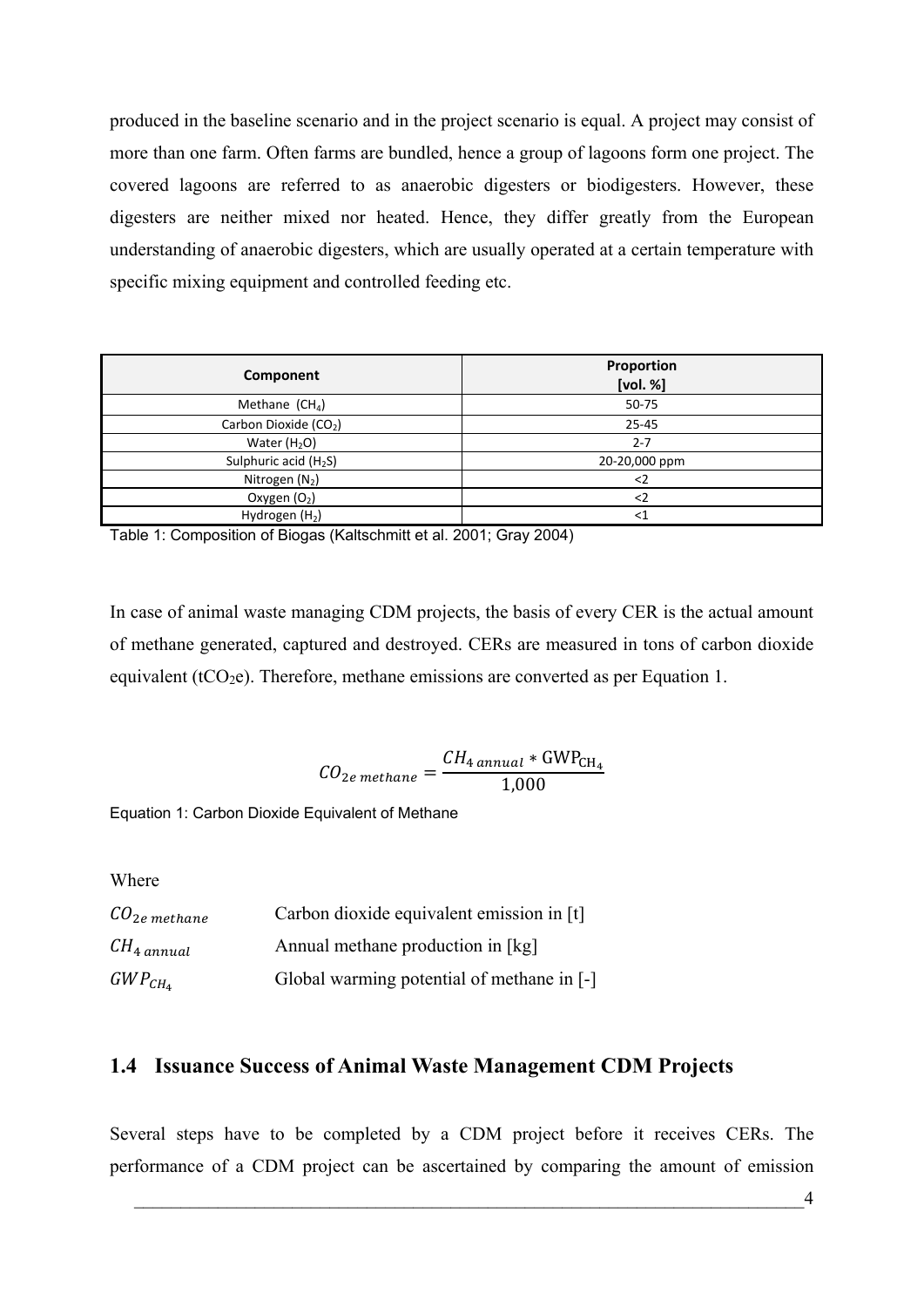produced in the baseline scenario and in the project scenario is equal. A project may consist of more than one farm. Often farms are bundled, hence a group of lagoons form one project. The covered lagoons are referred to as anaerobic digesters or biodigesters. However, these digesters are neither mixed nor heated. Hence, they differ greatly from the European understanding of anaerobic digesters, which are usually operated at a certain temperature with specific mixing equipment and controlled feeding etc.

| Component | Proportion [vol. %] |
|---|---|
| Methane ($CH_4$) | 50-75 |
| Carbon Dioxide ($CO_2$) | 25-45 |
| Water ($H_2O$) | 2-7 |
| Sulphuric acid ($H_2S$) | 20-20,000 ppm |
| Nitrogen ($N_2$) | <2 |
| Oxygen ($O_2$) | <2 |
| Hydrogen ($H_2$) | <1 |

Table 1: Composition of Biogas (Kaltschmitt et al. 2001; Gray 2004)

In case of animal waste managing CDM projects, the basis of every CER is the actual amount of methane generated, captured and destroyed. CERs are measured in tons of carbon dioxide equivalent ($tCO_2e$). Therefore, methane emissions are converted as per Equation 1.

$$CO_{2e\,methane} = \frac{CH_{4\,annual} * \mathrm{GWP}_{\mathrm{CH_4}}}{1{,}000}$$

Equation 1: Carbon Dioxide Equivalent of Methane

Where

$CO_{2e\,methane}$ Carbon dioxide equivalent emission in [t]

$CH_{4\,annual}$ Annual methane production in [kg]

$GWP_{CH_4}$ Global warming potential of methane in [-]

## 1.4 Issuance Success of Animal Waste Management CDM Projects

Several steps have to be completed by a CDM project before it receives CERs. The performance of a CDM project can be ascertained by comparing the amount of emission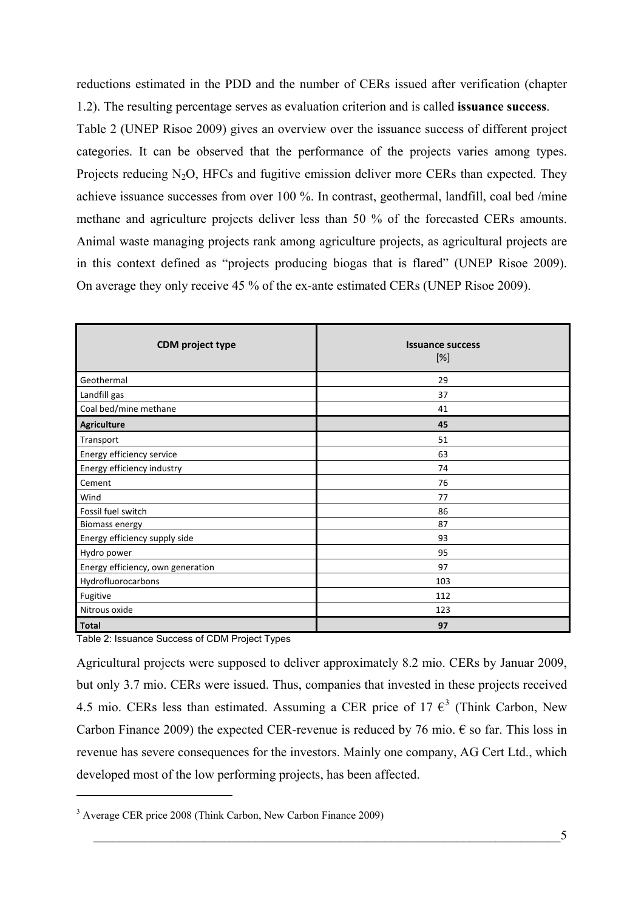reductions estimated in the PDD and the number of CERs issued after verification (chapter 1.2). The resulting percentage serves as evaluation criterion and is called **issuance success**.

Table 2 (UNEP Risoe 2009) gives an overview over the issuance success of different project categories. It can be observed that the performance of the projects varies among types. Projects reducing $N_2O$, HFCs and fugitive emission deliver more CERs than expected. They achieve issuance successes from over 100 %. In contrast, geothermal, landfill, coal bed /mine methane and agriculture projects deliver less than 50 % of the forecasted CERs amounts. Animal waste managing projects rank among agriculture projects, as agricultural projects are in this context defined as "projects producing biogas that is flared" (UNEP Risoe 2009). On average they only receive 45 % of the ex-ante estimated CERs (UNEP Risoe 2009).

| **CDM project type** | **Issuance success** [%] |
|---|---|
| Geothermal | 29 |
| Landfill gas | 37 |
| Coal bed/mine methane | 41 |
| **Agriculture** | **45** |
| Transport | 51 |
| Energy efficiency service | 63 |
| Energy efficiency industry | 74 |
| Cement | 76 |
| Wind | 77 |
| Fossil fuel switch | 86 |
| Biomass energy | 87 |
| Energy efficiency supply side | 93 |
| Hydro power | 95 |
| Energy efficiency, own generation | 97 |
| Hydrofluorocarbons | 103 |
| Fugitive | 112 |
| Nitrous oxide | 123 |
| **Total** | **97** |

Table 2: Issuance Success of CDM Project Types

Agricultural projects were supposed to deliver approximately 8.2 mio. CERs by Januar 2009, but only 3.7 mio. CERs were issued. Thus, companies that invested in these projects received 4.5 mio. CERs less than estimated. Assuming a CER price of 17 €[3] (Think Carbon, New Carbon Finance 2009) the expected CER-revenue is reduced by 76 mio. € so far. This loss in revenue has severe consequences for the investors. Mainly one company, AG Cert Ltd., which developed most of the low performing projects, has been affected.

[3] Average CER price 2008 (Think Carbon, New Carbon Finance 2009)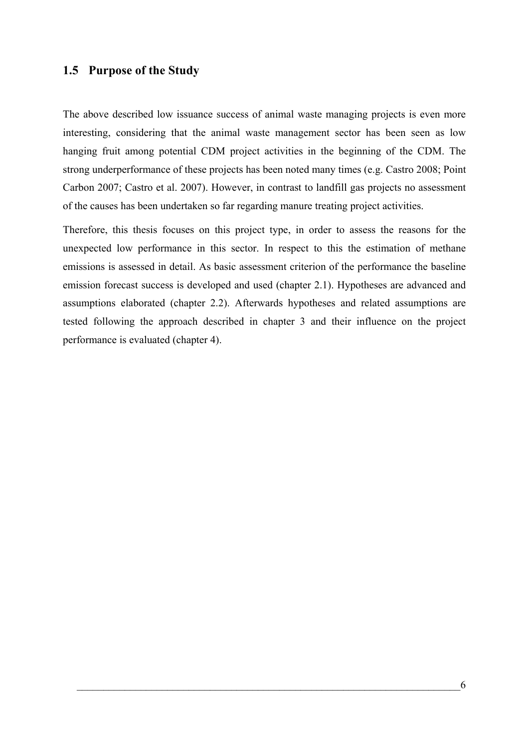## 1.5 Purpose of the Study

The above described low issuance success of animal waste managing projects is even more interesting, considering that the animal waste management sector has been seen as low hanging fruit among potential CDM project activities in the beginning of the CDM. The strong underperformance of these projects has been noted many times (e.g. Castro 2008; Point Carbon 2007; Castro et al. 2007). However, in contrast to landfill gas projects no assessment of the causes has been undertaken so far regarding manure treating project activities.

Therefore, this thesis focuses on this project type, in order to assess the reasons for the unexpected low performance in this sector. In respect to this the estimation of methane emissions is assessed in detail. As basic assessment criterion of the performance the baseline emission forecast success is developed and used (chapter 2.1). Hypotheses are advanced and assumptions elaborated (chapter 2.2). Afterwards hypotheses and related assumptions are tested following the approach described in chapter 3 and their influence on the project performance is evaluated (chapter 4).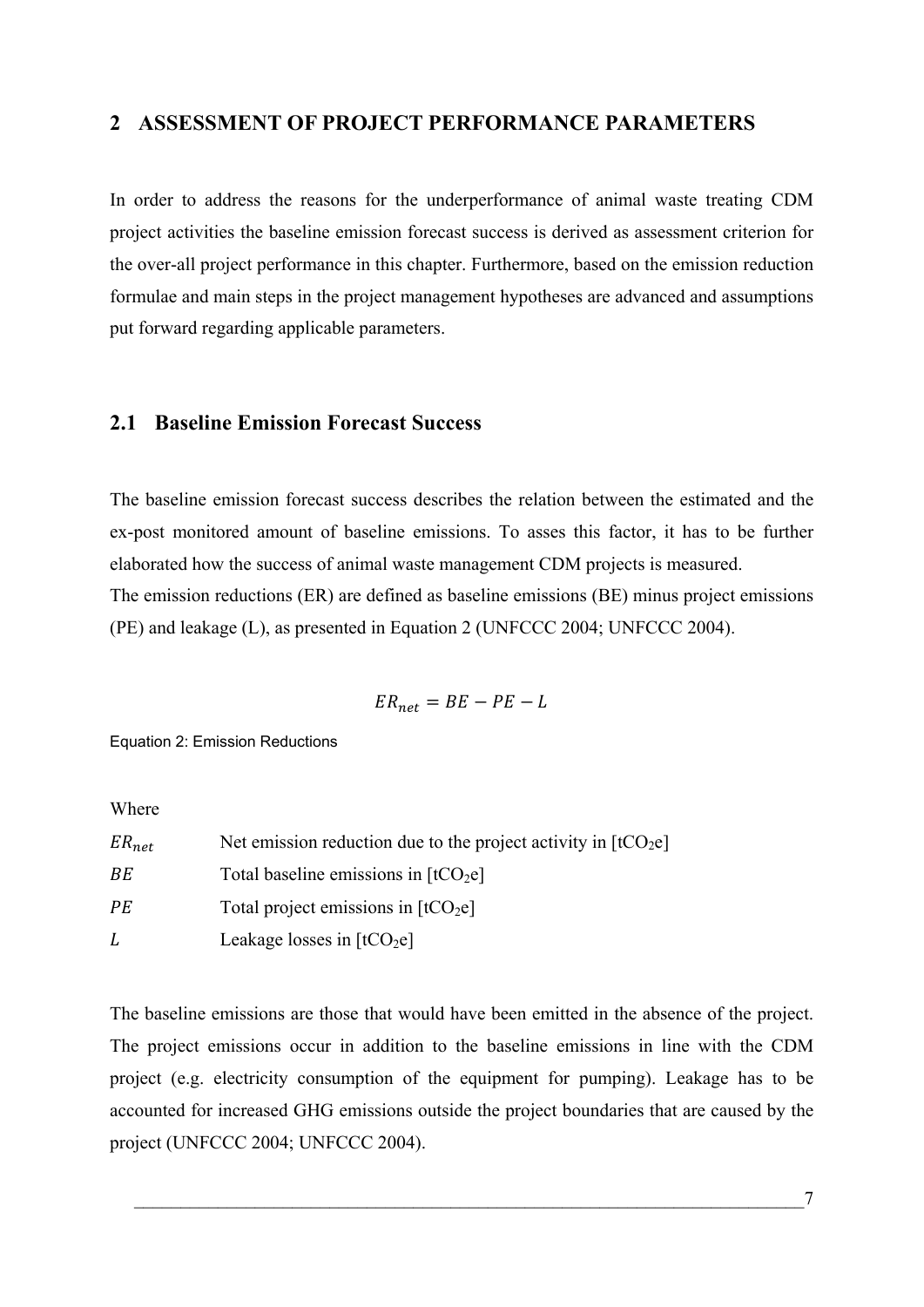# 2 ASSESSMENT OF PROJECT PERFORMANCE PARAMETERS

In order to address the reasons for the underperformance of animal waste treating CDM project activities the baseline emission forecast success is derived as assessment criterion for the over-all project performance in this chapter. Furthermore, based on the emission reduction formulae and main steps in the project management hypotheses are advanced and assumptions put forward regarding applicable parameters.

## 2.1 Baseline Emission Forecast Success

The baseline emission forecast success describes the relation between the estimated and the ex-post monitored amount of baseline emissions. To asses this factor, it has to be further elaborated how the success of animal waste management CDM projects is measured.
The emission reductions (ER) are defined as baseline emissions (BE) minus project emissions (PE) and leakage (L), as presented in Equation 2 (UNFCCC 2004; UNFCCC 2004).

$$ER_{net} = BE - PE - L$$

Equation 2: Emission Reductions

Where

| | |
|---|---|
| $ER_{net}$ | Net emission reduction due to the project activity in [$tCO_2e$] |
| $BE$ | Total baseline emissions in [$tCO_2e$] |
| $PE$ | Total project emissions in [$tCO_2e$] |
| $L$ | Leakage losses in [$tCO_2e$] |

The baseline emissions are those that would have been emitted in the absence of the project. The project emissions occur in addition to the baseline emissions in line with the CDM project (e.g. electricity consumption of the equipment for pumping). Leakage has to be accounted for increased GHG emissions outside the project boundaries that are caused by the project (UNFCCC 2004; UNFCCC 2004).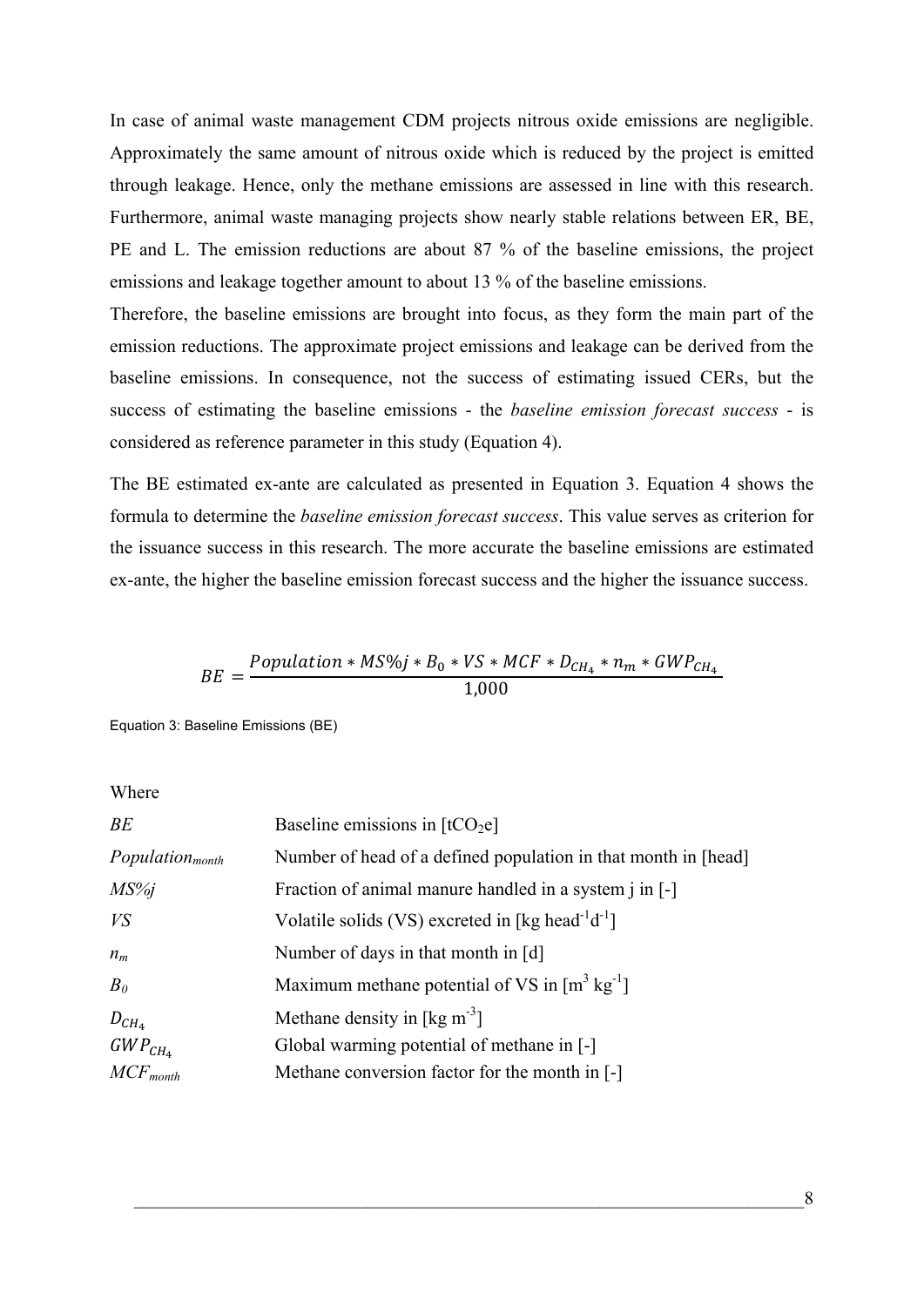In case of animal waste management CDM projects nitrous oxide emissions are negligible. Approximately the same amount of nitrous oxide which is reduced by the project is emitted through leakage. Hence, only the methane emissions are assessed in line with this research. Furthermore, animal waste managing projects show nearly stable relations between ER, BE, PE and L. The emission reductions are about 87 % of the baseline emissions, the project emissions and leakage together amount to about 13 % of the baseline emissions.

Therefore, the baseline emissions are brought into focus, as they form the main part of the emission reductions. The approximate project emissions and leakage can be derived from the baseline emissions. In consequence, not the success of estimating issued CERs, but the success of estimating the baseline emissions - the *baseline emission forecast success* - is considered as reference parameter in this study (Equation 4).

The BE estimated ex-ante are calculated as presented in Equation 3. Equation 4 shows the formula to determine the *baseline emission forecast success*. This value serves as criterion for the issuance success in this research. The more accurate the baseline emissions are estimated ex-ante, the higher the baseline emission forecast success and the higher the issuance success.

$$BE = \frac{Population * MS\%j * B_0 * VS * MCF * D_{CH_4} * n_m * GWP_{CH_4}}{1{,}000}$$

Equation 3: Baseline Emissions (BE)

Where

| | |
|---|---|
| $BE$ | Baseline emissions in [$tCO_2e$] |
| $Population_{month}$ | Number of head of a defined population in that month in [head] |
| $MS\%j$ | Fraction of animal manure handled in a system j in [-] |
| $VS$ | Volatile solids (VS) excreted in [kg $head^{-1}d^{-1}$] |
| $n_m$ | Number of days in that month in [d] |
| $B_0$ | Maximum methane potential of VS in [$m^3$ $kg^{-1}$] |
| $D_{CH_4}$ | Methane density in [kg $m^{-3}$] |
| $GWP_{CH_4}$ | Global warming potential of methane in [-] |
| $MCF_{month}$ | Methane conversion factor for the month in [-] |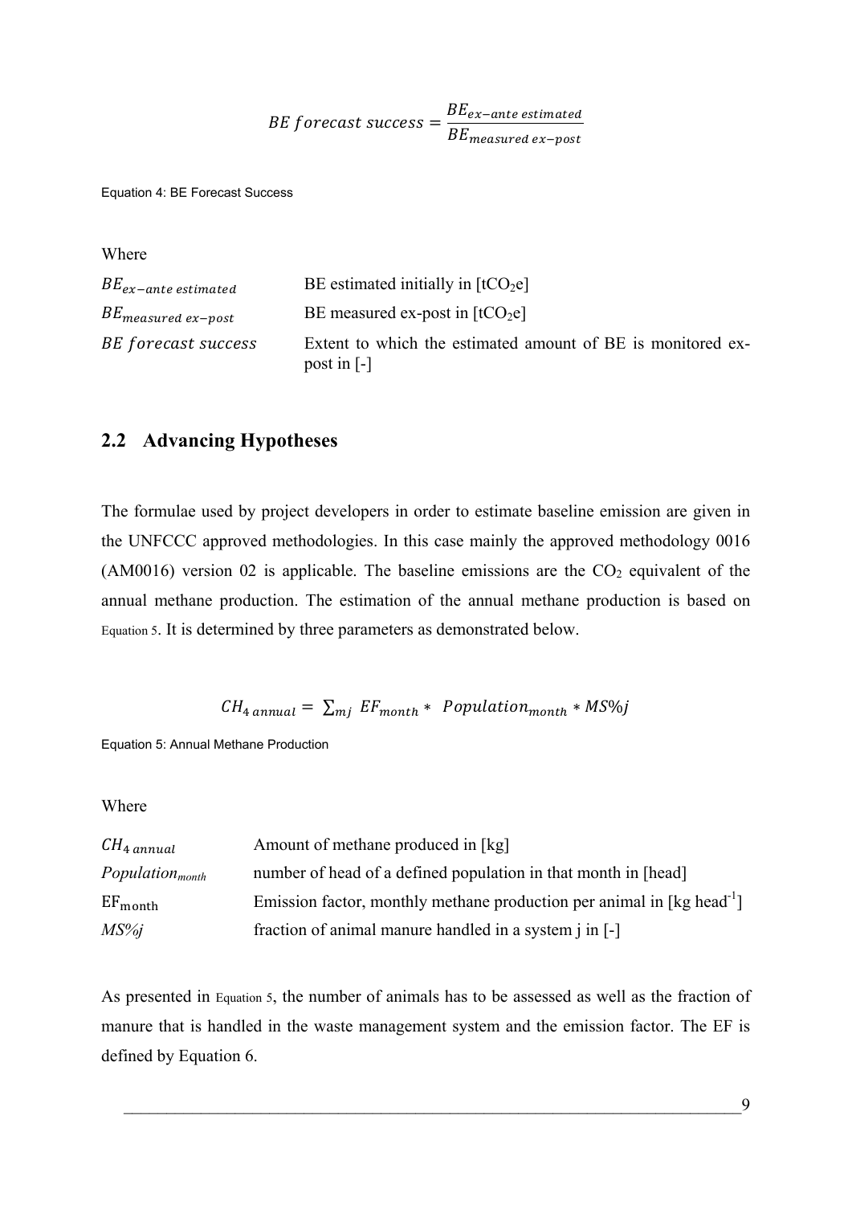$$BE\ forecast\ success = \frac{BE_{ex-ante\ estimated}}{BE_{measured\ ex-post}}$$

Equation 4: BE Forecast Success

Where

| | |
|---|---|
| $BE_{ex-ante\ estimated}$ | BE estimated initially in [$tCO_2e$] |
| $BE_{measured\ ex-post}$ | BE measured ex-post in [$tCO_2e$] |
| $BE\ forecast\ success$ | Extent to which the estimated amount of BE is monitored ex-post in [-] |

## 2.2 Advancing Hypotheses

The formulae used by project developers in order to estimate baseline emission are given in the UNFCCC approved methodologies. In this case mainly the approved methodology 0016 (AM0016) version 02 is applicable. The baseline emissions are the $CO_2$ equivalent of the annual methane production. The estimation of the annual methane production is based on Equation 5. It is determined by three parameters as demonstrated below.

$$CH_{4\ annual} = \sum_{mj} EF_{month} * \ Population_{month} * MS\%j$$

Equation 5: Annual Methane Production

Where

| | |
|---|---|
| $CH_{4\ annual}$ | Amount of methane produced in [kg] |
| $Population_{month}$ | number of head of a defined population in that month in [head] |
| $EF_{month}$ | Emission factor, monthly methane production per animal in [kg $head^{-1}$] |
| $MS\%j$ | fraction of animal manure handled in a system j in [-] |

As presented in Equation 5, the number of animals has to be assessed as well as the fraction of manure that is handled in the waste management system and the emission factor. The EF is defined by Equation 6.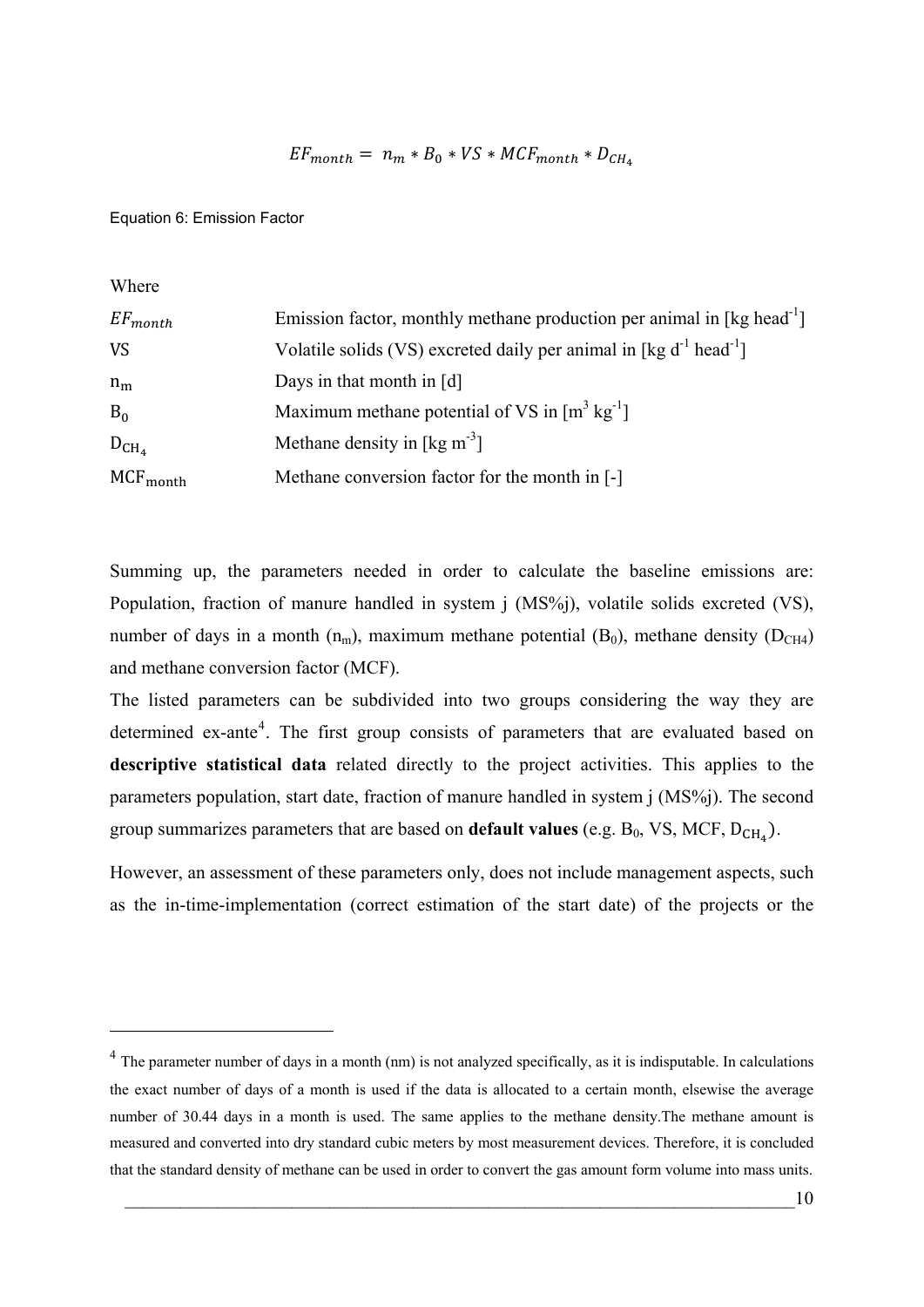$$EF_{month} = n_m * B_0 * VS * MCF_{month} * D_{CH_4}$$

Equation 6: Emission Factor

Where

| | |
|---|---|
| $EF_{month}$ | Emission factor, monthly methane production per animal in [kg head$^{-1}$] |
| VS | Volatile solids (VS) excreted daily per animal in [kg d$^{-1}$ head$^{-1}$] |
| $n_m$ | Days in that month in [d] |
| $B_0$ | Maximum methane potential of VS in [m$^3$ kg$^{-1}$] |
| $D_{CH_4}$ | Methane density in [kg m$^{-3}$] |
| $MCF_{month}$ | Methane conversion factor for the month in [-] |

Summing up, the parameters needed in order to calculate the baseline emissions are: Population, fraction of manure handled in system j (MS%j), volatile solids excreted (VS), number of days in a month ($n_m$), maximum methane potential ($B_0$), methane density ($D_{CH4}$) and methane conversion factor (MCF).

The listed parameters can be subdivided into two groups considering the way they are determined ex-ante[4]. The first group consists of parameters that are evaluated based on **descriptive statistical data** related directly to the project activities. This applies to the parameters population, start date, fraction of manure handled in system j (MS%j). The second group summarizes parameters that are based on **default values** (e.g. $B_0$, VS, MCF, $D_{CH_4}$).

However, an assessment of these parameters only, does not include management aspects, such as the in-time-implementation (correct estimation of the start date) of the projects or the

[4] The parameter number of days in a month (nm) is not analyzed specifically, as it is indisputable. In calculations the exact number of days of a month is used if the data is allocated to a certain month, elsewise the average number of 30.44 days in a month is used. The same applies to the methane density.The methane amount is measured and converted into dry standard cubic meters by most measurement devices. Therefore, it is concluded that the standard density of methane can be used in order to convert the gas amount form volume into mass units.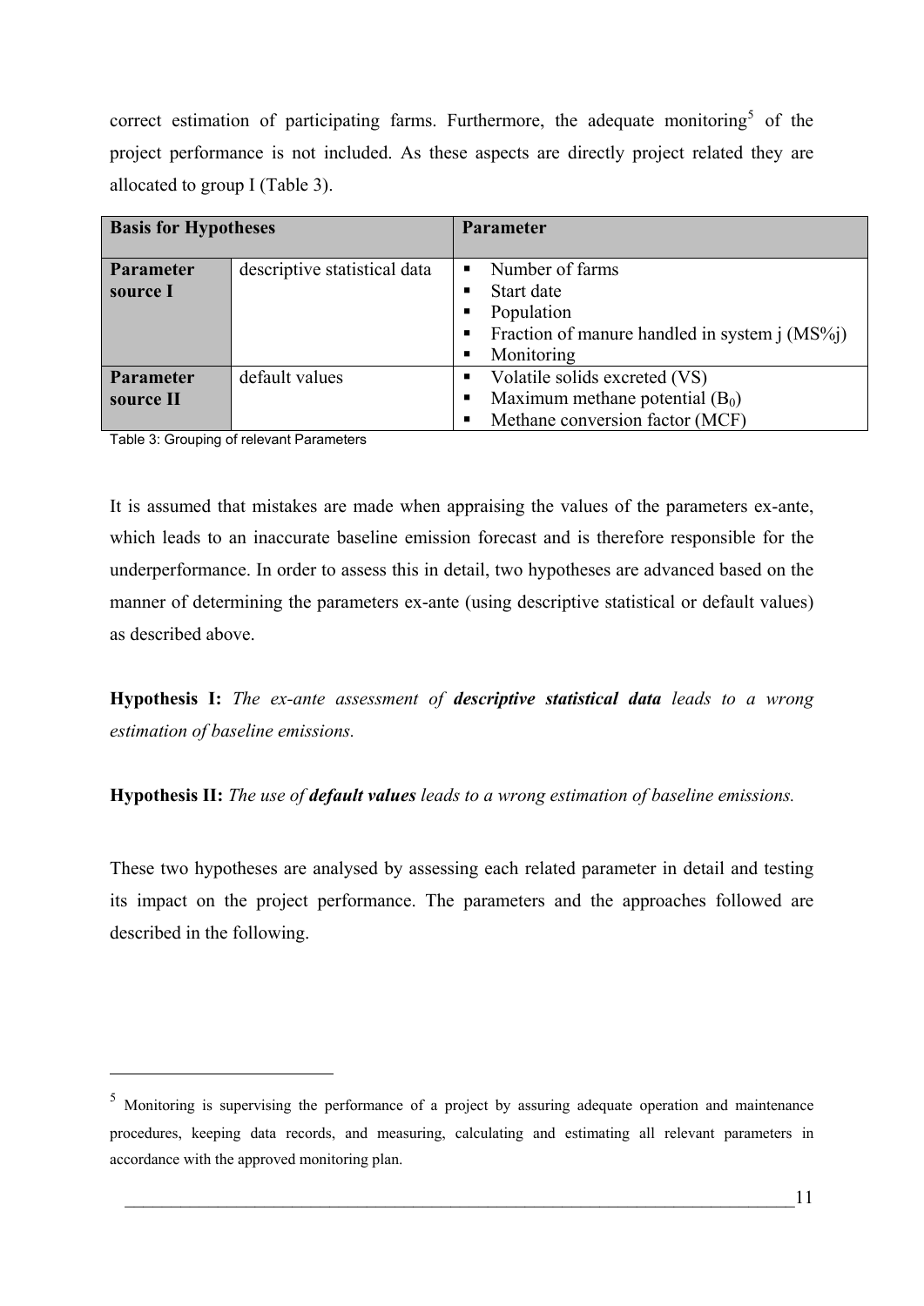correct estimation of participating farms. Furthermore, the adequate monitoring[5] of the project performance is not included. As these aspects are directly project related they are allocated to group I (Table 3).

| Basis for Hypotheses | | Parameter |
|---|---|---|
| **Parameter source I** | descriptive statistical data | ▪ Number of farms<br>▪ Start date<br>▪ Population<br>▪ Fraction of manure handled in system j (MS%j)<br>▪ Monitoring |
| **Parameter source II** | default values | ▪ Volatile solids excreted (VS)<br>▪ Maximum methane potential ($B_0$)<br>▪ Methane conversion factor (MCF) |

Table 3: Grouping of relevant Parameters

It is assumed that mistakes are made when appraising the values of the parameters ex-ante, which leads to an inaccurate baseline emission forecast and is therefore responsible for the underperformance. In order to assess this in detail, two hypotheses are advanced based on the manner of determining the parameters ex-ante (using descriptive statistical or default values) as described above.

**Hypothesis I:** *The ex-ante assessment of **descriptive statistical data** leads to a wrong estimation of baseline emissions.*

**Hypothesis II:** *The use of **default values** leads to a wrong estimation of baseline emissions.*

These two hypotheses are analysed by assessing each related parameter in detail and testing its impact on the project performance. The parameters and the approaches followed are described in the following.

---

[5] Monitoring is supervising the performance of a project by assuring adequate operation and maintenance procedures, keeping data records, and measuring, calculating and estimating all relevant parameters in accordance with the approved monitoring plan.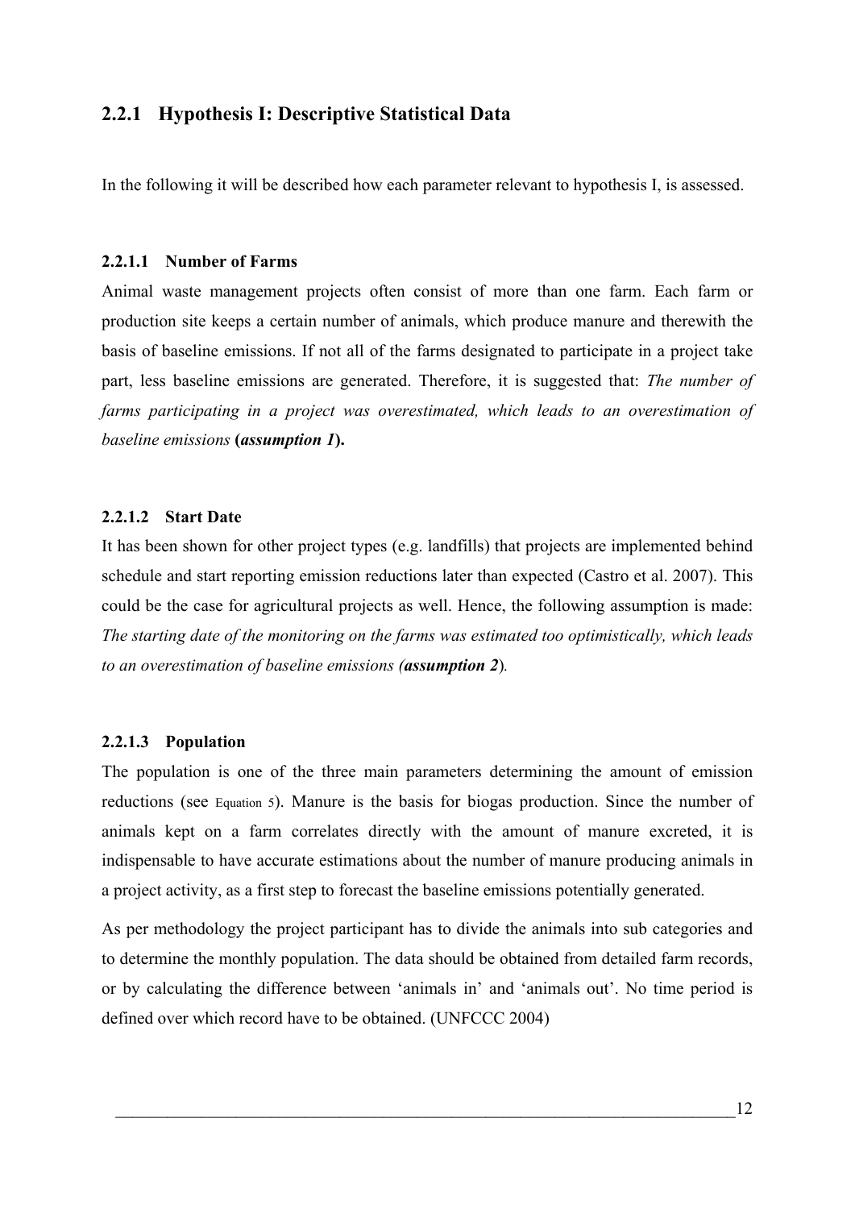### 2.2.1 Hypothesis I: Descriptive Statistical Data

In the following it will be described how each parameter relevant to hypothesis I, is assessed.

#### 2.2.1.1 Number of Farms

Animal waste management projects often consist of more than one farm. Each farm or production site keeps a certain number of animals, which produce manure and therewith the basis of baseline emissions. If not all of the farms designated to participate in a project take part, less baseline emissions are generated. Therefore, it is suggested that: *The number of farms participating in a project was overestimated, which leads to an overestimation of baseline emissions* **(*assumption 1*).**

#### 2.2.1.2 Start Date

It has been shown for other project types (e.g. landfills) that projects are implemented behind schedule and start reporting emission reductions later than expected (Castro et al. 2007). This could be the case for agricultural projects as well. Hence, the following assumption is made: *The starting date of the monitoring on the farms was estimated too optimistically, which leads to an overestimation of baseline emissions (**assumption 2**).*

#### 2.2.1.3 Population

The population is one of the three main parameters determining the amount of emission reductions (see Equation 5). Manure is the basis for biogas production. Since the number of animals kept on a farm correlates directly with the amount of manure excreted, it is indispensable to have accurate estimations about the number of manure producing animals in a project activity, as a first step to forecast the baseline emissions potentially generated.

As per methodology the project participant has to divide the animals into sub categories and to determine the monthly population. The data should be obtained from detailed farm records, or by calculating the difference between 'animals in' and 'animals out'. No time period is defined over which record have to be obtained. (UNFCCC 2004)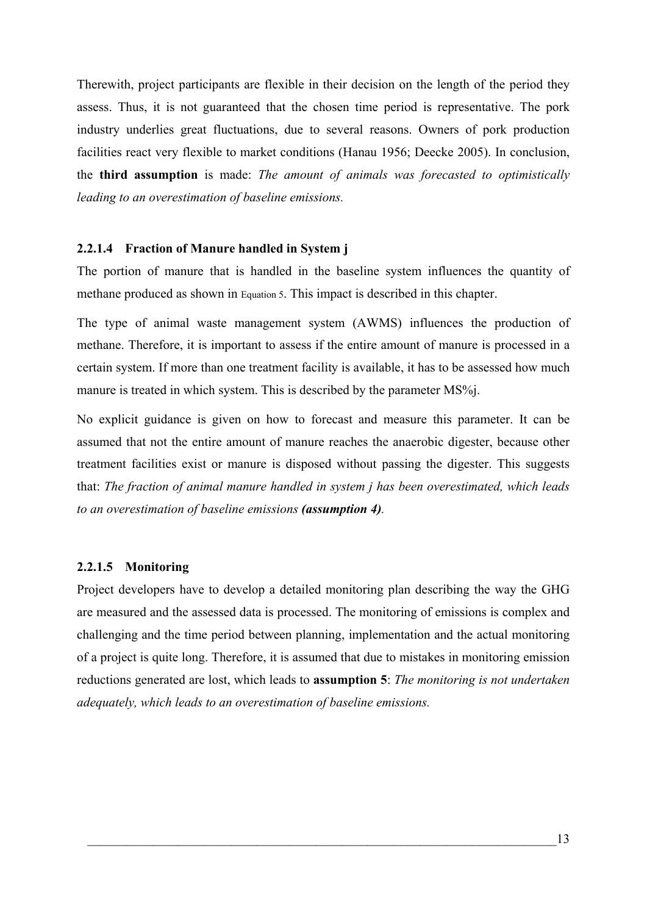Therewith, project participants are flexible in their decision on the length of the period they assess. Thus, it is not guaranteed that the chosen time period is representative. The pork industry underlies great fluctuations, due to several reasons. Owners of pork production facilities react very flexible to market conditions (Hanau 1956; Deecke 2005). In conclusion, the **third assumption** is made: *The amount of animals was forecasted to optimistically leading to an overestimation of baseline emissions.*

#### 2.2.1.4 Fraction of Manure handled in System j

The portion of manure that is handled in the baseline system influences the quantity of methane produced as shown in Equation 5. This impact is described in this chapter.

The type of animal waste management system (AWMS) influences the production of methane. Therefore, it is important to assess if the entire amount of manure is processed in a certain system. If more than one treatment facility is available, it has to be assessed how much manure is treated in which system. This is described by the parameter MS%j.

No explicit guidance is given on how to forecast and measure this parameter. It can be assumed that not the entire amount of manure reaches the anaerobic digester, because other treatment facilities exist or manure is disposed without passing the digester. This suggests that: *The fraction of animal manure handled in system j has been overestimated, which leads to an overestimation of baseline emissions* ***(assumption 4)****.*

#### 2.2.1.5 Monitoring

Project developers have to develop a detailed monitoring plan describing the way the GHG are measured and the assessed data is processed. The monitoring of emissions is complex and challenging and the time period between planning, implementation and the actual monitoring of a project is quite long. Therefore, it is assumed that due to mistakes in monitoring emission reductions generated are lost, which leads to **assumption 5**: *The monitoring is not undertaken adequately, which leads to an overestimation of baseline emissions.*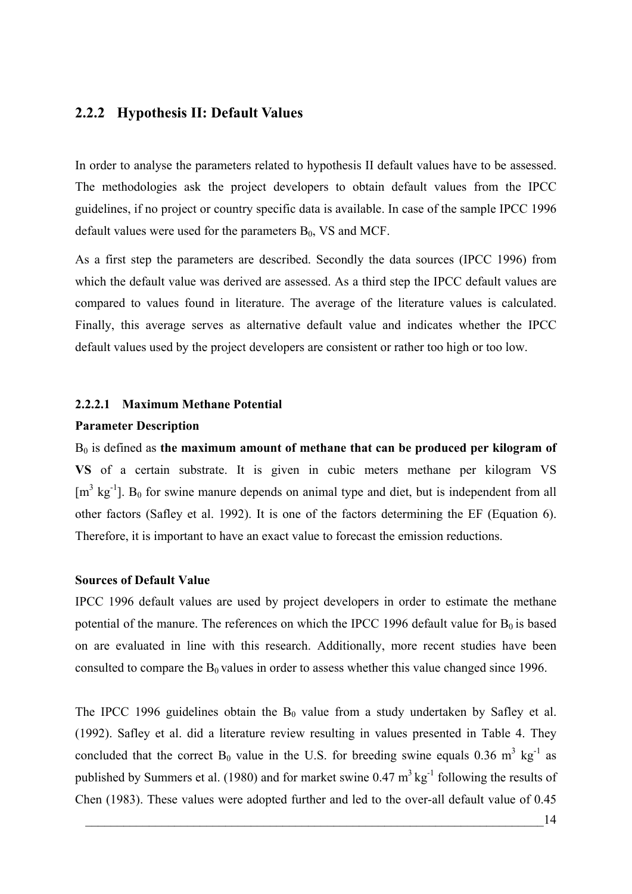### 2.2.2 Hypothesis II: Default Values

In order to analyse the parameters related to hypothesis II default values have to be assessed. The methodologies ask the project developers to obtain default values from the IPCC guidelines, if no project or country specific data is available. In case of the sample IPCC 1996 default values were used for the parameters $B_0$, VS and MCF.

As a first step the parameters are described. Secondly the data sources (IPCC 1996) from which the default value was derived are assessed. As a third step the IPCC default values are compared to values found in literature. The average of the literature values is calculated. Finally, this average serves as alternative default value and indicates whether the IPCC default values used by the project developers are consistent or rather too high or too low.

#### 2.2.2.1 Maximum Methane Potential

**Parameter Description**

$B_0$ is defined as **the maximum amount of methane that can be produced per kilogram of VS** of a certain substrate. It is given in cubic meters methane per kilogram VS [$m^3$ $kg^{-1}$]. $B_0$ for swine manure depends on animal type and diet, but is independent from all other factors (Safley et al. 1992). It is one of the factors determining the EF (Equation 6). Therefore, it is important to have an exact value to forecast the emission reductions.

**Sources of Default Value**

IPCC 1996 default values are used by project developers in order to estimate the methane potential of the manure. The references on which the IPCC 1996 default value for $B_0$ is based on are evaluated in line with this research. Additionally, more recent studies have been consulted to compare the $B_0$ values in order to assess whether this value changed since 1996.

The IPCC 1996 guidelines obtain the $B_0$ value from a study undertaken by Safley et al. (1992). Safley et al. did a literature review resulting in values presented in Table 4. They concluded that the correct $B_0$ value in the U.S. for breeding swine equals 0.36 $m^3$ $kg^{-1}$ as published by Summers et al. (1980) and for market swine 0.47 $m^3$ $kg^{-1}$ following the results of Chen (1983). These values were adopted further and led to the over-all default value of 0.45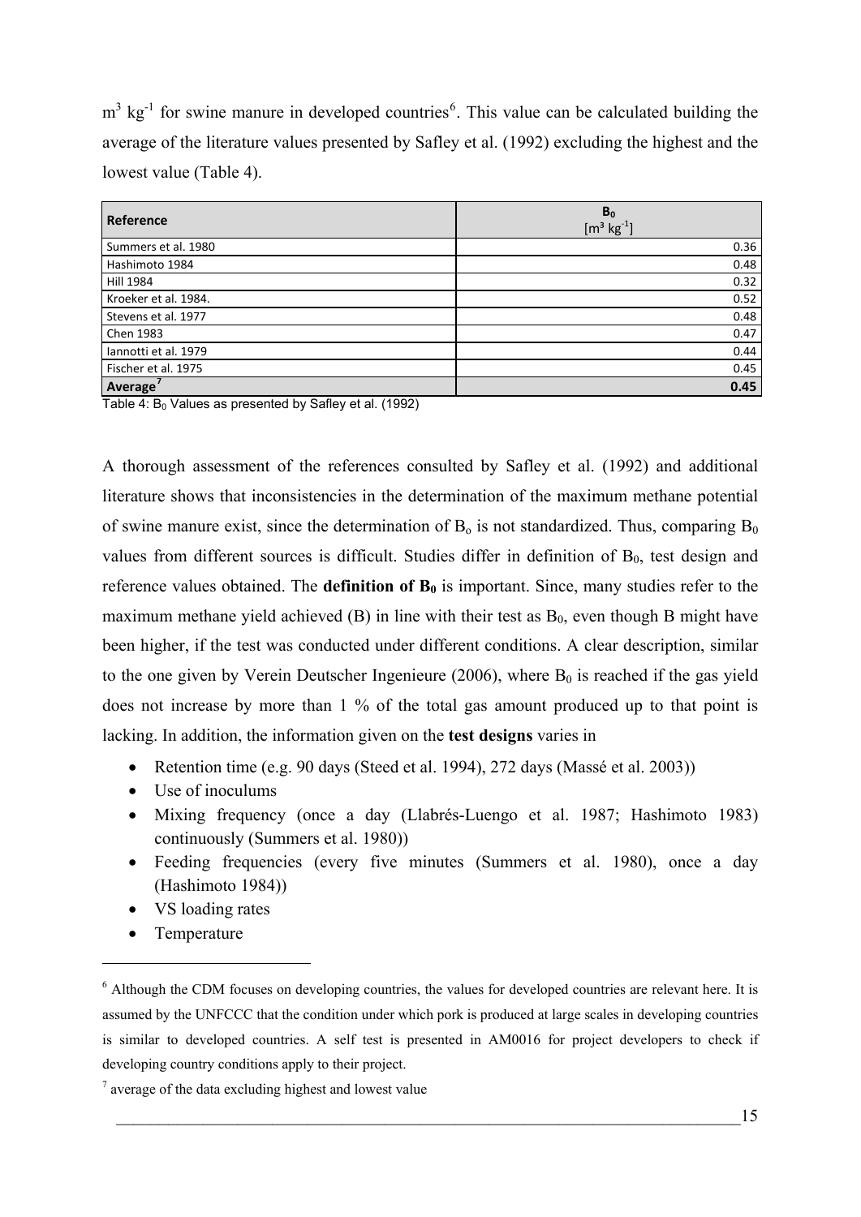$m^3\ kg^{-1}$ for swine manure in developed countries[6]. This value can be calculated building the average of the literature values presented by Safley et al. (1992) excluding the highest and the lowest value (Table 4).

| Reference | $B_0$ [$m^3\ kg^{-1}$] |
|---|---|
| Summers et al. 1980 | 0.36 |
| Hashimoto 1984 | 0.48 |
| Hill 1984 | 0.32 |
| Kroeker et al. 1984. | 0.52 |
| Stevens et al. 1977 | 0.48 |
| Chen 1983 | 0.47 |
| Iannotti et al. 1979 | 0.44 |
| Fischer et al. 1975 | 0.45 |
| **Average[7]** | **0.45** |

Table 4: $B_0$ Values as presented by Safley et al. (1992)

A thorough assessment of the references consulted by Safley et al. (1992) and additional literature shows that inconsistencies in the determination of the maximum methane potential of swine manure exist, since the determination of $B_o$ is not standardized. Thus, comparing $B_0$ values from different sources is difficult. Studies differ in definition of $B_0$, test design and reference values obtained. The **definition of $B_0$** is important. Since, many studies refer to the maximum methane yield achieved (B) in line with their test as $B_0$, even though B might have been higher, if the test was conducted under different conditions. A clear description, similar to the one given by Verein Deutscher Ingenieure (2006), where $B_0$ is reached if the gas yield does not increase by more than 1 % of the total gas amount produced up to that point is lacking. In addition, the information given on the **test designs** varies in

- Retention time (e.g. 90 days (Steed et al. 1994), 272 days (Massé et al. 2003))
- Use of inoculums
- Mixing frequency (once a day (Llabrés-Luengo et al. 1987; Hashimoto 1983) continuously (Summers et al. 1980))
- Feeding frequencies (every five minutes (Summers et al. 1980), once a day (Hashimoto 1984))
- VS loading rates
- Temperature

[6] Although the CDM focuses on developing countries, the values for developed countries are relevant here. It is assumed by the UNFCCC that the condition under which pork is produced at large scales in developing countries is similar to developed countries. A self test is presented in AM0016 for project developers to check if developing country conditions apply to their project.

[7] average of the data excluding highest and lowest value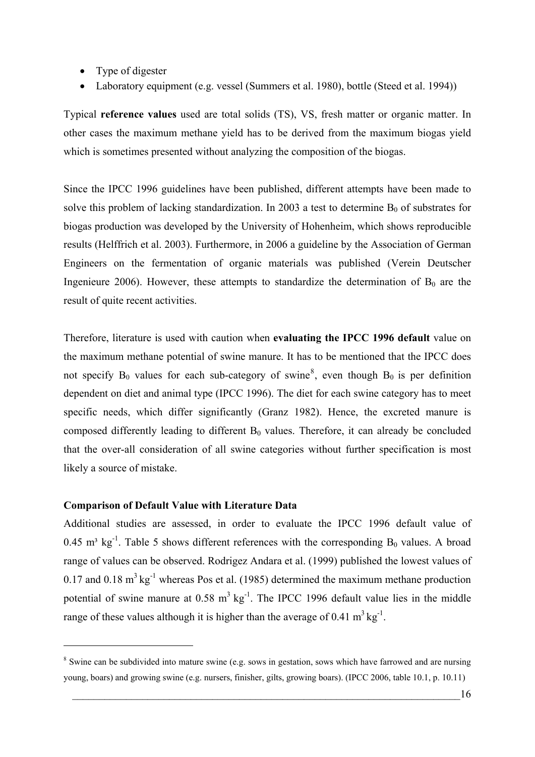- Type of digester
- Laboratory equipment (e.g. vessel (Summers et al. 1980), bottle (Steed et al. 1994))

Typical **reference values** used are total solids (TS), VS, fresh matter or organic matter. In other cases the maximum methane yield has to be derived from the maximum biogas yield which is sometimes presented without analyzing the composition of the biogas.

Since the IPCC 1996 guidelines have been published, different attempts have been made to solve this problem of lacking standardization. In 2003 a test to determine $B_0$ of substrates for biogas production was developed by the University of Hohenheim, which shows reproducible results (Helffrich et al. 2003). Furthermore, in 2006 a guideline by the Association of German Engineers on the fermentation of organic materials was published (Verein Deutscher Ingenieure 2006). However, these attempts to standardize the determination of $B_0$ are the result of quite recent activities.

Therefore, literature is used with caution when **evaluating the IPCC 1996 default** value on the maximum methane potential of swine manure. It has to be mentioned that the IPCC does not specify $B_0$ values for each sub-category of swine[8], even though $B_0$ is per definition dependent on diet and animal type (IPCC 1996). The diet for each swine category has to meet specific needs, which differ significantly (Granz 1982). Hence, the excreted manure is composed differently leading to different $B_0$ values. Therefore, it can already be concluded that the over-all consideration of all swine categories without further specification is most likely a source of mistake.

**Comparison of Default Value with Literature Data**

Additional studies are assessed, in order to evaluate the IPCC 1996 default value of 0.45 $m^3$ $kg^{-1}$. Table 5 shows different references with the corresponding $B_0$ values. A broad range of values can be observed. Rodrigez Andara et al. (1999) published the lowest values of 0.17 and 0.18 $m^3$ $kg^{-1}$ whereas Pos et al. (1985) determined the maximum methane production potential of swine manure at 0.58 $m^3$ $kg^{-1}$. The IPCC 1996 default value lies in the middle range of these values although it is higher than the average of 0.41 $m^3$ $kg^{-1}$.

---

[8] Swine can be subdivided into mature swine (e.g. sows in gestation, sows which have farrowed and are nursing young, boars) and growing swine (e.g. nursers, finisher, gilts, growing boars). (IPCC 2006, table 10.1, p. 10.11)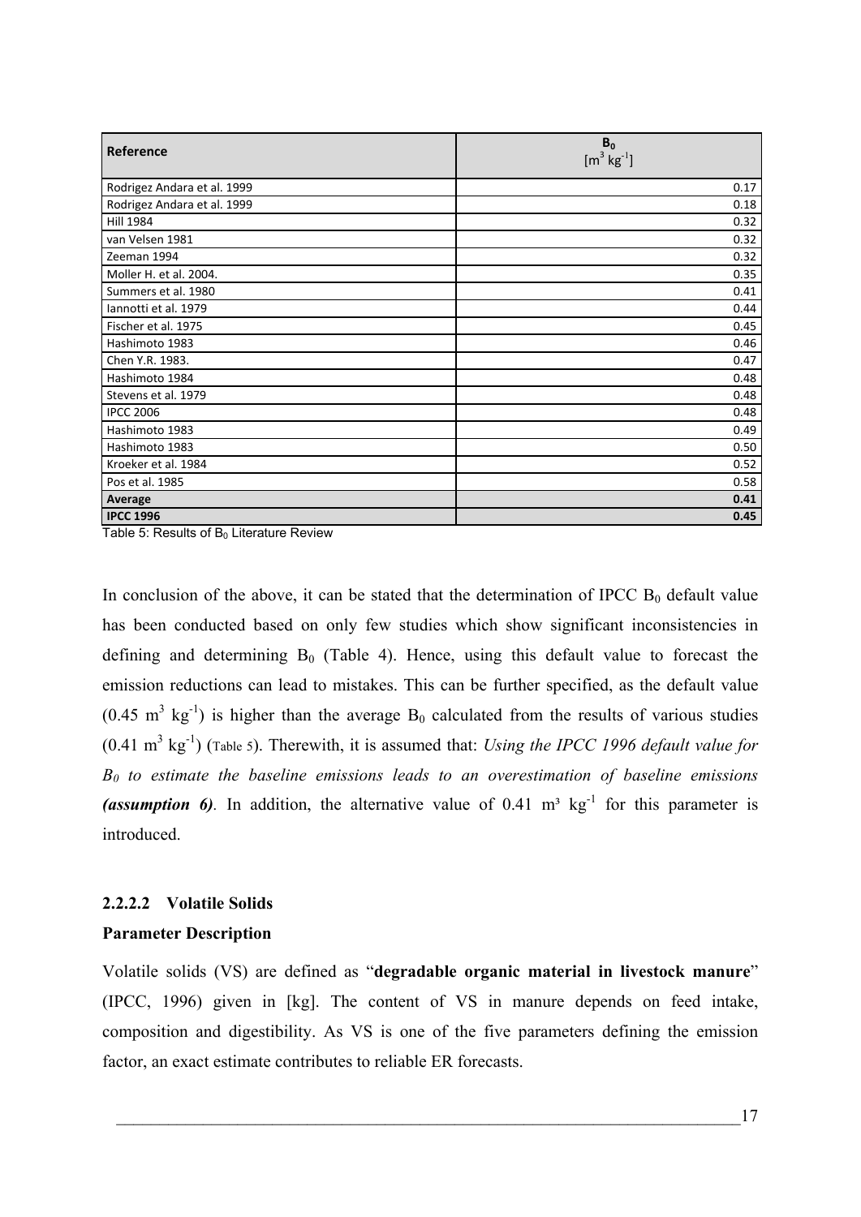| Reference | $B_0$ [$m^3\ kg^{-1}$] |
|---|---|
| Rodrigez Andara et al. 1999 | 0.17 |
| Rodrigez Andara et al. 1999 | 0.18 |
| Hill 1984 | 0.32 |
| van Velsen 1981 | 0.32 |
| Zeeman 1994 | 0.32 |
| Moller H. et al. 2004. | 0.35 |
| Summers et al. 1980 | 0.41 |
| Iannotti et al. 1979 | 0.44 |
| Fischer et al. 1975 | 0.45 |
| Hashimoto 1983 | 0.46 |
| Chen Y.R. 1983. | 0.47 |
| Hashimoto 1984 | 0.48 |
| Stevens et al. 1979 | 0.48 |
| IPCC 2006 | 0.48 |
| Hashimoto 1983 | 0.49 |
| Hashimoto 1983 | 0.50 |
| Kroeker et al. 1984 | 0.52 |
| Pos et al. 1985 | 0.58 |
| **Average** | **0.41** |
| **IPCC 1996** | **0.45** |

Table 5: Results of $B_0$ Literature Review

In conclusion of the above, it can be stated that the determination of IPCC $B_0$ default value has been conducted based on only few studies which show significant inconsistencies in defining and determining $B_0$ (Table 4). Hence, using this default value to forecast the emission reductions can lead to mistakes. This can be further specified, as the default value (0.45 $m^3\ kg^{-1}$) is higher than the average $B_0$ calculated from the results of various studies (0.41 $m^3\ kg^{-1}$) (Table 5). Therewith, it is assumed that: *Using the IPCC 1996 default value for $B_0$ to estimate the baseline emissions leads to an overestimation of baseline emissions **(assumption 6)**.* In addition, the alternative value of 0.41 $m^3\ kg^{-1}$ for this parameter is introduced.

#### 2.2.2.2 Volatile Solids

**Parameter Description**

Volatile solids (VS) are defined as "**degradable organic material in livestock manure**" (IPCC, 1996) given in [kg]. The content of VS in manure depends on feed intake, composition and digestibility. As VS is one of the five parameters defining the emission factor, an exact estimate contributes to reliable ER forecasts.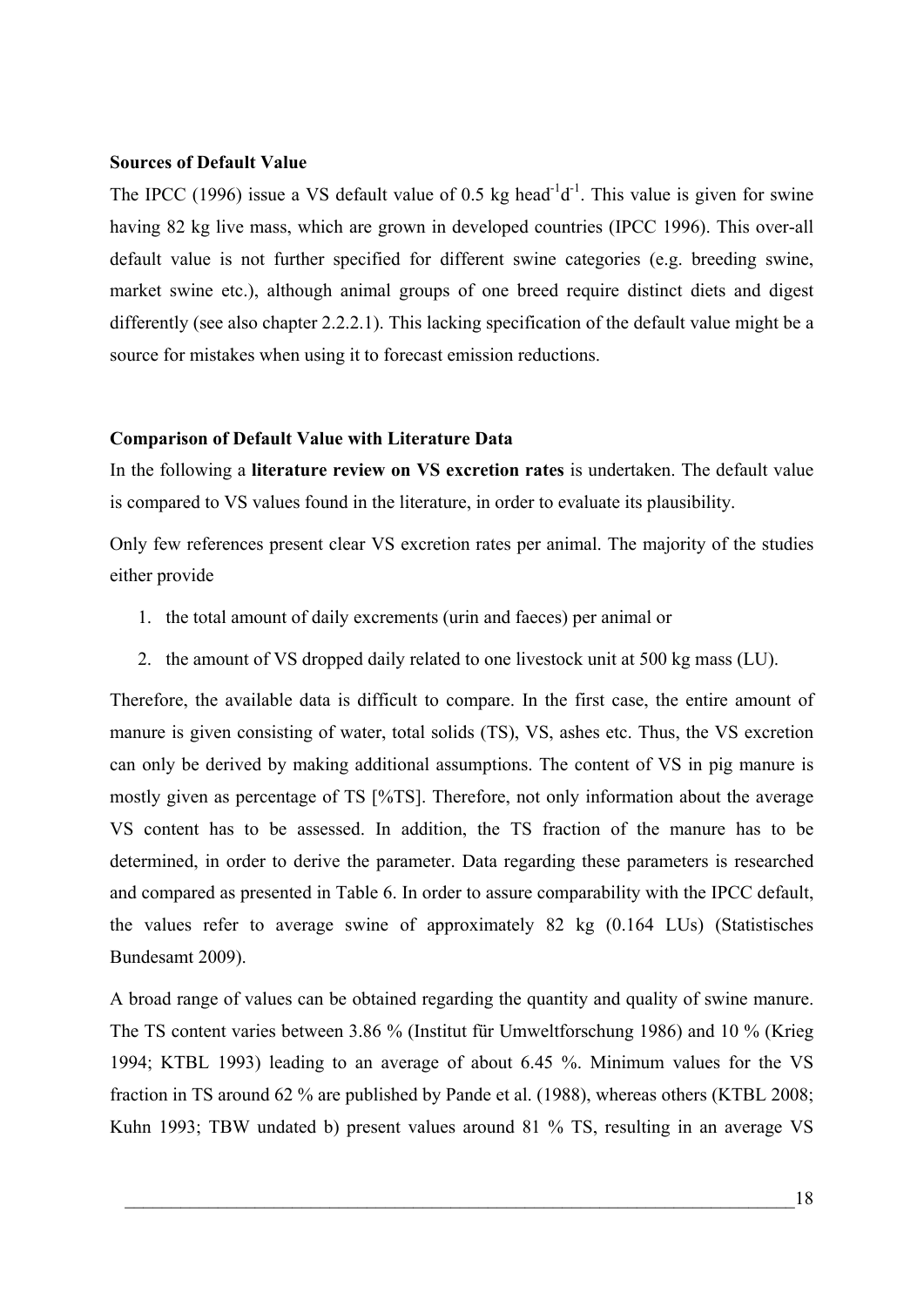**Sources of Default Value**

The IPCC (1996) issue a VS default value of 0.5 kg head$^{-1}$d$^{-1}$. This value is given for swine having 82 kg live mass, which are grown in developed countries (IPCC 1996). This over-all default value is not further specified for different swine categories (e.g. breeding swine, market swine etc.), although animal groups of one breed require distinct diets and digest differently (see also chapter 2.2.2.1). This lacking specification of the default value might be a source for mistakes when using it to forecast emission reductions.

**Comparison of Default Value with Literature Data**

In the following a **literature review on VS excretion rates** is undertaken. The default value is compared to VS values found in the literature, in order to evaluate its plausibility.

Only few references present clear VS excretion rates per animal. The majority of the studies either provide

1. the total amount of daily excrements (urin and faeces) per animal or
2. the amount of VS dropped daily related to one livestock unit at 500 kg mass (LU).

Therefore, the available data is difficult to compare. In the first case, the entire amount of manure is given consisting of water, total solids (TS), VS, ashes etc. Thus, the VS excretion can only be derived by making additional assumptions. The content of VS in pig manure is mostly given as percentage of TS [%TS]. Therefore, not only information about the average VS content has to be assessed. In addition, the TS fraction of the manure has to be determined, in order to derive the parameter. Data regarding these parameters is researched and compared as presented in Table 6. In order to assure comparability with the IPCC default, the values refer to average swine of approximately 82 kg (0.164 LUs) (Statistisches Bundesamt 2009).

A broad range of values can be obtained regarding the quantity and quality of swine manure. The TS content varies between 3.86 % (Institut für Umweltforschung 1986) and 10 % (Krieg 1994; KTBL 1993) leading to an average of about 6.45 %. Minimum values for the VS fraction in TS around 62 % are published by Pande et al. (1988), whereas others (KTBL 2008; Kuhn 1993; TBW undated b) present values around 81 % TS, resulting in an average VS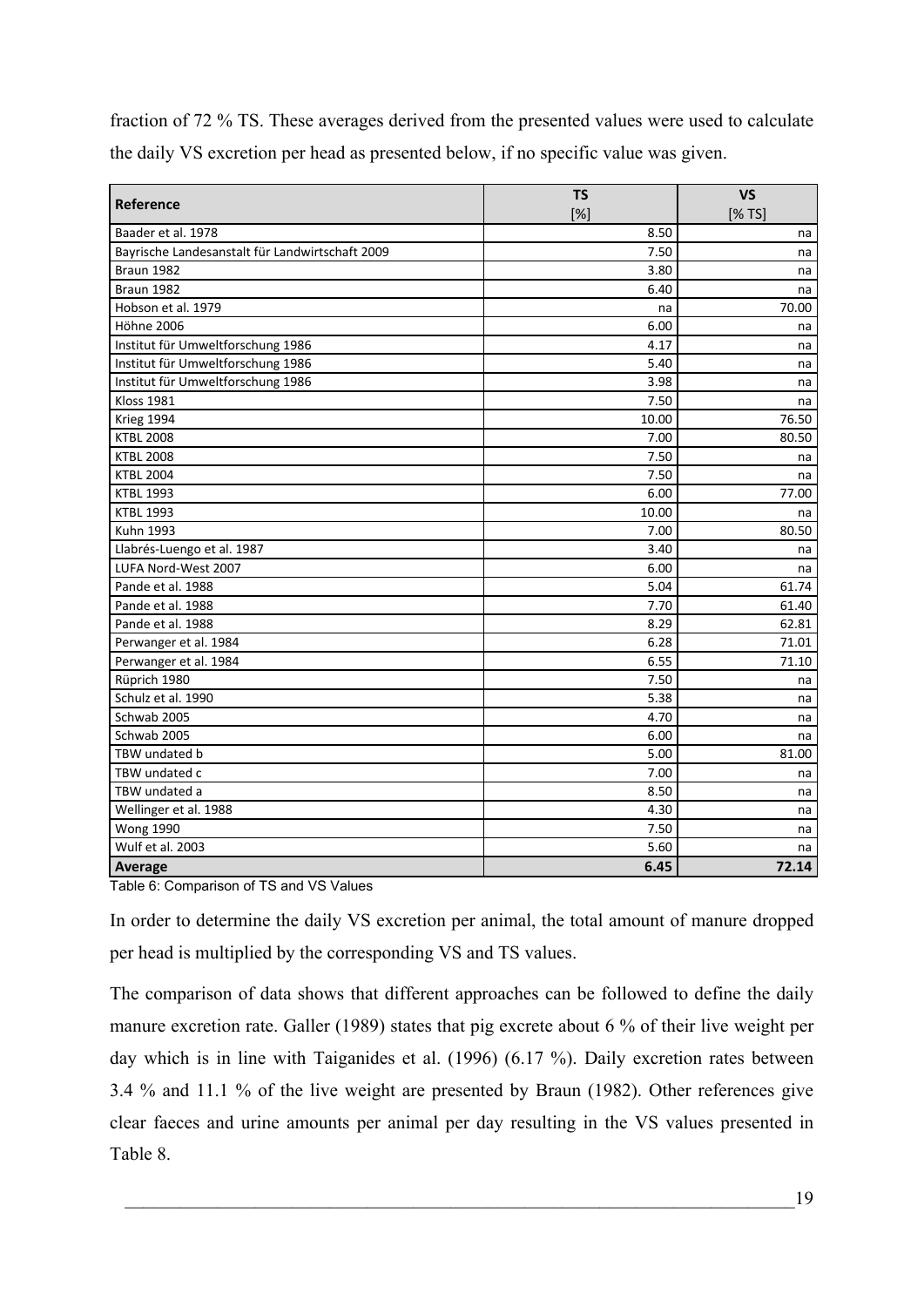fraction of 72 % TS. These averages derived from the presented values were used to calculate the daily VS excretion per head as presented below, if no specific value was given.

| Reference | TS [%] | VS [% TS] |
|---|---|---|
| Baader et al. 1978 | 8.50 | na |
| Bayrische Landesanstalt für Landwirtschaft 2009 | 7.50 | na |
| Braun 1982 | 3.80 | na |
| Braun 1982 | 6.40 | na |
| Hobson et al. 1979 | na | 70.00 |
| Höhne 2006 | 6.00 | na |
| Institut für Umweltforschung 1986 | 4.17 | na |
| Institut für Umweltforschung 1986 | 5.40 | na |
| Institut für Umweltforschung 1986 | 3.98 | na |
| Kloss 1981 | 7.50 | na |
| Krieg 1994 | 10.00 | 76.50 |
| KTBL 2008 | 7.00 | 80.50 |
| KTBL 2008 | 7.50 | na |
| KTBL 2004 | 7.50 | na |
| KTBL 1993 | 6.00 | 77.00 |
| KTBL 1993 | 10.00 | na |
| Kuhn 1993 | 7.00 | 80.50 |
| Llabrés-Luengo et al. 1987 | 3.40 | na |
| LUFA Nord-West 2007 | 6.00 | na |
| Pande et al. 1988 | 5.04 | 61.74 |
| Pande et al. 1988 | 7.70 | 61.40 |
| Pande et al. 1988 | 8.29 | 62.81 |
| Perwanger et al. 1984 | 6.28 | 71.01 |
| Perwanger et al. 1984 | 6.55 | 71.10 |
| Rüprich 1980 | 7.50 | na |
| Schulz et al. 1990 | 5.38 | na |
| Schwab 2005 | 4.70 | na |
| Schwab 2005 | 6.00 | na |
| TBW undated b | 5.00 | 81.00 |
| TBW undated c | 7.00 | na |
| TBW undated a | 8.50 | na |
| Wellinger et al. 1988 | 4.30 | na |
| Wong 1990 | 7.50 | na |
| Wulf et al. 2003 | 5.60 | na |
| **Average** | **6.45** | **72.14** |

Table 6: Comparison of TS and VS Values

In order to determine the daily VS excretion per animal, the total amount of manure dropped per head is multiplied by the corresponding VS and TS values.

The comparison of data shows that different approaches can be followed to define the daily manure excretion rate. Galler (1989) states that pig excrete about 6 % of their live weight per day which is in line with Taiganides et al. (1996) (6.17 %). Daily excretion rates between 3.4 % and 11.1 % of the live weight are presented by Braun (1982). Other references give clear faeces and urine amounts per animal per day resulting in the VS values presented in Table 8.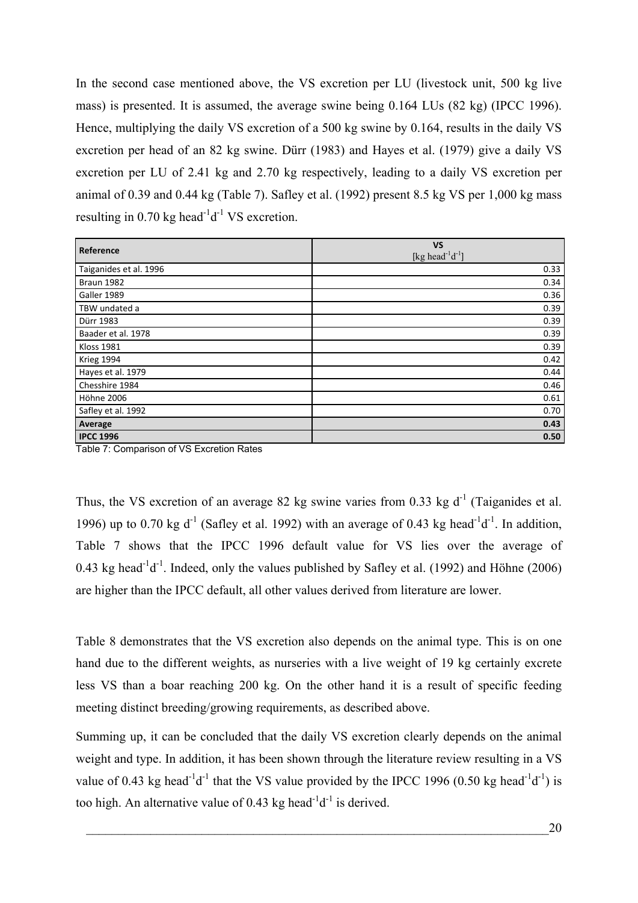In the second case mentioned above, the VS excretion per LU (livestock unit, 500 kg live mass) is presented. It is assumed, the average swine being 0.164 LUs (82 kg) (IPCC 1996). Hence, multiplying the daily VS excretion of a 500 kg swine by 0.164, results in the daily VS excretion per head of an 82 kg swine. Dürr (1983) and Hayes et al. (1979) give a daily VS excretion per LU of 2.41 kg and 2.70 kg respectively, leading to a daily VS excretion per animal of 0.39 and 0.44 kg (Table 7). Safley et al. (1992) present 8.5 kg VS per 1,000 kg mass resulting in 0.70 kg $head^{-1}d^{-1}$ VS excretion.

| Reference | VS [kg $head^{-1}d^{-1}$] |
|---|---|
| Taiganides et al. 1996 | 0.33 |
| Braun 1982 | 0.34 |
| Galler 1989 | 0.36 |
| TBW undated a | 0.39 |
| Dürr 1983 | 0.39 |
| Baader et al. 1978 | 0.39 |
| Kloss 1981 | 0.39 |
| Krieg 1994 | 0.42 |
| Hayes et al. 1979 | 0.44 |
| Chesshire 1984 | 0.46 |
| Höhne 2006 | 0.61 |
| Safley et al. 1992 | 0.70 |
| **Average** | **0.43** |
| **IPCC 1996** | **0.50** |

Table 7: Comparison of VS Excretion Rates

Thus, the VS excretion of an average 82 kg swine varies from 0.33 kg $d^{-1}$ (Taiganides et al. 1996) up to 0.70 kg $d^{-1}$ (Safley et al. 1992) with an average of 0.43 kg $head^{-1}d^{-1}$. In addition, Table 7 shows that the IPCC 1996 default value for VS lies over the average of 0.43 kg $head^{-1}d^{-1}$. Indeed, only the values published by Safley et al. (1992) and Höhne (2006) are higher than the IPCC default, all other values derived from literature are lower.

Table 8 demonstrates that the VS excretion also depends on the animal type. This is on one hand due to the different weights, as nurseries with a live weight of 19 kg certainly excrete less VS than a boar reaching 200 kg. On the other hand it is a result of specific feeding meeting distinct breeding/growing requirements, as described above.

Summing up, it can be concluded that the daily VS excretion clearly depends on the animal weight and type. In addition, it has been shown through the literature review resulting in a VS value of 0.43 kg $head^{-1}d^{-1}$ that the VS value provided by the IPCC 1996 (0.50 kg $head^{-1}d^{-1}$) is too high. An alternative value of 0.43 kg $head^{-1}d^{-1}$ is derived.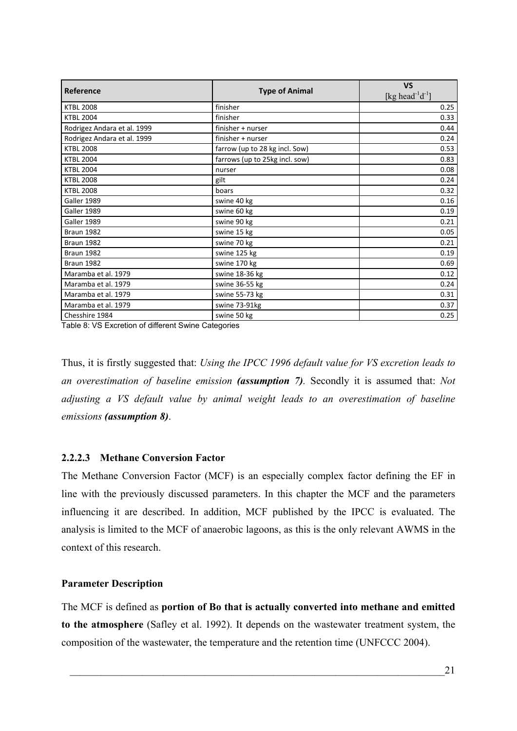| Reference | Type of Animal | VS [kg head$^{-1}$d$^{-1}$] |
|---|---|---|
| KTBL 2008 | finisher | 0.25 |
| KTBL 2004 | finisher | 0.33 |
| Rodrigez Andara et al. 1999 | finisher + nurser | 0.44 |
| Rodrigez Andara et al. 1999 | finisher + nurser | 0.24 |
| KTBL 2008 | farrow (up to 28 kg incl. Sow) | 0.53 |
| KTBL 2004 | farrows (up to 25kg incl. sow) | 0.83 |
| KTBL 2004 | nurser | 0.08 |
| KTBL 2008 | gilt | 0.24 |
| KTBL 2008 | boars | 0.32 |
| Galler 1989 | swine 40 kg | 0.16 |
| Galler 1989 | swine 60 kg | 0.19 |
| Galler 1989 | swine 90 kg | 0.21 |
| Braun 1982 | swine 15 kg | 0.05 |
| Braun 1982 | swine 70 kg | 0.21 |
| Braun 1982 | swine 125 kg | 0.19 |
| Braun 1982 | swine 170 kg | 0.69 |
| Maramba et al. 1979 | swine 18-36 kg | 0.12 |
| Maramba et al. 1979 | swine 36-55 kg | 0.24 |
| Maramba et al. 1979 | swine 55-73 kg | 0.31 |
| Maramba et al. 1979 | swine 73-91kg | 0.37 |
| Chesshire 1984 | swine 50 kg | 0.25 |

Table 8: VS Excretion of different Swine Categories

Thus, it is firstly suggested that: *Using the IPCC 1996 default value for VS excretion leads to an overestimation of baseline emission **(assumption 7)***. Secondly it is assumed that: *Not adjusting a VS default value by animal weight leads to an overestimation of baseline emissions **(assumption 8)***.

#### 2.2.2.3 Methane Conversion Factor

The Methane Conversion Factor (MCF) is an especially complex factor defining the EF in line with the previously discussed parameters. In this chapter the MCF and the parameters influencing it are described. In addition, MCF published by the IPCC is evaluated. The analysis is limited to the MCF of anaerobic lagoons, as this is the only relevant AWMS in the context of this research.

**Parameter Description**

The MCF is defined as **portion of Bo that is actually converted into methane and emitted to the atmosphere** (Safley et al. 1992). It depends on the wastewater treatment system, the composition of the wastewater, the temperature and the retention time (UNFCCC 2004).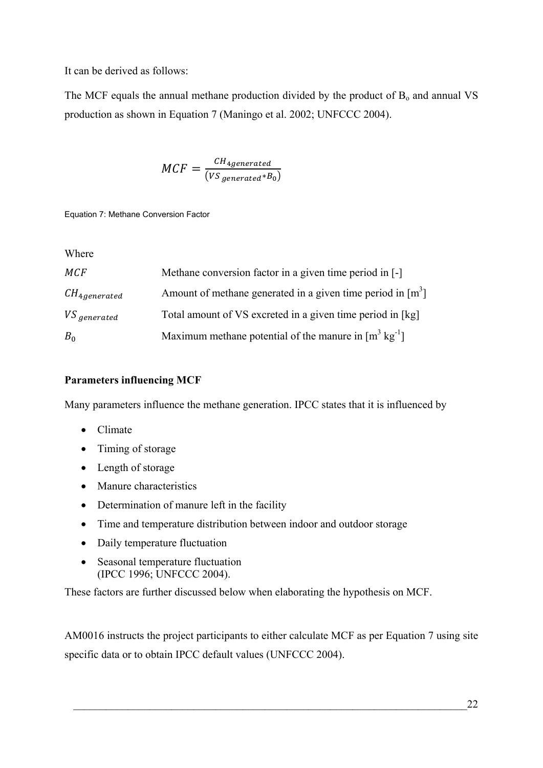It can be derived as follows:

The MCF equals the annual methane production divided by the product of $B_o$ and annual VS production as shown in Equation 7 (Maningo et al. 2002; UNFCCC 2004).

$$MCF = \frac{CH_{4generated}}{(VS_{generated} * B_0)}$$

Equation 7: Methane Conversion Factor

Where

| | |
|---|---|
| $MCF$ | Methane conversion factor in a given time period in [-] |
| $CH_{4generated}$ | Amount of methane generated in a given time period in [$m^3$] |
| $VS_{generated}$ | Total amount of VS excreted in a given time period in [kg] |
| $B_0$ | Maximum methane potential of the manure in [$m^3$ $kg^{-1}$] |

**Parameters influencing MCF**

Many parameters influence the methane generation. IPCC states that it is influenced by

- Climate
- Timing of storage
- Length of storage
- Manure characteristics
- Determination of manure left in the facility
- Time and temperature distribution between indoor and outdoor storage
- Daily temperature fluctuation
- Seasonal temperature fluctuation
(IPCC 1996; UNFCCC 2004).

These factors are further discussed below when elaborating the hypothesis on MCF.

AM0016 instructs the project participants to either calculate MCF as per Equation 7 using site specific data or to obtain IPCC default values (UNFCCC 2004).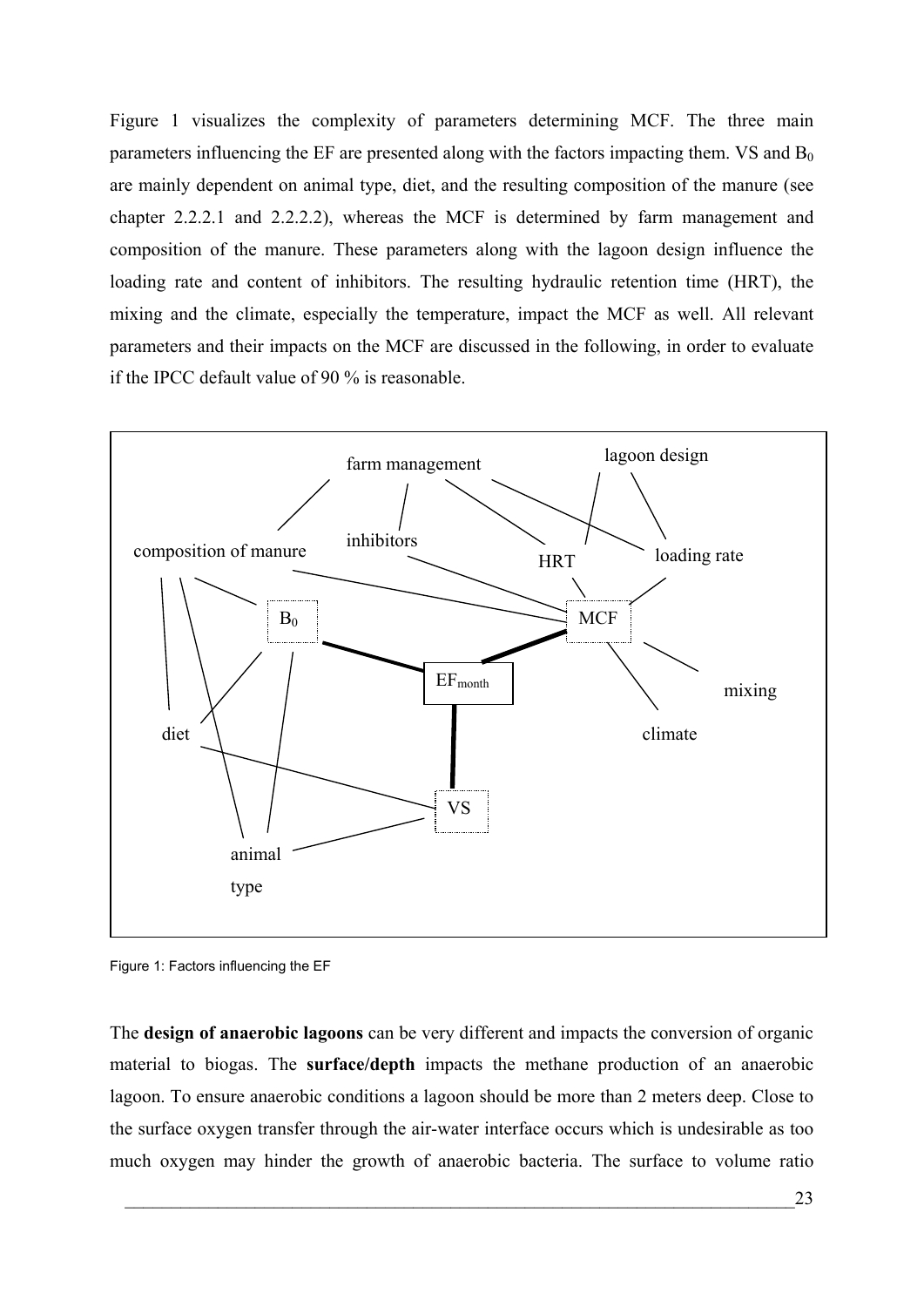Figure 1 visualizes the complexity of parameters determining MCF. The three main parameters influencing the EF are presented along with the factors impacting them. VS and $B_0$ are mainly dependent on animal type, diet, and the resulting composition of the manure (see chapter 2.2.2.1 and 2.2.2.2), whereas the MCF is determined by farm management and composition of the manure. These parameters along with the lagoon design influence the loading rate and content of inhibitors. The resulting hydraulic retention time (HRT), the mixing and the climate, especially the temperature, impact the MCF as well. All relevant parameters and their impacts on the MCF are discussed in the following, in order to evaluate if the IPCC default value of 90 % is reasonable.

Figure 1: Factors influencing the EF

The **design of anaerobic lagoons** can be very different and impacts the conversion of organic material to biogas. The **surface/depth** impacts the methane production of an anaerobic lagoon. To ensure anaerobic conditions a lagoon should be more than 2 meters deep. Close to the surface oxygen transfer through the air-water interface occurs which is undesirable as too much oxygen may hinder the growth of anaerobic bacteria. The surface to volume ratio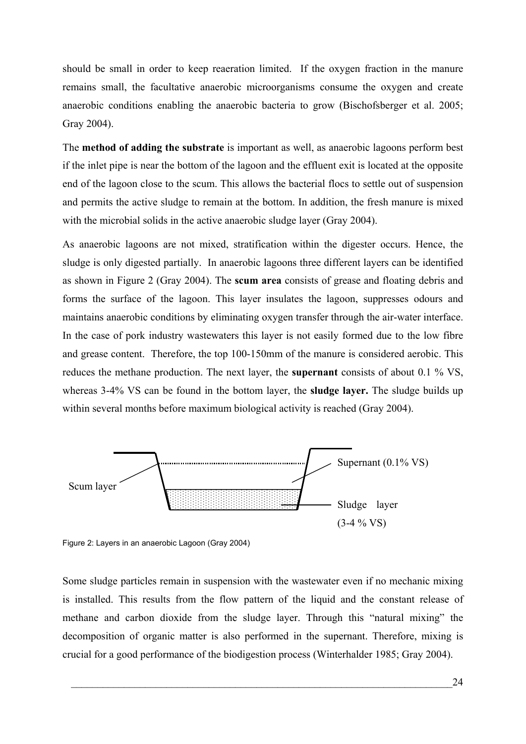should be small in order to keep reaeration limited. If the oxygen fraction in the manure remains small, the facultative anaerobic microorganisms consume the oxygen and create anaerobic conditions enabling the anaerobic bacteria to grow (Bischofsberger et al. 2005; Gray 2004).

The **method of adding the substrate** is important as well, as anaerobic lagoons perform best if the inlet pipe is near the bottom of the lagoon and the effluent exit is located at the opposite end of the lagoon close to the scum. This allows the bacterial flocs to settle out of suspension and permits the active sludge to remain at the bottom. In addition, the fresh manure is mixed with the microbial solids in the active anaerobic sludge layer (Gray 2004).

As anaerobic lagoons are not mixed, stratification within the digester occurs. Hence, the sludge is only digested partially. In anaerobic lagoons three different layers can be identified as shown in Figure 2 (Gray 2004). The **scum area** consists of grease and floating debris and forms the surface of the lagoon. This layer insulates the lagoon, suppresses odours and maintains anaerobic conditions by eliminating oxygen transfer through the air-water interface. In the case of pork industry wastewaters this layer is not easily formed due to the low fibre and grease content. Therefore, the top 100-150mm of the manure is considered aerobic. This reduces the methane production. The next layer, the **supernant** consists of about 0.1 % VS, whereas 3-4% VS can be found in the bottom layer, the **sludge layer.** The sludge builds up within several months before maximum biological activity is reached (Gray 2004).

Scum layer

Supernant (0.1% VS)

Sludge layer (3-4 % VS)

Figure 2: Layers in an anaerobic Lagoon (Gray 2004)

Some sludge particles remain in suspension with the wastewater even if no mechanic mixing is installed. This results from the flow pattern of the liquid and the constant release of methane and carbon dioxide from the sludge layer. Through this "natural mixing" the decomposition of organic matter is also performed in the supernant. Therefore, mixing is crucial for a good performance of the biodigestion process (Winterhalder 1985; Gray 2004).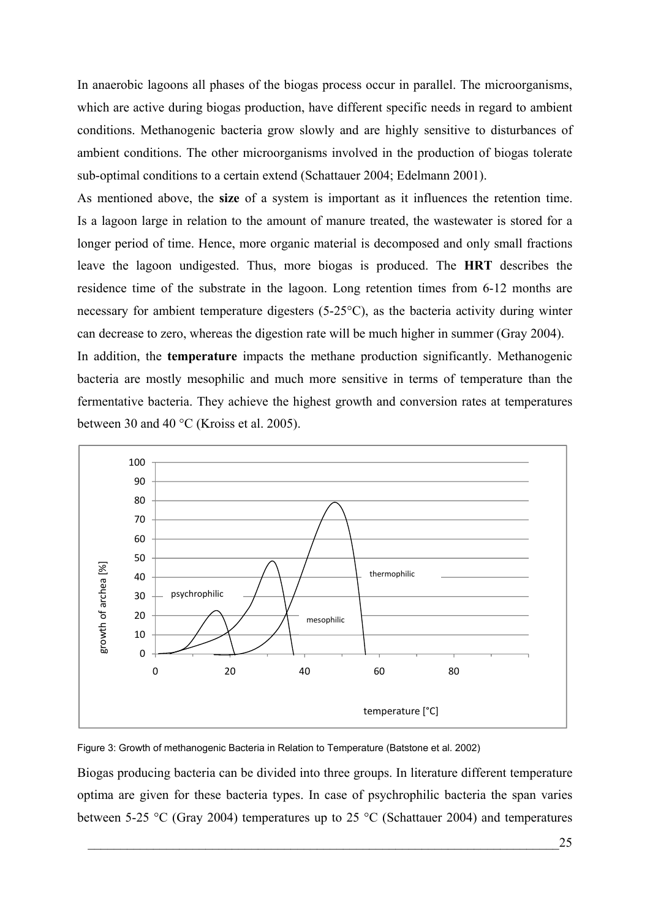In anaerobic lagoons all phases of the biogas process occur in parallel. The microorganisms, which are active during biogas production, have different specific needs in regard to ambient conditions. Methanogenic bacteria grow slowly and are highly sensitive to disturbances of ambient conditions. The other microorganisms involved in the production of biogas tolerate sub-optimal conditions to a certain extend (Schattauer 2004; Edelmann 2001).

As mentioned above, the **size** of a system is important as it influences the retention time. Is a lagoon large in relation to the amount of manure treated, the wastewater is stored for a longer period of time. Hence, more organic material is decomposed and only small fractions leave the lagoon undigested. Thus, more biogas is produced. The **HRT** describes the residence time of the substrate in the lagoon. Long retention times from 6-12 months are necessary for ambient temperature digesters (5-25°C), as the bacteria activity during winter can decrease to zero, whereas the digestion rate will be much higher in summer (Gray 2004).

In addition, the **temperature** impacts the methane production significantly. Methanogenic bacteria are mostly mesophilic and much more sensitive in terms of temperature than the fermentative bacteria. They achieve the highest growth and conversion rates at temperatures between 30 and 40 °C (Kroiss et al. 2005).

Figure 3: Growth of methanogenic Bacteria in Relation to Temperature (Batstone et al. 2002)

Biogas producing bacteria can be divided into three groups. In literature different temperature optima are given for these bacteria types. In case of psychrophilic bacteria the span varies between 5-25 °C (Gray 2004) temperatures up to 25 °C (Schattauer 2004) and temperatures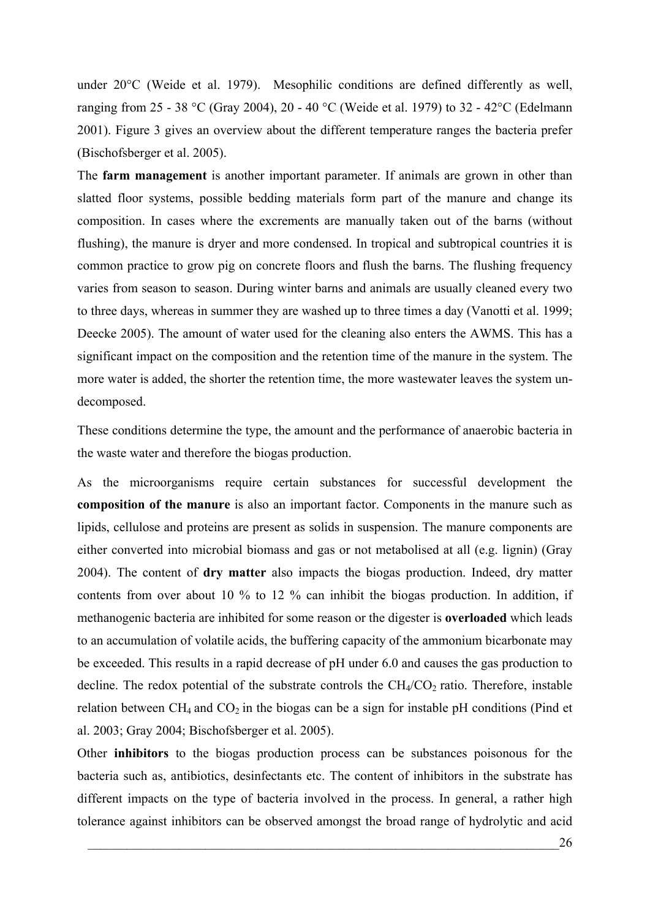under 20°C (Weide et al. 1979). Mesophilic conditions are defined differently as well, ranging from 25 - 38 °C (Gray 2004), 20 - 40 °C (Weide et al. 1979) to 32 - 42°C (Edelmann 2001). Figure 3 gives an overview about the different temperature ranges the bacteria prefer (Bischofsberger et al. 2005).

The **farm management** is another important parameter. If animals are grown in other than slatted floor systems, possible bedding materials form part of the manure and change its composition. In cases where the excrements are manually taken out of the barns (without flushing), the manure is dryer and more condensed. In tropical and subtropical countries it is common practice to grow pig on concrete floors and flush the barns. The flushing frequency varies from season to season. During winter barns and animals are usually cleaned every two to three days, whereas in summer they are washed up to three times a day (Vanotti et al. 1999; Deecke 2005). The amount of water used for the cleaning also enters the AWMS. This has a significant impact on the composition and the retention time of the manure in the system. The more water is added, the shorter the retention time, the more wastewater leaves the system un-decomposed.

These conditions determine the type, the amount and the performance of anaerobic bacteria in the waste water and therefore the biogas production.

As the microorganisms require certain substances for successful development the **composition of the manure** is also an important factor. Components in the manure such as lipids, cellulose and proteins are present as solids in suspension. The manure components are either converted into microbial biomass and gas or not metabolised at all (e.g. lignin) (Gray 2004). The content of **dry matter** also impacts the biogas production. Indeed, dry matter contents from over about 10 % to 12 % can inhibit the biogas production. In addition, if methanogenic bacteria are inhibited for some reason or the digester is **overloaded** which leads to an accumulation of volatile acids, the buffering capacity of the ammonium bicarbonate may be exceeded. This results in a rapid decrease of pH under 6.0 and causes the gas production to decline. The redox potential of the substrate controls the $CH_4/CO_2$ ratio. Therefore, instable relation between $CH_4$ and $CO_2$ in the biogas can be a sign for instable pH conditions (Pind et al. 2003; Gray 2004; Bischofsberger et al. 2005).

Other **inhibitors** to the biogas production process can be substances poisonous for the bacteria such as, antibiotics, desinfectants etc. The content of inhibitors in the substrate has different impacts on the type of bacteria involved in the process. In general, a rather high tolerance against inhibitors can be observed amongst the broad range of hydrolytic and acid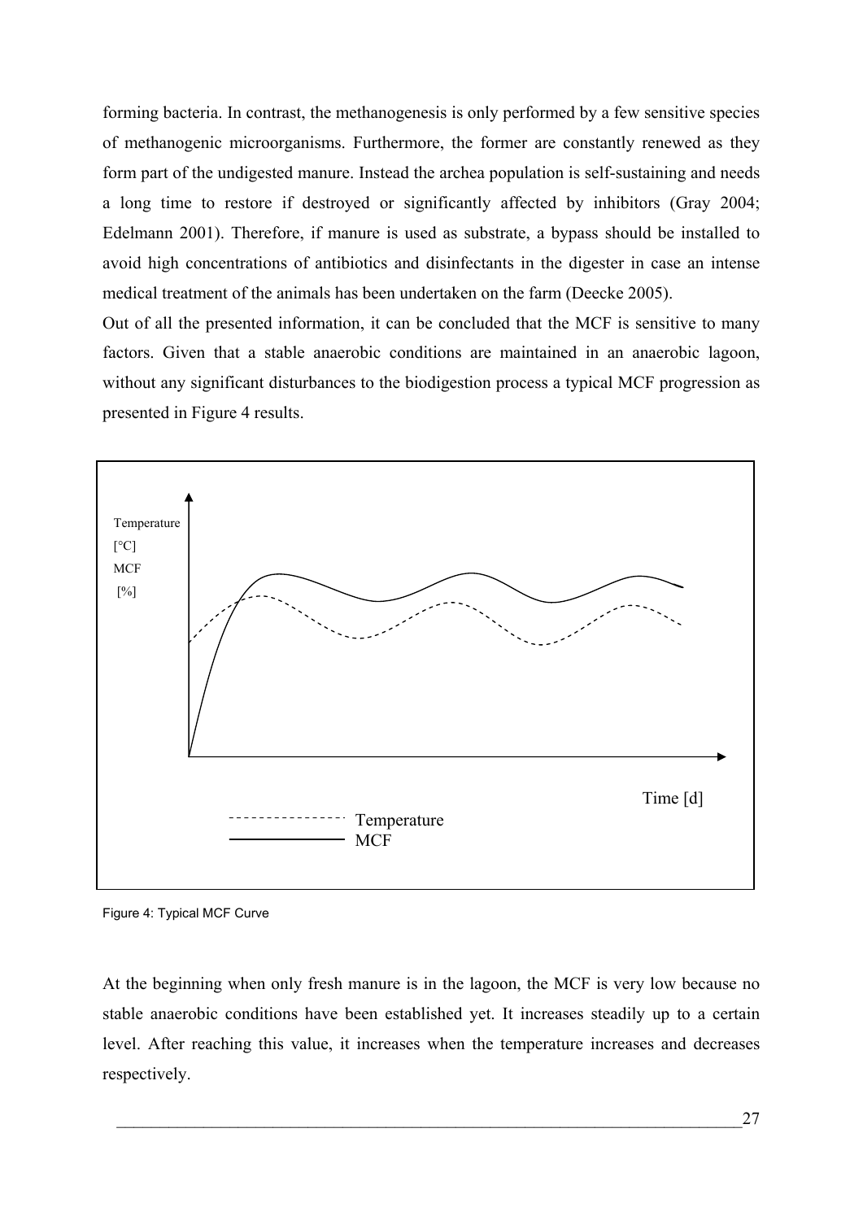forming bacteria. In contrast, the methanogenesis is only performed by a few sensitive species of methanogenic microorganisms. Furthermore, the former are constantly renewed as they form part of the undigested manure. Instead the archea population is self-sustaining and needs a long time to restore if destroyed or significantly affected by inhibitors (Gray 2004; Edelmann 2001). Therefore, if manure is used as substrate, a bypass should be installed to avoid high concentrations of antibiotics and disinfectants in the digester in case an intense medical treatment of the animals has been undertaken on the farm (Deecke 2005).

Out of all the presented information, it can be concluded that the MCF is sensitive to many factors. Given that a stable anaerobic conditions are maintained in an anaerobic lagoon, without any significant disturbances to the biodigestion process a typical MCF progression as presented in Figure 4 results.

Temperature [°C]
MCF [%]

Time [d]

Temperature
MCF

Figure 4: Typical MCF Curve

At the beginning when only fresh manure is in the lagoon, the MCF is very low because no stable anaerobic conditions have been established yet. It increases steadily up to a certain level. After reaching this value, it increases when the temperature increases and decreases respectively.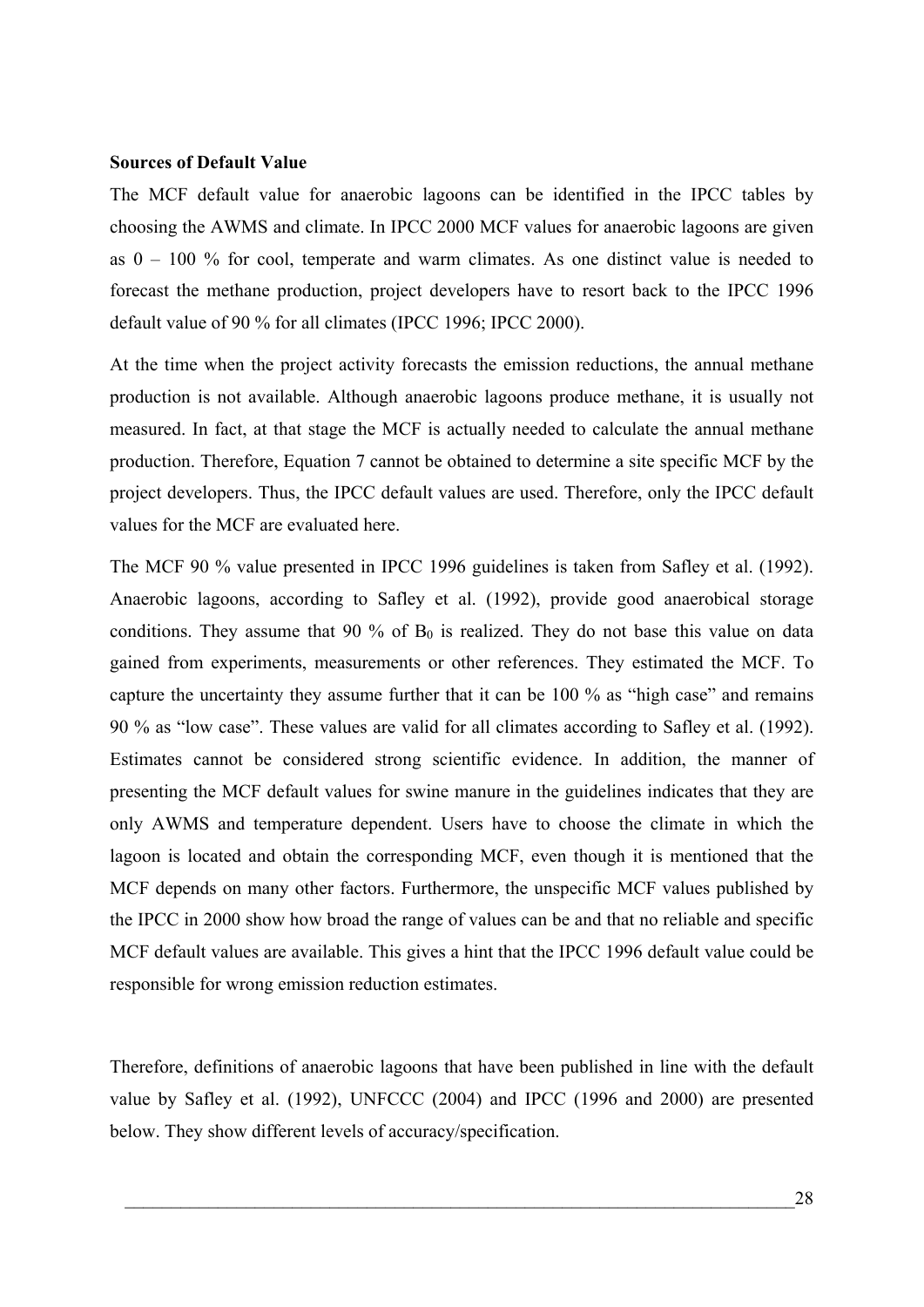**Sources of Default Value**

The MCF default value for anaerobic lagoons can be identified in the IPCC tables by choosing the AWMS and climate. In IPCC 2000 MCF values for anaerobic lagoons are given as 0 – 100 % for cool, temperate and warm climates. As one distinct value is needed to forecast the methane production, project developers have to resort back to the IPCC 1996 default value of 90 % for all climates (IPCC 1996; IPCC 2000).

At the time when the project activity forecasts the emission reductions, the annual methane production is not available. Although anaerobic lagoons produce methane, it is usually not measured. In fact, at that stage the MCF is actually needed to calculate the annual methane production. Therefore, Equation 7 cannot be obtained to determine a site specific MCF by the project developers. Thus, the IPCC default values are used. Therefore, only the IPCC default values for the MCF are evaluated here.

The MCF 90 % value presented in IPCC 1996 guidelines is taken from Safley et al. (1992). Anaerobic lagoons, according to Safley et al. (1992), provide good anaerobical storage conditions. They assume that 90 % of $B_0$ is realized. They do not base this value on data gained from experiments, measurements or other references. They estimated the MCF. To capture the uncertainty they assume further that it can be 100 % as "high case" and remains 90 % as "low case". These values are valid for all climates according to Safley et al. (1992). Estimates cannot be considered strong scientific evidence. In addition, the manner of presenting the MCF default values for swine manure in the guidelines indicates that they are only AWMS and temperature dependent. Users have to choose the climate in which the lagoon is located and obtain the corresponding MCF, even though it is mentioned that the MCF depends on many other factors. Furthermore, the unspecific MCF values published by the IPCC in 2000 show how broad the range of values can be and that no reliable and specific MCF default values are available. This gives a hint that the IPCC 1996 default value could be responsible for wrong emission reduction estimates.

Therefore, definitions of anaerobic lagoons that have been published in line with the default value by Safley et al. (1992), UNFCCC (2004) and IPCC (1996 and 2000) are presented below. They show different levels of accuracy/specification.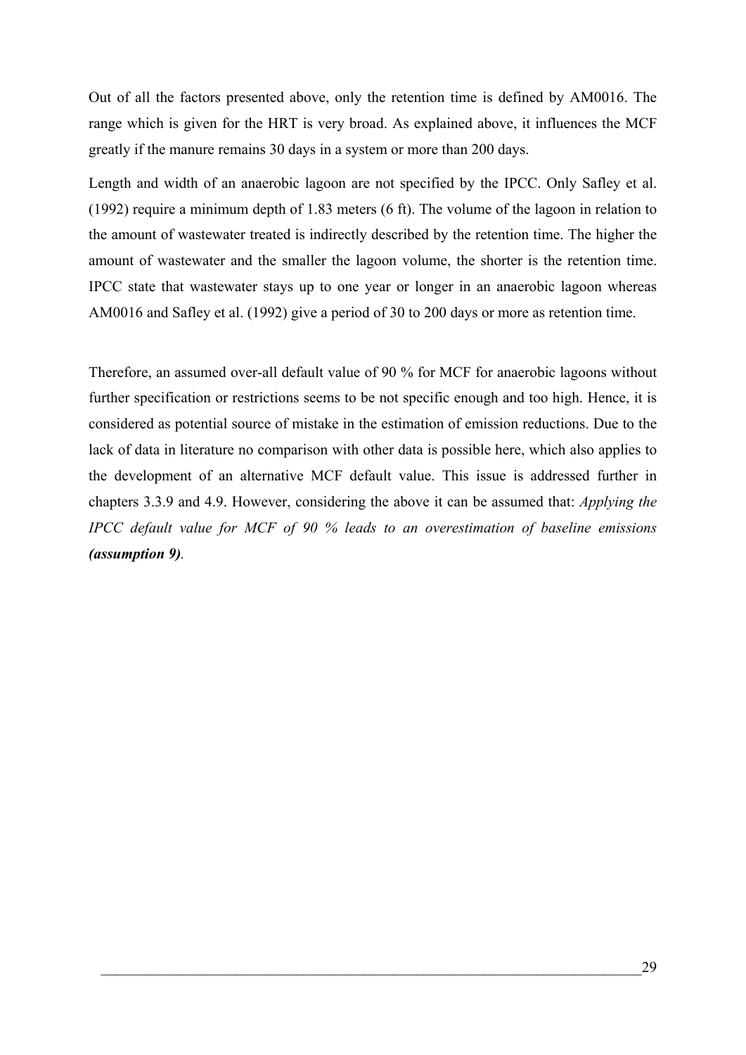Out of all the factors presented above, only the retention time is defined by AM0016. The range which is given for the HRT is very broad. As explained above, it influences the MCF greatly if the manure remains 30 days in a system or more than 200 days.

Length and width of an anaerobic lagoon are not specified by the IPCC. Only Safley et al. (1992) require a minimum depth of 1.83 meters (6 ft). The volume of the lagoon in relation to the amount of wastewater treated is indirectly described by the retention time. The higher the amount of wastewater and the smaller the lagoon volume, the shorter is the retention time. IPCC state that wastewater stays up to one year or longer in an anaerobic lagoon whereas AM0016 and Safley et al. (1992) give a period of 30 to 200 days or more as retention time.

Therefore, an assumed over-all default value of 90 % for MCF for anaerobic lagoons without further specification or restrictions seems to be not specific enough and too high. Hence, it is considered as potential source of mistake in the estimation of emission reductions. Due to the lack of data in literature no comparison with other data is possible here, which also applies to the development of an alternative MCF default value. This issue is addressed further in chapters 3.3.9 and 4.9. However, considering the above it can be assumed that: *Applying the IPCC default value for MCF of 90 % leads to an overestimation of baseline emissions* ***(assumption 9)****.*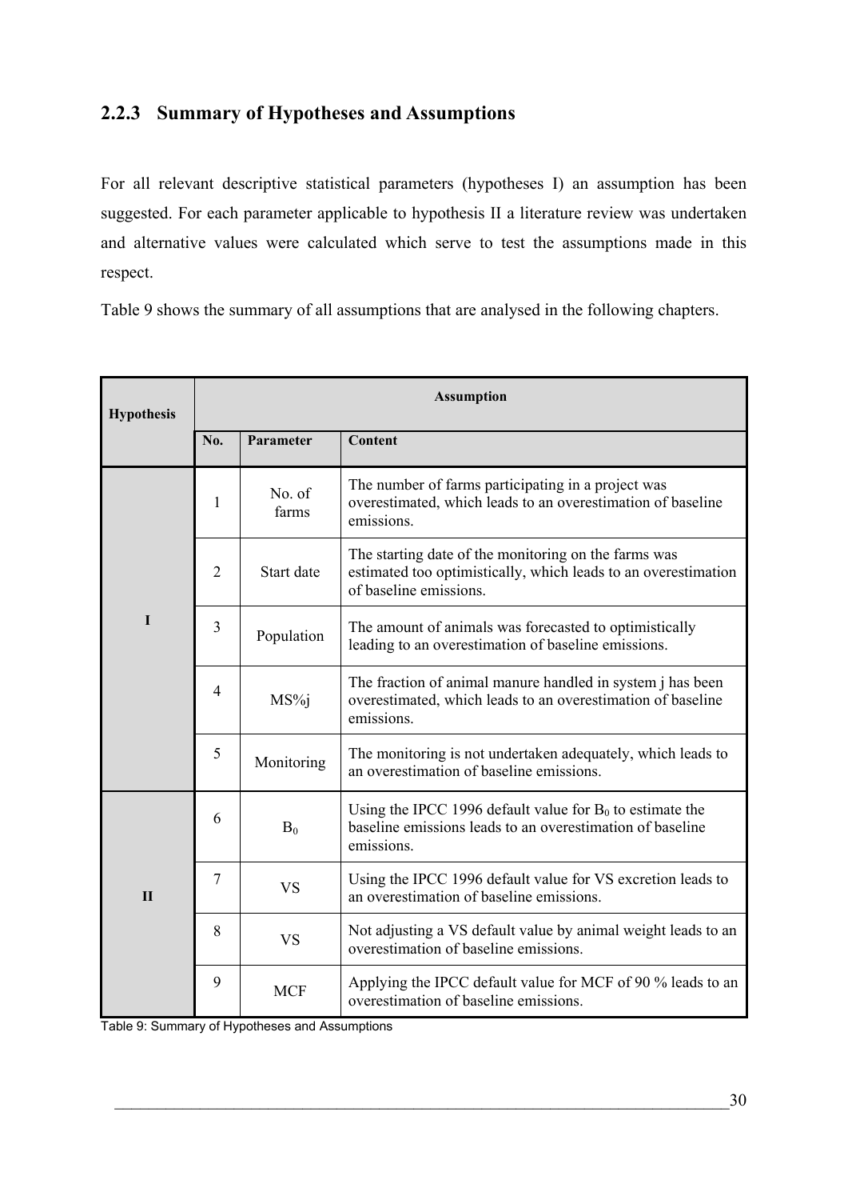### 2.2.3 Summary of Hypotheses and Assumptions

For all relevant descriptive statistical parameters (hypotheses I) an assumption has been suggested. For each parameter applicable to hypothesis II a literature review was undertaken and alternative values were calculated which serve to test the assumptions made in this respect.

Table 9 shows the summary of all assumptions that are analysed in the following chapters.

| Hypothesis | Assumption | | |
|---|---|---|---|
| | **No.** | **Parameter** | **Content** |
| I | 1 | No. of farms | The number of farms participating in a project was overestimated, which leads to an overestimation of baseline emissions. |
| | 2 | Start date | The starting date of the monitoring on the farms was estimated too optimistically, which leads to an overestimation of baseline emissions. |
| | 3 | Population | The amount of animals was forecasted to optimistically leading to an overestimation of baseline emissions. |
| | 4 | MS%j | The fraction of animal manure handled in system j has been overestimated, which leads to an overestimation of baseline emissions. |
| | 5 | Monitoring | The monitoring is not undertaken adequately, which leads to an overestimation of baseline emissions. |
| II | 6 | $B_0$ | Using the IPCC 1996 default value for $B_0$ to estimate the baseline emissions leads to an overestimation of baseline emissions. |
| | 7 | VS | Using the IPCC 1996 default value for VS excretion leads to an overestimation of baseline emissions. |
| | 8 | VS | Not adjusting a VS default value by animal weight leads to an overestimation of baseline emissions. |
| | 9 | MCF | Applying the IPCC default value for MCF of 90 % leads to an overestimation of baseline emissions. |

Table 9: Summary of Hypotheses and Assumptions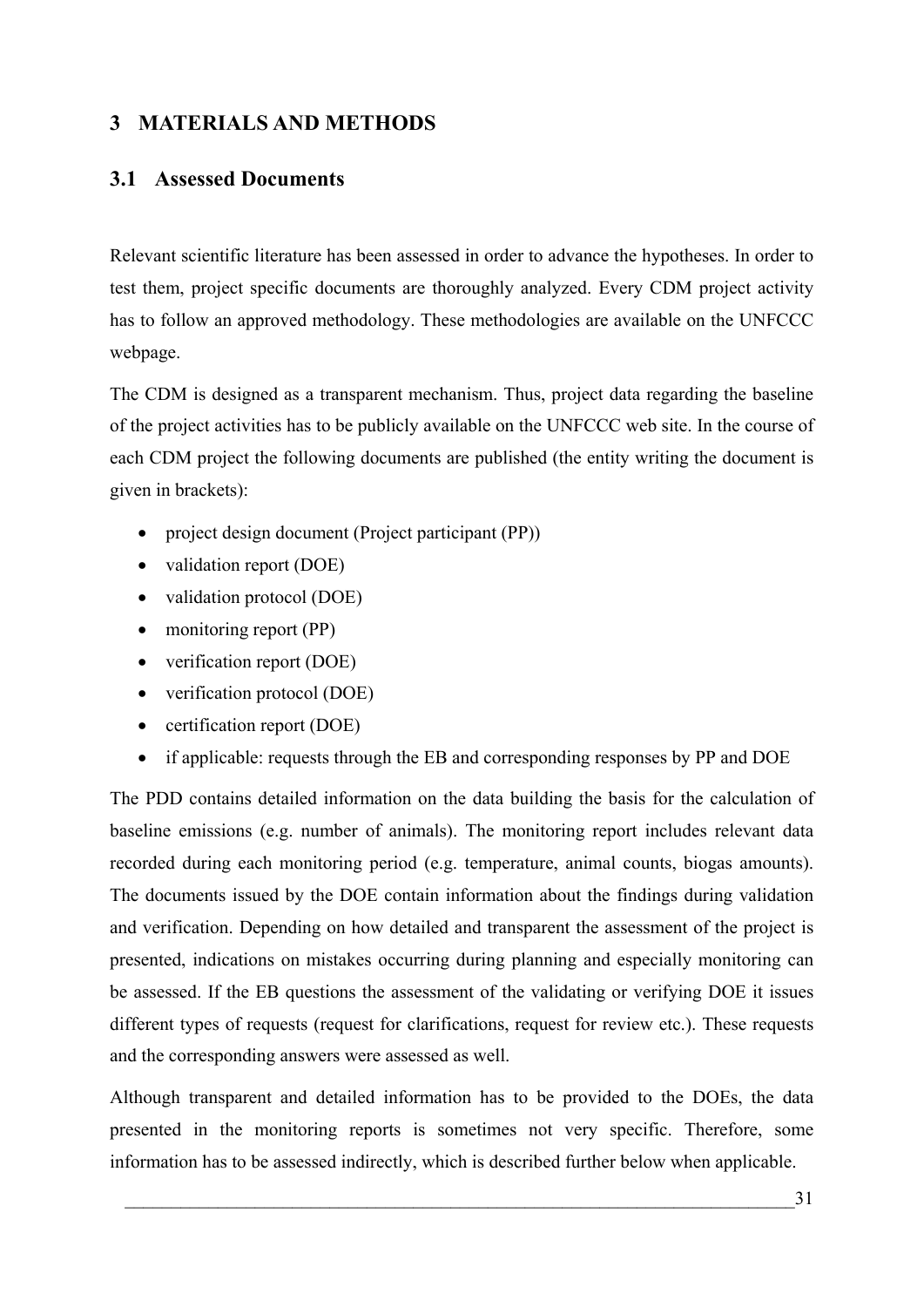# 3 MATERIALS AND METHODS

## 3.1 Assessed Documents

Relevant scientific literature has been assessed in order to advance the hypotheses. In order to test them, project specific documents are thoroughly analyzed. Every CDM project activity has to follow an approved methodology. These methodologies are available on the UNFCCC webpage.

The CDM is designed as a transparent mechanism. Thus, project data regarding the baseline of the project activities has to be publicly available on the UNFCCC web site. In the course of each CDM project the following documents are published (the entity writing the document is given in brackets):

- project design document (Project participant (PP))
- validation report (DOE)
- validation protocol (DOE)
- monitoring report (PP)
- verification report (DOE)
- verification protocol (DOE)
- certification report (DOE)
- if applicable: requests through the EB and corresponding responses by PP and DOE

The PDD contains detailed information on the data building the basis for the calculation of baseline emissions (e.g. number of animals). The monitoring report includes relevant data recorded during each monitoring period (e.g. temperature, animal counts, biogas amounts). The documents issued by the DOE contain information about the findings during validation and verification. Depending on how detailed and transparent the assessment of the project is presented, indications on mistakes occurring during planning and especially monitoring can be assessed. If the EB questions the assessment of the validating or verifying DOE it issues different types of requests (request for clarifications, request for review etc.). These requests and the corresponding answers were assessed as well.

Although transparent and detailed information has to be provided to the DOEs, the data presented in the monitoring reports is sometimes not very specific. Therefore, some information has to be assessed indirectly, which is described further below when applicable.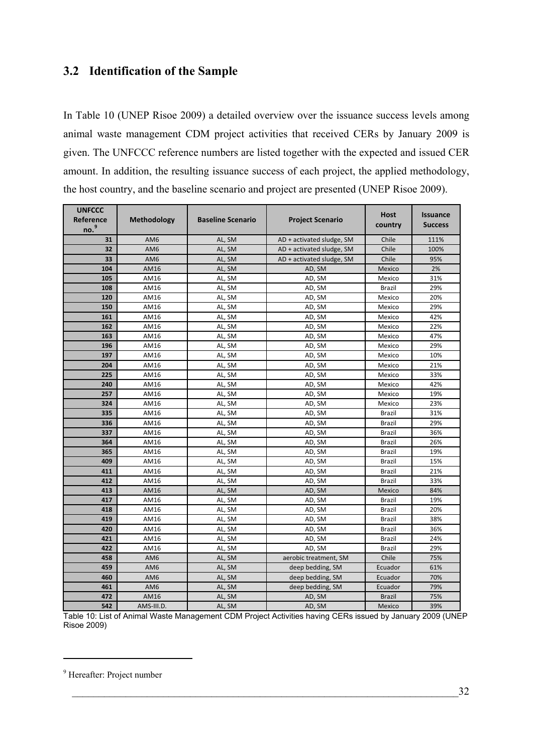## 3.2 Identification of the Sample

In Table 10 (UNEP Risoe 2009) a detailed overview over the issuance success levels among animal waste management CDM project activities that received CERs by January 2009 is given. The UNFCCC reference numbers are listed together with the expected and issued CER amount. In addition, the resulting issuance success of each project, the applied methodology, the host country, and the baseline scenario and project are presented (UNEP Risoe 2009).

| UNFCCC Reference no.[9] | Methodology | Baseline Scenario | Project Scenario | Host country | Issuance Success |
|---|---|---|---|---|---|
| 31 | AM6 | AL, SM | AD + activated sludge, SM | Chile | 111% |
| 32 | AM6 | AL, SM | AD + activated sludge, SM | Chile | 100% |
| 33 | AM6 | AL, SM | AD + activated sludge, SM | Chile | 95% |
| 104 | AM16 | AL, SM | AD, SM | Mexico | 2% |
| 105 | AM16 | AL, SM | AD, SM | Mexico | 31% |
| 108 | AM16 | AL, SM | AD, SM | Brazil | 29% |
| 120 | AM16 | AL, SM | AD, SM | Mexico | 20% |
| 150 | AM16 | AL, SM | AD, SM | Mexico | 29% |
| 161 | AM16 | AL, SM | AD, SM | Mexico | 42% |
| 162 | AM16 | AL, SM | AD, SM | Mexico | 22% |
| 163 | AM16 | AL, SM | AD, SM | Mexico | 47% |
| 196 | AM16 | AL, SM | AD, SM | Mexico | 29% |
| 197 | AM16 | AL, SM | AD, SM | Mexico | 10% |
| 204 | AM16 | AL, SM | AD, SM | Mexico | 21% |
| 225 | AM16 | AL, SM | AD, SM | Mexico | 33% |
| 240 | AM16 | AL, SM | AD, SM | Mexico | 42% |
| 257 | AM16 | AL, SM | AD, SM | Mexico | 19% |
| 324 | AM16 | AL, SM | AD, SM | Mexico | 23% |
| 335 | AM16 | AL, SM | AD, SM | Brazil | 31% |
| 336 | AM16 | AL, SM | AD, SM | Brazil | 29% |
| 337 | AM16 | AL, SM | AD, SM | Brazil | 36% |
| 364 | AM16 | AL, SM | AD, SM | Brazil | 26% |
| 365 | AM16 | AL, SM | AD, SM | Brazil | 19% |
| 409 | AM16 | AL, SM | AD, SM | Brazil | 15% |
| 411 | AM16 | AL, SM | AD, SM | Brazil | 21% |
| 412 | AM16 | AL, SM | AD, SM | Brazil | 33% |
| 413 | AM16 | AL, SM | AD, SM | Mexico | 84% |
| 417 | AM16 | AL, SM | AD, SM | Brazil | 19% |
| 418 | AM16 | AL, SM | AD, SM | Brazil | 20% |
| 419 | AM16 | AL, SM | AD, SM | Brazil | 38% |
| 420 | AM16 | AL, SM | AD, SM | Brazil | 36% |
| 421 | AM16 | AL, SM | AD, SM | Brazil | 24% |
| 422 | AM16 | AL, SM | AD, SM | Brazil | 29% |
| 458 | AM6 | AL, SM | aerobic treatment, SM | Chile | 75% |
| 459 | AM6 | AL, SM | deep bedding, SM | Ecuador | 61% |
| 460 | AM6 | AL, SM | deep bedding, SM | Ecuador | 70% |
| 461 | AM6 | AL, SM | deep bedding, SM | Ecuador | 79% |
| 472 | AM16 | AL, SM | AD, SM | Brazil | 75% |
| 542 | AMS-III.D. | AL, SM | AD, SM | Mexico | 39% |

Table 10: List of Animal Waste Management CDM Project Activities having CERs issued by January 2009 (UNEP Risoe 2009)

[9] Hereafter: Project number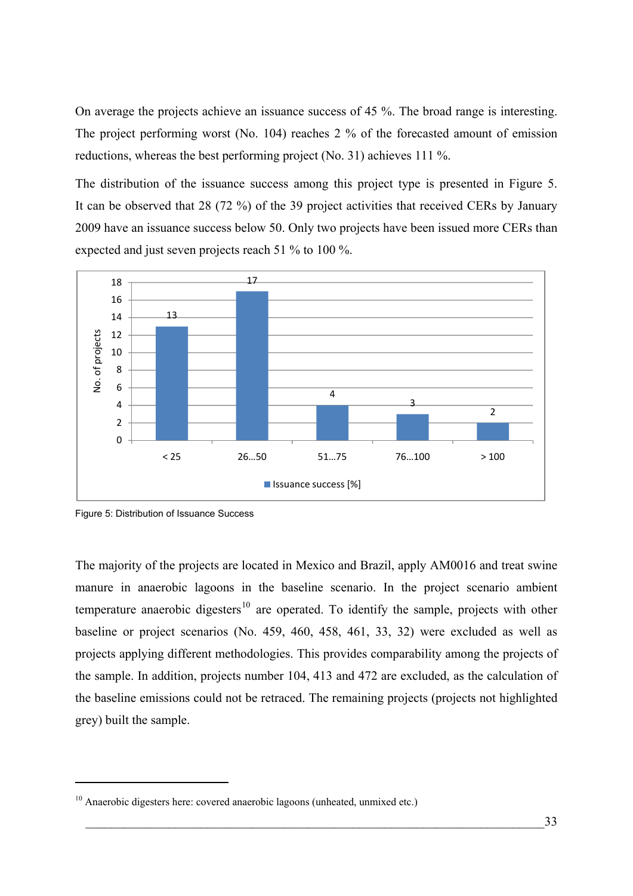On average the projects achieve an issuance success of 45 %. The broad range is interesting. The project performing worst (No. 104) reaches 2 % of the forecasted amount of emission reductions, whereas the best performing project (No. 31) achieves 111 %.

The distribution of the issuance success among this project type is presented in Figure 5. It can be observed that 28 (72 %) of the 39 project activities that received CERs by January 2009 have an issuance success below 50. Only two projects have been issued more CERs than expected and just seven projects reach 51 % to 100 %.

| Issuance success [%] | No. of projects |
|---|---|
| < 25 | 13 |
| 26…50 | 17 |
| 51…75 | 4 |
| 76…100 | 3 |
| > 100 | 2 |

Figure 5: Distribution of Issuance Success

The majority of the projects are located in Mexico and Brazil, apply AM0016 and treat swine manure in anaerobic lagoons in the baseline scenario. In the project scenario ambient temperature anaerobic digesters[10] are operated. To identify the sample, projects with other baseline or project scenarios (No. 459, 460, 458, 461, 33, 32) were excluded as well as projects applying different methodologies. This provides comparability among the projects of the sample. In addition, projects number 104, 413 and 472 are excluded, as the calculation of the baseline emissions could not be retraced. The remaining projects (projects not highlighted grey) built the sample.

[10] Anaerobic digesters here: covered anaerobic lagoons (unheated, unmixed etc.)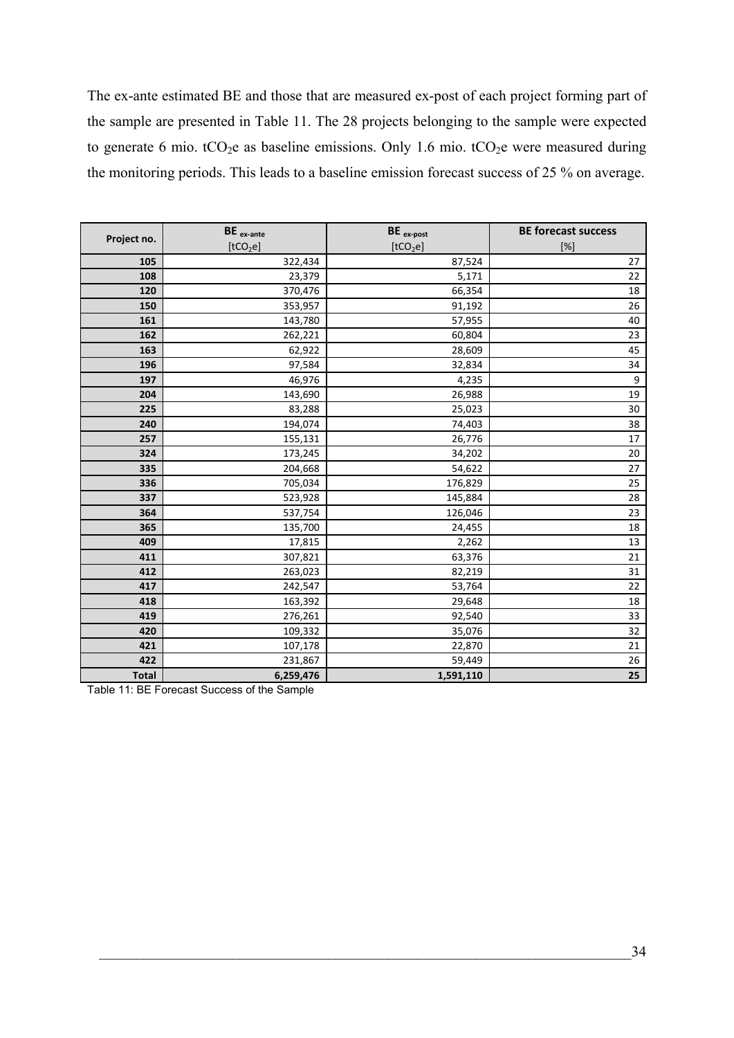The ex-ante estimated BE and those that are measured ex-post of each project forming part of the sample are presented in Table 11. The 28 projects belonging to the sample were expected to generate 6 mio. $tCO_2e$ as baseline emissions. Only 1.6 mio. $tCO_2e$ were measured during the monitoring periods. This leads to a baseline emission forecast success of 25 % on average.

| Project no. | $BE_{ex\text{-}ante}$ [$tCO_2e$] | $BE_{ex\text{-}post}$ [$tCO_2e$] | BE forecast success [%] |
|---|---|---|---|
| **105** | 322,434 | 87,524 | 27 |
| **108** | 23,379 | 5,171 | 22 |
| **120** | 370,476 | 66,354 | 18 |
| **150** | 353,957 | 91,192 | 26 |
| **161** | 143,780 | 57,955 | 40 |
| **162** | 262,221 | 60,804 | 23 |
| **163** | 62,922 | 28,609 | 45 |
| **196** | 97,584 | 32,834 | 34 |
| **197** | 46,976 | 4,235 | 9 |
| **204** | 143,690 | 26,988 | 19 |
| **225** | 83,288 | 25,023 | 30 |
| **240** | 194,074 | 74,403 | 38 |
| **257** | 155,131 | 26,776 | 17 |
| **324** | 173,245 | 34,202 | 20 |
| **335** | 204,668 | 54,622 | 27 |
| **336** | 705,034 | 176,829 | 25 |
| **337** | 523,928 | 145,884 | 28 |
| **364** | 537,754 | 126,046 | 23 |
| **365** | 135,700 | 24,455 | 18 |
| **409** | 17,815 | 2,262 | 13 |
| **411** | 307,821 | 63,376 | 21 |
| **412** | 263,023 | 82,219 | 31 |
| **417** | 242,547 | 53,764 | 22 |
| **418** | 163,392 | 29,648 | 18 |
| **419** | 276,261 | 92,540 | 33 |
| **420** | 109,332 | 35,076 | 32 |
| **421** | 107,178 | 22,870 | 21 |
| **422** | 231,867 | 59,449 | 26 |
| **Total** | **6,259,476** | **1,591,110** | **25** |

Table 11: BE Forecast Success of the Sample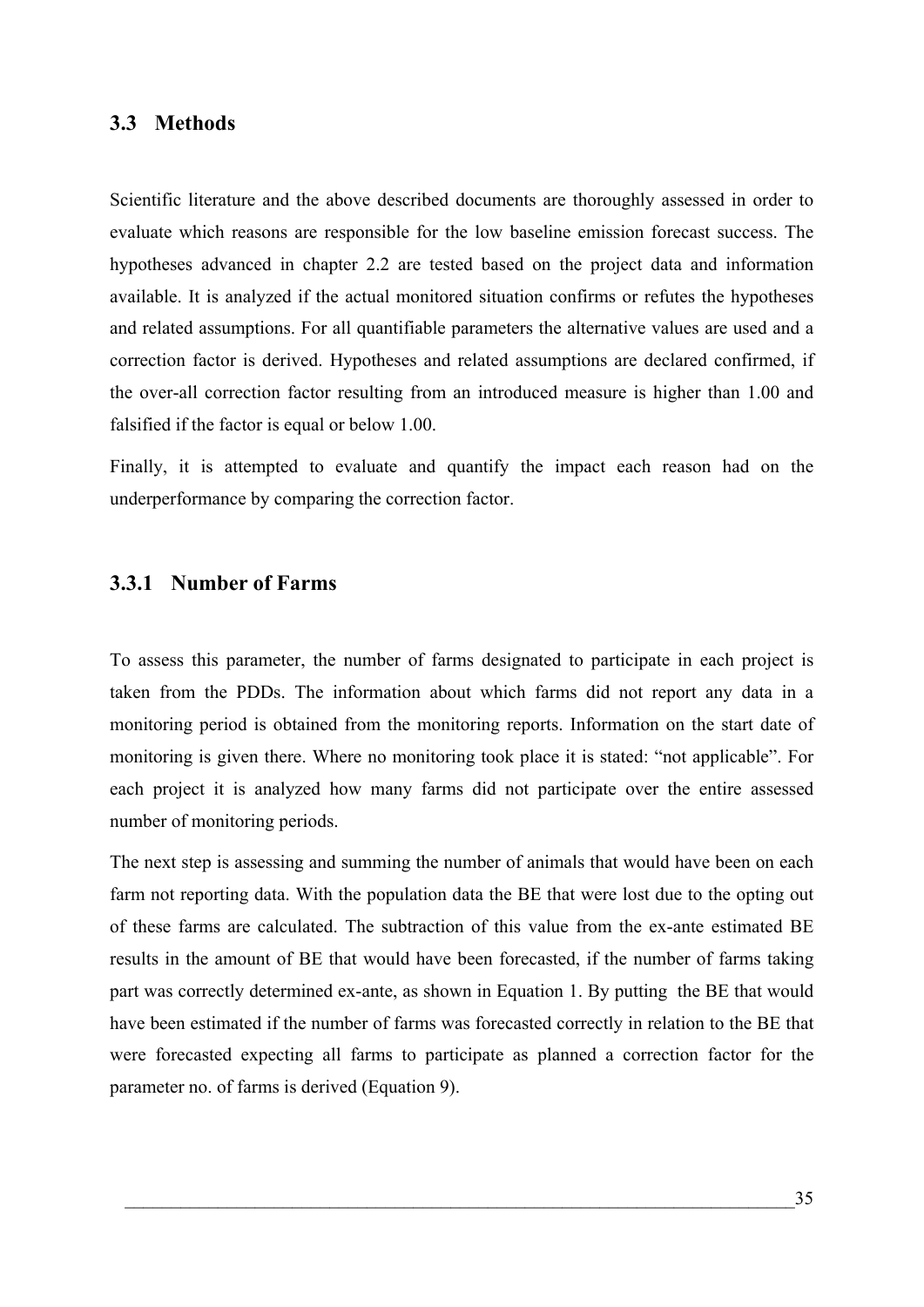## 3.3 Methods

Scientific literature and the above described documents are thoroughly assessed in order to evaluate which reasons are responsible for the low baseline emission forecast success. The hypotheses advanced in chapter 2.2 are tested based on the project data and information available. It is analyzed if the actual monitored situation confirms or refutes the hypotheses and related assumptions. For all quantifiable parameters the alternative values are used and a correction factor is derived. Hypotheses and related assumptions are declared confirmed, if the over-all correction factor resulting from an introduced measure is higher than 1.00 and falsified if the factor is equal or below 1.00.

Finally, it is attempted to evaluate and quantify the impact each reason had on the underperformance by comparing the correction factor.

### 3.3.1 Number of Farms

To assess this parameter, the number of farms designated to participate in each project is taken from the PDDs. The information about which farms did not report any data in a monitoring period is obtained from the monitoring reports. Information on the start date of monitoring is given there. Where no monitoring took place it is stated: "not applicable". For each project it is analyzed how many farms did not participate over the entire assessed number of monitoring periods.

The next step is assessing and summing the number of animals that would have been on each farm not reporting data. With the population data the BE that were lost due to the opting out of these farms are calculated. The subtraction of this value from the ex-ante estimated BE results in the amount of BE that would have been forecasted, if the number of farms taking part was correctly determined ex-ante, as shown in Equation 1. By putting the BE that would have been estimated if the number of farms was forecasted correctly in relation to the BE that were forecasted expecting all farms to participate as planned a correction factor for the parameter no. of farms is derived (Equation 9).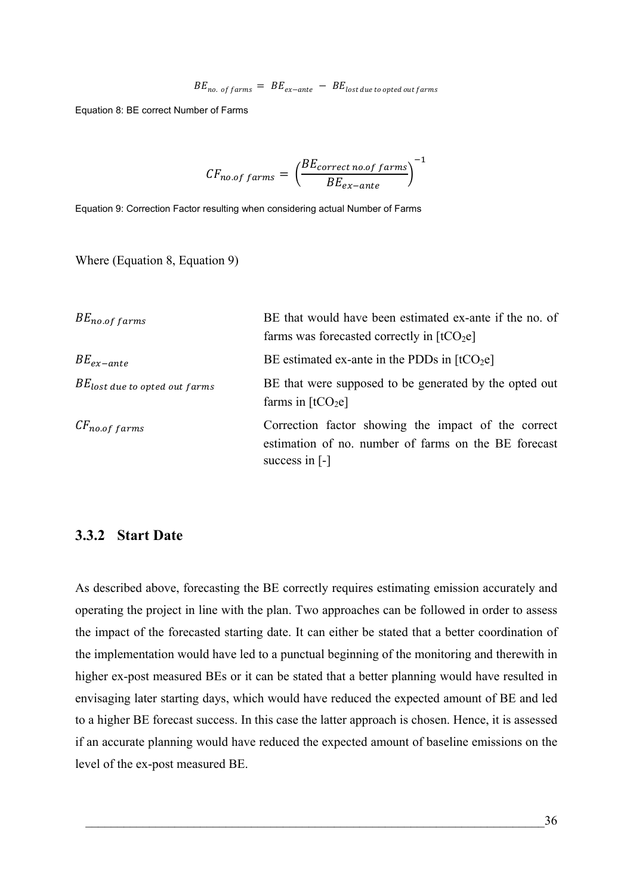$$BE_{no.\ of\ farms} = BE_{ex-ante} - BE_{lost\ due\ to\ opted\ out\ farms}$$

Equation 8: BE correct Number of Farms

$$CF_{no.of\ farms} = \left(\frac{BE_{correct\ no.of\ farms}}{BE_{ex-ante}}\right)^{-1}$$

Equation 9: Correction Factor resulting when considering actual Number of Farms

Where (Equation 8, Equation 9)

| | |
|---|---|
| $BE_{no.of\ farms}$ | BE that would have been estimated ex-ante if the no. of farms was forecasted correctly in [$tCO_2e$] |
| $BE_{ex-ante}$ | BE estimated ex-ante in the PDDs in [$tCO_2e$] |
| $BE_{lost\ due\ to\ opted\ out\ farms}$ | BE that were supposed to be generated by the opted out farms in [$tCO_2e$] |
| $CF_{no.of\ farms}$ | Correction factor showing the impact of the correct estimation of no. number of farms on the BE forecast success in [-] |

### 3.3.2 Start Date

As described above, forecasting the BE correctly requires estimating emission accurately and operating the project in line with the plan. Two approaches can be followed in order to assess the impact of the forecasted starting date. It can either be stated that a better coordination of the implementation would have led to a punctual beginning of the monitoring and therewith in higher ex-post measured BEs or it can be stated that a better planning would have resulted in envisaging later starting days, which would have reduced the expected amount of BE and led to a higher BE forecast success. In this case the latter approach is chosen. Hence, it is assessed if an accurate planning would have reduced the expected amount of baseline emissions on the level of the ex-post measured BE.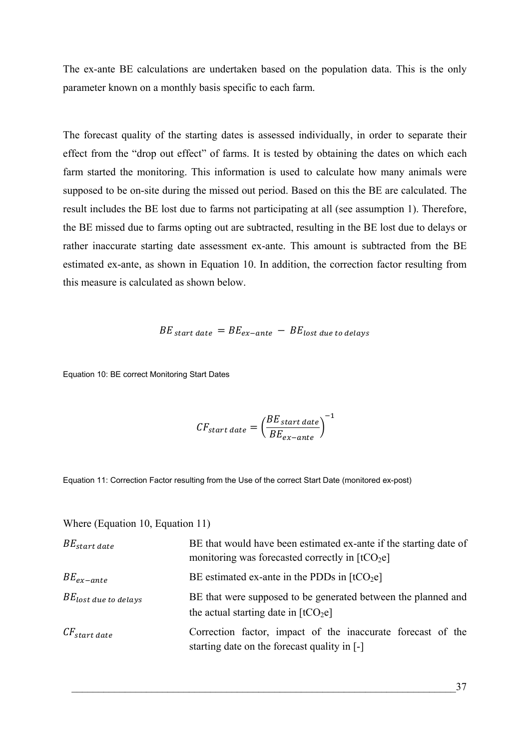The ex-ante BE calculations are undertaken based on the population data. This is the only parameter known on a monthly basis specific to each farm.

The forecast quality of the starting dates is assessed individually, in order to separate their effect from the "drop out effect" of farms. It is tested by obtaining the dates on which each farm started the monitoring. This information is used to calculate how many animals were supposed to be on-site during the missed out period. Based on this the BE are calculated. The result includes the BE lost due to farms not participating at all (see assumption 1). Therefore, the BE missed due to farms opting out are subtracted, resulting in the BE lost due to delays or rather inaccurate starting date assessment ex-ante. This amount is subtracted from the BE estimated ex-ante, as shown in Equation 10. In addition, the correction factor resulting from this measure is calculated as shown below.

$$BE_{start\ date} = BE_{ex-ante} - BE_{lost\ due\ to\ delays}$$

Equation 10: BE correct Monitoring Start Dates

$$CF_{start\ date} = \left(\frac{BE_{start\ date}}{BE_{ex-ante}}\right)^{-1}$$

Equation 11: Correction Factor resulting from the Use of the correct Start Date (monitored ex-post)

Where (Equation 10, Equation 11)

| | |
|---|---|
| $BE_{start\ date}$ | BE that would have been estimated ex-ante if the starting date of monitoring was forecasted correctly in [$tCO_2e$] |
| $BE_{ex-ante}$ | BE estimated ex-ante in the PDDs in [$tCO_2e$] |
| $BE_{lost\ due\ to\ delays}$ | BE that were supposed to be generated between the planned and the actual starting date in [$tCO_2e$] |
| $CF_{start\ date}$ | Correction factor, impact of the inaccurate forecast of the starting date on the forecast quality in [-] |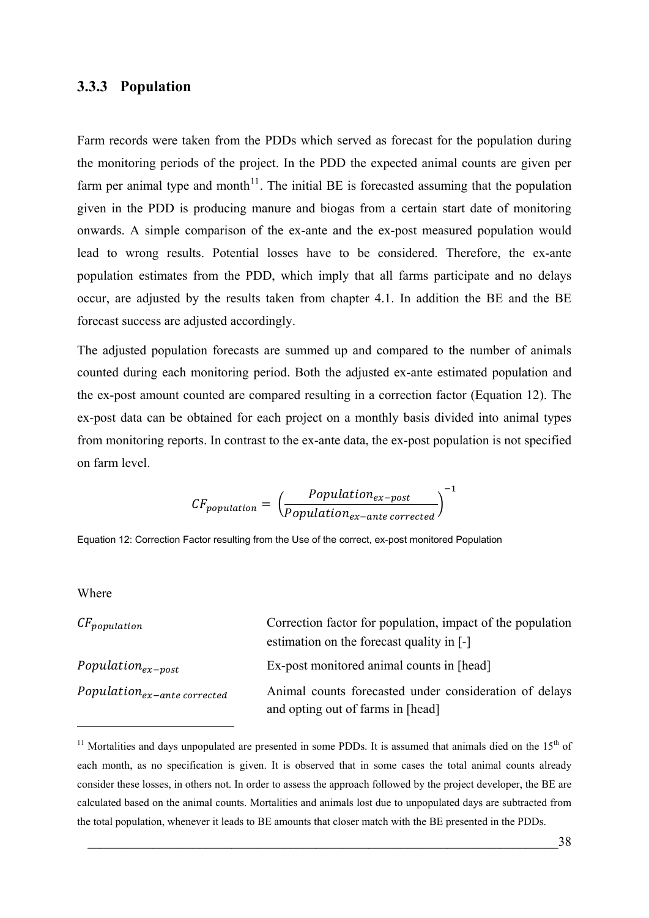### 3.3.3 Population

Farm records were taken from the PDDs which served as forecast for the population during the monitoring periods of the project. In the PDD the expected animal counts are given per farm per animal type and month[11]. The initial BE is forecasted assuming that the population given in the PDD is producing manure and biogas from a certain start date of monitoring onwards. A simple comparison of the ex-ante and the ex-post measured population would lead to wrong results. Potential losses have to be considered. Therefore, the ex-ante population estimates from the PDD, which imply that all farms participate and no delays occur, are adjusted by the results taken from chapter 4.1. In addition the BE and the BE forecast success are adjusted accordingly.

The adjusted population forecasts are summed up and compared to the number of animals counted during each monitoring period. Both the adjusted ex-ante estimated population and the ex-post amount counted are compared resulting in a correction factor (Equation 12). The ex-post data can be obtained for each project on a monthly basis divided into animal types from monitoring reports. In contrast to the ex-ante data, the ex-post population is not specified on farm level.

$$CF_{population} = \left(\frac{Population_{ex-post}}{Population_{ex-ante\ corrected}}\right)^{-1}$$

Equation 12: Correction Factor resulting from the Use of the correct, ex-post monitored Population

Where

| | |
|---|---|
| $CF_{population}$ | Correction factor for population, impact of the population estimation on the forecast quality in [-] |
| $Population_{ex-post}$ | Ex-post monitored animal counts in [head] |
| $Population_{ex-ante\ corrected}$ | Animal counts forecasted under consideration of delays and opting out of farms in [head] |

[11] Mortalities and days unpopulated are presented in some PDDs. It is assumed that animals died on the 15th of each month, as no specification is given. It is observed that in some cases the total animal counts already consider these losses, in others not. In order to assess the approach followed by the project developer, the BE are calculated based on the animal counts. Mortalities and animals lost due to unpopulated days are subtracted from the total population, whenever it leads to BE amounts that closer match with the BE presented in the PDDs.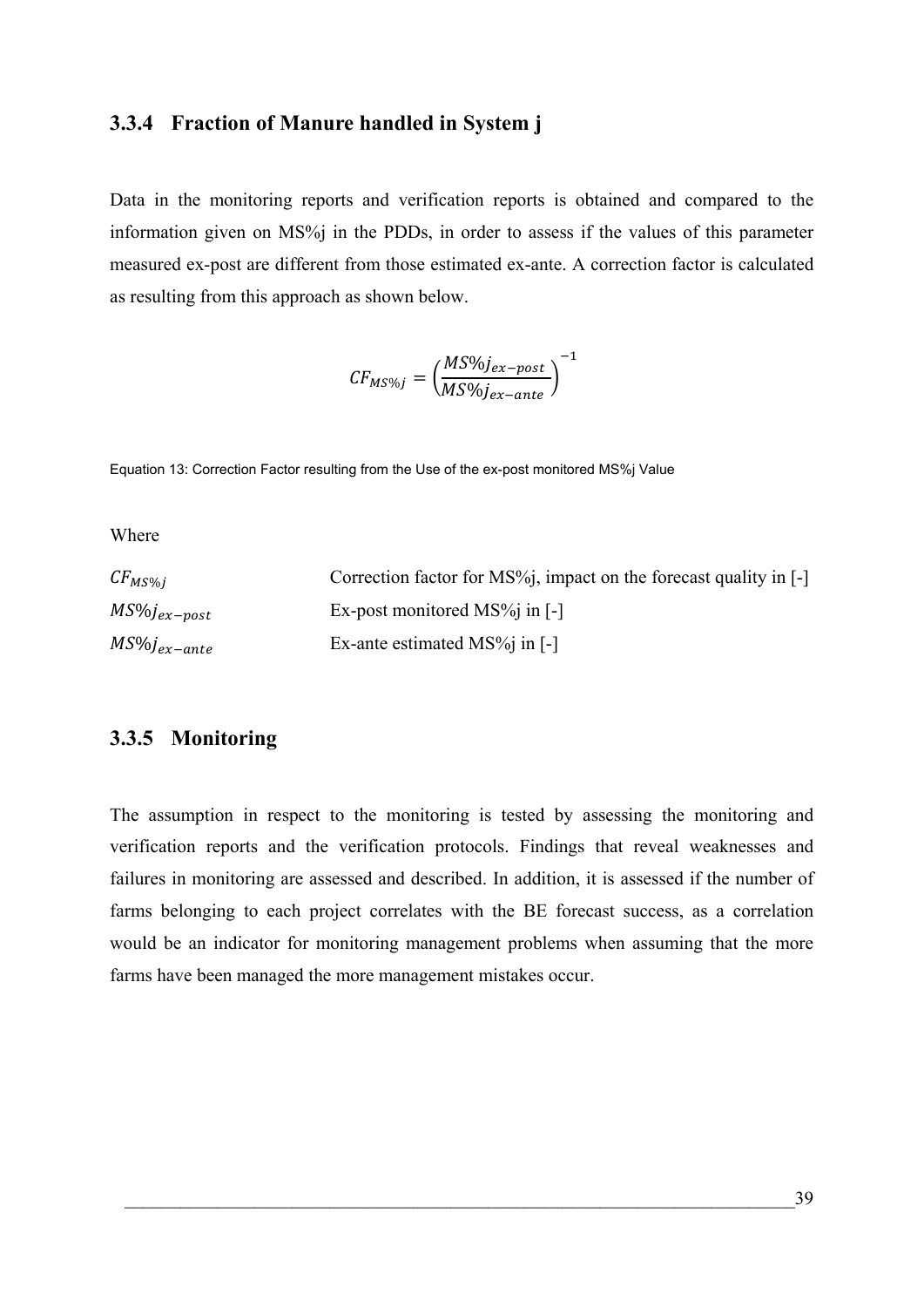### 3.3.4 Fraction of Manure handled in System j

Data in the monitoring reports and verification reports is obtained and compared to the information given on MS%j in the PDDs, in order to assess if the values of this parameter measured ex-post are different from those estimated ex-ante. A correction factor is calculated as resulting from this approach as shown below.

$$CF_{MS\%j} = \left(\frac{MS\%j_{ex-post}}{MS\%j_{ex-ante}}\right)^{-1}$$

Equation 13: Correction Factor resulting from the Use of the ex-post monitored MS%j Value

Where

| | |
|---|---|
| $CF_{MS\%j}$ | Correction factor for MS%j, impact on the forecast quality in [-] |
| $MS\%j_{ex-post}$ | Ex-post monitored MS%j in [-] |
| $MS\%j_{ex-ante}$ | Ex-ante estimated MS%j in [-] |

### 3.3.5 Monitoring

The assumption in respect to the monitoring is tested by assessing the monitoring and verification reports and the verification protocols. Findings that reveal weaknesses and failures in monitoring are assessed and described. In addition, it is assessed if the number of farms belonging to each project correlates with the BE forecast success, as a correlation would be an indicator for monitoring management problems when assuming that the more farms have been managed the more management mistakes occur.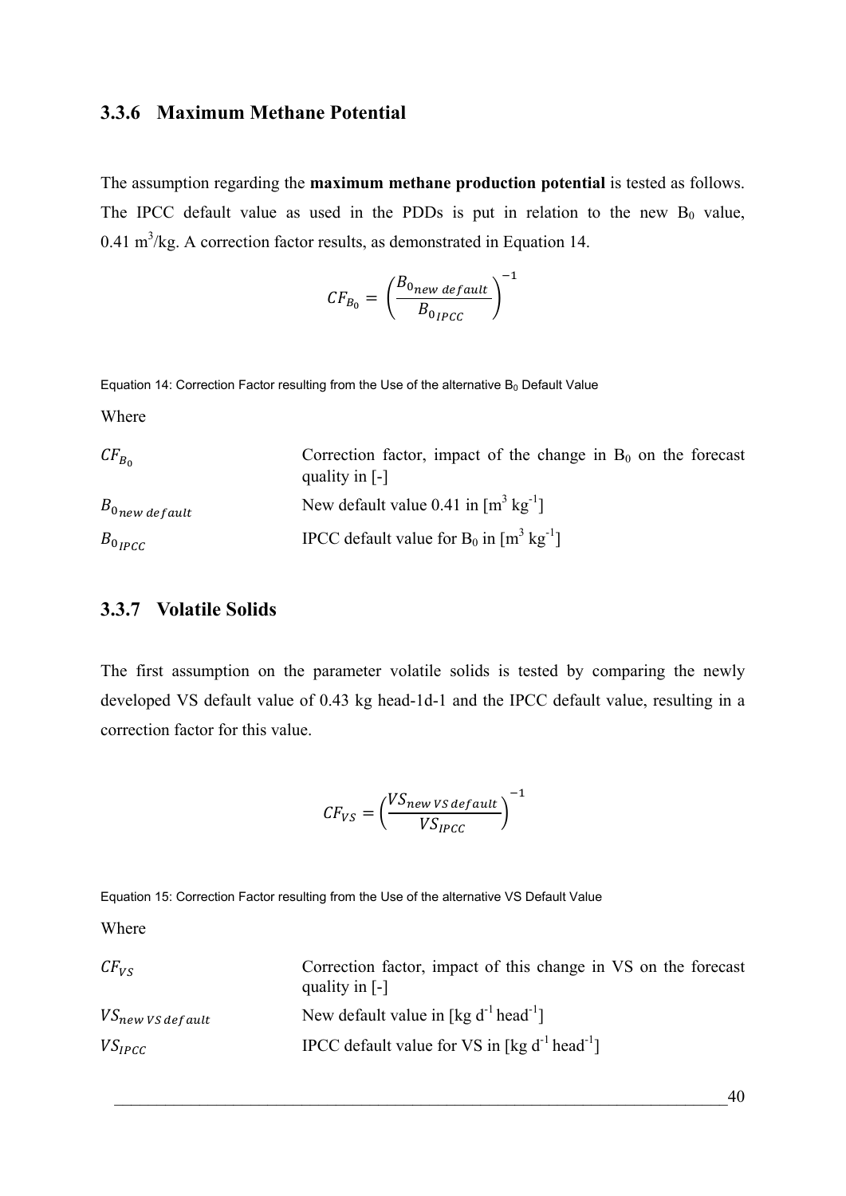### 3.3.6 Maximum Methane Potential

The assumption regarding the **maximum methane production potential** is tested as follows. The IPCC default value as used in the PDDs is put in relation to the new $B_0$ value, 0.41 $m^3/kg$. A correction factor results, as demonstrated in Equation 14.

$$CF_{B_0} = \left(\frac{B_{0_{new\ default}}}{B_{0_{IPCC}}}\right)^{-1}$$

Equation 14: Correction Factor resulting from the Use of the alternative $B_0$ Default Value

Where

| | |
|---|---|
| $CF_{B_0}$ | Correction factor, impact of the change in $B_0$ on the forecast quality in [-] |
| $B_{0_{new\ default}}$ | New default value 0.41 in [$m^3\ kg^{-1}$] |
| $B_{0_{IPCC}}$ | IPCC default value for $B_0$ in [$m^3\ kg^{-1}$] |

### 3.3.7 Volatile Solids

The first assumption on the parameter volatile solids is tested by comparing the newly developed VS default value of 0.43 kg head-1d-1 and the IPCC default value, resulting in a correction factor for this value.

$$CF_{VS} = \left(\frac{VS_{new\ VS\ default}}{VS_{IPCC}}\right)^{-1}$$

Equation 15: Correction Factor resulting from the Use of the alternative VS Default Value

Where

| | |
|---|---|
| $CF_{VS}$ | Correction factor, impact of this change in VS on the forecast quality in [-] |
| $VS_{new\ VS\ default}$ | New default value in [$kg\ d^{-1}\ head^{-1}$] |
| $VS_{IPCC}$ | IPCC default value for VS in [$kg\ d^{-1}\ head^{-1}$] |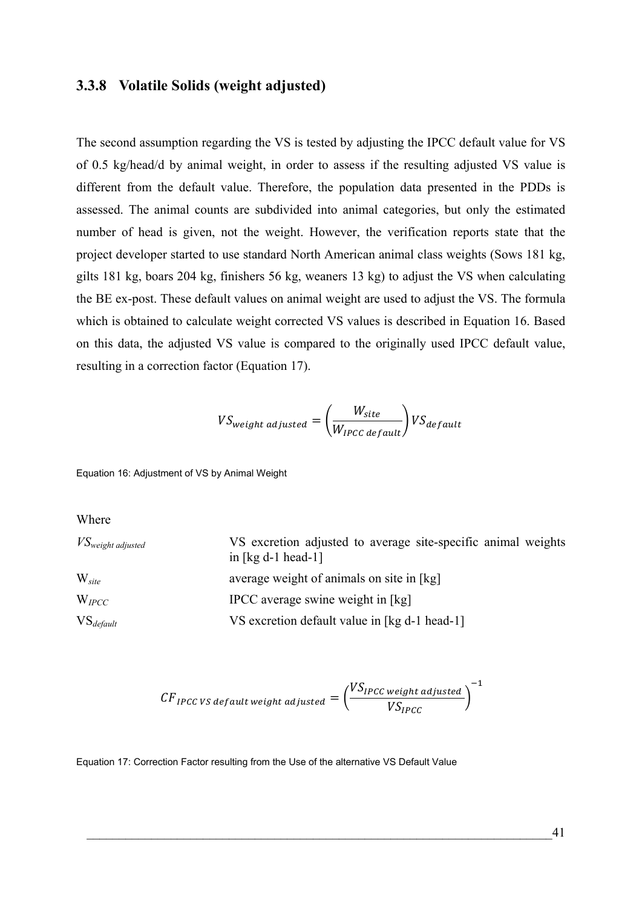### 3.3.8 Volatile Solids (weight adjusted)

The second assumption regarding the VS is tested by adjusting the IPCC default value for VS of 0.5 kg/head/d by animal weight, in order to assess if the resulting adjusted VS value is different from the default value. Therefore, the population data presented in the PDDs is assessed. The animal counts are subdivided into animal categories, but only the estimated number of head is given, not the weight. However, the verification reports state that the project developer started to use standard North American animal class weights (Sows 181 kg, gilts 181 kg, boars 204 kg, finishers 56 kg, weaners 13 kg) to adjust the VS when calculating the BE ex-post. These default values on animal weight are used to adjust the VS. The formula which is obtained to calculate weight corrected VS values is described in Equation 16. Based on this data, the adjusted VS value is compared to the originally used IPCC default value, resulting in a correction factor (Equation 17).

$$VS_{weight\ adjusted} = \left(\frac{W_{site}}{W_{IPCC\ default}}\right) VS_{default}$$

Equation 16: Adjustment of VS by Animal Weight

Where

| | |
|---|---|
| $VS_{weight\ adjusted}$ | VS excretion adjusted to average site-specific animal weights in [kg d-1 head-1] |
| $W_{site}$ | average weight of animals on site in [kg] |
| $W_{IPCC}$ | IPCC average swine weight in [kg] |
| $VS_{default}$ | VS excretion default value in [kg d-1 head-1] |

$$CF_{IPCC\ VS\ default\ weight\ adjusted} = \left(\frac{VS_{IPCC\ weight\ adjusted}}{VS_{IPCC}}\right)^{-1}$$

Equation 17: Correction Factor resulting from the Use of the alternative VS Default Value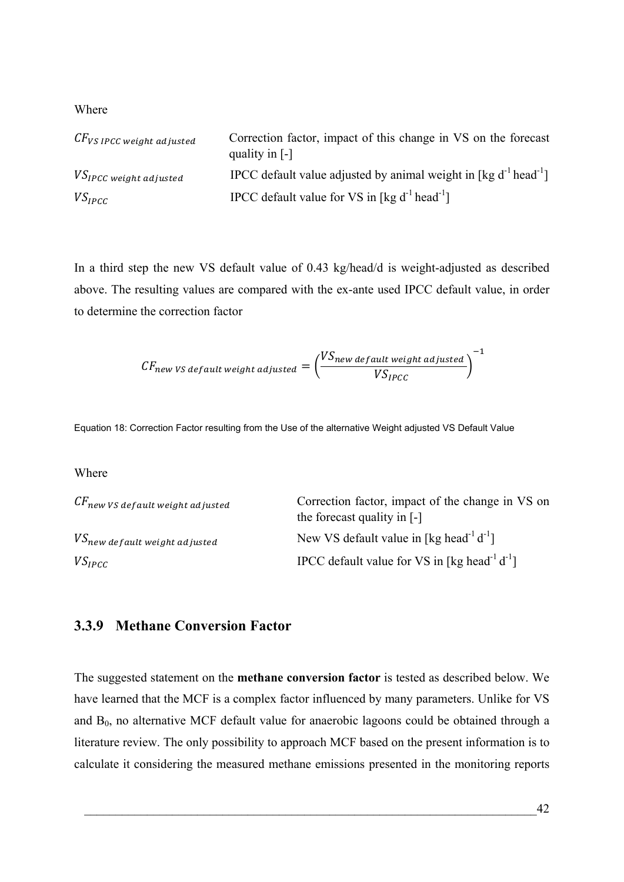Where

| | |
|---|---|
| $CF_{VS\ IPCC\ weight\ adjusted}$ | Correction factor, impact of this change in VS on the forecast quality in [-] |
| $VS_{IPCC\ weight\ adjusted}$ | IPCC default value adjusted by animal weight in [kg d$^{-1}$ head$^{-1}$] |
| $VS_{IPCC}$ | IPCC default value for VS in [kg d$^{-1}$ head$^{-1}$] |

In a third step the new VS default value of 0.43 kg/head/d is weight-adjusted as described above. The resulting values are compared with the ex-ante used IPCC default value, in order to determine the correction factor

$$CF_{new\ VS\ default\ weight\ adjusted} = \left(\frac{VS_{new\ default\ weight\ adjusted}}{VS_{IPCC}}\right)^{-1}$$

Equation 18: Correction Factor resulting from the Use of the alternative Weight adjusted VS Default Value

Where

| | |
|---|---|
| $CF_{new\ VS\ default\ weight\ adjusted}$ | Correction factor, impact of the change in VS on the forecast quality in [-] |
| $VS_{new\ default\ weight\ adjusted}$ | New VS default value in [kg head$^{-1}$ d$^{-1}$] |
| $VS_{IPCC}$ | IPCC default value for VS in [kg head$^{-1}$ d$^{-1}$] |

### 3.3.9 Methane Conversion Factor

The suggested statement on the **methane conversion factor** is tested as described below. We have learned that the MCF is a complex factor influenced by many parameters. Unlike for VS and $B_0$, no alternative MCF default value for anaerobic lagoons could be obtained through a literature review. The only possibility to approach MCF based on the present information is to calculate it considering the measured methane emissions presented in the monitoring reports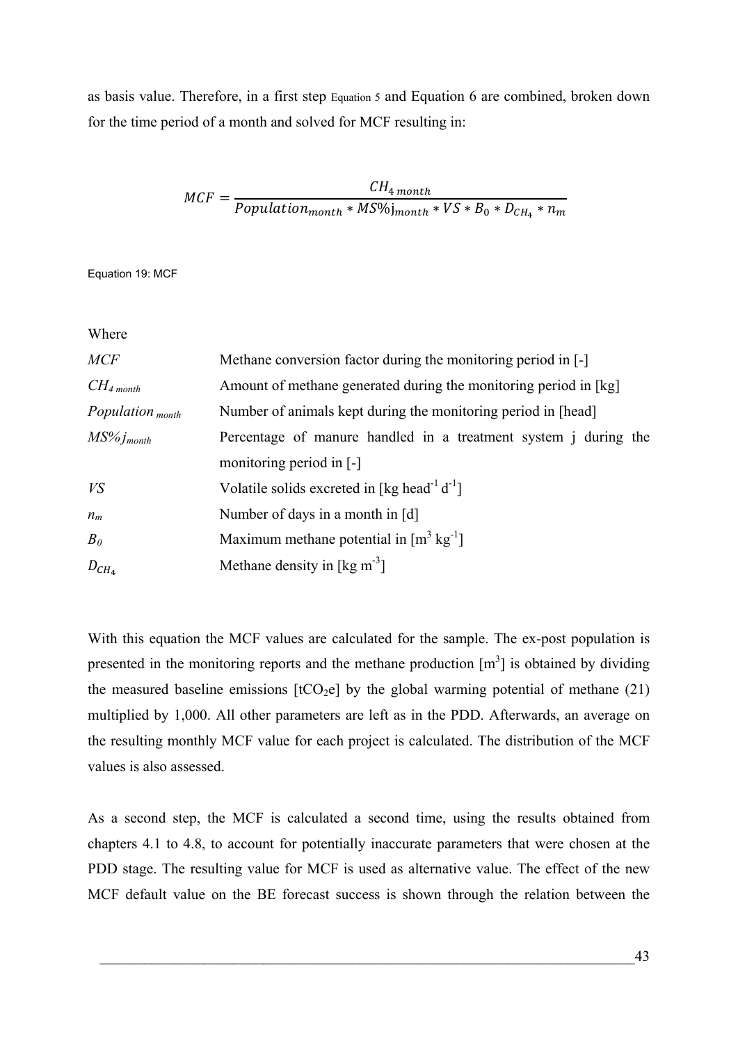as basis value. Therefore, in a first step Equation 5 and Equation 6 are combined, broken down for the time period of a month and solved for MCF resulting in:

$$MCF = \frac{CH_{4\,month}}{Population_{month} * MS\%j_{month} * VS * B_0 * D_{CH_4} * n_m}$$

Equation 19: MCF

Where

| | |
|---|---|
| $MCF$ | Methane conversion factor during the monitoring period in [-] |
| $CH_{4\,month}$ | Amount of methane generated during the monitoring period in [kg] |
| $Population_{month}$ | Number of animals kept during the monitoring period in [head] |
| $MS\%j_{month}$ | Percentage of manure handled in a treatment system j during the monitoring period in [-] |
| $VS$ | Volatile solids excreted in [kg head$^{-1}$ d$^{-1}$] |
| $n_m$ | Number of days in a month in [d] |
| $B_0$ | Maximum methane potential in [m$^3$ kg$^{-1}$] |
| $D_{CH_4}$ | Methane density in [kg m$^{-3}$] |

With this equation the MCF values are calculated for the sample. The ex-post population is presented in the monitoring reports and the methane production [m$^3$] is obtained by dividing the measured baseline emissions [t$CO_2$e] by the global warming potential of methane (21) multiplied by 1,000. All other parameters are left as in the PDD. Afterwards, an average on the resulting monthly MCF value for each project is calculated. The distribution of the MCF values is also assessed.

As a second step, the MCF is calculated a second time, using the results obtained from chapters 4.1 to 4.8, to account for potentially inaccurate parameters that were chosen at the PDD stage. The resulting value for MCF is used as alternative value. The effect of the new MCF default value on the BE forecast success is shown through the relation between the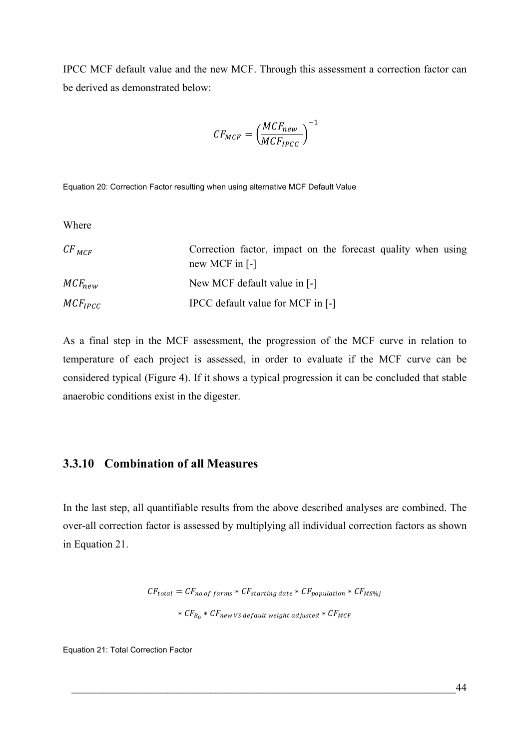IPCC MCF default value and the new MCF. Through this assessment a correction factor can be derived as demonstrated below:

$$CF_{MCF} = \left(\frac{MCF_{new}}{MCF_{IPCC}}\right)^{-1}$$

Equation 20: Correction Factor resulting when using alternative MCF Default Value

Where

| | |
|---|---|
| $CF_{MCF}$ | Correction factor, impact on the forecast quality when using new MCF in [-] |
| $MCF_{new}$ | New MCF default value in [-] |
| $MCF_{IPCC}$ | IPCC default value for MCF in [-] |

As a final step in the MCF assessment, the progression of the MCF curve in relation to temperature of each project is assessed, in order to evaluate if the MCF curve can be considered typical (Figure 4). If it shows a typical progression it can be concluded that stable anaerobic conditions exist in the digester.

### 3.3.10 Combination of all Measures

In the last step, all quantifiable results from the above described analyses are combined. The over-all correction factor is assessed by multiplying all individual correction factors as shown in Equation 21.

$$CF_{total} = CF_{no.of\ farms} * CF_{starting\ date} * CF_{population} * CF_{MS\%j} * CF_{B_0} * CF_{new\ VS\ default\ weight\ adjusted} * CF_{MCF}$$

Equation 21: Total Correction Factor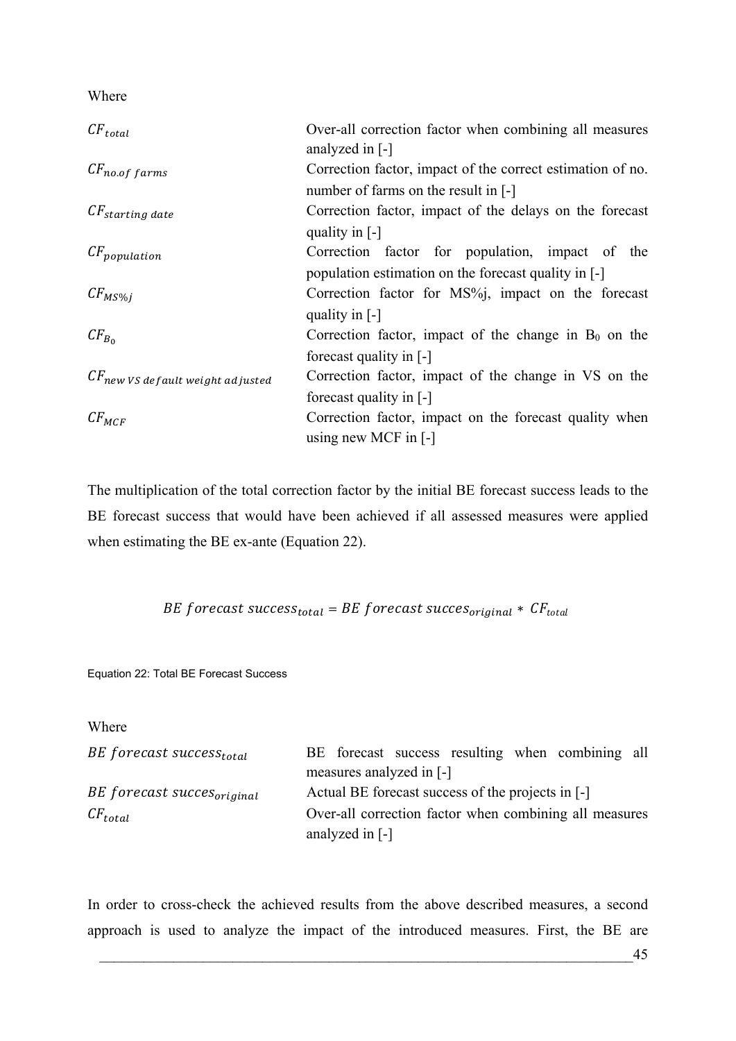Where

| | |
|---|---|
| $CF_{total}$ | Over-all correction factor when combining all measures analyzed in [-] |
| $CF_{no.of\ farms}$ | Correction factor, impact of the correct estimation of no. number of farms on the result in [-] |
| $CF_{starting\ date}$ | Correction factor, impact of the delays on the forecast quality in [-] |
| $CF_{population}$ | Correction factor for population, impact of the population estimation on the forecast quality in [-] |
| $CF_{MS\%j}$ | Correction factor for MS%j, impact on the forecast quality in [-] |
| $CF_{B_0}$ | Correction factor, impact of the change in $B_0$ on the forecast quality in [-] |
| $CF_{new\ VS\ default\ weight\ adjusted}$ | Correction factor, impact of the change in VS on the forecast quality in [-] |
| $CF_{MCF}$ | Correction factor, impact on the forecast quality when using new MCF in [-] |

The multiplication of the total correction factor by the initial BE forecast success leads to the BE forecast success that would have been achieved if all assessed measures were applied when estimating the BE ex-ante (Equation 22).

$$BE\ forecast\ success_{total} = BE\ forecast\ succes_{original} * CF_{total}$$

Equation 22: Total BE Forecast Success

Where

| | |
|---|---|
| $BE\ forecast\ success_{total}$ | BE forecast success resulting when combining all measures analyzed in [-] |
| $BE\ forecast\ succes_{original}$ | Actual BE forecast success of the projects in [-] |
| $CF_{total}$ | Over-all correction factor when combining all measures analyzed in [-] |

In order to cross-check the achieved results from the above described measures, a second approach is used to analyze the impact of the introduced measures. First, the BE are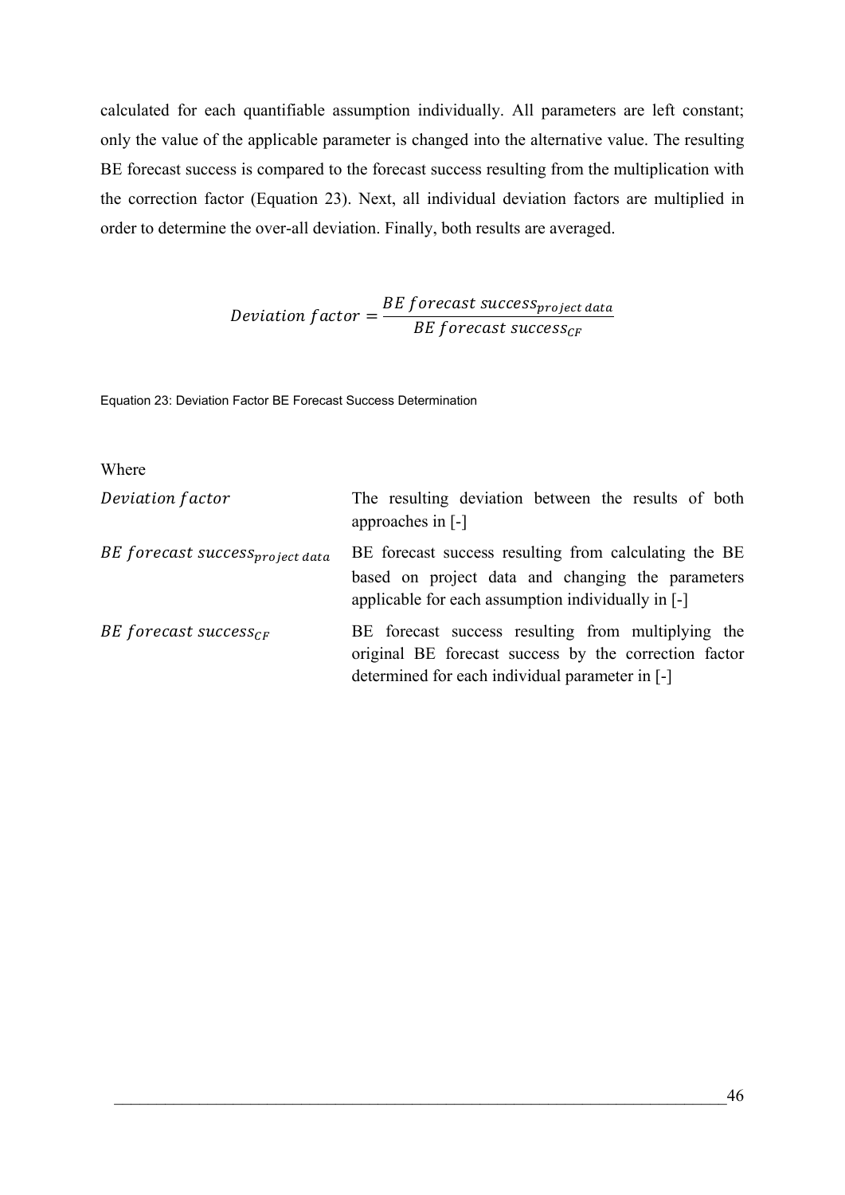calculated for each quantifiable assumption individually. All parameters are left constant; only the value of the applicable parameter is changed into the alternative value. The resulting BE forecast success is compared to the forecast success resulting from the multiplication with the correction factor (Equation 23). Next, all individual deviation factors are multiplied in order to determine the over-all deviation. Finally, both results are averaged.

$$Deviation\ factor = \frac{BE\ forecast\ success_{project\ data}}{BE\ forecast\ success_{CF}}$$

Equation 23: Deviation Factor BE Forecast Success Determination

Where

| | |
|---|---|
| $Deviation\ factor$ | The resulting deviation between the results of both approaches in [-] |
| $BE\ forecast\ success_{project\ data}$ | BE forecast success resulting from calculating the BE based on project data and changing the parameters applicable for each assumption individually in [-] |
| $BE\ forecast\ success_{CF}$ | BE forecast success resulting from multiplying the original BE forecast success by the correction factor determined for each individual parameter in [-] |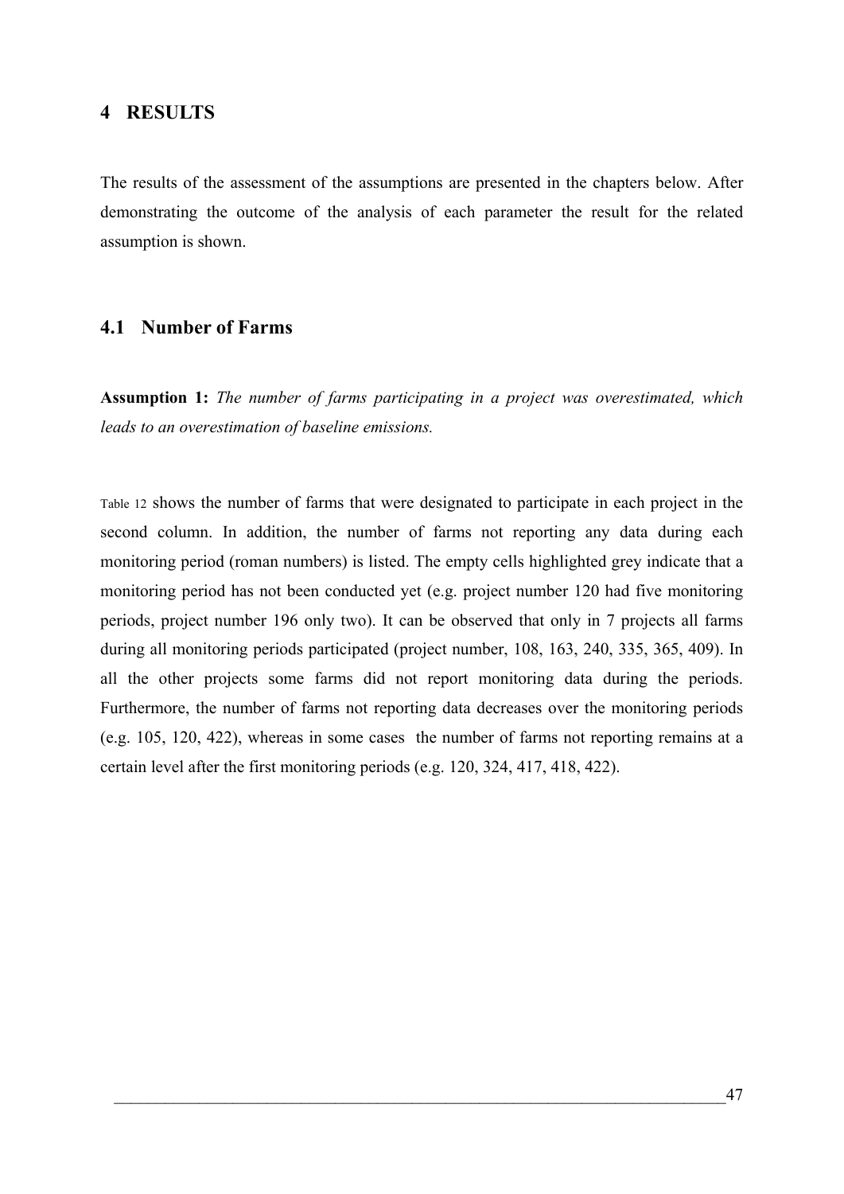# 4 RESULTS

The results of the assessment of the assumptions are presented in the chapters below. After demonstrating the outcome of the analysis of each parameter the result for the related assumption is shown.

## 4.1 Number of Farms

**Assumption 1:** *The number of farms participating in a project was overestimated, which leads to an overestimation of baseline emissions.*

Table 12 shows the number of farms that were designated to participate in each project in the second column. In addition, the number of farms not reporting any data during each monitoring period (roman numbers) is listed. The empty cells highlighted grey indicate that a monitoring period has not been conducted yet (e.g. project number 120 had five monitoring periods, project number 196 only two). It can be observed that only in 7 projects all farms during all monitoring periods participated (project number, 108, 163, 240, 335, 365, 409). In all the other projects some farms did not report monitoring data during the periods. Furthermore, the number of farms not reporting data decreases over the monitoring periods (e.g. 105, 120, 422), whereas in some cases the number of farms not reporting remains at a certain level after the first monitoring periods (e.g. 120, 324, 417, 418, 422).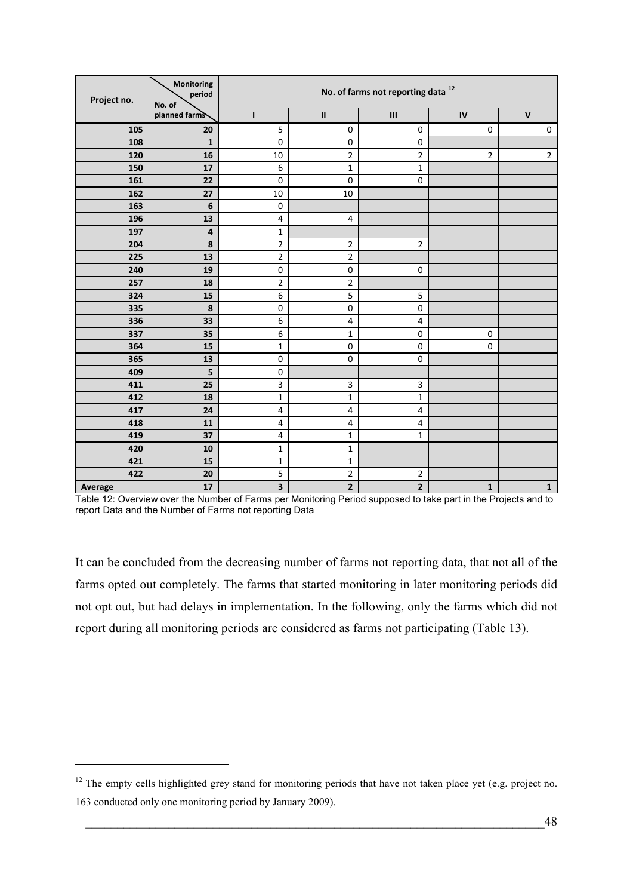| Project no. | Monitoring period / No. of planned farms | No. of farms not reporting data [12] | | | | |
|---|---|---|---|---|---|---|
| | | I | II | III | IV | V |
| 105 | 20 | 5 | 0 | 0 | 0 | 0 |
| 108 | 1 | 0 | 0 | 0 | | |
| 120 | 16 | 10 | 2 | 2 | 2 | 2 |
| 150 | 17 | 6 | 1 | 1 | | |
| 161 | 22 | 0 | 0 | 0 | | |
| 162 | 27 | 10 | 10 | | | |
| 163 | 6 | 0 | | | | |
| 196 | 13 | 4 | 4 | | | |
| 197 | 4 | 1 | | | | |
| 204 | 8 | 2 | 2 | 2 | | |
| 225 | 13 | 2 | 2 | | | |
| 240 | 19 | 0 | 0 | 0 | | |
| 257 | 18 | 2 | 2 | | | |
| 324 | 15 | 6 | 5 | 5 | | |
| 335 | 8 | 0 | 0 | 0 | | |
| 336 | 33 | 6 | 4 | 4 | | |
| 337 | 35 | 6 | 1 | 0 | 0 | |
| 364 | 15 | 1 | 0 | 0 | 0 | |
| 365 | 13 | 0 | 0 | 0 | | |
| 409 | 5 | 0 | | | | |
| 411 | 25 | 3 | 3 | 3 | | |
| 412 | 18 | 1 | 1 | 1 | | |
| 417 | 24 | 4 | 4 | 4 | | |
| 418 | 11 | 4 | 4 | 4 | | |
| 419 | 37 | 4 | 1 | 1 | | |
| 420 | 10 | 1 | 1 | | | |
| 421 | 15 | 1 | 1 | | | |
| 422 | 20 | 5 | 2 | 2 | | |
| **Average** | **17** | **3** | **2** | **2** | **1** | **1** |

Table 12: Overview over the Number of Farms per Monitoring Period supposed to take part in the Projects and to report Data and the Number of Farms not reporting Data

It can be concluded from the decreasing number of farms not reporting data, that not all of the farms opted out completely. The farms that started monitoring in later monitoring periods did not opt out, but had delays in implementation. In the following, only the farms which did not report during all monitoring periods are considered as farms not participating (Table 13).

[12] The empty cells highlighted grey stand for monitoring periods that have not taken place yet (e.g. project no. 163 conducted only one monitoring period by January 2009).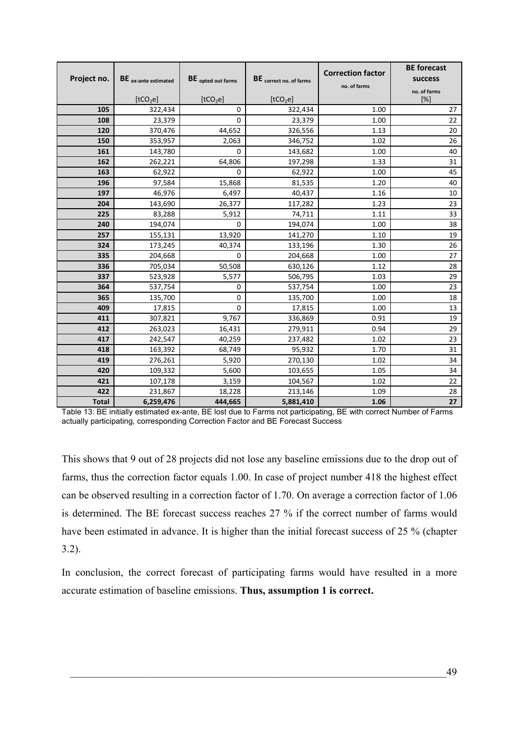| Project no. | $BE_{\text{ex-ante estimated}}$ [$tCO_2e$] | $BE_{\text{opted out farms}}$ [$tCO_2e$] | $BE_{\text{correct no. of farms}}$ [$tCO_2e$] | Correction factor no. of farms | BE forecast success no. of farms [%] |
|---|---|---|---|---|---|
| 105 | 322,434 | 0 | 322,434 | 1.00 | 27 |
| 108 | 23,379 | 0 | 23,379 | 1.00 | 22 |
| 120 | 370,476 | 44,652 | 326,556 | 1.13 | 20 |
| 150 | 353,957 | 2,063 | 346,752 | 1.02 | 26 |
| 161 | 143,780 | 0 | 143,682 | 1.00 | 40 |
| 162 | 262,221 | 64,806 | 197,298 | 1.33 | 31 |
| 163 | 62,922 | 0 | 62,922 | 1.00 | 45 |
| 196 | 97,584 | 15,868 | 81,535 | 1.20 | 40 |
| 197 | 46,976 | 6,497 | 40,437 | 1.16 | 10 |
| 204 | 143,690 | 26,377 | 117,282 | 1.23 | 23 |
| 225 | 83,288 | 5,912 | 74,711 | 1.11 | 33 |
| 240 | 194,074 | 0 | 194,074 | 1.00 | 38 |
| 257 | 155,131 | 13,920 | 141,270 | 1.10 | 19 |
| 324 | 173,245 | 40,374 | 133,196 | 1.30 | 26 |
| 335 | 204,668 | 0 | 204,668 | 1.00 | 27 |
| 336 | 705,034 | 50,508 | 630,126 | 1.12 | 28 |
| 337 | 523,928 | 5,577 | 506,795 | 1.03 | 29 |
| 364 | 537,754 | 0 | 537,754 | 1.00 | 23 |
| 365 | 135,700 | 0 | 135,700 | 1.00 | 18 |
| 409 | 17,815 | 0 | 17,815 | 1.00 | 13 |
| 411 | 307,821 | 9,767 | 336,869 | 0.91 | 19 |
| 412 | 263,023 | 16,431 | 279,911 | 0.94 | 29 |
| 417 | 242,547 | 40,259 | 237,482 | 1.02 | 23 |
| 418 | 163,392 | 68,749 | 95,932 | 1.70 | 31 |
| 419 | 276,261 | 5,920 | 270,130 | 1.02 | 34 |
| 420 | 109,332 | 5,600 | 103,655 | 1.05 | 34 |
| 421 | 107,178 | 3,159 | 104,567 | 1.02 | 22 |
| 422 | 231,867 | 18,228 | 213,146 | 1.09 | 28 |
| **Total** | **6,259,476** | **444,665** | **5,881,410** | **1.06** | **27** |

Table 13: BE initially estimated ex-ante, BE lost due to Farms not participating, BE with correct Number of Farms actually participating, corresponding Correction Factor and BE Forecast Success

This shows that 9 out of 28 projects did not lose any baseline emissions due to the drop out of farms, thus the correction factor equals 1.00. In case of project number 418 the highest effect can be observed resulting in a correction factor of 1.70. On average a correction factor of 1.06 is determined. The BE forecast success reaches 27 % if the correct number of farms would have been estimated in advance. It is higher than the initial forecast success of 25 % (chapter 3.2).

In conclusion, the correct forecast of participating farms would have resulted in a more accurate estimation of baseline emissions. **Thus, assumption 1 is correct.**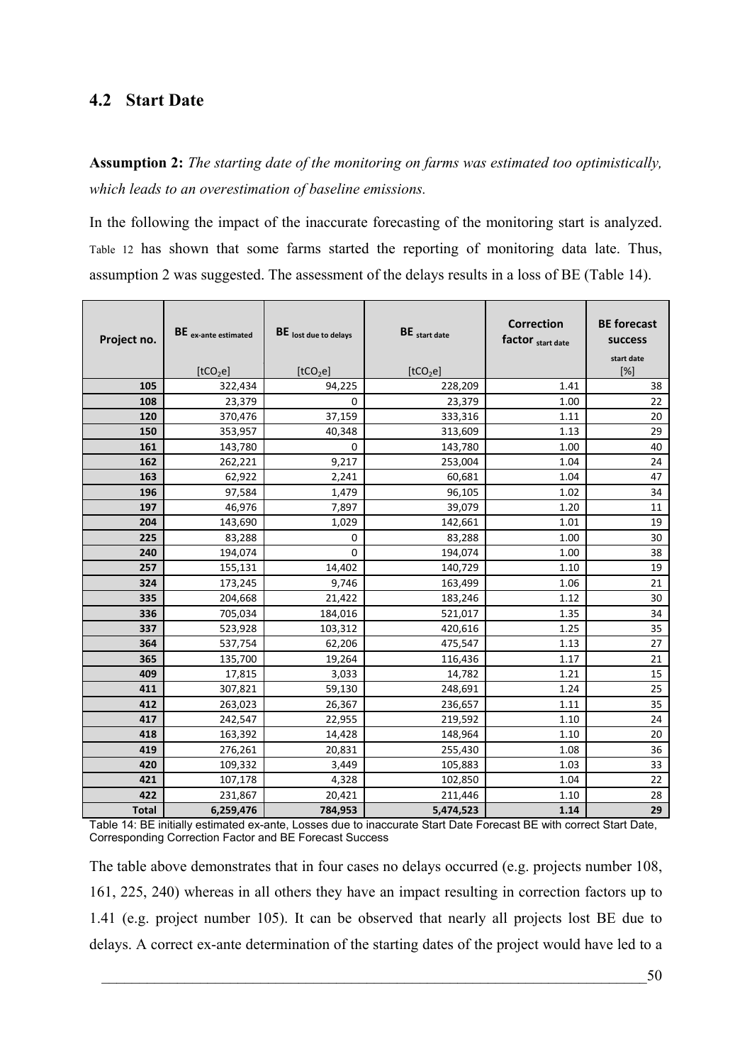## 4.2 Start Date

**Assumption 2:** *The starting date of the monitoring on farms was estimated too optimistically, which leads to an overestimation of baseline emissions.*

In the following the impact of the inaccurate forecasting of the monitoring start is analyzed. Table 12 has shown that some farms started the reporting of monitoring data late. Thus, assumption 2 was suggested. The assessment of the delays results in a loss of BE (Table 14).

| Project no. | $BE_{ex\text{-}ante\ estimated}$ [$tCO_2e$] | $BE_{lost\ due\ to\ delays}$ [$tCO_2e$] | $BE_{start\ date}$ [$tCO_2e$] | Correction factor $_{start\ date}$ | BE forecast success $_{start\ date}$ [%] |
|---|---|---|---|---|---|
| 105 | 322,434 | 94,225 | 228,209 | 1.41 | 38 |
| 108 | 23,379 | 0 | 23,379 | 1.00 | 22 |
| 120 | 370,476 | 37,159 | 333,316 | 1.11 | 20 |
| 150 | 353,957 | 40,348 | 313,609 | 1.13 | 29 |
| 161 | 143,780 | 0 | 143,780 | 1.00 | 40 |
| 162 | 262,221 | 9,217 | 253,004 | 1.04 | 24 |
| 163 | 62,922 | 2,241 | 60,681 | 1.04 | 47 |
| 196 | 97,584 | 1,479 | 96,105 | 1.02 | 34 |
| 197 | 46,976 | 7,897 | 39,079 | 1.20 | 11 |
| 204 | 143,690 | 1,029 | 142,661 | 1.01 | 19 |
| 225 | 83,288 | 0 | 83,288 | 1.00 | 30 |
| 240 | 194,074 | 0 | 194,074 | 1.00 | 38 |
| 257 | 155,131 | 14,402 | 140,729 | 1.10 | 19 |
| 324 | 173,245 | 9,746 | 163,499 | 1.06 | 21 |
| 335 | 204,668 | 21,422 | 183,246 | 1.12 | 30 |
| 336 | 705,034 | 184,016 | 521,017 | 1.35 | 34 |
| 337 | 523,928 | 103,312 | 420,616 | 1.25 | 35 |
| 364 | 537,754 | 62,206 | 475,547 | 1.13 | 27 |
| 365 | 135,700 | 19,264 | 116,436 | 1.17 | 21 |
| 409 | 17,815 | 3,033 | 14,782 | 1.21 | 15 |
| 411 | 307,821 | 59,130 | 248,691 | 1.24 | 25 |
| 412 | 263,023 | 26,367 | 236,657 | 1.11 | 35 |
| 417 | 242,547 | 22,955 | 219,592 | 1.10 | 24 |
| 418 | 163,392 | 14,428 | 148,964 | 1.10 | 20 |
| 419 | 276,261 | 20,831 | 255,430 | 1.08 | 36 |
| 420 | 109,332 | 3,449 | 105,883 | 1.03 | 33 |
| 421 | 107,178 | 4,328 | 102,850 | 1.04 | 22 |
| 422 | 231,867 | 20,421 | 211,446 | 1.10 | 28 |
| **Total** | **6,259,476** | **784,953** | **5,474,523** | **1.14** | **29** |

Table 14: BE initially estimated ex-ante, Losses due to inaccurate Start Date Forecast BE with correct Start Date, Corresponding Correction Factor and BE Forecast Success

The table above demonstrates that in four cases no delays occurred (e.g. projects number 108, 161, 225, 240) whereas in all others they have an impact resulting in correction factors up to 1.41 (e.g. project number 105). It can be observed that nearly all projects lost BE due to delays. A correct ex-ante determination of the starting dates of the project would have led to a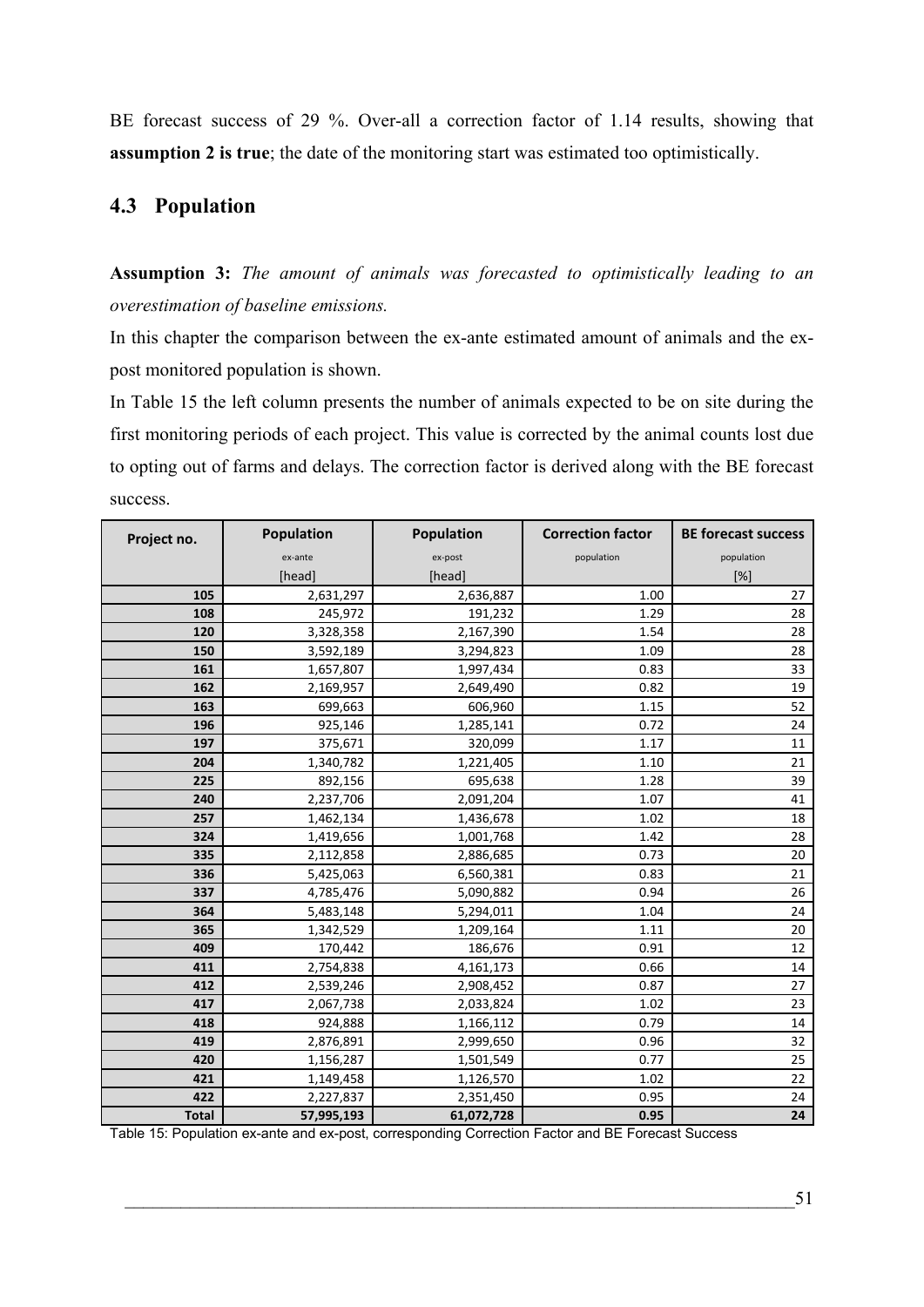BE forecast success of 29 %. Over-all a correction factor of 1.14 results, showing that **assumption 2 is true**; the date of the monitoring start was estimated too optimistically.

## 4.3 Population

**Assumption 3:** *The amount of animals was forecasted to optimistically leading to an overestimation of baseline emissions.*

In this chapter the comparison between the ex-ante estimated amount of animals and the ex-post monitored population is shown.

In Table 15 the left column presents the number of animals expected to be on site during the first monitoring periods of each project. This value is corrected by the animal counts lost due to opting out of farms and delays. The correction factor is derived along with the BE forecast success.

| Project no. | Population ex-ante [head] | Population ex-post [head] | Correction factor population | BE forecast success population [%] |
|---|---|---|---|---|
| 105 | 2,631,297 | 2,636,887 | 1.00 | 27 |
| 108 | 245,972 | 191,232 | 1.29 | 28 |
| 120 | 3,328,358 | 2,167,390 | 1.54 | 28 |
| 150 | 3,592,189 | 3,294,823 | 1.09 | 28 |
| 161 | 1,657,807 | 1,997,434 | 0.83 | 33 |
| 162 | 2,169,957 | 2,649,490 | 0.82 | 19 |
| 163 | 699,663 | 606,960 | 1.15 | 52 |
| 196 | 925,146 | 1,285,141 | 0.72 | 24 |
| 197 | 375,671 | 320,099 | 1.17 | 11 |
| 204 | 1,340,782 | 1,221,405 | 1.10 | 21 |
| 225 | 892,156 | 695,638 | 1.28 | 39 |
| 240 | 2,237,706 | 2,091,204 | 1.07 | 41 |
| 257 | 1,462,134 | 1,436,678 | 1.02 | 18 |
| 324 | 1,419,656 | 1,001,768 | 1.42 | 28 |
| 335 | 2,112,858 | 2,886,685 | 0.73 | 20 |
| 336 | 5,425,063 | 6,560,381 | 0.83 | 21 |
| 337 | 4,785,476 | 5,090,882 | 0.94 | 26 |
| 364 | 5,483,148 | 5,294,011 | 1.04 | 24 |
| 365 | 1,342,529 | 1,209,164 | 1.11 | 20 |
| 409 | 170,442 | 186,676 | 0.91 | 12 |
| 411 | 2,754,838 | 4,161,173 | 0.66 | 14 |
| 412 | 2,539,246 | 2,908,452 | 0.87 | 27 |
| 417 | 2,067,738 | 2,033,824 | 1.02 | 23 |
| 418 | 924,888 | 1,166,112 | 0.79 | 14 |
| 419 | 2,876,891 | 2,999,650 | 0.96 | 32 |
| 420 | 1,156,287 | 1,501,549 | 0.77 | 25 |
| 421 | 1,149,458 | 1,126,570 | 1.02 | 22 |
| 422 | 2,227,837 | 2,351,450 | 0.95 | 24 |
| **Total** | **57,995,193** | **61,072,728** | **0.95** | **24** |

Table 15: Population ex-ante and ex-post, corresponding Correction Factor and BE Forecast Success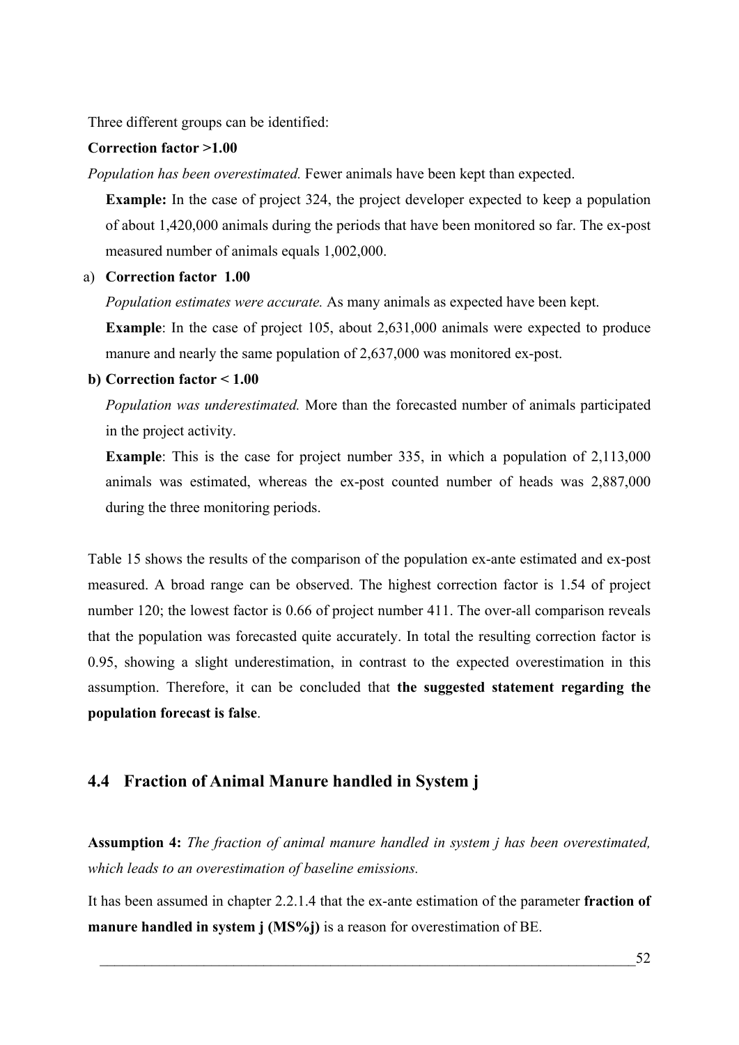Three different groups can be identified:

**Correction factor >1.00**

*Population has been overestimated.* Fewer animals have been kept than expected.

**Example:** In the case of project 324, the project developer expected to keep a population of about 1,420,000 animals during the periods that have been monitored so far. The ex-post measured number of animals equals 1,002,000.

a) **Correction factor 1.00**

*Population estimates were accurate.* As many animals as expected have been kept.

**Example**: In the case of project 105, about 2,631,000 animals were expected to produce manure and nearly the same population of 2,637,000 was monitored ex-post.

**b) Correction factor < 1.00**

*Population was underestimated.* More than the forecasted number of animals participated in the project activity.

**Example**: This is the case for project number 335, in which a population of 2,113,000 animals was estimated, whereas the ex-post counted number of heads was 2,887,000 during the three monitoring periods.

Table 15 shows the results of the comparison of the population ex-ante estimated and ex-post measured. A broad range can be observed. The highest correction factor is 1.54 of project number 120; the lowest factor is 0.66 of project number 411. The over-all comparison reveals that the population was forecasted quite accurately. In total the resulting correction factor is 0.95, showing a slight underestimation, in contrast to the expected overestimation in this assumption. Therefore, it can be concluded that **the suggested statement regarding the population forecast is false**.

## 4.4 Fraction of Animal Manure handled in System j

**Assumption 4:** *The fraction of animal manure handled in system j has been overestimated, which leads to an overestimation of baseline emissions.*

It has been assumed in chapter 2.2.1.4 that the ex-ante estimation of the parameter **fraction of manure handled in system j (MS%j)** is a reason for overestimation of BE.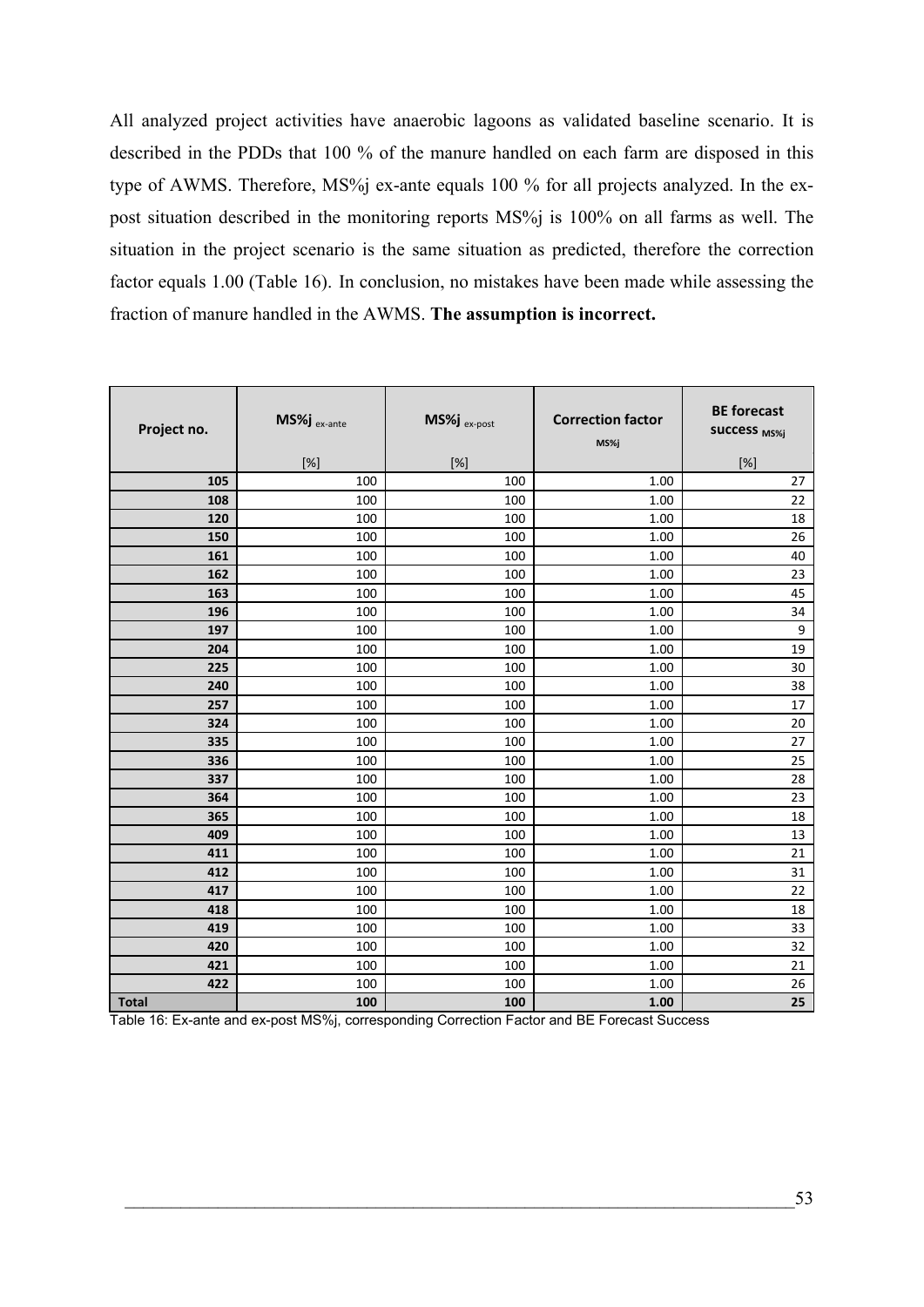All analyzed project activities have anaerobic lagoons as validated baseline scenario. It is described in the PDDs that 100 % of the manure handled on each farm are disposed in this type of AWMS. Therefore, MS%j ex-ante equals 100 % for all projects analyzed. In the ex-post situation described in the monitoring reports MS%j is 100% on all farms as well. The situation in the project scenario is the same situation as predicted, therefore the correction factor equals 1.00 (Table 16). In conclusion, no mistakes have been made while assessing the fraction of manure handled in the AWMS. **The assumption is incorrect.**

| Project no. | $MS\%j_{\text{ex-ante}}$ [%] | $MS\%j_{\text{ex-post}}$ [%] | Correction factor $_{MS\%j}$ | BE forecast success $_{MS\%j}$ [%] |
|---|---|---|---|---|
| 105 | 100 | 100 | 1.00 | 27 |
| 108 | 100 | 100 | 1.00 | 22 |
| 120 | 100 | 100 | 1.00 | 18 |
| 150 | 100 | 100 | 1.00 | 26 |
| 161 | 100 | 100 | 1.00 | 40 |
| 162 | 100 | 100 | 1.00 | 23 |
| 163 | 100 | 100 | 1.00 | 45 |
| 196 | 100 | 100 | 1.00 | 34 |
| 197 | 100 | 100 | 1.00 | 9 |
| 204 | 100 | 100 | 1.00 | 19 |
| 225 | 100 | 100 | 1.00 | 30 |
| 240 | 100 | 100 | 1.00 | 38 |
| 257 | 100 | 100 | 1.00 | 17 |
| 324 | 100 | 100 | 1.00 | 20 |
| 335 | 100 | 100 | 1.00 | 27 |
| 336 | 100 | 100 | 1.00 | 25 |
| 337 | 100 | 100 | 1.00 | 28 |
| 364 | 100 | 100 | 1.00 | 23 |
| 365 | 100 | 100 | 1.00 | 18 |
| 409 | 100 | 100 | 1.00 | 13 |
| 411 | 100 | 100 | 1.00 | 21 |
| 412 | 100 | 100 | 1.00 | 31 |
| 417 | 100 | 100 | 1.00 | 22 |
| 418 | 100 | 100 | 1.00 | 18 |
| 419 | 100 | 100 | 1.00 | 33 |
| 420 | 100 | 100 | 1.00 | 32 |
| 421 | 100 | 100 | 1.00 | 21 |
| 422 | 100 | 100 | 1.00 | 26 |
| **Total** | **100** | **100** | **1.00** | **25** |

Table 16: Ex-ante and ex-post MS%j, corresponding Correction Factor and BE Forecast Success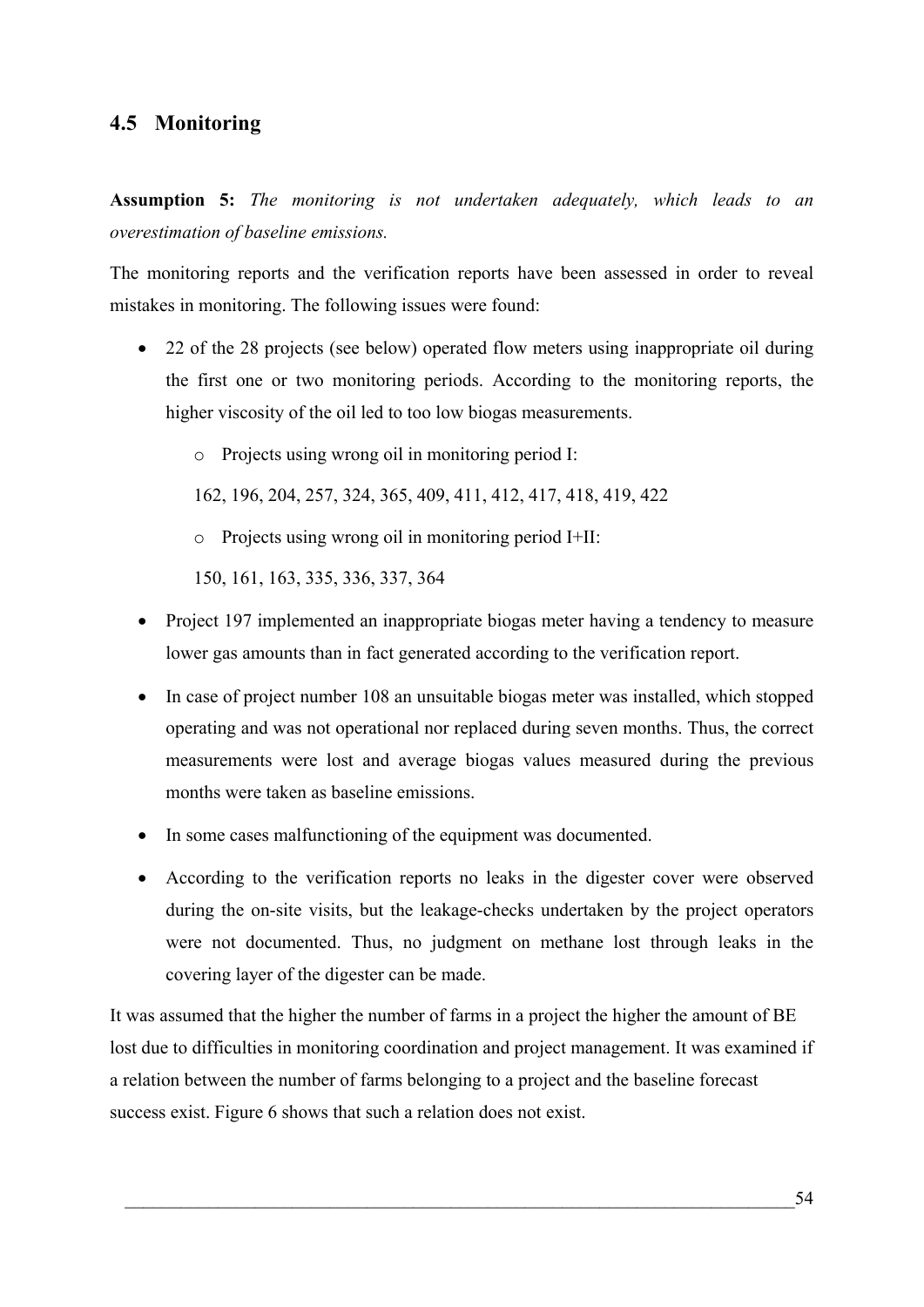## 4.5 Monitoring

**Assumption 5:** *The monitoring is not undertaken adequately, which leads to an overestimation of baseline emissions.*

The monitoring reports and the verification reports have been assessed in order to reveal mistakes in monitoring. The following issues were found:

- 22 of the 28 projects (see below) operated flow meters using inappropriate oil during the first one or two monitoring periods. According to the monitoring reports, the higher viscosity of the oil led to too low biogas measurements.
  - Projects using wrong oil in monitoring period I:

    162, 196, 204, 257, 324, 365, 409, 411, 412, 417, 418, 419, 422
  - Projects using wrong oil in monitoring period I+II:

    150, 161, 163, 335, 336, 337, 364
- Project 197 implemented an inappropriate biogas meter having a tendency to measure lower gas amounts than in fact generated according to the verification report.
- In case of project number 108 an unsuitable biogas meter was installed, which stopped operating and was not operational nor replaced during seven months. Thus, the correct measurements were lost and average biogas values measured during the previous months were taken as baseline emissions.
- In some cases malfunctioning of the equipment was documented.
- According to the verification reports no leaks in the digester cover were observed during the on-site visits, but the leakage-checks undertaken by the project operators were not documented. Thus, no judgment on methane lost through leaks in the covering layer of the digester can be made.

It was assumed that the higher the number of farms in a project the higher the amount of BE lost due to difficulties in monitoring coordination and project management. It was examined if a relation between the number of farms belonging to a project and the baseline forecast success exist. Figure 6 shows that such a relation does not exist.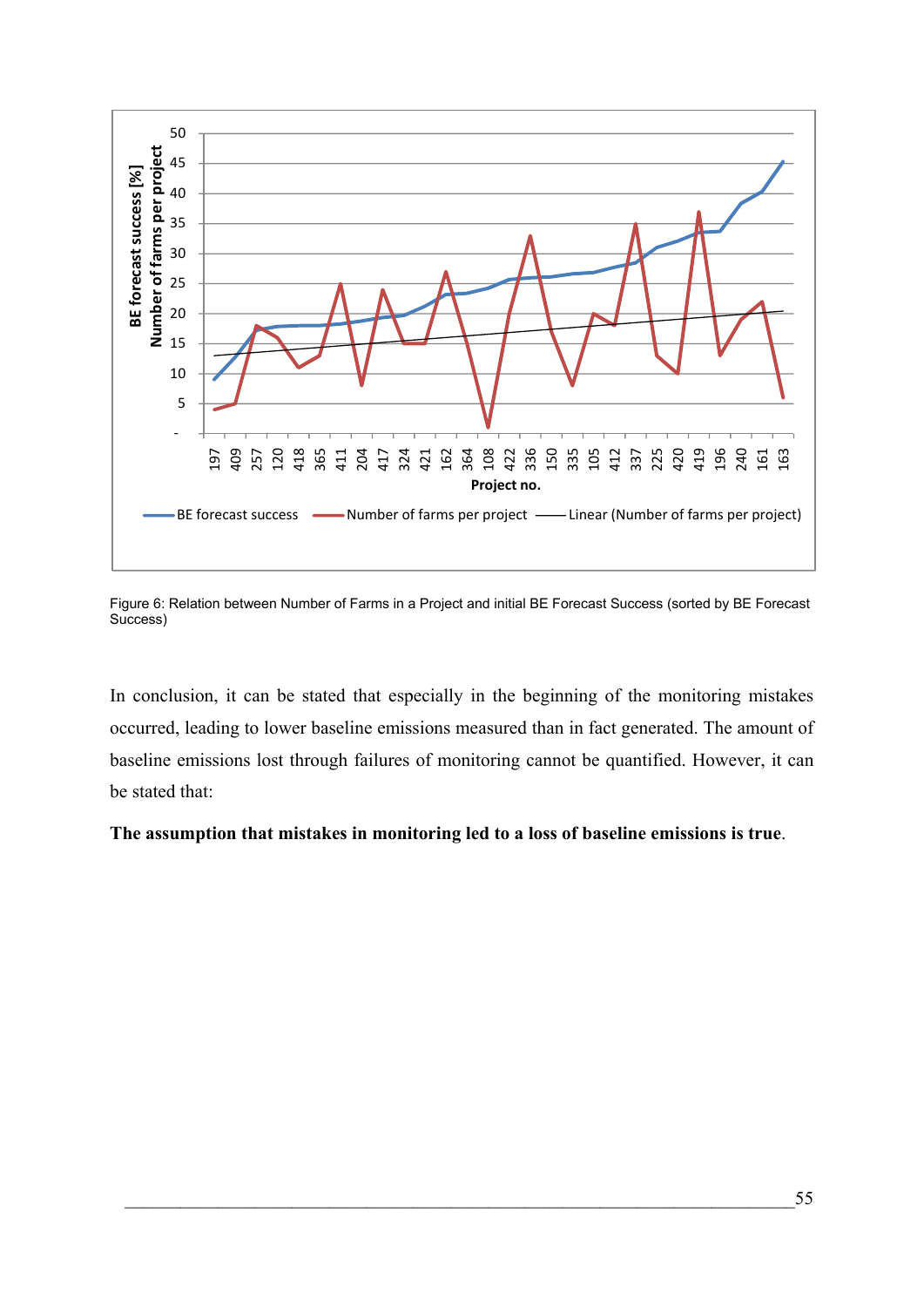Figure 6: Relation between Number of Farms in a Project and initial BE Forecast Success (sorted by BE Forecast Success)

In conclusion, it can be stated that especially in the beginning of the monitoring mistakes occurred, leading to lower baseline emissions measured than in fact generated. The amount of baseline emissions lost through failures of monitoring cannot be quantified. However, it can be stated that:

**The assumption that mistakes in monitoring led to a loss of baseline emissions is true**.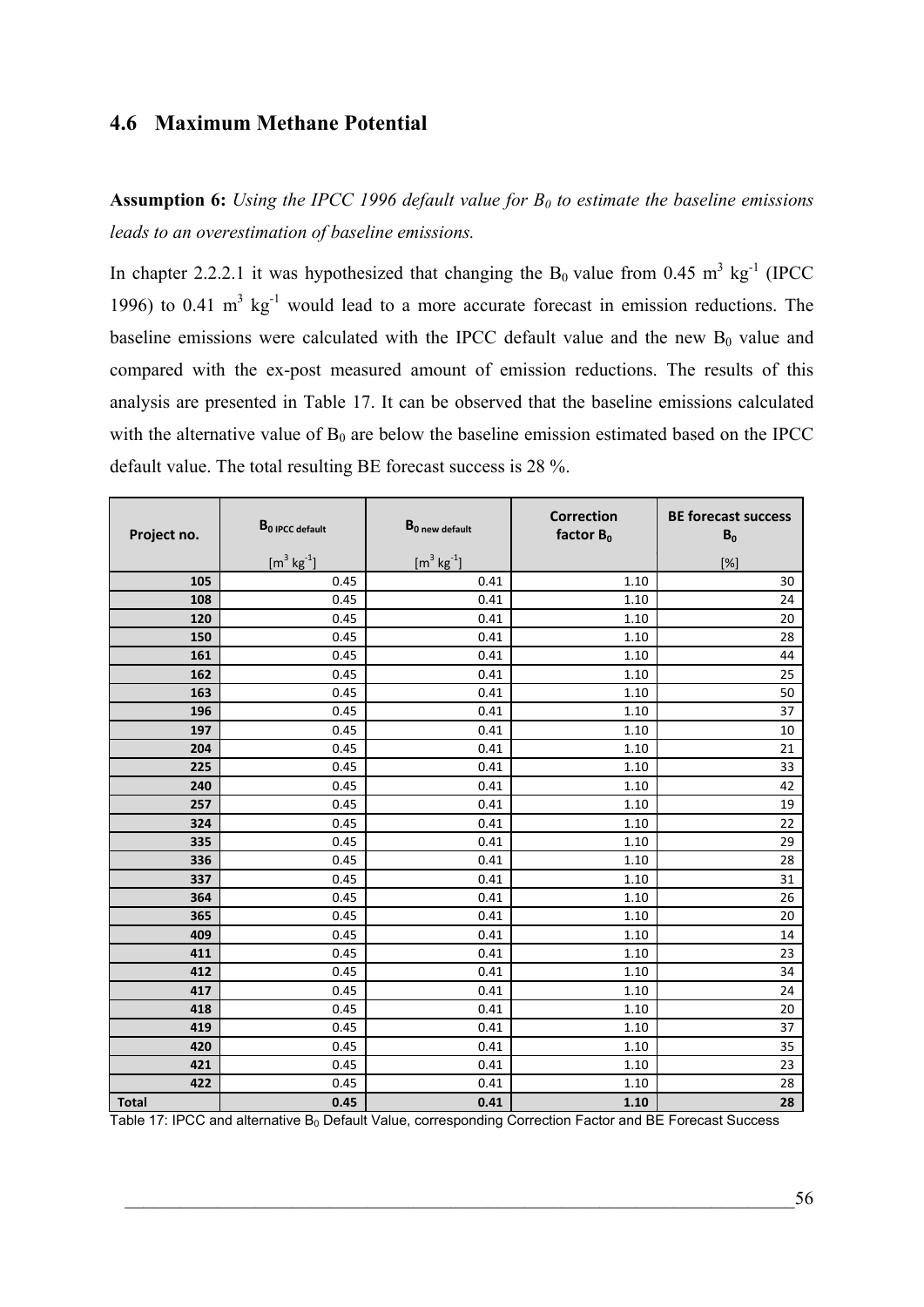## 4.6 Maximum Methane Potential

**Assumption 6:** *Using the IPCC 1996 default value for $B_0$ to estimate the baseline emissions leads to an overestimation of baseline emissions.*

In chapter 2.2.2.1 it was hypothesized that changing the $B_0$ value from 0.45 $m^3$ $kg^{-1}$ (IPCC 1996) to 0.41 $m^3$ $kg^{-1}$ would lead to a more accurate forecast in emission reductions. The baseline emissions were calculated with the IPCC default value and the new $B_0$ value and compared with the ex-post measured amount of emission reductions. The results of this analysis are presented in Table 17. It can be observed that the baseline emissions calculated with the alternative value of $B_0$ are below the baseline emission estimated based on the IPCC default value. The total resulting BE forecast success is 28 %.

| Project no. | $B_{0\ IPCC\ default}$ | $B_{0\ new\ default}$ | Correction factor $B_0$ | BE forecast success $B_0$ |
|---|---|---|---|---|
| | [$m^3$ $kg^{-1}$] | [$m^3$ $kg^{-1}$] | | [%] |
| **105** | 0.45 | 0.41 | 1.10 | 30 |
| **108** | 0.45 | 0.41 | 1.10 | 24 |
| **120** | 0.45 | 0.41 | 1.10 | 20 |
| **150** | 0.45 | 0.41 | 1.10 | 28 |
| **161** | 0.45 | 0.41 | 1.10 | 44 |
| **162** | 0.45 | 0.41 | 1.10 | 25 |
| **163** | 0.45 | 0.41 | 1.10 | 50 |
| **196** | 0.45 | 0.41 | 1.10 | 37 |
| **197** | 0.45 | 0.41 | 1.10 | 10 |
| **204** | 0.45 | 0.41 | 1.10 | 21 |
| **225** | 0.45 | 0.41 | 1.10 | 33 |
| **240** | 0.45 | 0.41 | 1.10 | 42 |
| **257** | 0.45 | 0.41 | 1.10 | 19 |
| **324** | 0.45 | 0.41 | 1.10 | 22 |
| **335** | 0.45 | 0.41 | 1.10 | 29 |
| **336** | 0.45 | 0.41 | 1.10 | 28 |
| **337** | 0.45 | 0.41 | 1.10 | 31 |
| **364** | 0.45 | 0.41 | 1.10 | 26 |
| **365** | 0.45 | 0.41 | 1.10 | 20 |
| **409** | 0.45 | 0.41 | 1.10 | 14 |
| **411** | 0.45 | 0.41 | 1.10 | 23 |
| **412** | 0.45 | 0.41 | 1.10 | 34 |
| **417** | 0.45 | 0.41 | 1.10 | 24 |
| **418** | 0.45 | 0.41 | 1.10 | 20 |
| **419** | 0.45 | 0.41 | 1.10 | 37 |
| **420** | 0.45 | 0.41 | 1.10 | 35 |
| **421** | 0.45 | 0.41 | 1.10 | 23 |
| **422** | 0.45 | 0.41 | 1.10 | 28 |
| **Total** | **0.45** | **0.41** | **1.10** | **28** |

Table 17: IPCC and alternative $B_0$ Default Value, corresponding Correction Factor and BE Forecast Success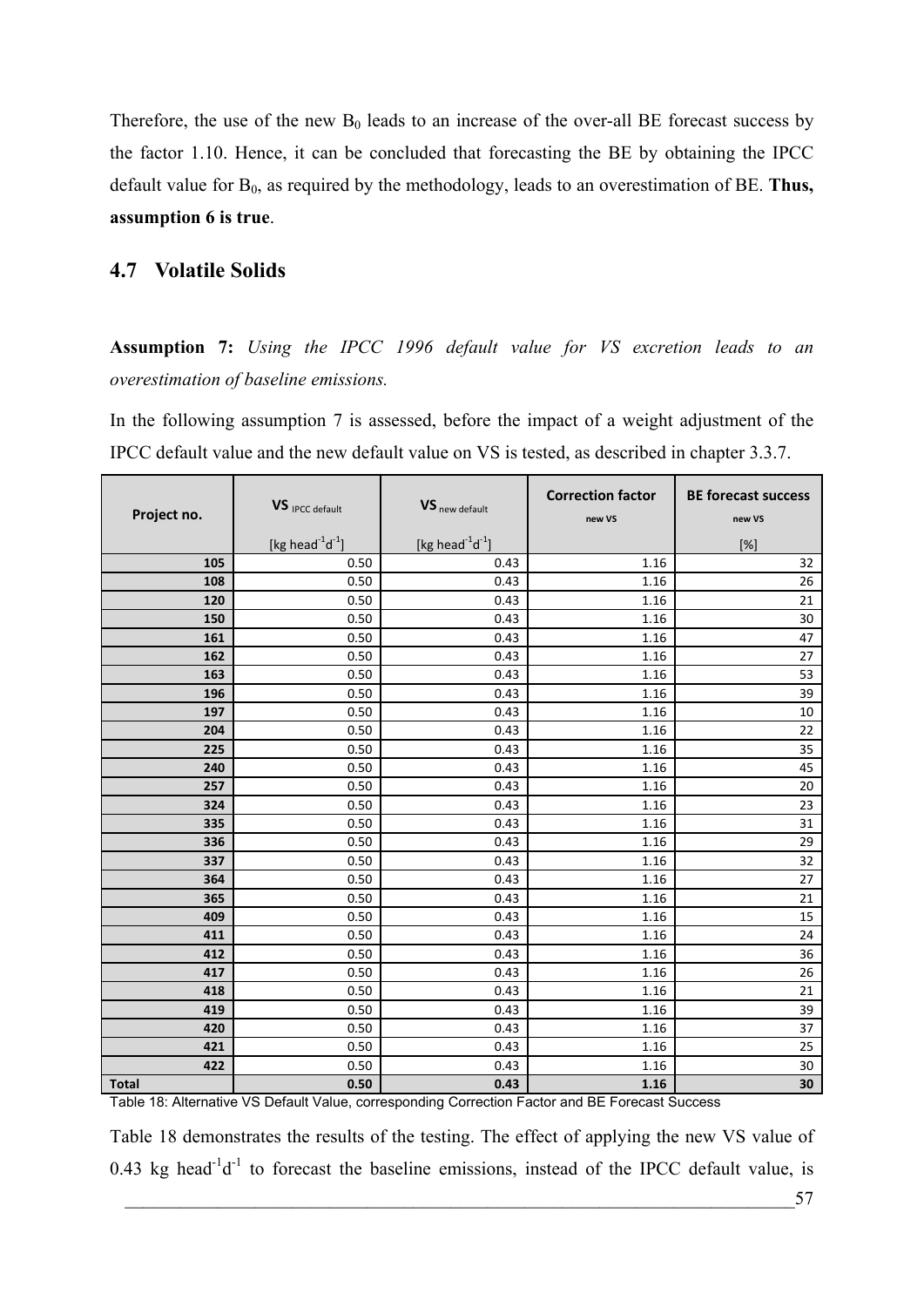Therefore, the use of the new $B_0$ leads to an increase of the over-all BE forecast success by the factor 1.10. Hence, it can be concluded that forecasting the BE by obtaining the IPCC default value for $B_0$, as required by the methodology, leads to an overestimation of BE. **Thus, assumption 6 is true**.

## 4.7 Volatile Solids

**Assumption 7:** *Using the IPCC 1996 default value for VS excretion leads to an overestimation of baseline emissions.*

In the following assumption 7 is assessed, before the impact of a weight adjustment of the IPCC default value and the new default value on VS is tested, as described in chapter 3.3.7.

| Project no. | $VS_{\text{IPCC default}}$ [kg $head^{-1}d^{-1}$] | $VS_{\text{new default}}$ [kg $head^{-1}d^{-1}$] | Correction factor new VS | BE forecast success new VS [%] |
|---|---|---|---|---|
| 105 | 0.50 | 0.43 | 1.16 | 32 |
| 108 | 0.50 | 0.43 | 1.16 | 26 |
| 120 | 0.50 | 0.43 | 1.16 | 21 |
| 150 | 0.50 | 0.43 | 1.16 | 30 |
| 161 | 0.50 | 0.43 | 1.16 | 47 |
| 162 | 0.50 | 0.43 | 1.16 | 27 |
| 163 | 0.50 | 0.43 | 1.16 | 53 |
| 196 | 0.50 | 0.43 | 1.16 | 39 |
| 197 | 0.50 | 0.43 | 1.16 | 10 |
| 204 | 0.50 | 0.43 | 1.16 | 22 |
| 225 | 0.50 | 0.43 | 1.16 | 35 |
| 240 | 0.50 | 0.43 | 1.16 | 45 |
| 257 | 0.50 | 0.43 | 1.16 | 20 |
| 324 | 0.50 | 0.43 | 1.16 | 23 |
| 335 | 0.50 | 0.43 | 1.16 | 31 |
| 336 | 0.50 | 0.43 | 1.16 | 29 |
| 337 | 0.50 | 0.43 | 1.16 | 32 |
| 364 | 0.50 | 0.43 | 1.16 | 27 |
| 365 | 0.50 | 0.43 | 1.16 | 21 |
| 409 | 0.50 | 0.43 | 1.16 | 15 |
| 411 | 0.50 | 0.43 | 1.16 | 24 |
| 412 | 0.50 | 0.43 | 1.16 | 36 |
| 417 | 0.50 | 0.43 | 1.16 | 26 |
| 418 | 0.50 | 0.43 | 1.16 | 21 |
| 419 | 0.50 | 0.43 | 1.16 | 39 |
| 420 | 0.50 | 0.43 | 1.16 | 37 |
| 421 | 0.50 | 0.43 | 1.16 | 25 |
| 422 | 0.50 | 0.43 | 1.16 | 30 |
| **Total** | **0.50** | **0.43** | **1.16** | **30** |

Table 18: Alternative VS Default Value, corresponding Correction Factor and BE Forecast Success

Table 18 demonstrates the results of the testing. The effect of applying the new VS value of 0.43 kg $head^{-1}d^{-1}$ to forecast the baseline emissions, instead of the IPCC default value, is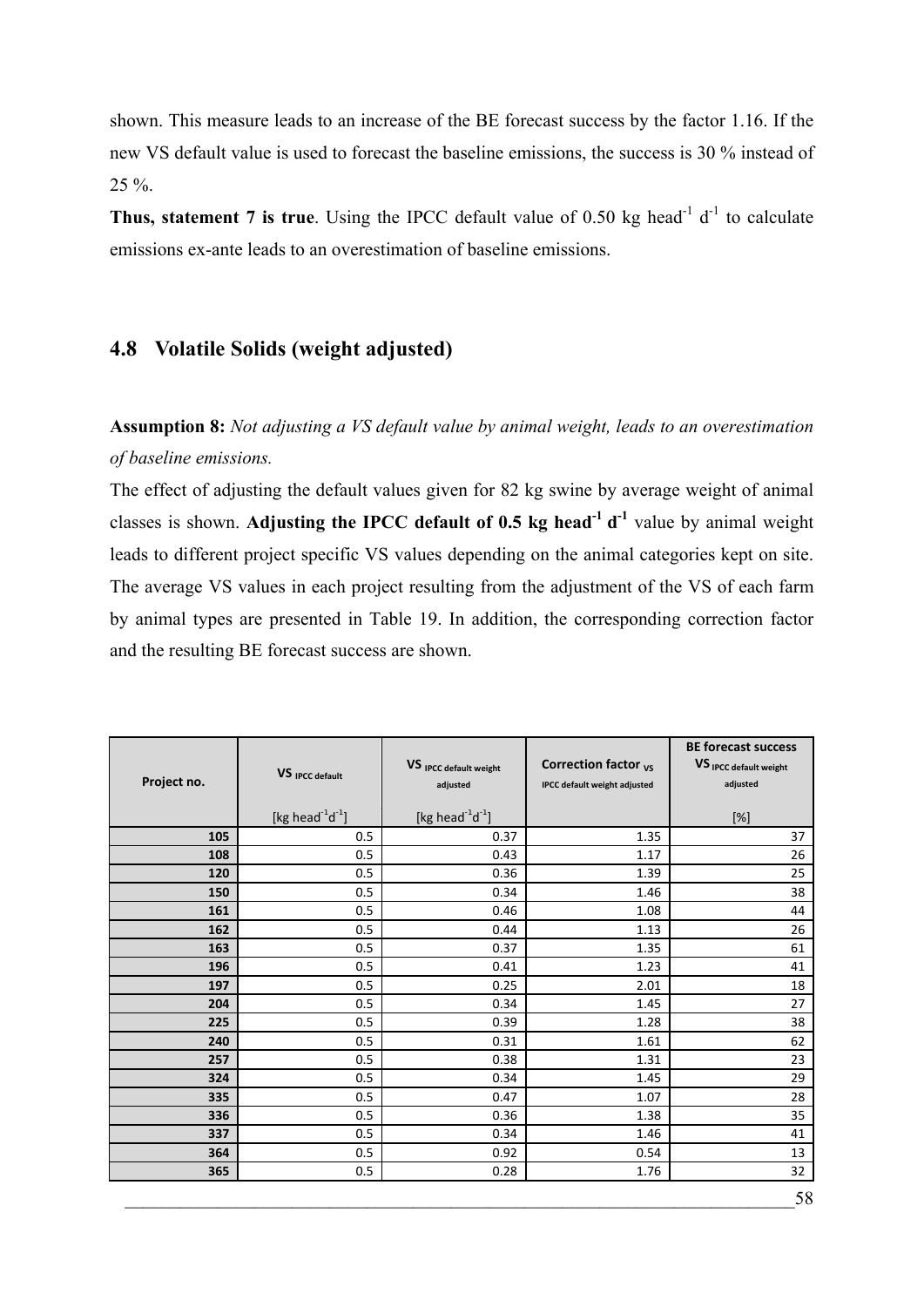shown. This measure leads to an increase of the BE forecast success by the factor 1.16. If the new VS default value is used to forecast the baseline emissions, the success is 30 % instead of 25 %.

**Thus, statement 7 is true**. Using the IPCC default value of 0.50 kg head$^{-1}$ d$^{-1}$ to calculate emissions ex-ante leads to an overestimation of baseline emissions.

## 4.8 Volatile Solids (weight adjusted)

**Assumption 8:** *Not adjusting a VS default value by animal weight, leads to an overestimation of baseline emissions.*

The effect of adjusting the default values given for 82 kg swine by average weight of animal classes is shown. **Adjusting the IPCC default of 0.5 kg head$^{-1}$ d$^{-1}$** value by animal weight leads to different project specific VS values depending on the animal categories kept on site. The average VS values in each project resulting from the adjustment of the VS of each farm by animal types are presented in Table 19. In addition, the corresponding correction factor and the resulting BE forecast success are shown.

| Project no. | $VS_{IPCC\ default}$ [kg head$^{-1}$d$^{-1}$] | $VS_{IPCC\ default\ weight\ adjusted}$ [kg head$^{-1}$d$^{-1}$] | Correction factor $_{VS\ IPCC\ default\ weight\ adjusted}$ | BE forecast success $VS_{IPCC\ default\ weight\ adjusted}$ [%] |
|---|---|---|---|---|
| 105 | 0.5 | 0.37 | 1.35 | 37 |
| 108 | 0.5 | 0.43 | 1.17 | 26 |
| 120 | 0.5 | 0.36 | 1.39 | 25 |
| 150 | 0.5 | 0.34 | 1.46 | 38 |
| 161 | 0.5 | 0.46 | 1.08 | 44 |
| 162 | 0.5 | 0.44 | 1.13 | 26 |
| 163 | 0.5 | 0.37 | 1.35 | 61 |
| 196 | 0.5 | 0.41 | 1.23 | 41 |
| 197 | 0.5 | 0.25 | 2.01 | 18 |
| 204 | 0.5 | 0.34 | 1.45 | 27 |
| 225 | 0.5 | 0.39 | 1.28 | 38 |
| 240 | 0.5 | 0.31 | 1.61 | 62 |
| 257 | 0.5 | 0.38 | 1.31 | 23 |
| 324 | 0.5 | 0.34 | 1.45 | 29 |
| 335 | 0.5 | 0.47 | 1.07 | 28 |
| 336 | 0.5 | 0.36 | 1.38 | 35 |
| 337 | 0.5 | 0.34 | 1.46 | 41 |
| 364 | 0.5 | 0.92 | 0.54 | 13 |
| 365 | 0.5 | 0.28 | 1.76 | 32 |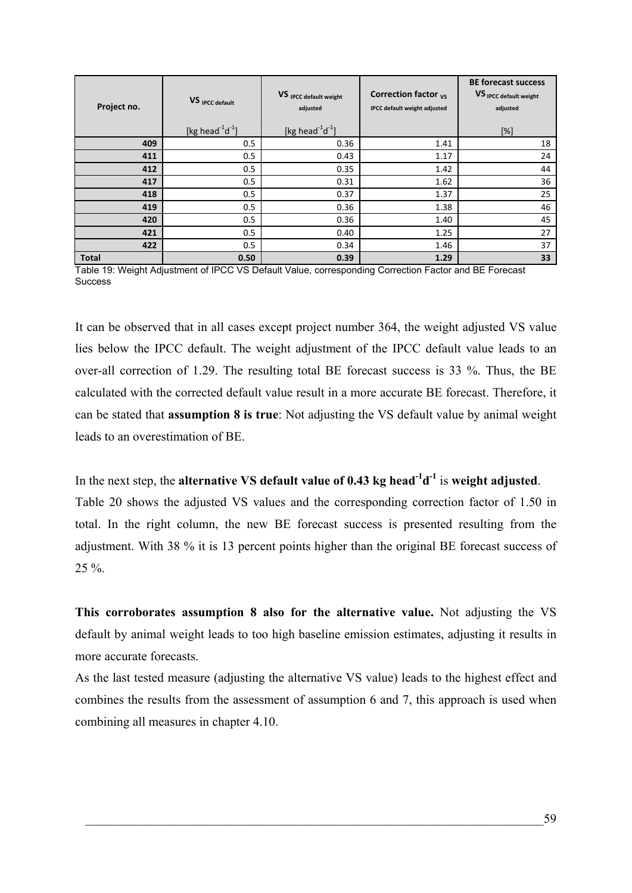| Project no. | $VS_{IPCC\ default}$ [kg $head^{-1}d^{-1}$] | $VS_{IPCC\ default\ weight\ adjusted}$ [kg $head^{-1}d^{-1}$] | Correction factor $VS_{IPCC\ default\ weight\ adjusted}$ | BE forecast success $VS_{IPCC\ default\ weight\ adjusted}$ [%] |
|---|---|---|---|---|
| **409** | 0.5 | 0.36 | 1.41 | 18 |
| **411** | 0.5 | 0.43 | 1.17 | 24 |
| **412** | 0.5 | 0.35 | 1.42 | 44 |
| **417** | 0.5 | 0.31 | 1.62 | 36 |
| **418** | 0.5 | 0.37 | 1.37 | 25 |
| **419** | 0.5 | 0.36 | 1.38 | 46 |
| **420** | 0.5 | 0.36 | 1.40 | 45 |
| **421** | 0.5 | 0.40 | 1.25 | 27 |
| **422** | 0.5 | 0.34 | 1.46 | 37 |
| **Total** | **0.50** | **0.39** | **1.29** | **33** |

Table 19: Weight Adjustment of IPCC VS Default Value, corresponding Correction Factor and BE Forecast Success

It can be observed that in all cases except project number 364, the weight adjusted VS value lies below the IPCC default. The weight adjustment of the IPCC default value leads to an over-all correction of 1.29. The resulting total BE forecast success is 33 %. Thus, the BE calculated with the corrected default value result in a more accurate BE forecast. Therefore, it can be stated that **assumption 8 is true**: Not adjusting the VS default value by animal weight leads to an overestimation of BE.

In the next step, the **alternative VS default value of 0.43 kg $head^{-1}d^{-1}$** is **weight adjusted**. Table 20 shows the adjusted VS values and the corresponding correction factor of 1.50 in total. In the right column, the new BE forecast success is presented resulting from the adjustment. With 38 % it is 13 percent points higher than the original BE forecast success of 25 %.

**This corroborates assumption 8 also for the alternative value.** Not adjusting the VS default by animal weight leads to too high baseline emission estimates, adjusting it results in more accurate forecasts.

As the last tested measure (adjusting the alternative VS value) leads to the highest effect and combines the results from the assessment of assumption 6 and 7, this approach is used when combining all measures in chapter 4.10.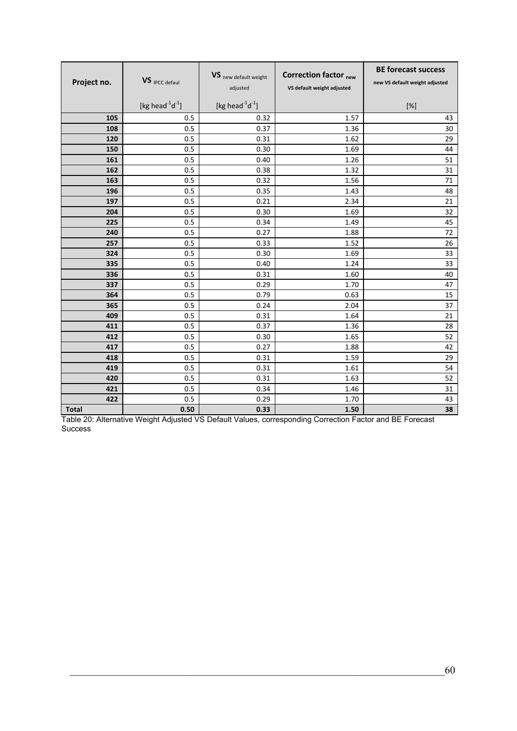| Project no. | $VS_{IPCC\ defaul}$ | $VS_{new\ default\ weight\ adjusted}$ | Correction factor $_{new\ VS\ default\ weight\ adjusted}$ | BE forecast success new VS default weight adjusted |
|---|---|---|---|---|
| | [kg head$^{-1}$d$^{-1}$] | [kg head$^{-1}$d$^{-1}$] | | [%] |
| 105 | 0.5 | 0.32 | 1.57 | 43 |
| 108 | 0.5 | 0.37 | 1.36 | 30 |
| 120 | 0.5 | 0.31 | 1.62 | 29 |
| 150 | 0.5 | 0.30 | 1.69 | 44 |
| 161 | 0.5 | 0.40 | 1.26 | 51 |
| 162 | 0.5 | 0.38 | 1.32 | 31 |
| 163 | 0.5 | 0.32 | 1.56 | 71 |
| 196 | 0.5 | 0.35 | 1.43 | 48 |
| 197 | 0.5 | 0.21 | 2.34 | 21 |
| 204 | 0.5 | 0.30 | 1.69 | 32 |
| 225 | 0.5 | 0.34 | 1.49 | 45 |
| 240 | 0.5 | 0.27 | 1.88 | 72 |
| 257 | 0.5 | 0.33 | 1.52 | 26 |
| 324 | 0.5 | 0.30 | 1.69 | 33 |
| 335 | 0.5 | 0.40 | 1.24 | 33 |
| 336 | 0.5 | 0.31 | 1.60 | 40 |
| 337 | 0.5 | 0.29 | 1.70 | 47 |
| 364 | 0.5 | 0.79 | 0.63 | 15 |
| 365 | 0.5 | 0.24 | 2.04 | 37 |
| 409 | 0.5 | 0.31 | 1.64 | 21 |
| 411 | 0.5 | 0.37 | 1.36 | 28 |
| 412 | 0.5 | 0.30 | 1.65 | 52 |
| 417 | 0.5 | 0.27 | 1.88 | 42 |
| 418 | 0.5 | 0.31 | 1.59 | 29 |
| 419 | 0.5 | 0.31 | 1.61 | 54 |
| 420 | 0.5 | 0.31 | 1.63 | 52 |
| 421 | 0.5 | 0.34 | 1.46 | 31 |
| 422 | 0.5 | 0.29 | 1.70 | 43 |
| **Total** | **0.50** | **0.33** | **1.50** | **38** |

Table 20: Alternative Weight Adjusted VS Default Values, corresponding Correction Factor and BE Forecast Success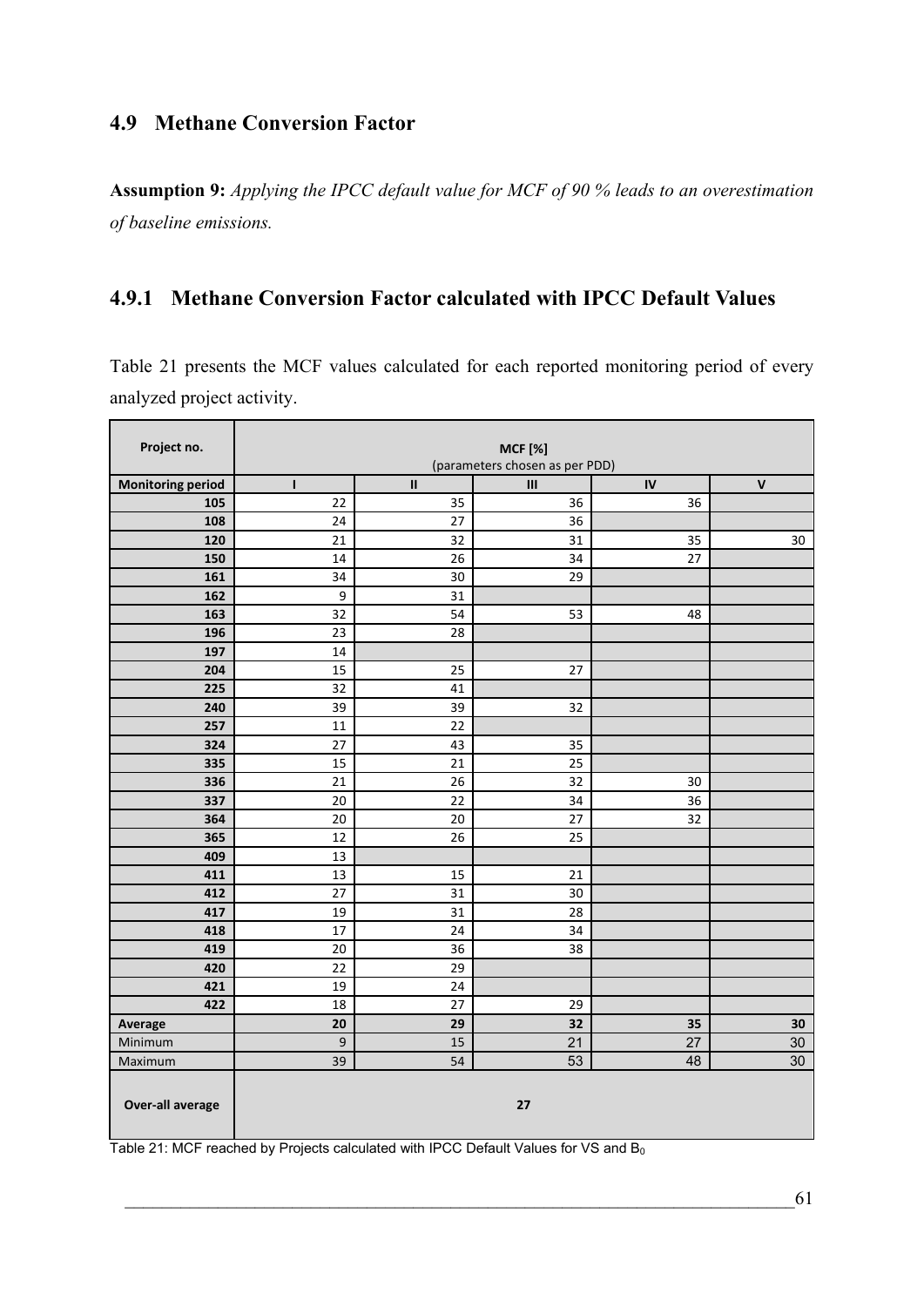## 4.9 Methane Conversion Factor

**Assumption 9:** *Applying the IPCC default value for MCF of 90 % leads to an overestimation of baseline emissions.*

### 4.9.1 Methane Conversion Factor calculated with IPCC Default Values

Table 21 presents the MCF values calculated for each reported monitoring period of every analyzed project activity.

| **Project no.** | **MCF [%]** (parameters chosen as per PDD) | | | | |
|---|---|---|---|---|---|
| **Monitoring period** | **I** | **II** | **III** | **IV** | **V** |
| **105** | 22 | 35 | 36 | 36 | |
| **108** | 24 | 27 | 36 | | |
| **120** | 21 | 32 | 31 | 35 | 30 |
| **150** | 14 | 26 | 34 | 27 | |
| **161** | 34 | 30 | 29 | | |
| **162** | 9 | 31 | | | |
| **163** | 32 | 54 | 53 | 48 | |
| **196** | 23 | 28 | | | |
| **197** | 14 | | | | |
| **204** | 15 | 25 | 27 | | |
| **225** | 32 | 41 | | | |
| **240** | 39 | 39 | 32 | | |
| **257** | 11 | 22 | | | |
| **324** | 27 | 43 | 35 | | |
| **335** | 15 | 21 | 25 | | |
| **336** | 21 | 26 | 32 | 30 | |
| **337** | 20 | 22 | 34 | 36 | |
| **364** | 20 | 20 | 27 | 32 | |
| **365** | 12 | 26 | 25 | | |
| **409** | 13 | | | | |
| **411** | 13 | 15 | 21 | | |
| **412** | 27 | 31 | 30 | | |
| **417** | 19 | 31 | 28 | | |
| **418** | 17 | 24 | 34 | | |
| **419** | 20 | 36 | 38 | | |
| **420** | 22 | 29 | | | |
| **421** | 19 | 24 | | | |
| **422** | 18 | 27 | 29 | | |
| **Average** | **20** | **29** | **32** | **35** | **30** |
| Minimum | 9 | 15 | 21 | 27 | 30 |
| Maximum | 39 | 54 | 53 | 48 | 30 |
| **Over-all average** | **27** | | | | |

Table 21: MCF reached by Projects calculated with IPCC Default Values for VS and $B_0$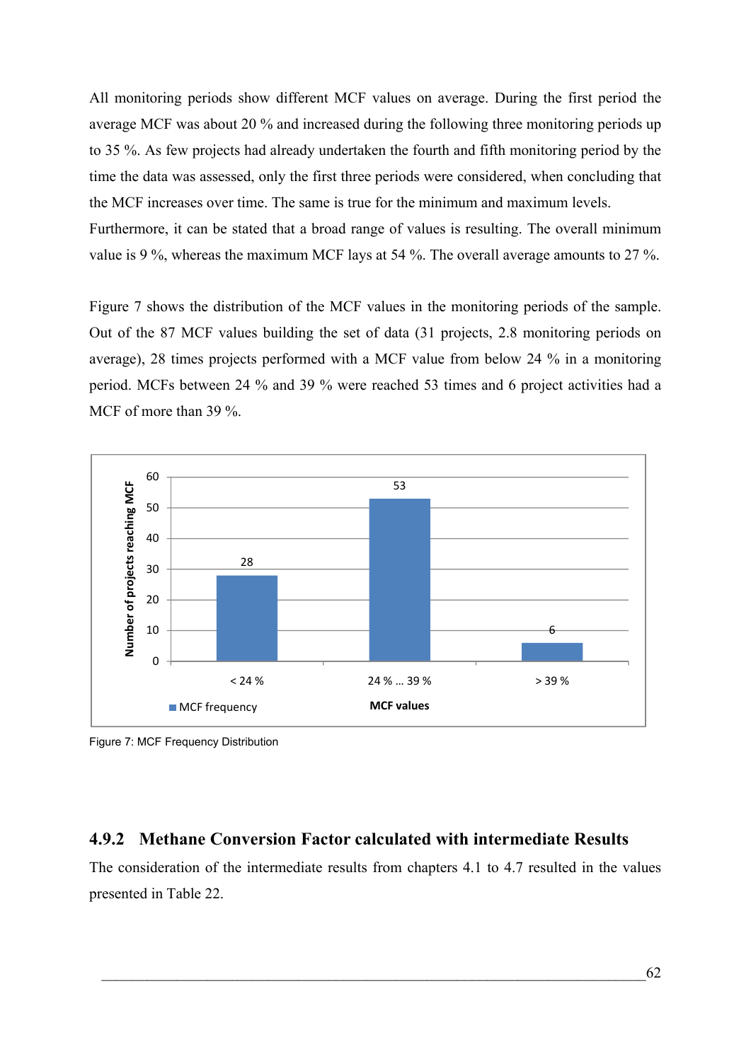All monitoring periods show different MCF values on average. During the first period the average MCF was about 20 % and increased during the following three monitoring periods up to 35 %. As few projects had already undertaken the fourth and fifth monitoring period by the time the data was assessed, only the first three periods were considered, when concluding that the MCF increases over time. The same is true for the minimum and maximum levels. Furthermore, it can be stated that a broad range of values is resulting. The overall minimum value is 9 %, whereas the maximum MCF lays at 54 %. The overall average amounts to 27 %.

Figure 7 shows the distribution of the MCF values in the monitoring periods of the sample. Out of the 87 MCF values building the set of data (31 projects, 2.8 monitoring periods on average), 28 times projects performed with a MCF value from below 24 % in a monitoring period. MCFs between 24 % and 39 % were reached 53 times and 6 project activities had a MCF of more than 39 %.

| MCF values | Number of projects reaching MCF (MCF frequency) |
|---|---|
| < 24 % | 28 |
| 24 % ... 39 % | 53 |
| > 39 % | 6 |

Figure 7: MCF Frequency Distribution

### 4.9.2 Methane Conversion Factor calculated with intermediate Results

The consideration of the intermediate results from chapters 4.1 to 4.7 resulted in the values presented in Table 22.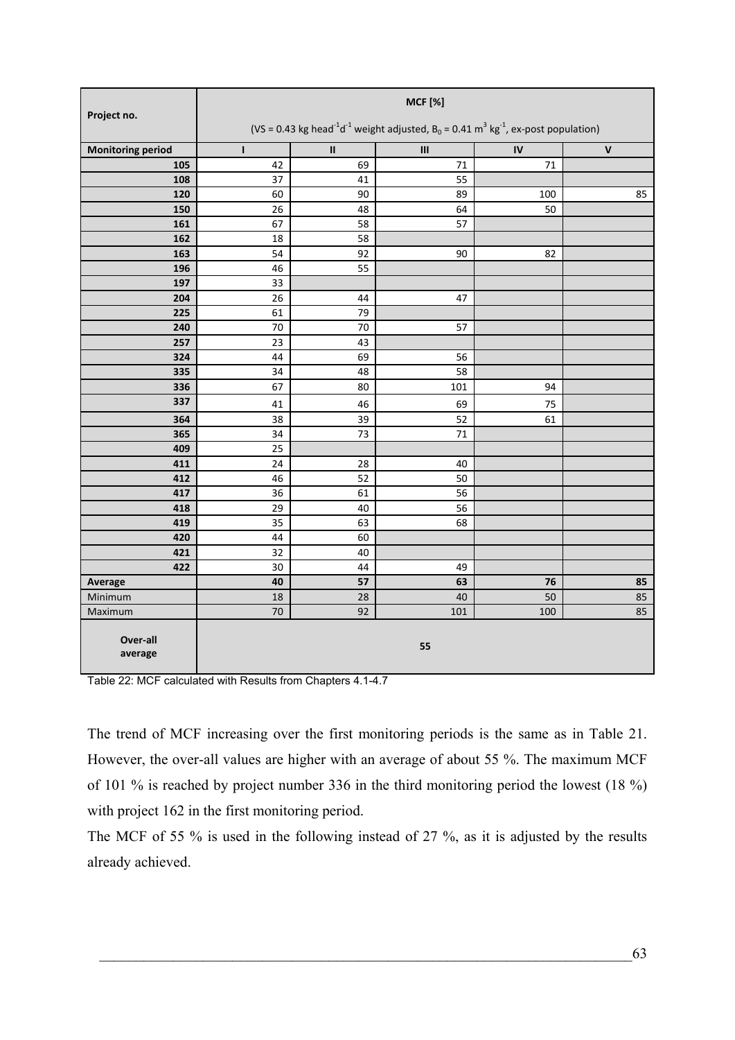| Project no. | MCF [%] (VS = 0.43 kg head$^{-1}$d$^{-1}$ weight adjusted, $B_0$ = 0.41 m$^3$ kg$^{-1}$, ex-post population) | | | | |
|---|---|---|---|---|---|
| **Monitoring period** | **I** | **II** | **III** | **IV** | **V** |
| **105** | 42 | 69 | 71 | 71 | |
| **108** | 37 | 41 | 55 | | |
| **120** | 60 | 90 | 89 | 100 | 85 |
| **150** | 26 | 48 | 64 | 50 | |
| **161** | 67 | 58 | 57 | | |
| **162** | 18 | 58 | | | |
| **163** | 54 | 92 | 90 | 82 | |
| **196** | 46 | 55 | | | |
| **197** | 33 | | | | |
| **204** | 26 | 44 | 47 | | |
| **225** | 61 | 79 | | | |
| **240** | 70 | 70 | 57 | | |
| **257** | 23 | 43 | | | |
| **324** | 44 | 69 | 56 | | |
| **335** | 34 | 48 | 58 | | |
| **336** | 67 | 80 | 101 | 94 | |
| **337** | 41 | 46 | 69 | 75 | |
| **364** | 38 | 39 | 52 | 61 | |
| **365** | 34 | 73 | 71 | | |
| **409** | 25 | | | | |
| **411** | 24 | 28 | 40 | | |
| **412** | 46 | 52 | 50 | | |
| **417** | 36 | 61 | 56 | | |
| **418** | 29 | 40 | 56 | | |
| **419** | 35 | 63 | 68 | | |
| **420** | 44 | 60 | | | |
| **421** | 32 | 40 | | | |
| **422** | 30 | 44 | 49 | | |
| **Average** | **40** | **57** | **63** | **76** | **85** |
| Minimum | 18 | 28 | 40 | 50 | 85 |
| Maximum | 70 | 92 | 101 | 100 | 85 |
| **Over-all average** | **55** | | | | |

Table 22: MCF calculated with Results from Chapters 4.1-4.7

The trend of MCF increasing over the first monitoring periods is the same as in Table 21. However, the over-all values are higher with an average of about 55 %. The maximum MCF of 101 % is reached by project number 336 in the third monitoring period the lowest (18 %) with project 162 in the first monitoring period.

The MCF of 55 % is used in the following instead of 27 %, as it is adjusted by the results already achieved.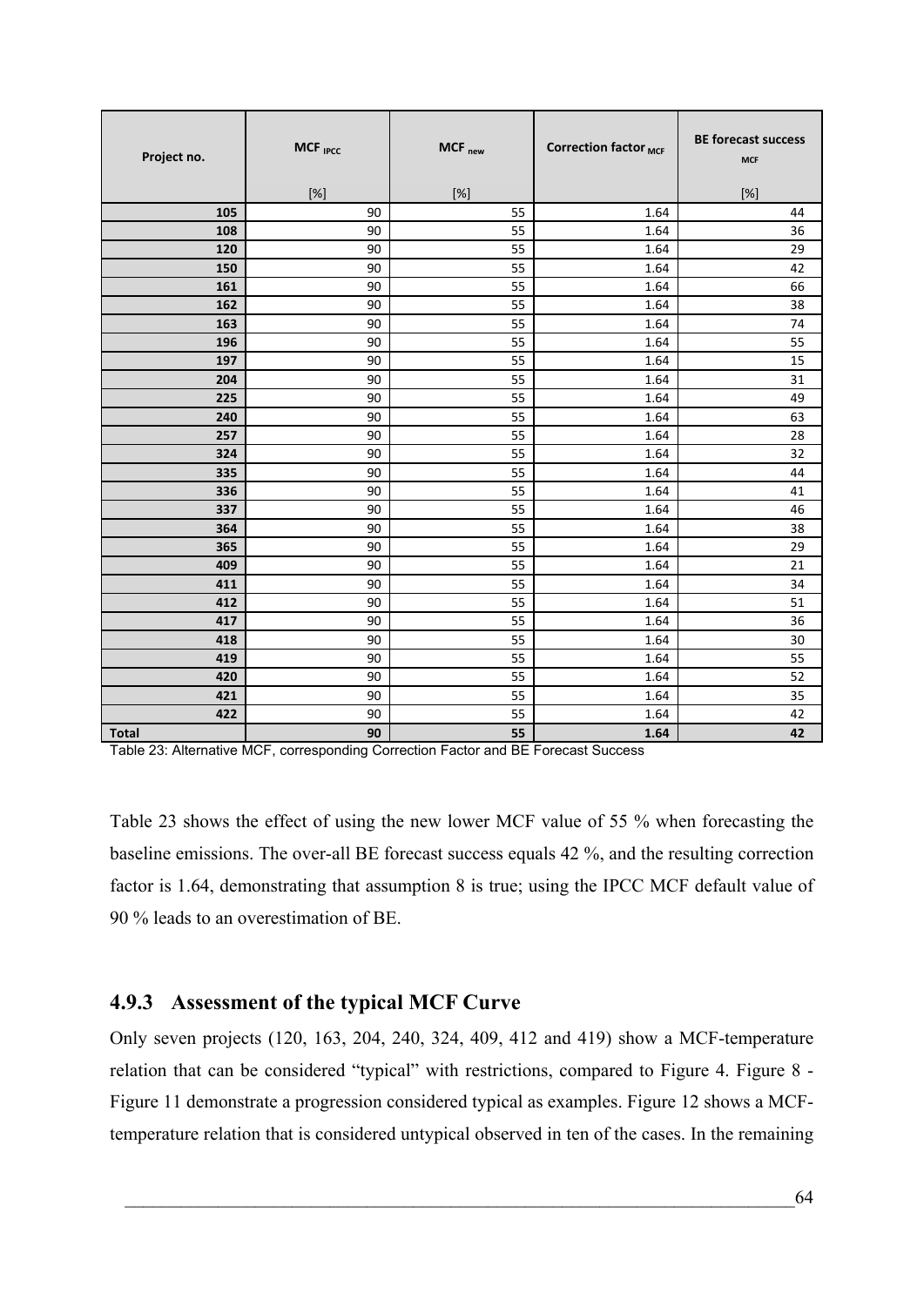| Project no. | $MCF_{IPCC}$ [%] | $MCF_{new}$ [%] | Correction factor $_{MCF}$ | BE forecast success $_{MCF}$ [%] |
|---|---|---|---|---|
| 105 | 90 | 55 | 1.64 | 44 |
| 108 | 90 | 55 | 1.64 | 36 |
| 120 | 90 | 55 | 1.64 | 29 |
| 150 | 90 | 55 | 1.64 | 42 |
| 161 | 90 | 55 | 1.64 | 66 |
| 162 | 90 | 55 | 1.64 | 38 |
| 163 | 90 | 55 | 1.64 | 74 |
| 196 | 90 | 55 | 1.64 | 55 |
| 197 | 90 | 55 | 1.64 | 15 |
| 204 | 90 | 55 | 1.64 | 31 |
| 225 | 90 | 55 | 1.64 | 49 |
| 240 | 90 | 55 | 1.64 | 63 |
| 257 | 90 | 55 | 1.64 | 28 |
| 324 | 90 | 55 | 1.64 | 32 |
| 335 | 90 | 55 | 1.64 | 44 |
| 336 | 90 | 55 | 1.64 | 41 |
| 337 | 90 | 55 | 1.64 | 46 |
| 364 | 90 | 55 | 1.64 | 38 |
| 365 | 90 | 55 | 1.64 | 29 |
| 409 | 90 | 55 | 1.64 | 21 |
| 411 | 90 | 55 | 1.64 | 34 |
| 412 | 90 | 55 | 1.64 | 51 |
| 417 | 90 | 55 | 1.64 | 36 |
| 418 | 90 | 55 | 1.64 | 30 |
| 419 | 90 | 55 | 1.64 | 55 |
| 420 | 90 | 55 | 1.64 | 52 |
| 421 | 90 | 55 | 1.64 | 35 |
| 422 | 90 | 55 | 1.64 | 42 |
| **Total** | **90** | **55** | **1.64** | **42** |

Table 23: Alternative MCF, corresponding Correction Factor and BE Forecast Success

Table 23 shows the effect of using the new lower MCF value of 55 % when forecasting the baseline emissions. The over-all BE forecast success equals 42 %, and the resulting correction factor is 1.64, demonstrating that assumption 8 is true; using the IPCC MCF default value of 90 % leads to an overestimation of BE.

### 4.9.3 Assessment of the typical MCF Curve

Only seven projects (120, 163, 204, 240, 324, 409, 412 and 419) show a MCF-temperature relation that can be considered "typical" with restrictions, compared to Figure 4. Figure 8 - Figure 11 demonstrate a progression considered typical as examples. Figure 12 shows a MCF-temperature relation that is considered untypical observed in ten of the cases. In the remaining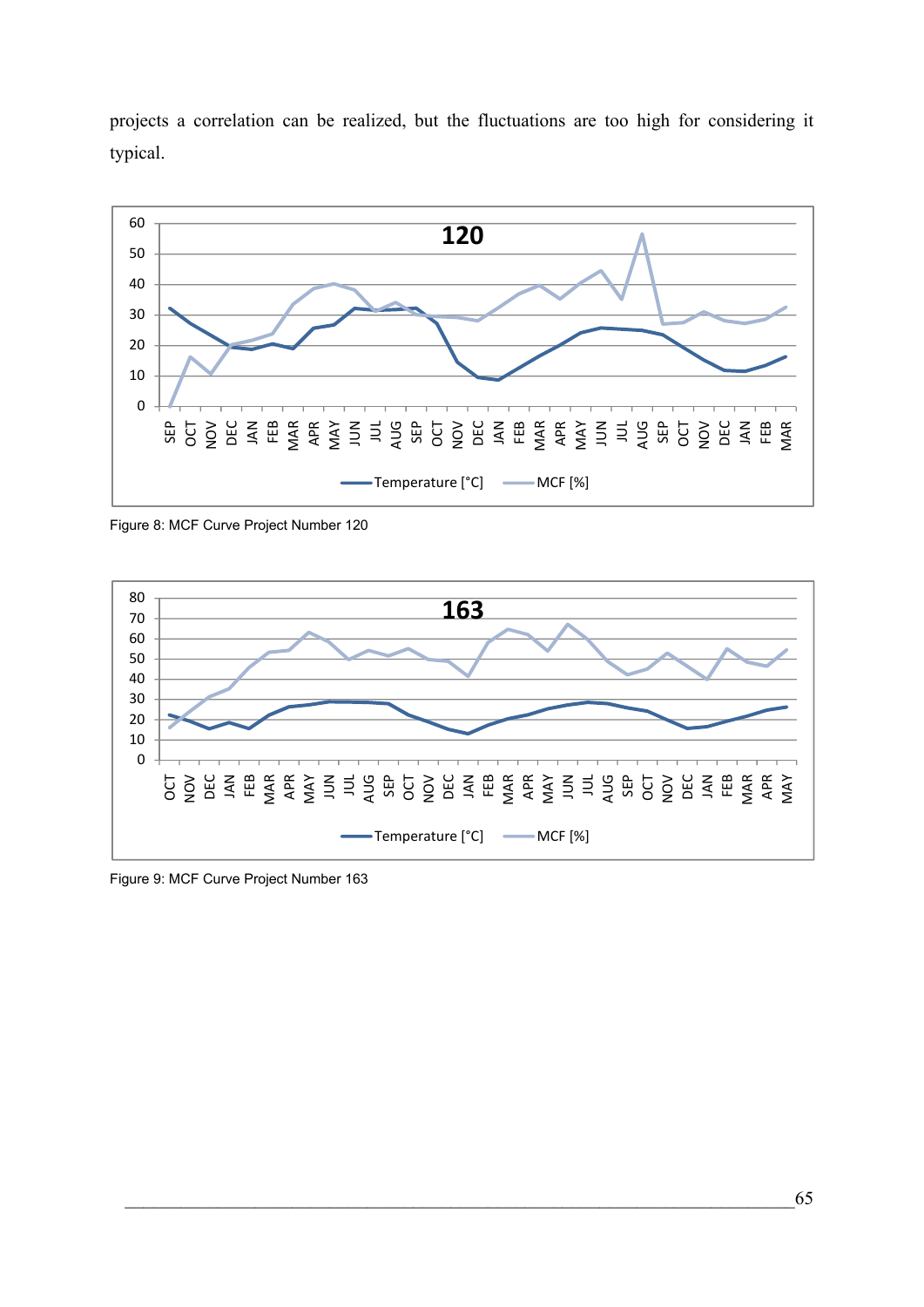projects a correlation can be realized, but the fluctuations are too high for considering it typical.

Figure 8: MCF Curve Project Number 120

Figure 9: MCF Curve Project Number 163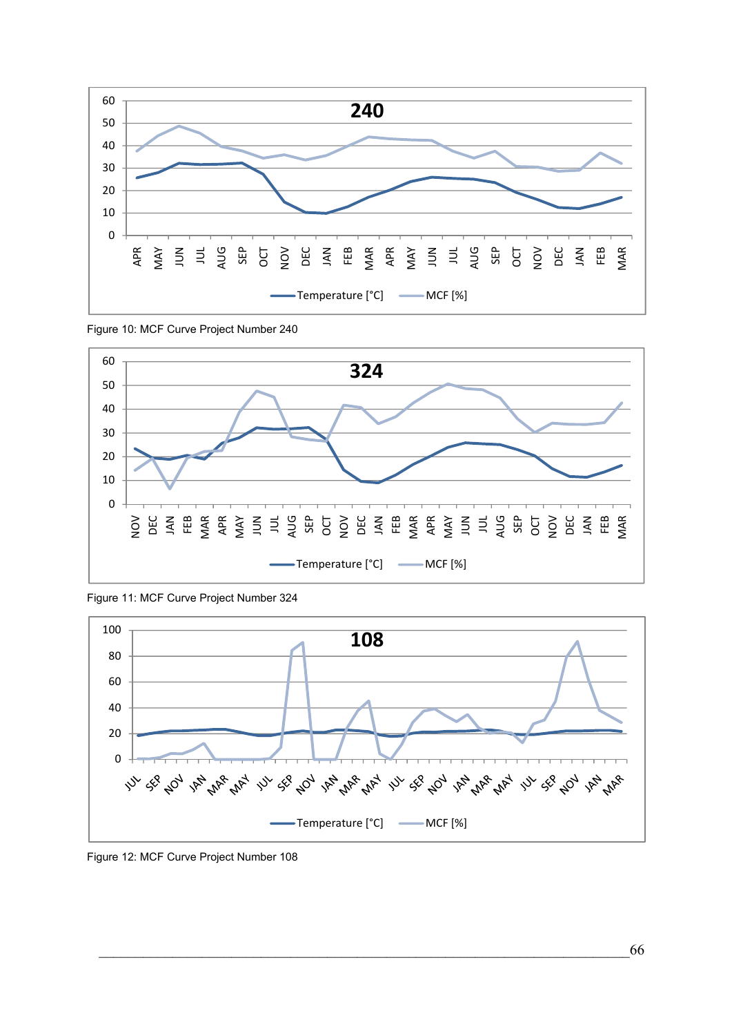Figure 10: MCF Curve Project Number 240

Figure 11: MCF Curve Project Number 324

Figure 12: MCF Curve Project Number 108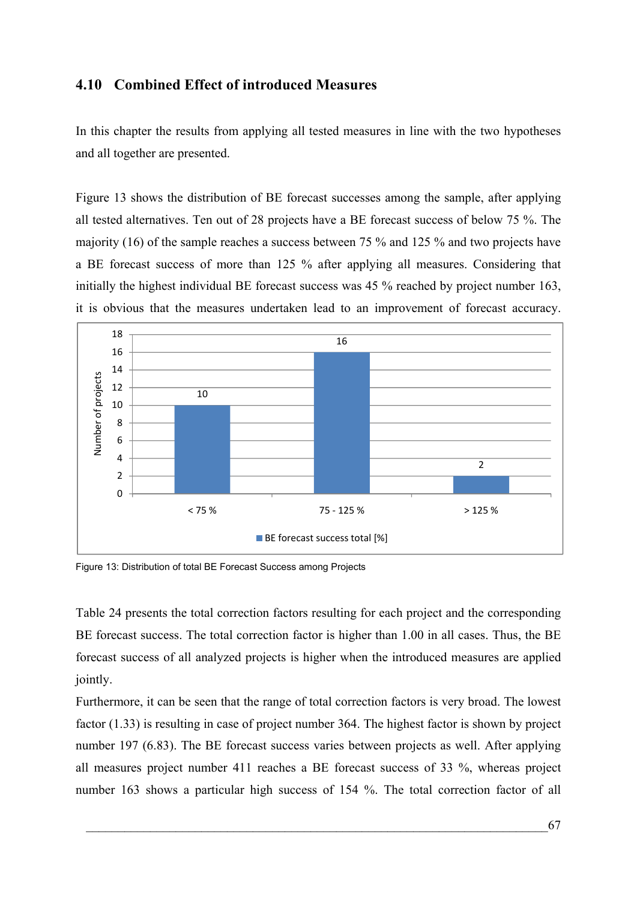## 4.10 Combined Effect of introduced Measures

In this chapter the results from applying all tested measures in line with the two hypotheses and all together are presented.

Figure 13 shows the distribution of BE forecast successes among the sample, after applying all tested alternatives. Ten out of 28 projects have a BE forecast success of below 75 %. The majority (16) of the sample reaches a success between 75 % and 125 % and two projects have a BE forecast success of more than 125 % after applying all measures. Considering that initially the highest individual BE forecast success was 45 % reached by project number 163, it is obvious that the measures undertaken lead to an improvement of forecast accuracy.

Figure 13: Distribution of total BE Forecast Success among Projects

Table 24 presents the total correction factors resulting for each project and the corresponding BE forecast success. The total correction factor is higher than 1.00 in all cases. Thus, the BE forecast success of all analyzed projects is higher when the introduced measures are applied jointly.

Furthermore, it can be seen that the range of total correction factors is very broad. The lowest factor (1.33) is resulting in case of project number 364. The highest factor is shown by project number 197 (6.83). The BE forecast success varies between projects as well. After applying all measures project number 411 reaches a BE forecast success of 33 %, whereas project number 163 shows a particular high success of 154 %. The total correction factor of all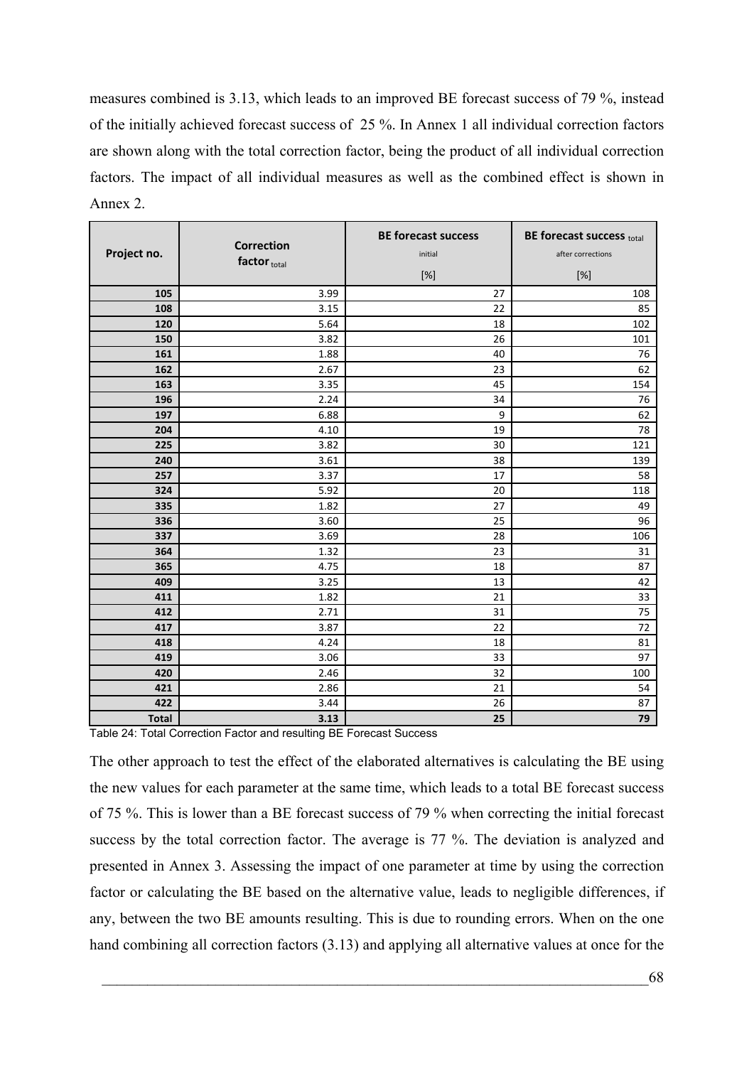measures combined is 3.13, which leads to an improved BE forecast success of 79 %, instead of the initially achieved forecast success of 25 %. In Annex 1 all individual correction factors are shown along with the total correction factor, being the product of all individual correction factors. The impact of all individual measures as well as the combined effect is shown in Annex 2.

| Project no. | Correction factor $_{total}$ | BE forecast success initial [%] | BE forecast success $_{total}$ after corrections [%] |
|---|---|---|---|
| 105 | 3.99 | 27 | 108 |
| 108 | 3.15 | 22 | 85 |
| 120 | 5.64 | 18 | 102 |
| 150 | 3.82 | 26 | 101 |
| 161 | 1.88 | 40 | 76 |
| 162 | 2.67 | 23 | 62 |
| 163 | 3.35 | 45 | 154 |
| 196 | 2.24 | 34 | 76 |
| 197 | 6.88 | 9 | 62 |
| 204 | 4.10 | 19 | 78 |
| 225 | 3.82 | 30 | 121 |
| 240 | 3.61 | 38 | 139 |
| 257 | 3.37 | 17 | 58 |
| 324 | 5.92 | 20 | 118 |
| 335 | 1.82 | 27 | 49 |
| 336 | 3.60 | 25 | 96 |
| 337 | 3.69 | 28 | 106 |
| 364 | 1.32 | 23 | 31 |
| 365 | 4.75 | 18 | 87 |
| 409 | 3.25 | 13 | 42 |
| 411 | 1.82 | 21 | 33 |
| 412 | 2.71 | 31 | 75 |
| 417 | 3.87 | 22 | 72 |
| 418 | 4.24 | 18 | 81 |
| 419 | 3.06 | 33 | 97 |
| 420 | 2.46 | 32 | 100 |
| 421 | 2.86 | 21 | 54 |
| 422 | 3.44 | 26 | 87 |
| **Total** | **3.13** | **25** | **79** |

Table 24: Total Correction Factor and resulting BE Forecast Success

The other approach to test the effect of the elaborated alternatives is calculating the BE using the new values for each parameter at the same time, which leads to a total BE forecast success of 75 %. This is lower than a BE forecast success of 79 % when correcting the initial forecast success by the total correction factor. The average is 77 %. The deviation is analyzed and presented in Annex 3. Assessing the impact of one parameter at time by using the correction factor or calculating the BE based on the alternative value, leads to negligible differences, if any, between the two BE amounts resulting. This is due to rounding errors. When on the one hand combining all correction factors (3.13) and applying all alternative values at once for the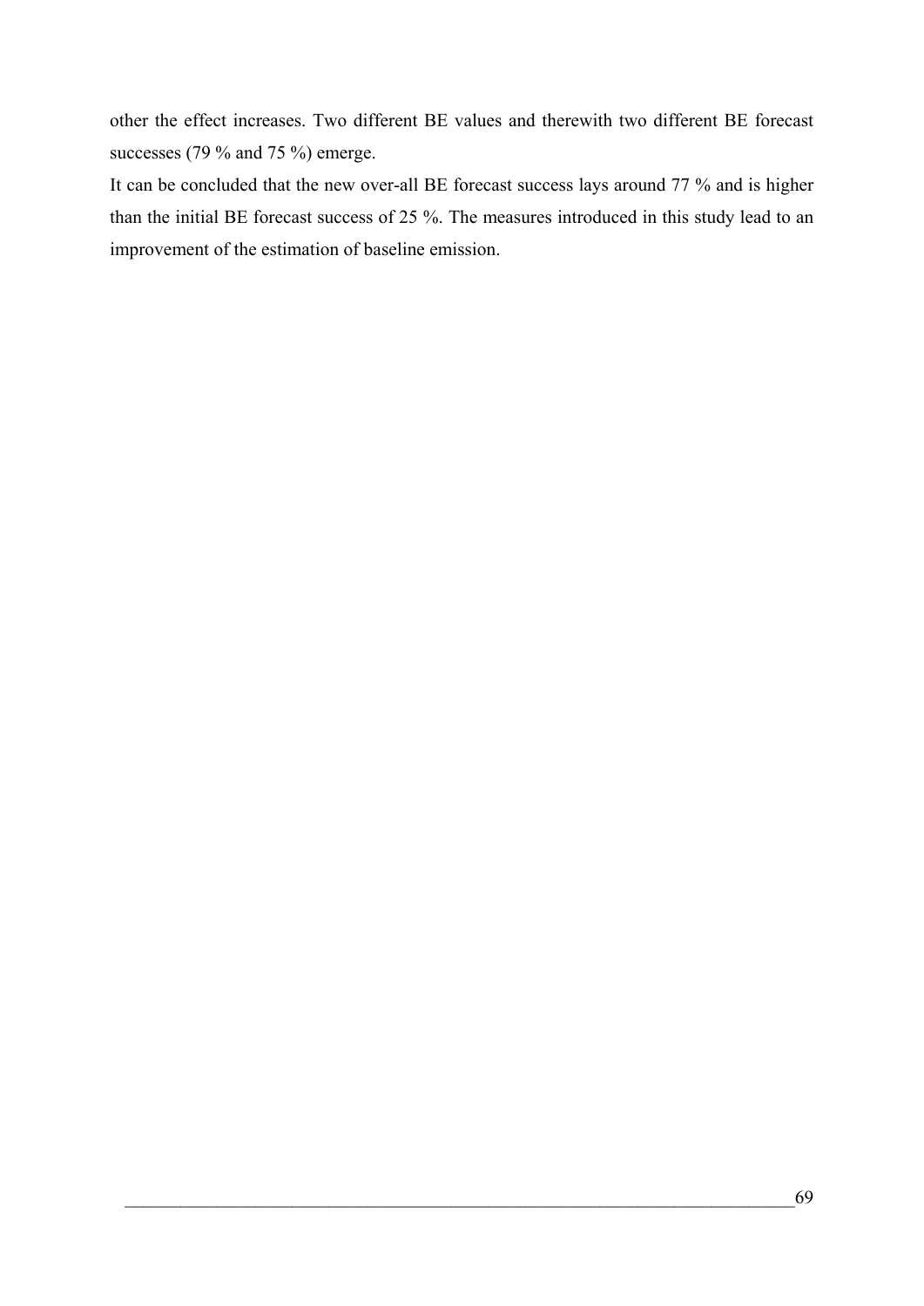other the effect increases. Two different BE values and therewith two different BE forecast successes (79 % and 75 %) emerge.

It can be concluded that the new over-all BE forecast success lays around 77 % and is higher than the initial BE forecast success of 25 %. The measures introduced in this study lead to an improvement of the estimation of baseline emission.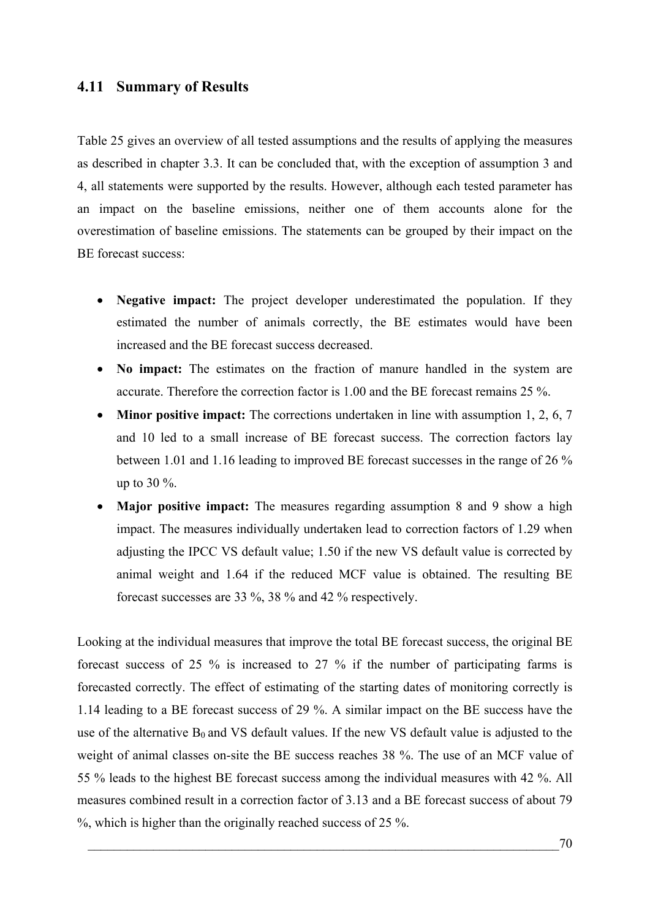### 4.11 Summary of Results

Table 25 gives an overview of all tested assumptions and the results of applying the measures as described in chapter 3.3. It can be concluded that, with the exception of assumption 3 and 4, all statements were supported by the results. However, although each tested parameter has an impact on the baseline emissions, neither one of them accounts alone for the overestimation of baseline emissions. The statements can be grouped by their impact on the BE forecast success:

- **Negative impact:** The project developer underestimated the population. If they estimated the number of animals correctly, the BE estimates would have been increased and the BE forecast success decreased.
- **No impact:** The estimates on the fraction of manure handled in the system are accurate. Therefore the correction factor is 1.00 and the BE forecast remains 25 %.
- **Minor positive impact:** The corrections undertaken in line with assumption 1, 2, 6, 7 and 10 led to a small increase of BE forecast success. The correction factors lay between 1.01 and 1.16 leading to improved BE forecast successes in the range of 26 % up to 30 %.
- **Major positive impact:** The measures regarding assumption 8 and 9 show a high impact. The measures individually undertaken lead to correction factors of 1.29 when adjusting the IPCC VS default value; 1.50 if the new VS default value is corrected by animal weight and 1.64 if the reduced MCF value is obtained. The resulting BE forecast successes are 33 %, 38 % and 42 % respectively.

Looking at the individual measures that improve the total BE forecast success, the original BE forecast success of 25 % is increased to 27 % if the number of participating farms is forecasted correctly. The effect of estimating of the starting dates of monitoring correctly is 1.14 leading to a BE forecast success of 29 %. A similar impact on the BE success have the use of the alternative $B_0$ and VS default values. If the new VS default value is adjusted to the weight of animal classes on-site the BE success reaches 38 %. The use of an MCF value of 55 % leads to the highest BE forecast success among the individual measures with 42 %. All measures combined result in a correction factor of 3.13 and a BE forecast success of about 79 %, which is higher than the originally reached success of 25 %.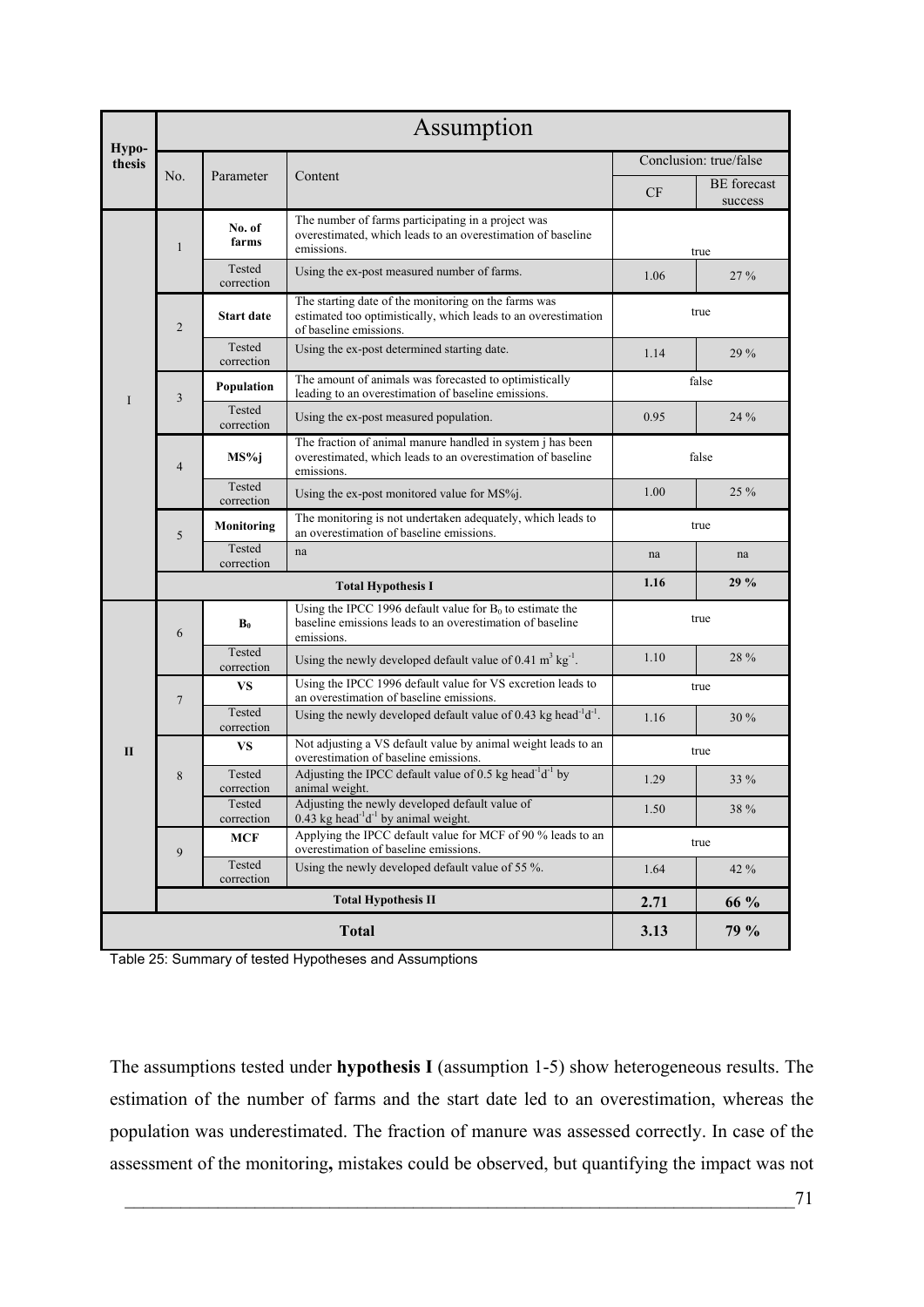| Hypo-thesis | Assumption | | | | |
|---|---|---|---|---|---|
| | No. | Parameter | Content | Conclusion: true/false | |
| | | | | CF | BE forecast success |
| I | 1 | **No. of farms** | The number of farms participating in a project was overestimated, which leads to an overestimation of baseline emissions. | true | |
| | | Tested correction | Using the ex-post measured number of farms. | 1.06 | 27 % |
| | 2 | **Start date** | The starting date of the monitoring on the farms was estimated too optimistically, which leads to an overestimation of baseline emissions. | true | |
| | | Tested correction | Using the ex-post determined starting date. | 1.14 | 29 % |
| | 3 | **Population** | The amount of animals was forecasted to optimistically leading to an overestimation of baseline emissions. | false | |
| | | Tested correction | Using the ex-post measured population. | 0.95 | 24 % |
| | 4 | **MS%j** | The fraction of animal manure handled in system j has been overestimated, which leads to an overestimation of baseline emissions. | false | |
| | | Tested correction | Using the ex-post monitored value for MS%j. | 1.00 | 25 % |
| | 5 | **Monitoring** | The monitoring is not undertaken adequately, which leads to an overestimation of baseline emissions. | true | |
| | | Tested correction | na | na | na |
| | **Total Hypothesis I** | | | **1.16** | **29 %** |
| **II** | 6 | **$B_0$** | Using the IPCC 1996 default value for $B_0$ to estimate the baseline emissions leads to an overestimation of baseline emissions. | true | |
| | | Tested correction | Using the newly developed default value of 0.41 $m^3\ kg^{-1}$. | 1.10 | 28 % |
| | 7 | **VS** | Using the IPCC 1996 default value for VS excretion leads to an overestimation of baseline emissions. | true | |
| | | Tested correction | Using the newly developed default value of 0.43 kg $head^{-1}d^{-1}$. | 1.16 | 30 % |
| | 8 | **VS** | Not adjusting a VS default value by animal weight leads to an overestimation of baseline emissions. | true | |
| | | Tested correction | Adjusting the IPCC default value of 0.5 kg $head^{-1}d^{-1}$ by animal weight. | 1.29 | 33 % |
| | | Tested correction | Adjusting the newly developed default value of 0.43 kg $head^{-1}d^{-1}$ by animal weight. | 1.50 | 38 % |
| | 9 | **MCF** | Applying the IPCC default value for MCF of 90 % leads to an overestimation of baseline emissions. | true | |
| | | Tested correction | Using the newly developed default value of 55 %. | 1.64 | 42 % |
| | **Total Hypothesis II** | | | **2.71** | **66 %** |
| **Total** | | | | **3.13** | **79 %** |

Table 25: Summary of tested Hypotheses and Assumptions

The assumptions tested under **hypothesis I** (assumption 1-5) show heterogeneous results. The estimation of the number of farms and the start date led to an overestimation, whereas the population was underestimated. The fraction of manure was assessed correctly. In case of the assessment of the monitoring**,** mistakes could be observed, but quantifying the impact was not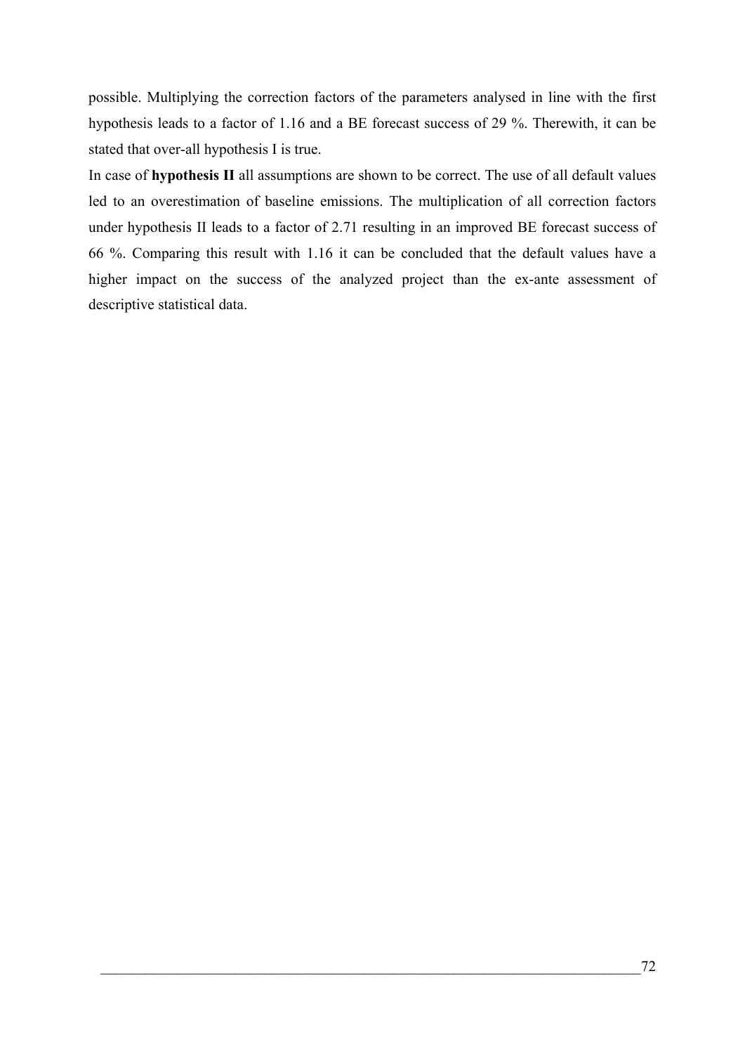possible. Multiplying the correction factors of the parameters analysed in line with the first hypothesis leads to a factor of 1.16 and a BE forecast success of 29 %. Therewith, it can be stated that over-all hypothesis I is true.

In case of **hypothesis II** all assumptions are shown to be correct. The use of all default values led to an overestimation of baseline emissions. The multiplication of all correction factors under hypothesis II leads to a factor of 2.71 resulting in an improved BE forecast success of 66 %. Comparing this result with 1.16 it can be concluded that the default values have a higher impact on the success of the analyzed project than the ex-ante assessment of descriptive statistical data.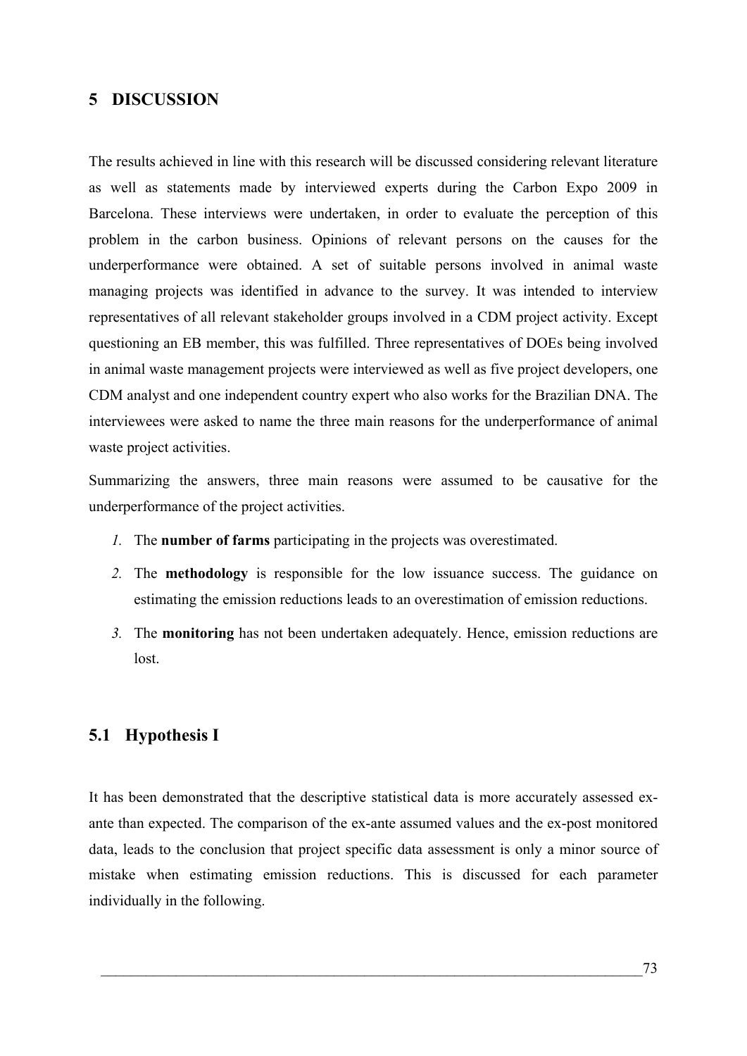# 5 DISCUSSION

The results achieved in line with this research will be discussed considering relevant literature as well as statements made by interviewed experts during the Carbon Expo 2009 in Barcelona. These interviews were undertaken, in order to evaluate the perception of this problem in the carbon business. Opinions of relevant persons on the causes for the underperformance were obtained. A set of suitable persons involved in animal waste managing projects was identified in advance to the survey. It was intended to interview representatives of all relevant stakeholder groups involved in a CDM project activity. Except questioning an EB member, this was fulfilled. Three representatives of DOEs being involved in animal waste management projects were interviewed as well as five project developers, one CDM analyst and one independent country expert who also works for the Brazilian DNA. The interviewees were asked to name the three main reasons for the underperformance of animal waste project activities.

Summarizing the answers, three main reasons were assumed to be causative for the underperformance of the project activities.

1. The **number of farms** participating in the projects was overestimated.
2. The **methodology** is responsible for the low issuance success. The guidance on estimating the emission reductions leads to an overestimation of emission reductions.
3. The **monitoring** has not been undertaken adequately. Hence, emission reductions are lost.

## 5.1 Hypothesis I

It has been demonstrated that the descriptive statistical data is more accurately assessed ex-ante than expected. The comparison of the ex-ante assumed values and the ex-post monitored data, leads to the conclusion that project specific data assessment is only a minor source of mistake when estimating emission reductions. This is discussed for each parameter individually in the following.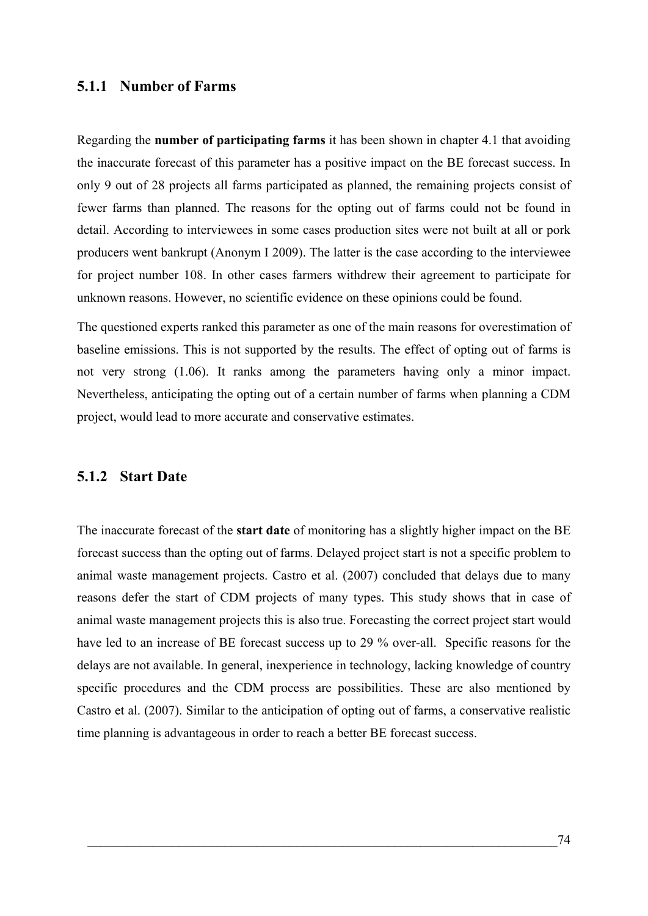### 5.1.1 Number of Farms

Regarding the **number of participating farms** it has been shown in chapter 4.1 that avoiding the inaccurate forecast of this parameter has a positive impact on the BE forecast success. In only 9 out of 28 projects all farms participated as planned, the remaining projects consist of fewer farms than planned. The reasons for the opting out of farms could not be found in detail. According to interviewees in some cases production sites were not built at all or pork producers went bankrupt (Anonym I 2009). The latter is the case according to the interviewee for project number 108. In other cases farmers withdrew their agreement to participate for unknown reasons. However, no scientific evidence on these opinions could be found.

The questioned experts ranked this parameter as one of the main reasons for overestimation of baseline emissions. This is not supported by the results. The effect of opting out of farms is not very strong (1.06). It ranks among the parameters having only a minor impact. Nevertheless, anticipating the opting out of a certain number of farms when planning a CDM project, would lead to more accurate and conservative estimates.

### 5.1.2 Start Date

The inaccurate forecast of the **start date** of monitoring has a slightly higher impact on the BE forecast success than the opting out of farms. Delayed project start is not a specific problem to animal waste management projects. Castro et al. (2007) concluded that delays due to many reasons defer the start of CDM projects of many types. This study shows that in case of animal waste management projects this is also true. Forecasting the correct project start would have led to an increase of BE forecast success up to 29 % over-all. Specific reasons for the delays are not available. In general, inexperience in technology, lacking knowledge of country specific procedures and the CDM process are possibilities. These are also mentioned by Castro et al. (2007). Similar to the anticipation of opting out of farms, a conservative realistic time planning is advantageous in order to reach a better BE forecast success.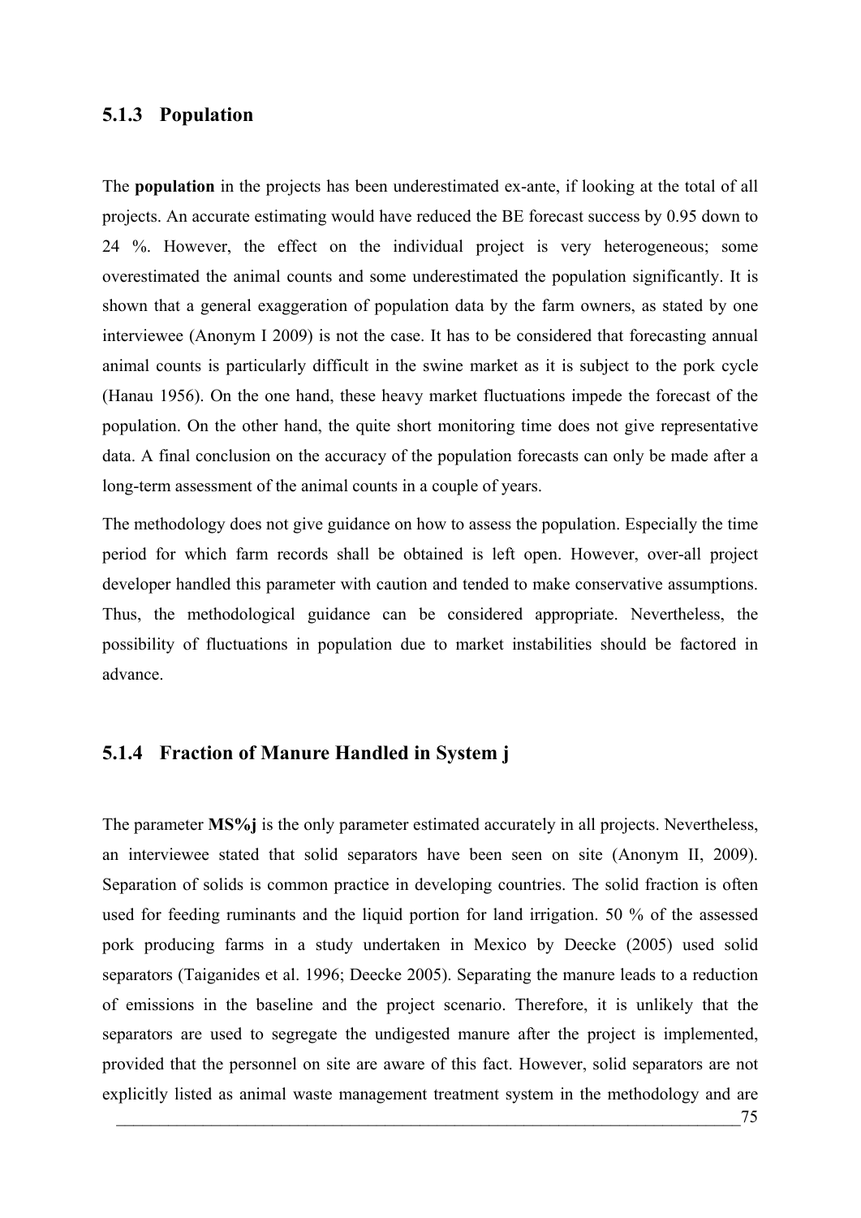### 5.1.3 Population

The **population** in the projects has been underestimated ex-ante, if looking at the total of all projects. An accurate estimating would have reduced the BE forecast success by 0.95 down to 24 %. However, the effect on the individual project is very heterogeneous; some overestimated the animal counts and some underestimated the population significantly. It is shown that a general exaggeration of population data by the farm owners, as stated by one interviewee (Anonym I 2009) is not the case. It has to be considered that forecasting annual animal counts is particularly difficult in the swine market as it is subject to the pork cycle (Hanau 1956). On the one hand, these heavy market fluctuations impede the forecast of the population. On the other hand, the quite short monitoring time does not give representative data. A final conclusion on the accuracy of the population forecasts can only be made after a long-term assessment of the animal counts in a couple of years.

The methodology does not give guidance on how to assess the population. Especially the time period for which farm records shall be obtained is left open. However, over-all project developer handled this parameter with caution and tended to make conservative assumptions. Thus, the methodological guidance can be considered appropriate. Nevertheless, the possibility of fluctuations in population due to market instabilities should be factored in advance.

### 5.1.4 Fraction of Manure Handled in System j

The parameter **MS%j** is the only parameter estimated accurately in all projects. Nevertheless, an interviewee stated that solid separators have been seen on site (Anonym II, 2009). Separation of solids is common practice in developing countries. The solid fraction is often used for feeding ruminants and the liquid portion for land irrigation. 50 % of the assessed pork producing farms in a study undertaken in Mexico by Deecke (2005) used solid separators (Taiganides et al. 1996; Deecke 2005). Separating the manure leads to a reduction of emissions in the baseline and the project scenario. Therefore, it is unlikely that the separators are used to segregate the undigested manure after the project is implemented, provided that the personnel on site are aware of this fact. However, solid separators are not explicitly listed as animal waste management treatment system in the methodology and are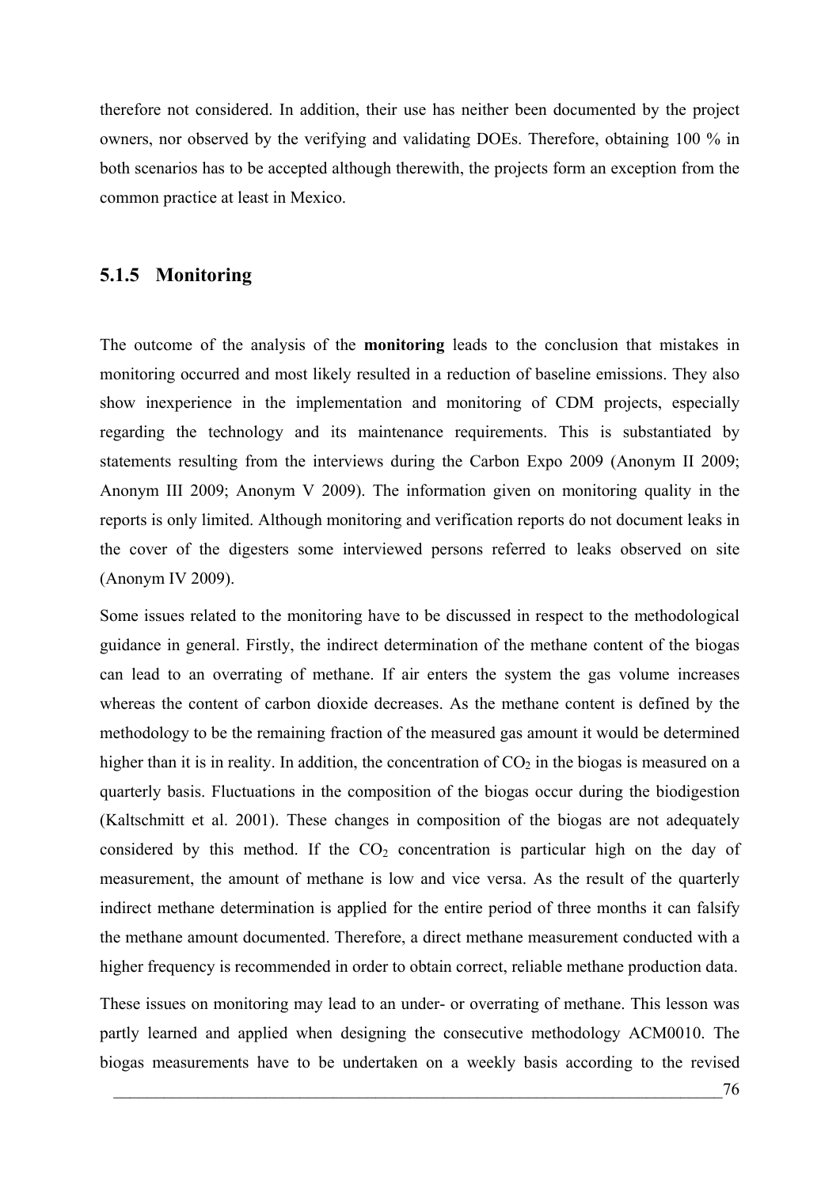therefore not considered. In addition, their use has neither been documented by the project owners, nor observed by the verifying and validating DOEs. Therefore, obtaining 100 % in both scenarios has to be accepted although therewith, the projects form an exception from the common practice at least in Mexico.

### 5.1.5 Monitoring

The outcome of the analysis of the **monitoring** leads to the conclusion that mistakes in monitoring occurred and most likely resulted in a reduction of baseline emissions. They also show inexperience in the implementation and monitoring of CDM projects, especially regarding the technology and its maintenance requirements. This is substantiated by statements resulting from the interviews during the Carbon Expo 2009 (Anonym II 2009; Anonym III 2009; Anonym V 2009). The information given on monitoring quality in the reports is only limited. Although monitoring and verification reports do not document leaks in the cover of the digesters some interviewed persons referred to leaks observed on site (Anonym IV 2009).

Some issues related to the monitoring have to be discussed in respect to the methodological guidance in general. Firstly, the indirect determination of the methane content of the biogas can lead to an overrating of methane. If air enters the system the gas volume increases whereas the content of carbon dioxide decreases. As the methane content is defined by the methodology to be the remaining fraction of the measured gas amount it would be determined higher than it is in reality. In addition, the concentration of $CO_2$ in the biogas is measured on a quarterly basis. Fluctuations in the composition of the biogas occur during the biodigestion (Kaltschmitt et al. 2001). These changes in composition of the biogas are not adequately considered by this method. If the $CO_2$ concentration is particular high on the day of measurement, the amount of methane is low and vice versa. As the result of the quarterly indirect methane determination is applied for the entire period of three months it can falsify the methane amount documented. Therefore, a direct methane measurement conducted with a higher frequency is recommended in order to obtain correct, reliable methane production data.

These issues on monitoring may lead to an under- or overrating of methane. This lesson was partly learned and applied when designing the consecutive methodology ACM0010. The biogas measurements have to be undertaken on a weekly basis according to the revised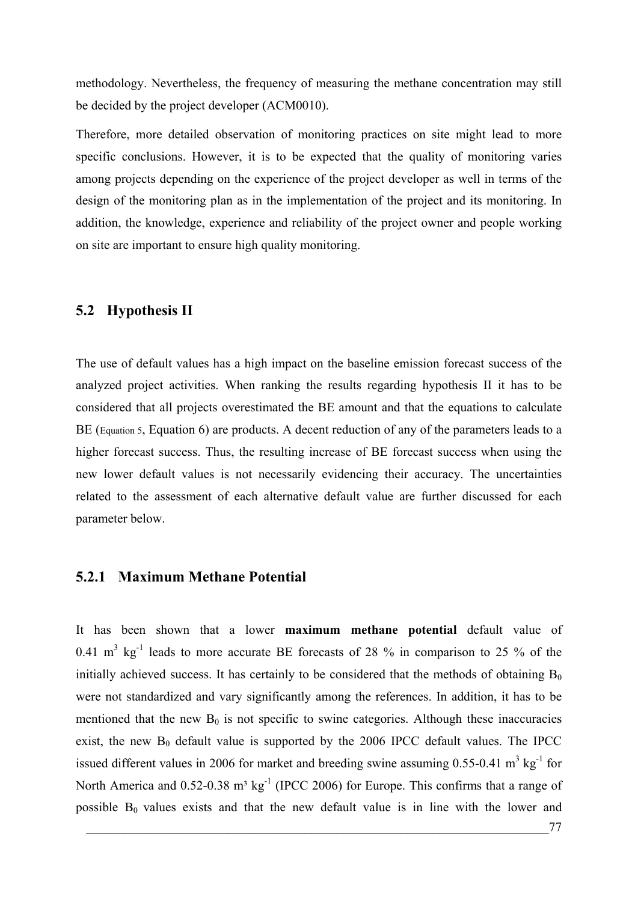methodology. Nevertheless, the frequency of measuring the methane concentration may still be decided by the project developer (ACM0010).

Therefore, more detailed observation of monitoring practices on site might lead to more specific conclusions. However, it is to be expected that the quality of monitoring varies among projects depending on the experience of the project developer as well in terms of the design of the monitoring plan as in the implementation of the project and its monitoring. In addition, the knowledge, experience and reliability of the project owner and people working on site are important to ensure high quality monitoring.

## 5.2 Hypothesis II

The use of default values has a high impact on the baseline emission forecast success of the analyzed project activities. When ranking the results regarding hypothesis II it has to be considered that all projects overestimated the BE amount and that the equations to calculate BE (Equation 5, Equation 6) are products. A decent reduction of any of the parameters leads to a higher forecast success. Thus, the resulting increase of BE forecast success when using the new lower default values is not necessarily evidencing their accuracy. The uncertainties related to the assessment of each alternative default value are further discussed for each parameter below.

### 5.2.1 Maximum Methane Potential

It has been shown that a lower **maximum methane potential** default value of 0.41 $m^3$ $kg^{-1}$ leads to more accurate BE forecasts of 28 % in comparison to 25 % of the initially achieved success. It has certainly to be considered that the methods of obtaining $B_0$ were not standardized and vary significantly among the references. In addition, it has to be mentioned that the new $B_0$ is not specific to swine categories. Although these inaccuracies exist, the new $B_0$ default value is supported by the 2006 IPCC default values. The IPCC issued different values in 2006 for market and breeding swine assuming 0.55-0.41 $m^3$ $kg^{-1}$ for North America and 0.52-0.38 $m^3$ $kg^{-1}$ (IPCC 2006) for Europe. This confirms that a range of possible $B_0$ values exists and that the new default value is in line with the lower and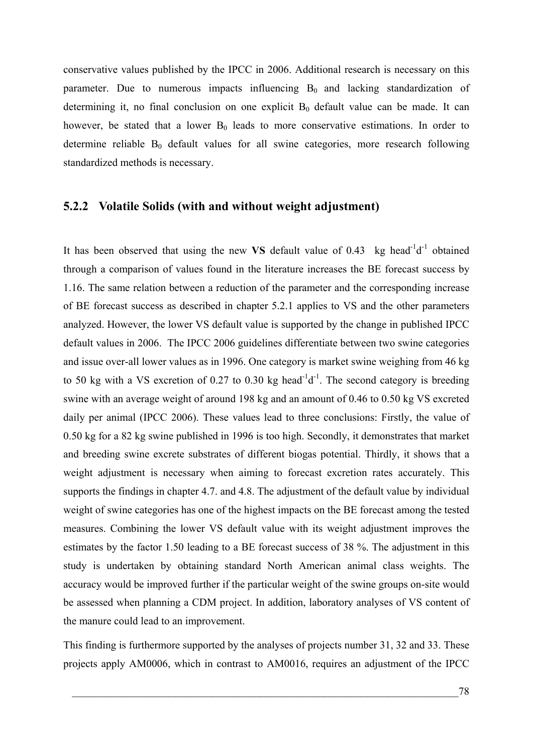conservative values published by the IPCC in 2006. Additional research is necessary on this parameter. Due to numerous impacts influencing $B_0$ and lacking standardization of determining it, no final conclusion on one explicit $B_0$ default value can be made. It can however, be stated that a lower $B_0$ leads to more conservative estimations. In order to determine reliable $B_0$ default values for all swine categories, more research following standardized methods is necessary.

### 5.2.2 Volatile Solids (with and without weight adjustment)

It has been observed that using the new **VS** default value of 0.43 kg $head^{-1}d^{-1}$ obtained through a comparison of values found in the literature increases the BE forecast success by 1.16. The same relation between a reduction of the parameter and the corresponding increase of BE forecast success as described in chapter 5.2.1 applies to VS and the other parameters analyzed. However, the lower VS default value is supported by the change in published IPCC default values in 2006. The IPCC 2006 guidelines differentiate between two swine categories and issue over-all lower values as in 1996. One category is market swine weighing from 46 kg to 50 kg with a VS excretion of 0.27 to 0.30 kg $head^{-1}d^{-1}$. The second category is breeding swine with an average weight of around 198 kg and an amount of 0.46 to 0.50 kg VS excreted daily per animal (IPCC 2006). These values lead to three conclusions: Firstly, the value of 0.50 kg for a 82 kg swine published in 1996 is too high. Secondly, it demonstrates that market and breeding swine excrete substrates of different biogas potential. Thirdly, it shows that a weight adjustment is necessary when aiming to forecast excretion rates accurately. This supports the findings in chapter 4.7. and 4.8. The adjustment of the default value by individual weight of swine categories has one of the highest impacts on the BE forecast among the tested measures. Combining the lower VS default value with its weight adjustment improves the estimates by the factor 1.50 leading to a BE forecast success of 38 %. The adjustment in this study is undertaken by obtaining standard North American animal class weights. The accuracy would be improved further if the particular weight of the swine groups on-site would be assessed when planning a CDM project. In addition, laboratory analyses of VS content of the manure could lead to an improvement.

This finding is furthermore supported by the analyses of projects number 31, 32 and 33. These projects apply AM0006, which in contrast to AM0016, requires an adjustment of the IPCC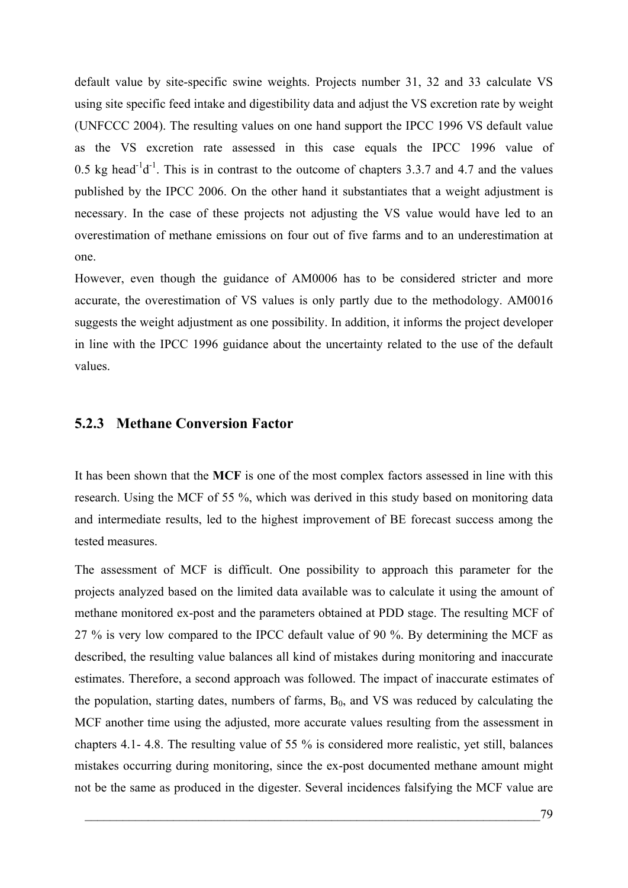default value by site-specific swine weights. Projects number 31, 32 and 33 calculate VS using site specific feed intake and digestibility data and adjust the VS excretion rate by weight (UNFCCC 2004). The resulting values on one hand support the IPCC 1996 VS default value as the VS excretion rate assessed in this case equals the IPCC 1996 value of 0.5 kg $head^{-1}d^{-1}$. This is in contrast to the outcome of chapters 3.3.7 and 4.7 and the values published by the IPCC 2006. On the other hand it substantiates that a weight adjustment is necessary. In the case of these projects not adjusting the VS value would have led to an overestimation of methane emissions on four out of five farms and to an underestimation at one.

However, even though the guidance of AM0006 has to be considered stricter and more accurate, the overestimation of VS values is only partly due to the methodology. AM0016 suggests the weight adjustment as one possibility. In addition, it informs the project developer in line with the IPCC 1996 guidance about the uncertainty related to the use of the default values.

### 5.2.3 Methane Conversion Factor

It has been shown that the **MCF** is one of the most complex factors assessed in line with this research. Using the MCF of 55 %, which was derived in this study based on monitoring data and intermediate results, led to the highest improvement of BE forecast success among the tested measures.

The assessment of MCF is difficult. One possibility to approach this parameter for the projects analyzed based on the limited data available was to calculate it using the amount of methane monitored ex-post and the parameters obtained at PDD stage. The resulting MCF of 27 % is very low compared to the IPCC default value of 90 %. By determining the MCF as described, the resulting value balances all kind of mistakes during monitoring and inaccurate estimates. Therefore, a second approach was followed. The impact of inaccurate estimates of the population, starting dates, numbers of farms, $B_0$, and VS was reduced by calculating the MCF another time using the adjusted, more accurate values resulting from the assessment in chapters 4.1- 4.8. The resulting value of 55 % is considered more realistic, yet still, balances mistakes occurring during monitoring, since the ex-post documented methane amount might not be the same as produced in the digester. Several incidences falsifying the MCF value are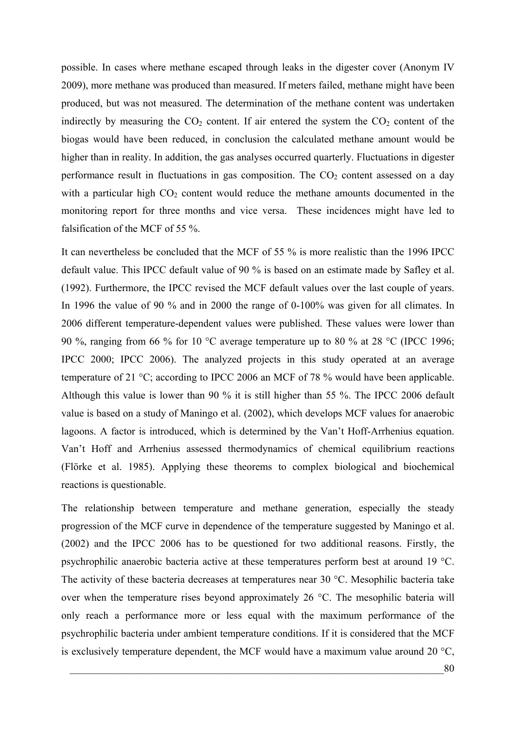possible. In cases where methane escaped through leaks in the digester cover (Anonym IV 2009), more methane was produced than measured. If meters failed, methane might have been produced, but was not measured. The determination of the methane content was undertaken indirectly by measuring the $CO_2$ content. If air entered the system the $CO_2$ content of the biogas would have been reduced, in conclusion the calculated methane amount would be higher than in reality. In addition, the gas analyses occurred quarterly. Fluctuations in digester performance result in fluctuations in gas composition. The $CO_2$ content assessed on a day with a particular high $CO_2$ content would reduce the methane amounts documented in the monitoring report for three months and vice versa. These incidences might have led to falsification of the MCF of 55 %.

It can nevertheless be concluded that the MCF of 55 % is more realistic than the 1996 IPCC default value. This IPCC default value of 90 % is based on an estimate made by Safley et al. (1992). Furthermore, the IPCC revised the MCF default values over the last couple of years. In 1996 the value of 90 % and in 2000 the range of 0-100% was given for all climates. In 2006 different temperature-dependent values were published. These values were lower than 90 %, ranging from 66 % for 10 °C average temperature up to 80 % at 28 °C (IPCC 1996; IPCC 2000; IPCC 2006). The analyzed projects in this study operated at an average temperature of 21 °C; according to IPCC 2006 an MCF of 78 % would have been applicable. Although this value is lower than 90 % it is still higher than 55 %. The IPCC 2006 default value is based on a study of Maningo et al. (2002), which develops MCF values for anaerobic lagoons. A factor is introduced, which is determined by the Van't Hoff-Arrhenius equation. Van't Hoff and Arrhenius assessed thermodynamics of chemical equilibrium reactions (Flörke et al. 1985). Applying these theorems to complex biological and biochemical reactions is questionable.

The relationship between temperature and methane generation, especially the steady progression of the MCF curve in dependence of the temperature suggested by Maningo et al. (2002) and the IPCC 2006 has to be questioned for two additional reasons. Firstly, the psychrophilic anaerobic bacteria active at these temperatures perform best at around 19 °C. The activity of these bacteria decreases at temperatures near 30 °C. Mesophilic bacteria take over when the temperature rises beyond approximately 26 °C. The mesophilic bateria will only reach a performance more or less equal with the maximum performance of the psychrophilic bacteria under ambient temperature conditions. If it is considered that the MCF is exclusively temperature dependent, the MCF would have a maximum value around 20 °C,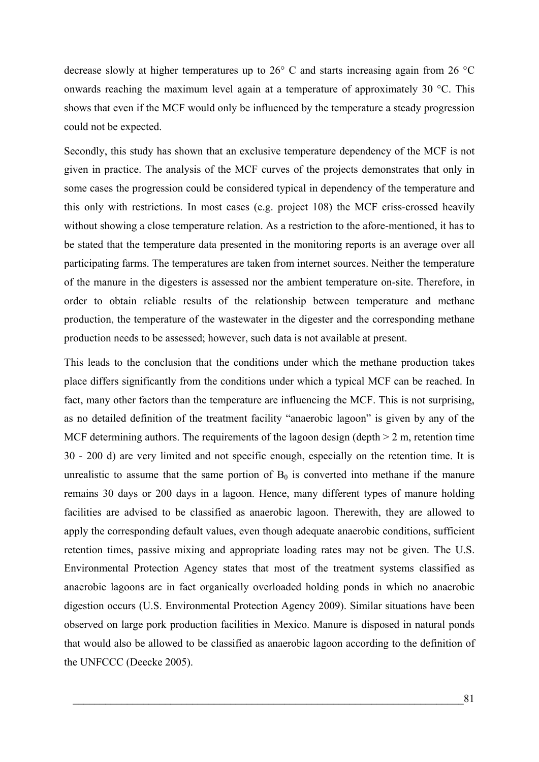decrease slowly at higher temperatures up to 26° C and starts increasing again from 26 °C onwards reaching the maximum level again at a temperature of approximately 30 °C. This shows that even if the MCF would only be influenced by the temperature a steady progression could not be expected.

Secondly, this study has shown that an exclusive temperature dependency of the MCF is not given in practice. The analysis of the MCF curves of the projects demonstrates that only in some cases the progression could be considered typical in dependency of the temperature and this only with restrictions. In most cases (e.g. project 108) the MCF criss-crossed heavily without showing a close temperature relation. As a restriction to the afore-mentioned, it has to be stated that the temperature data presented in the monitoring reports is an average over all participating farms. The temperatures are taken from internet sources. Neither the temperature of the manure in the digesters is assessed nor the ambient temperature on-site. Therefore, in order to obtain reliable results of the relationship between temperature and methane production, the temperature of the wastewater in the digester and the corresponding methane production needs to be assessed; however, such data is not available at present.

This leads to the conclusion that the conditions under which the methane production takes place differs significantly from the conditions under which a typical MCF can be reached. In fact, many other factors than the temperature are influencing the MCF. This is not surprising, as no detailed definition of the treatment facility "anaerobic lagoon" is given by any of the MCF determining authors. The requirements of the lagoon design (depth > 2 m, retention time 30 - 200 d) are very limited and not specific enough, especially on the retention time. It is unrealistic to assume that the same portion of $B_0$ is converted into methane if the manure remains 30 days or 200 days in a lagoon. Hence, many different types of manure holding facilities are advised to be classified as anaerobic lagoon. Therewith, they are allowed to apply the corresponding default values, even though adequate anaerobic conditions, sufficient retention times, passive mixing and appropriate loading rates may not be given. The U.S. Environmental Protection Agency states that most of the treatment systems classified as anaerobic lagoons are in fact organically overloaded holding ponds in which no anaerobic digestion occurs (U.S. Environmental Protection Agency 2009). Similar situations have been observed on large pork production facilities in Mexico. Manure is disposed in natural ponds that would also be allowed to be classified as anaerobic lagoon according to the definition of the UNFCCC (Deecke 2005).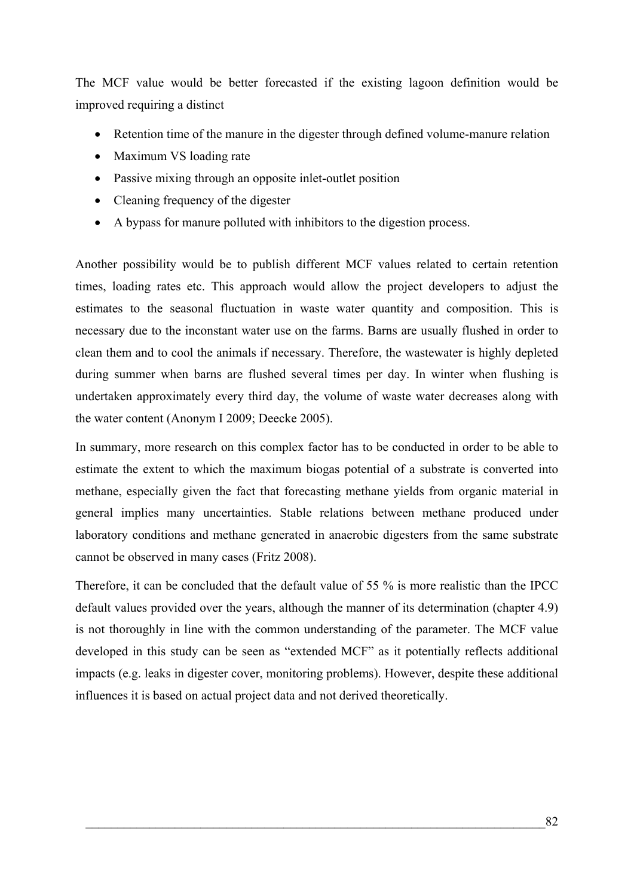The MCF value would be better forecasted if the existing lagoon definition would be improved requiring a distinct

- Retention time of the manure in the digester through defined volume-manure relation
- Maximum VS loading rate
- Passive mixing through an opposite inlet-outlet position
- Cleaning frequency of the digester
- A bypass for manure polluted with inhibitors to the digestion process.

Another possibility would be to publish different MCF values related to certain retention times, loading rates etc. This approach would allow the project developers to adjust the estimates to the seasonal fluctuation in waste water quantity and composition. This is necessary due to the inconstant water use on the farms. Barns are usually flushed in order to clean them and to cool the animals if necessary. Therefore, the wastewater is highly depleted during summer when barns are flushed several times per day. In winter when flushing is undertaken approximately every third day, the volume of waste water decreases along with the water content (Anonym I 2009; Deecke 2005).

In summary, more research on this complex factor has to be conducted in order to be able to estimate the extent to which the maximum biogas potential of a substrate is converted into methane, especially given the fact that forecasting methane yields from organic material in general implies many uncertainties. Stable relations between methane produced under laboratory conditions and methane generated in anaerobic digesters from the same substrate cannot be observed in many cases (Fritz 2008).

Therefore, it can be concluded that the default value of 55 % is more realistic than the IPCC default values provided over the years, although the manner of its determination (chapter 4.9) is not thoroughly in line with the common understanding of the parameter. The MCF value developed in this study can be seen as "extended MCF" as it potentially reflects additional impacts (e.g. leaks in digester cover, monitoring problems). However, despite these additional influences it is based on actual project data and not derived theoretically.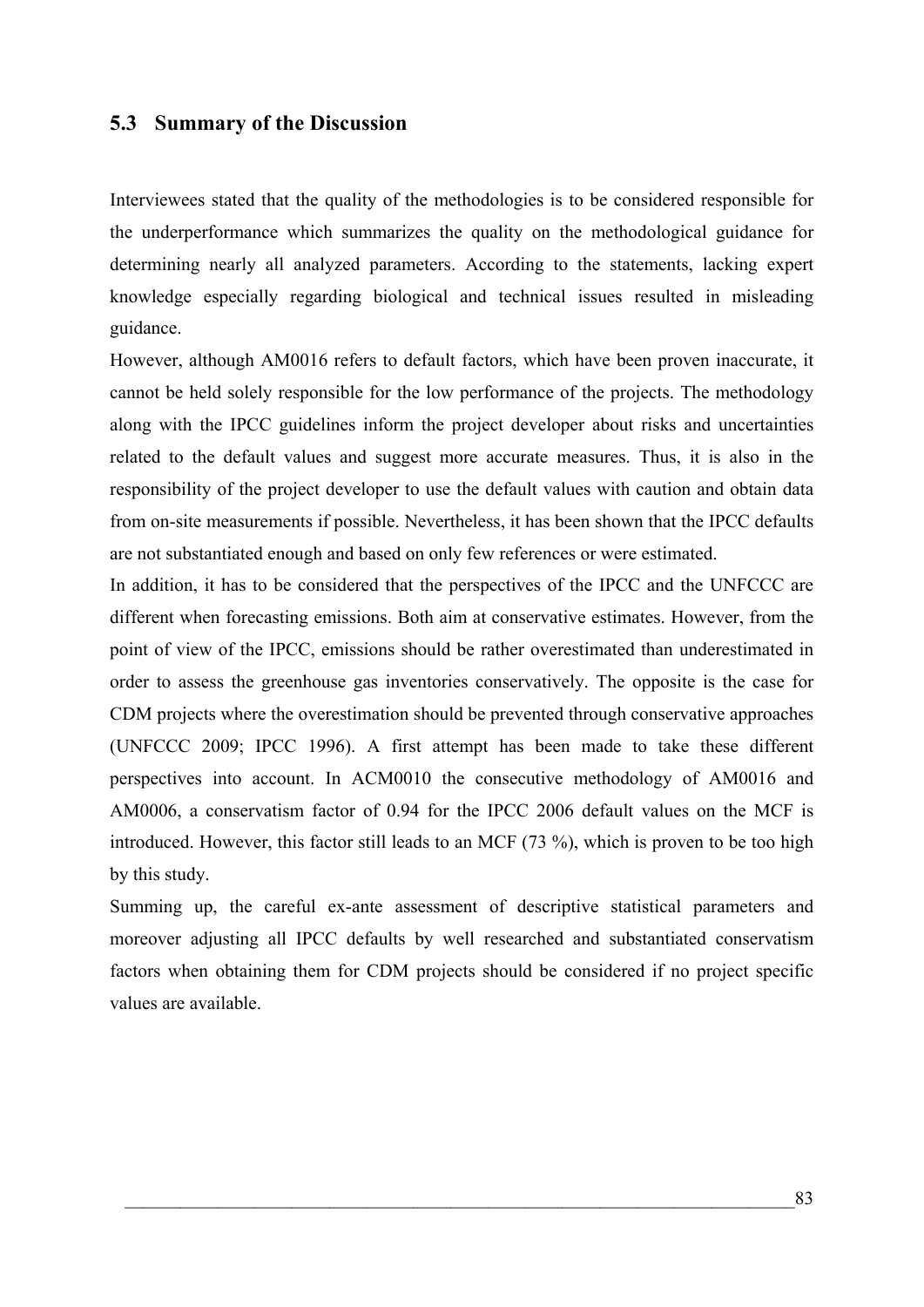## 5.3 Summary of the Discussion

Interviewees stated that the quality of the methodologies is to be considered responsible for the underperformance which summarizes the quality on the methodological guidance for determining nearly all analyzed parameters. According to the statements, lacking expert knowledge especially regarding biological and technical issues resulted in misleading guidance.

However, although AM0016 refers to default factors, which have been proven inaccurate, it cannot be held solely responsible for the low performance of the projects. The methodology along with the IPCC guidelines inform the project developer about risks and uncertainties related to the default values and suggest more accurate measures. Thus, it is also in the responsibility of the project developer to use the default values with caution and obtain data from on-site measurements if possible. Nevertheless, it has been shown that the IPCC defaults are not substantiated enough and based on only few references or were estimated.

In addition, it has to be considered that the perspectives of the IPCC and the UNFCCC are different when forecasting emissions. Both aim at conservative estimates. However, from the point of view of the IPCC, emissions should be rather overestimated than underestimated in order to assess the greenhouse gas inventories conservatively. The opposite is the case for CDM projects where the overestimation should be prevented through conservative approaches (UNFCCC 2009; IPCC 1996). A first attempt has been made to take these different perspectives into account. In ACM0010 the consecutive methodology of AM0016 and AM0006, a conservatism factor of 0.94 for the IPCC 2006 default values on the MCF is introduced. However, this factor still leads to an MCF (73 %), which is proven to be too high by this study.

Summing up, the careful ex-ante assessment of descriptive statistical parameters and moreover adjusting all IPCC defaults by well researched and substantiated conservatism factors when obtaining them for CDM projects should be considered if no project specific values are available.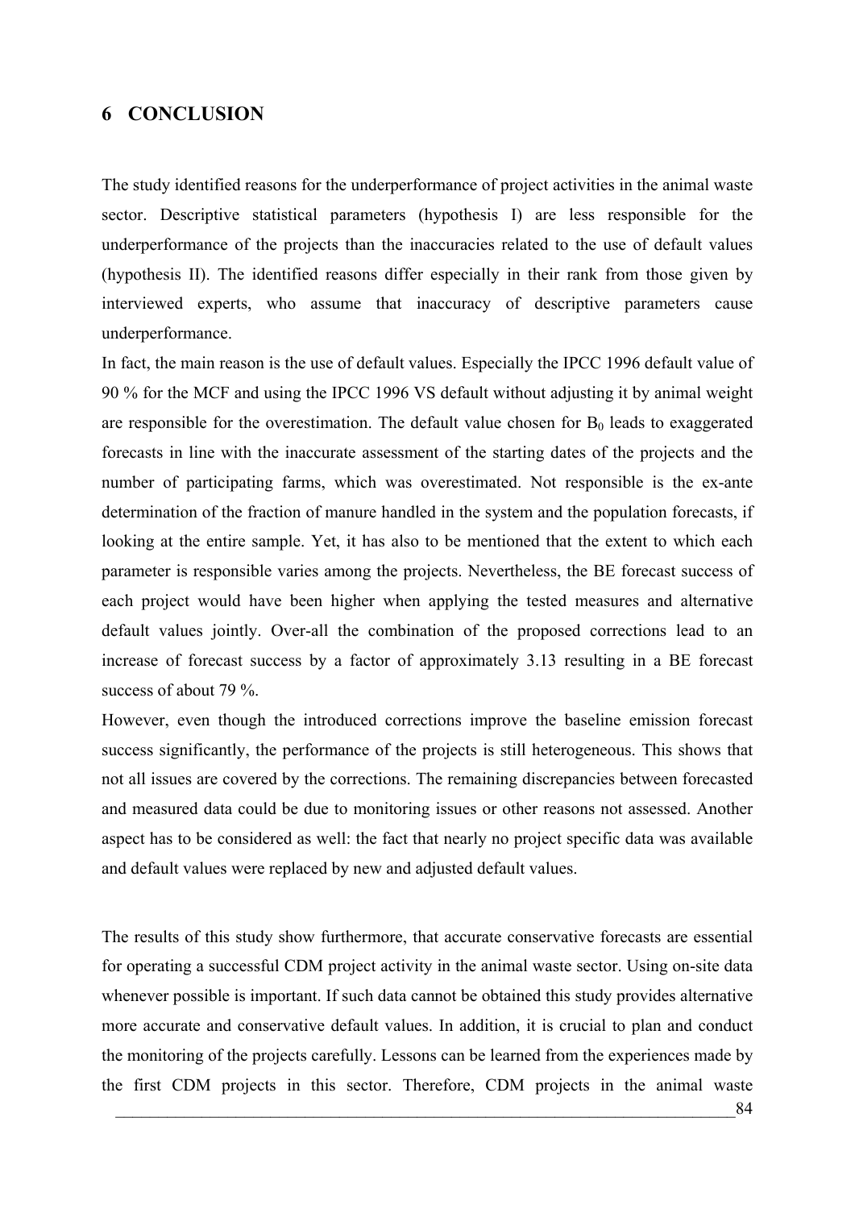# 6 CONCLUSION

The study identified reasons for the underperformance of project activities in the animal waste sector. Descriptive statistical parameters (hypothesis I) are less responsible for the underperformance of the projects than the inaccuracies related to the use of default values (hypothesis II). The identified reasons differ especially in their rank from those given by interviewed experts, who assume that inaccuracy of descriptive parameters cause underperformance.

In fact, the main reason is the use of default values. Especially the IPCC 1996 default value of 90 % for the MCF and using the IPCC 1996 VS default without adjusting it by animal weight are responsible for the overestimation. The default value chosen for $B_0$ leads to exaggerated forecasts in line with the inaccurate assessment of the starting dates of the projects and the number of participating farms, which was overestimated. Not responsible is the ex-ante determination of the fraction of manure handled in the system and the population forecasts, if looking at the entire sample. Yet, it has also to be mentioned that the extent to which each parameter is responsible varies among the projects. Nevertheless, the BE forecast success of each project would have been higher when applying the tested measures and alternative default values jointly. Over-all the combination of the proposed corrections lead to an increase of forecast success by a factor of approximately 3.13 resulting in a BE forecast success of about 79 %.

However, even though the introduced corrections improve the baseline emission forecast success significantly, the performance of the projects is still heterogeneous. This shows that not all issues are covered by the corrections. The remaining discrepancies between forecasted and measured data could be due to monitoring issues or other reasons not assessed. Another aspect has to be considered as well: the fact that nearly no project specific data was available and default values were replaced by new and adjusted default values.

The results of this study show furthermore, that accurate conservative forecasts are essential for operating a successful CDM project activity in the animal waste sector. Using on-site data whenever possible is important. If such data cannot be obtained this study provides alternative more accurate and conservative default values. In addition, it is crucial to plan and conduct the monitoring of the projects carefully. Lessons can be learned from the experiences made by the first CDM projects in this sector. Therefore, CDM projects in the animal waste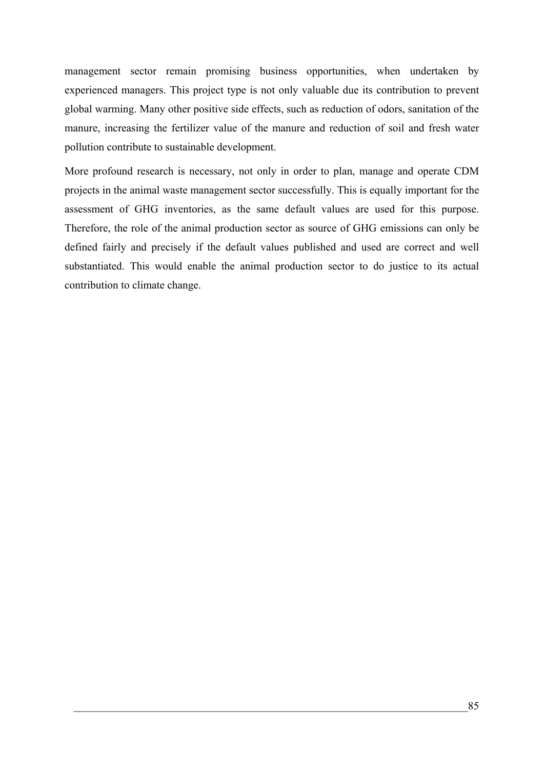management sector remain promising business opportunities, when undertaken by experienced managers. This project type is not only valuable due its contribution to prevent global warming. Many other positive side effects, such as reduction of odors, sanitation of the manure, increasing the fertilizer value of the manure and reduction of soil and fresh water pollution contribute to sustainable development.

More profound research is necessary, not only in order to plan, manage and operate CDM projects in the animal waste management sector successfully. This is equally important for the assessment of GHG inventories, as the same default values are used for this purpose. Therefore, the role of the animal production sector as source of GHG emissions can only be defined fairly and precisely if the default values published and used are correct and well substantiated. This would enable the animal production sector to do justice to its actual contribution to climate change.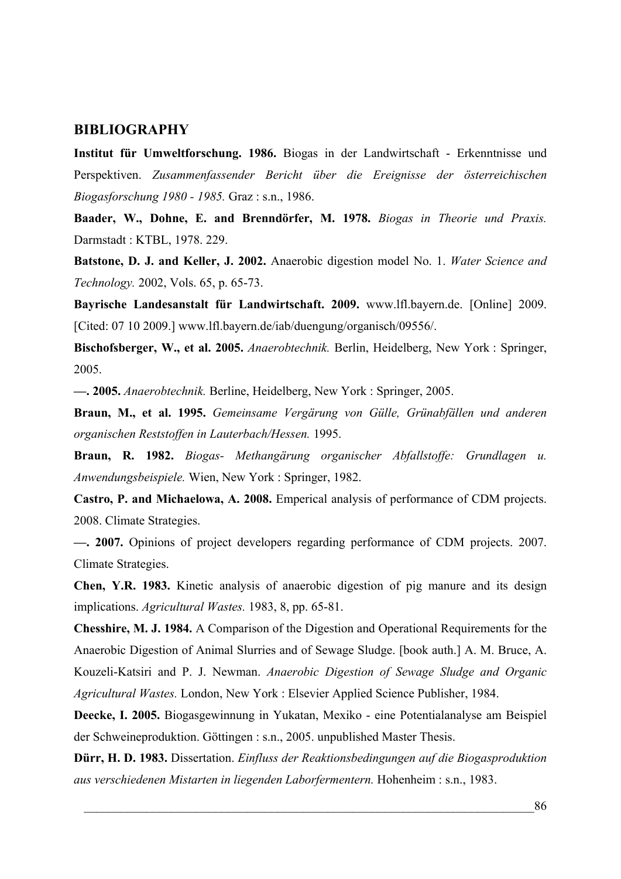## BIBLIOGRAPHY

**Institut für Umweltforschung. 1986.** Biogas in der Landwirtschaft - Erkenntnisse und Perspektiven. *Zusammenfassender Bericht über die Ereignisse der österreichischen Biogasforschung 1980 - 1985.* Graz : s.n., 1986.

**Baader, W., Dohne, E. and Brenndörfer, M. 1978.** *Biogas in Theorie und Praxis.* Darmstadt : KTBL, 1978. 229.

**Batstone, D. J. and Keller, J. 2002.** Anaerobic digestion model No. 1. *Water Science and Technology.* 2002, Vols. 65, p. 65-73.

**Bayrische Landesanstalt für Landwirtschaft. 2009.** www.lfl.bayern.de. [Online] 2009. [Cited: 07 10 2009.] www.lfl.bayern.de/iab/duengung/organisch/09556/.

**Bischofsberger, W., et al. 2005.** *Anaerobtechnik.* Berlin, Heidelberg, New York : Springer, 2005.

**—. 2005.** *Anaerobtechnik.* Berline, Heidelberg, New York : Springer, 2005.

**Braun, M., et al. 1995.** *Gemeinsame Vergärung von Gülle, Grünabfällen und anderen organischen Reststoffen in Lauterbach/Hessen.* 1995.

**Braun, R. 1982.** *Biogas- Methangärung organischer Abfallstoffe: Grundlagen u. Anwendungsbeispiele.* Wien, New York : Springer, 1982.

**Castro, P. and Michaelowa, A. 2008.** Emperical analysis of performance of CDM projects. 2008. Climate Strategies.

**—. 2007.** Opinions of project developers regarding performance of CDM projects. 2007. Climate Strategies.

**Chen, Y.R. 1983.** Kinetic analysis of anaerobic digestion of pig manure and its design implications. *Agricultural Wastes.* 1983, 8, pp. 65-81.

**Chesshire, M. J. 1984.** A Comparison of the Digestion and Operational Requirements for the Anaerobic Digestion of Animal Slurries and of Sewage Sludge. [book auth.] A. M. Bruce, A. Kouzeli-Katsiri and P. J. Newman. *Anaerobic Digestion of Sewage Sludge and Organic Agricultural Wastes.* London, New York : Elsevier Applied Science Publisher, 1984.

**Deecke, I. 2005.** Biogasgewinnung in Yukatan, Mexiko - eine Potentialanalyse am Beispiel der Schweineproduktion. Göttingen : s.n., 2005. unpublished Master Thesis.

**Dürr, H. D. 1983.** Dissertation. *Einfluss der Reaktionsbedingungen auf die Biogasproduktion aus verschiedenen Mistarten in liegenden Laborfermentern.* Hohenheim : s.n., 1983.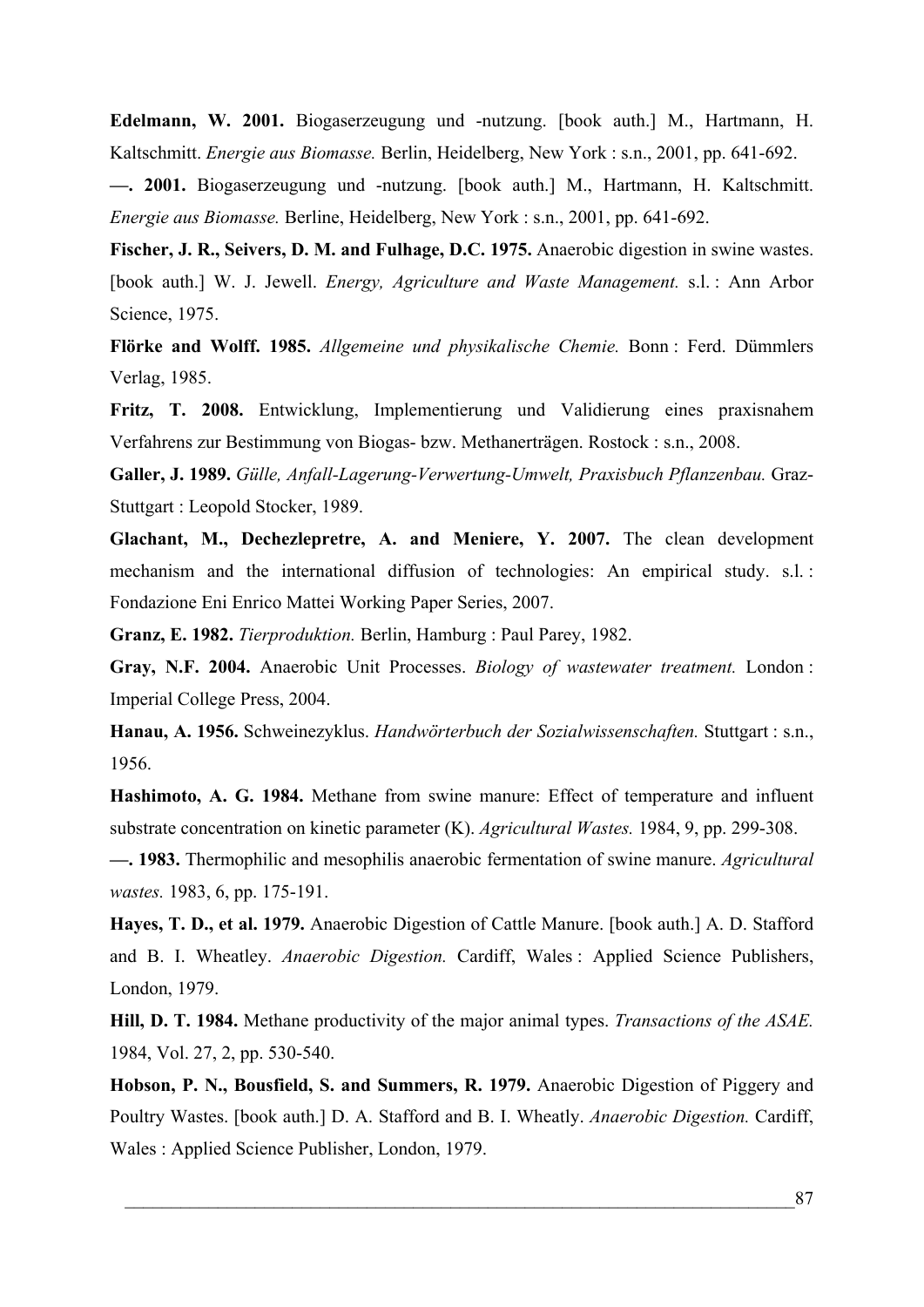**Edelmann, W. 2001.** Biogaserzeugung und -nutzung. [book auth.] M., Hartmann, H. Kaltschmitt. *Energie aus Biomasse.* Berlin, Heidelberg, New York : s.n., 2001, pp. 641-692.

**—. 2001.** Biogaserzeugung und -nutzung. [book auth.] M., Hartmann, H. Kaltschmitt. *Energie aus Biomasse.* Berline, Heidelberg, New York : s.n., 2001, pp. 641-692.

**Fischer, J. R., Seivers, D. M. and Fulhage, D.C. 1975.** Anaerobic digestion in swine wastes. [book auth.] W. J. Jewell. *Energy, Agriculture and Waste Management.* s.l. : Ann Arbor Science, 1975.

**Flörke and Wolff. 1985.** *Allgemeine und physikalische Chemie.* Bonn : Ferd. Dümmlers Verlag, 1985.

**Fritz, T. 2008.** Entwicklung, Implementierung und Validierung eines praxisnahem Verfahrens zur Bestimmung von Biogas- bzw. Methanerträgen. Rostock : s.n., 2008.

**Galler, J. 1989.** *Gülle, Anfall-Lagerung-Verwertung-Umwelt, Praxisbuch Pflanzenbau.* Graz-Stuttgart : Leopold Stocker, 1989.

**Glachant, M., Dechezlepretre, A. and Meniere, Y. 2007.** The clean development mechanism and the international diffusion of technologies: An empirical study. s.l. : Fondazione Eni Enrico Mattei Working Paper Series, 2007.

**Granz, E. 1982.** *Tierproduktion.* Berlin, Hamburg : Paul Parey, 1982.

**Gray, N.F. 2004.** Anaerobic Unit Processes. *Biology of wastewater treatment.* London : Imperial College Press, 2004.

**Hanau, A. 1956.** Schweinezyklus. *Handwörterbuch der Sozialwissenschaften.* Stuttgart : s.n., 1956.

**Hashimoto, A. G. 1984.** Methane from swine manure: Effect of temperature and influent substrate concentration on kinetic parameter (K). *Agricultural Wastes.* 1984, 9, pp. 299-308.

**—. 1983.** Thermophilic and mesophilis anaerobic fermentation of swine manure. *Agricultural wastes.* 1983, 6, pp. 175-191.

**Hayes, T. D., et al. 1979.** Anaerobic Digestion of Cattle Manure. [book auth.] A. D. Stafford and B. I. Wheatley. *Anaerobic Digestion.* Cardiff, Wales : Applied Science Publishers, London, 1979.

**Hill, D. T. 1984.** Methane productivity of the major animal types. *Transactions of the ASAE.* 1984, Vol. 27, 2, pp. 530-540.

**Hobson, P. N., Bousfield, S. and Summers, R. 1979.** Anaerobic Digestion of Piggery and Poultry Wastes. [book auth.] D. A. Stafford and B. I. Wheatly. *Anaerobic Digestion.* Cardiff, Wales : Applied Science Publisher, London, 1979.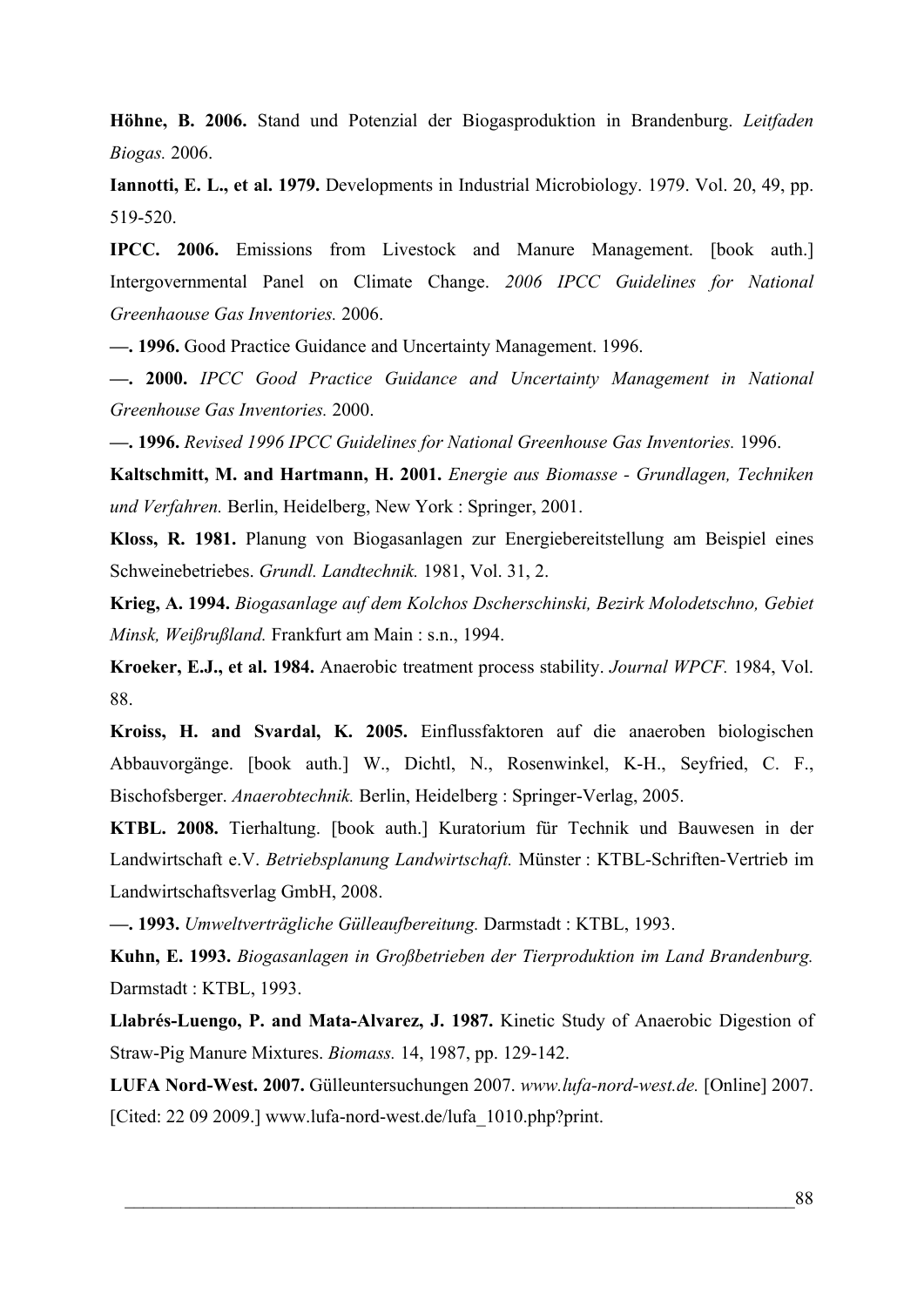**Höhne, B. 2006.** Stand und Potenzial der Biogasproduktion in Brandenburg. *Leitfaden Biogas.* 2006.

**Iannotti, E. L., et al. 1979.** Developments in Industrial Microbiology. 1979. Vol. 20, 49, pp. 519-520.

**IPCC. 2006.** Emissions from Livestock and Manure Management. [book auth.] Intergovernmental Panel on Climate Change. *2006 IPCC Guidelines for National Greenhaouse Gas Inventories.* 2006.

**—. 1996.** Good Practice Guidance and Uncertainty Management. 1996.

**—. 2000.** *IPCC Good Practice Guidance and Uncertainty Management in National Greenhouse Gas Inventories.* 2000.

**—. 1996.** *Revised 1996 IPCC Guidelines for National Greenhouse Gas Inventories.* 1996.

**Kaltschmitt, M. and Hartmann, H. 2001.** *Energie aus Biomasse - Grundlagen, Techniken und Verfahren.* Berlin, Heidelberg, New York : Springer, 2001.

**Kloss, R. 1981.** Planung von Biogasanlagen zur Energiebereitstellung am Beispiel eines Schweinebetriebes. *Grundl. Landtechnik.* 1981, Vol. 31, 2.

**Krieg, A. 1994.** *Biogasanlage auf dem Kolchos Dscherschinski, Bezirk Molodetschno, Gebiet Minsk, Weißrußland.* Frankfurt am Main : s.n., 1994.

**Kroeker, E.J., et al. 1984.** Anaerobic treatment process stability. *Journal WPCF.* 1984, Vol. 88.

**Kroiss, H. and Svardal, K. 2005.** Einflussfaktoren auf die anaeroben biologischen Abbauvorgänge. [book auth.] W., Dichtl, N., Rosenwinkel, K-H., Seyfried, C. F., Bischofsberger. *Anaerobtechnik.* Berlin, Heidelberg : Springer-Verlag, 2005.

**KTBL. 2008.** Tierhaltung. [book auth.] Kuratorium für Technik und Bauwesen in der Landwirtschaft e.V. *Betriebsplanung Landwirtschaft.* Münster : KTBL-Schriften-Vertrieb im Landwirtschaftsverlag GmbH, 2008.

**—. 1993.** *Umweltverträgliche Gülleaufbereitung.* Darmstadt : KTBL, 1993.

**Kuhn, E. 1993.** *Biogasanlagen in Großbetrieben der Tierproduktion im Land Brandenburg.* Darmstadt : KTBL, 1993.

**Llabrés-Luengo, P. and Mata-Alvarez, J. 1987.** Kinetic Study of Anaerobic Digestion of Straw-Pig Manure Mixtures. *Biomass.* 14, 1987, pp. 129-142.

**LUFA Nord-West. 2007.** Gülleuntersuchungen 2007. *www.lufa-nord-west.de.* [Online] 2007. [Cited: 22 09 2009.] www.lufa-nord-west.de/lufa_1010.php?print.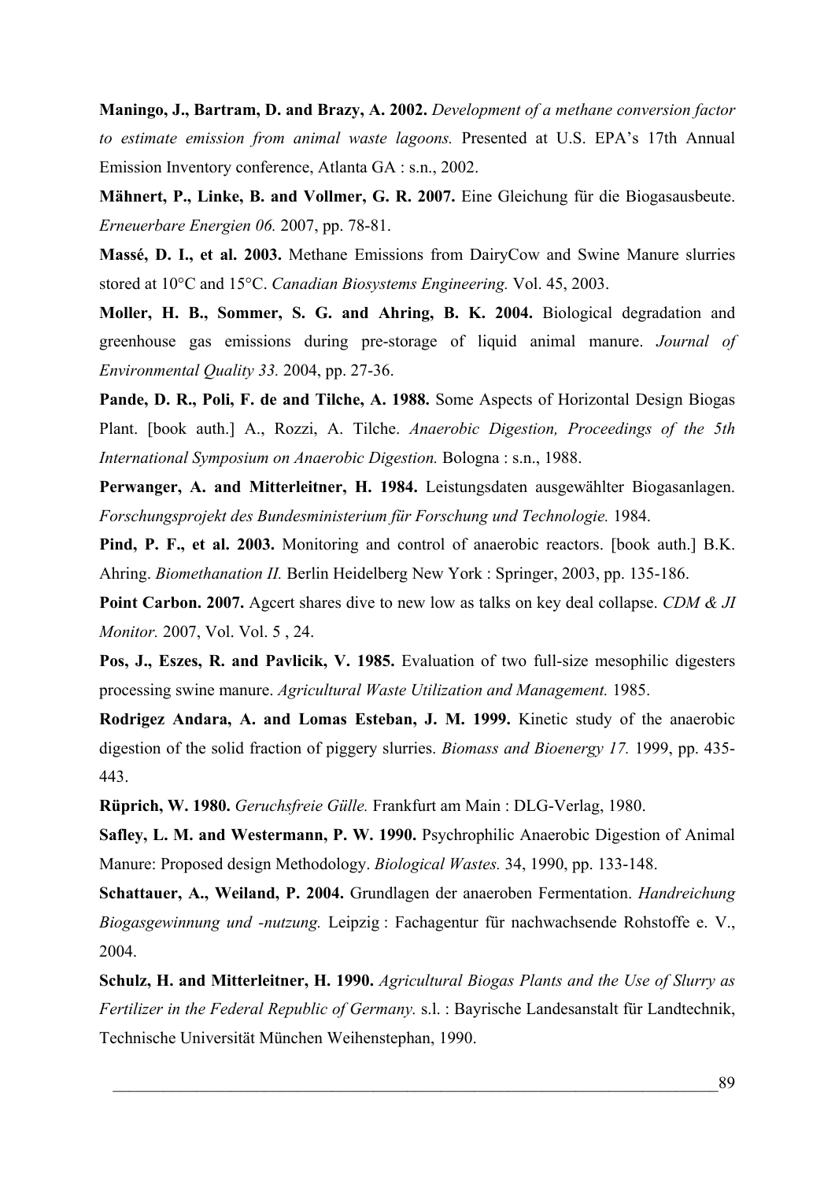**Maningo, J., Bartram, D. and Brazy, A. 2002.** *Development of a methane conversion factor to estimate emission from animal waste lagoons.* Presented at U.S. EPA's 17th Annual Emission Inventory conference, Atlanta GA : s.n., 2002.

**Mähnert, P., Linke, B. and Vollmer, G. R. 2007.** Eine Gleichung für die Biogasausbeute. *Erneuerbare Energien 06.* 2007, pp. 78-81.

**Massé, D. I., et al. 2003.** Methane Emissions from DairyCow and Swine Manure slurries stored at 10°C and 15°C. *Canadian Biosystems Engineering.* Vol. 45, 2003.

**Moller, H. B., Sommer, S. G. and Ahring, B. K. 2004.** Biological degradation and greenhouse gas emissions during pre-storage of liquid animal manure. *Journal of Environmental Quality 33.* 2004, pp. 27-36.

**Pande, D. R., Poli, F. de and Tilche, A. 1988.** Some Aspects of Horizontal Design Biogas Plant. [book auth.] A., Rozzi, A. Tilche. *Anaerobic Digestion, Proceedings of the 5th International Symposium on Anaerobic Digestion.* Bologna : s.n., 1988.

**Perwanger, A. and Mitterleitner, H. 1984.** Leistungsdaten ausgewählter Biogasanlagen. *Forschungsprojekt des Bundesministerium für Forschung und Technologie.* 1984.

**Pind, P. F., et al. 2003.** Monitoring and control of anaerobic reactors. [book auth.] B.K. Ahring. *Biomethanation II.* Berlin Heidelberg New York : Springer, 2003, pp. 135-186.

**Point Carbon. 2007.** Agcert shares dive to new low as talks on key deal collapse. *CDM & JI Monitor.* 2007, Vol. Vol. 5 , 24.

**Pos, J., Eszes, R. and Pavlicik, V. 1985.** Evaluation of two full-size mesophilic digesters processing swine manure. *Agricultural Waste Utilization and Management.* 1985.

**Rodrigez Andara, A. and Lomas Esteban, J. M. 1999.** Kinetic study of the anaerobic digestion of the solid fraction of piggery slurries. *Biomass and Bioenergy 17.* 1999, pp. 435-443.

**Rüprich, W. 1980.** *Geruchsfreie Gülle.* Frankfurt am Main : DLG-Verlag, 1980.

**Safley, L. M. and Westermann, P. W. 1990.** Psychrophilic Anaerobic Digestion of Animal Manure: Proposed design Methodology. *Biological Wastes.* 34, 1990, pp. 133-148.

**Schattauer, A., Weiland, P. 2004.** Grundlagen der anaeroben Fermentation. *Handreichung Biogasgewinnung und -nutzung.* Leipzig : Fachagentur für nachwachsende Rohstoffe e. V., 2004.

**Schulz, H. and Mitterleitner, H. 1990.** *Agricultural Biogas Plants and the Use of Slurry as Fertilizer in the Federal Republic of Germany.* s.l. : Bayrische Landesanstalt für Landtechnik, Technische Universität München Weihenstephan, 1990.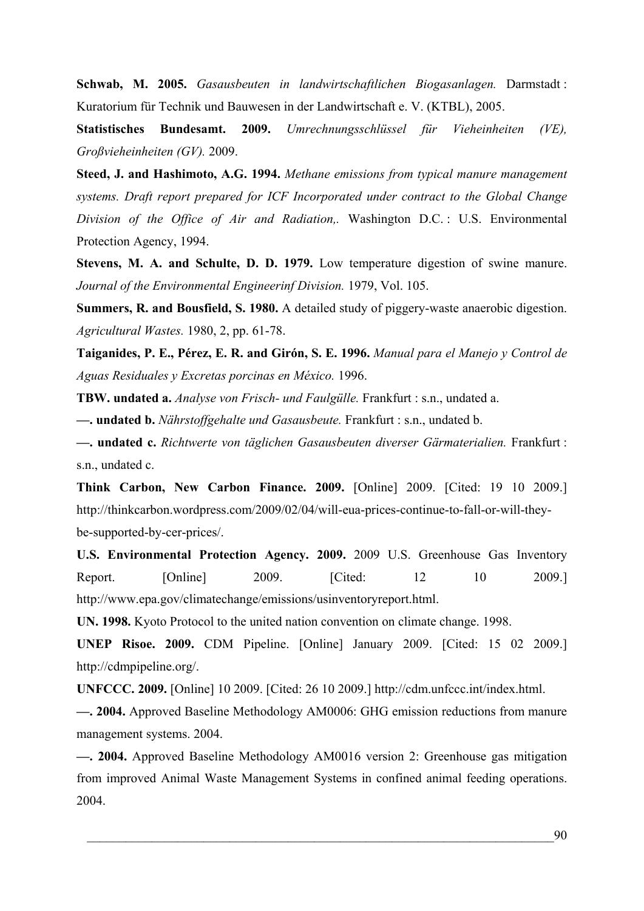**Schwab, M. 2005.** *Gasausbeuten in landwirtschaftlichen Biogasanlagen.* Darmstadt : Kuratorium für Technik und Bauwesen in der Landwirtschaft e. V. (KTBL), 2005.

**Statistisches Bundesamt. 2009.** *Umrechnungsschlüssel für Vieheinheiten (VE), Großvieheinheiten (GV).* 2009.

**Steed, J. and Hashimoto, A.G. 1994.** *Methane emissions from typical manure management systems. Draft report prepared for ICF Incorporated under contract to the Global Change Division of the Office of Air and Radiation,.* Washington D.C. : U.S. Environmental Protection Agency, 1994.

**Stevens, M. A. and Schulte, D. D. 1979.** Low temperature digestion of swine manure. *Journal of the Environmental Engineerinf Division.* 1979, Vol. 105.

**Summers, R. and Bousfield, S. 1980.** A detailed study of piggery-waste anaerobic digestion. *Agricultural Wastes.* 1980, 2, pp. 61-78.

**Taiganides, P. E., Pérez, E. R. and Girón, S. E. 1996.** *Manual para el Manejo y Control de Aguas Residuales y Excretas porcinas en México.* 1996.

**TBW. undated a.** *Analyse von Frisch- und Faulgülle.* Frankfurt : s.n., undated a.

**—. undated b.** *Nährstoffgehalte und Gasausbeute.* Frankfurt : s.n., undated b.

**—. undated c.** *Richtwerte von täglichen Gasausbeuten diverser Gärmaterialien.* Frankfurt : s.n., undated c.

**Think Carbon, New Carbon Finance. 2009.** [Online] 2009. [Cited: 19 10 2009.] http://thinkcarbon.wordpress.com/2009/02/04/will-eua-prices-continue-to-fall-or-will-they-be-supported-by-cer-prices/.

**U.S. Environmental Protection Agency. 2009.** 2009 U.S. Greenhouse Gas Inventory Report. [Online] 2009. [Cited: 12 10 2009.] http://www.epa.gov/climatechange/emissions/usinventoryreport.html.

**UN. 1998.** Kyoto Protocol to the united nation convention on climate change. 1998.

**UNEP Risoe. 2009.** CDM Pipeline. [Online] January 2009. [Cited: 15 02 2009.] http://cdmpipeline.org/.

**UNFCCC. 2009.** [Online] 10 2009. [Cited: 26 10 2009.] http://cdm.unfccc.int/index.html.

**—. 2004.** Approved Baseline Methodology AM0006: GHG emission reductions from manure management systems. 2004.

**—. 2004.** Approved Baseline Methodology AM0016 version 2: Greenhouse gas mitigation from improved Animal Waste Management Systems in confined animal feeding operations. 2004.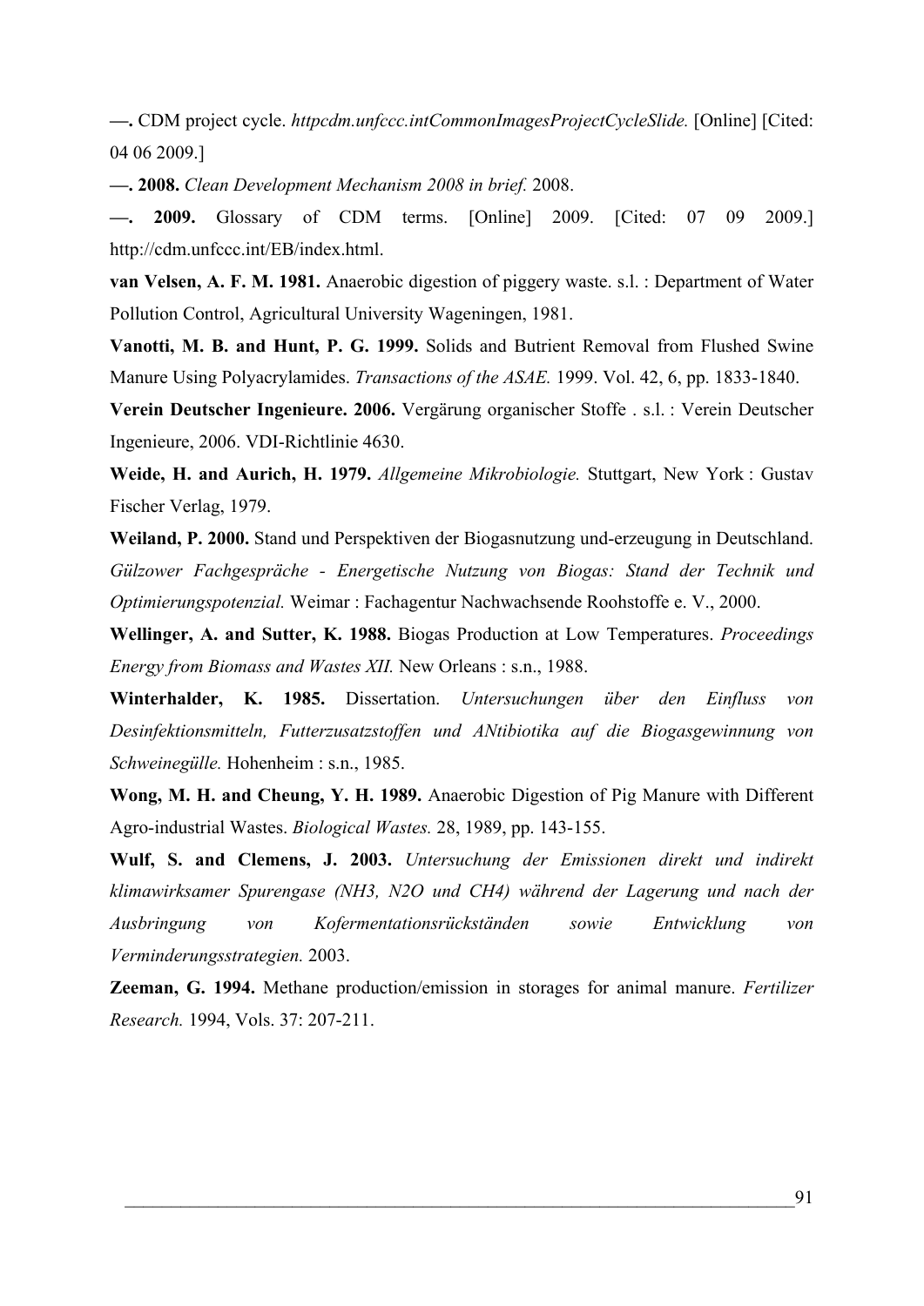**—.** CDM project cycle. *httpcdm.unfccc.intCommonImagesProjectCycleSlide.* [Online] [Cited: 04 06 2009.]

**—. 2008.** *Clean Development Mechanism 2008 in brief.* 2008.

**—. 2009.** Glossary of CDM terms. [Online] 2009. [Cited: 07 09 2009.] http://cdm.unfccc.int/EB/index.html.

**van Velsen, A. F. M. 1981.** Anaerobic digestion of piggery waste. s.l. : Department of Water Pollution Control, Agricultural University Wageningen, 1981.

**Vanotti, M. B. and Hunt, P. G. 1999.** Solids and Butrient Removal from Flushed Swine Manure Using Polyacrylamides. *Transactions of the ASAE.* 1999. Vol. 42, 6, pp. 1833-1840.

**Verein Deutscher Ingenieure. 2006.** Vergärung organischer Stoffe . s.l. : Verein Deutscher Ingenieure, 2006. VDI-Richtlinie 4630.

**Weide, H. and Aurich, H. 1979.** *Allgemeine Mikrobiologie.* Stuttgart, New York : Gustav Fischer Verlag, 1979.

**Weiland, P. 2000.** Stand und Perspektiven der Biogasnutzung und-erzeugung in Deutschland. *Gülzower Fachgespräche - Energetische Nutzung von Biogas: Stand der Technik und Optimierungspotenzial.* Weimar : Fachagentur Nachwachsende Roohstoffe e. V., 2000.

**Wellinger, A. and Sutter, K. 1988.** Biogas Production at Low Temperatures. *Proceedings Energy from Biomass and Wastes XII.* New Orleans : s.n., 1988.

**Winterhalder, K. 1985.** Dissertation. *Untersuchungen über den Einfluss von Desinfektionsmitteln, Futterzusatzstoffen und ANtibiotika auf die Biogasgewinnung von Schweinegülle.* Hohenheim : s.n., 1985.

**Wong, M. H. and Cheung, Y. H. 1989.** Anaerobic Digestion of Pig Manure with Different Agro-industrial Wastes. *Biological Wastes.* 28, 1989, pp. 143-155.

**Wulf, S. and Clemens, J. 2003.** *Untersuchung der Emissionen direkt und indirekt klimawirksamer Spurengase (NH3, N2O und CH4) während der Lagerung und nach der Ausbringung von Kofermentationsrückständen sowie Entwicklung von Verminderungsstrategien.* 2003.

**Zeeman, G. 1994.** Methane production/emission in storages for animal manure. *Fertilizer Research.* 1994, Vols. 37: 207-211.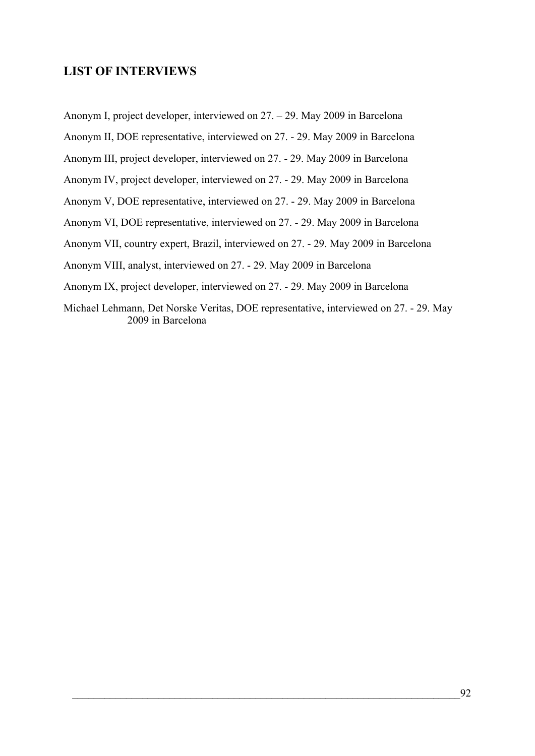## LIST OF INTERVIEWS

Anonym I, project developer, interviewed on 27. – 29. May 2009 in Barcelona

Anonym II, DOE representative, interviewed on 27. - 29. May 2009 in Barcelona

Anonym III, project developer, interviewed on 27. - 29. May 2009 in Barcelona

Anonym IV, project developer, interviewed on 27. - 29. May 2009 in Barcelona

Anonym V, DOE representative, interviewed on 27. - 29. May 2009 in Barcelona

Anonym VI, DOE representative, interviewed on 27. - 29. May 2009 in Barcelona

Anonym VII, country expert, Brazil, interviewed on 27. - 29. May 2009 in Barcelona

Anonym VIII, analyst, interviewed on 27. - 29. May 2009 in Barcelona

Anonym IX, project developer, interviewed on 27. - 29. May 2009 in Barcelona

Michael Lehmann, Det Norske Veritas, DOE representative, interviewed on 27. - 29. May 2009 in Barcelona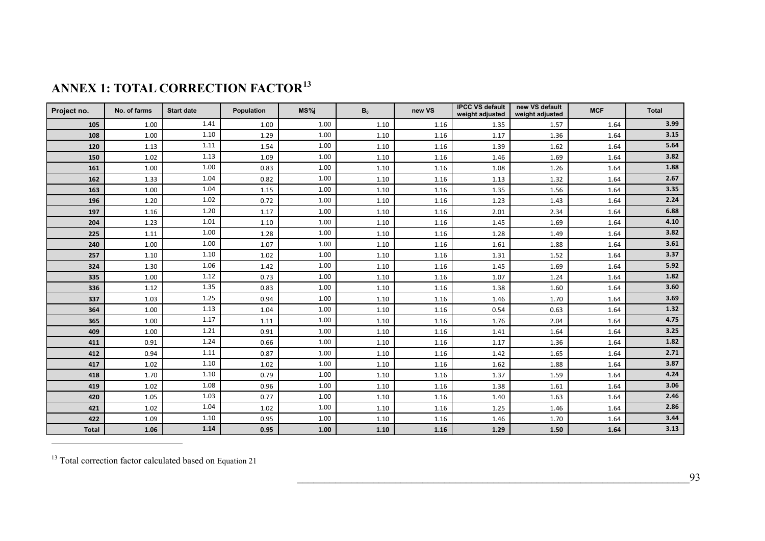# ANNEX 1: TOTAL CORRECTION FACTOR[13]

| Project no. | No. of farms | Start date | Population | MS%j | $B_0$ | new VS | IPCC VS default weight adjusted | new VS default weight adjusted | MCF | Total |
|---|---|---|---|---|---|---|---|---|---|---|
| 105 | 1.00 | 1.41 | 1.00 | 1.00 | 1.10 | 1.16 | 1.35 | 1.57 | 1.64 | 3.99 |
| 108 | 1.00 | 1.10 | 1.29 | 1.00 | 1.10 | 1.16 | 1.17 | 1.36 | 1.64 | 3.15 |
| 120 | 1.13 | 1.11 | 1.54 | 1.00 | 1.10 | 1.16 | 1.39 | 1.62 | 1.64 | 5.64 |
| 150 | 1.02 | 1.13 | 1.09 | 1.00 | 1.10 | 1.16 | 1.46 | 1.69 | 1.64 | 3.82 |
| 161 | 1.00 | 1.00 | 0.83 | 1.00 | 1.10 | 1.16 | 1.08 | 1.26 | 1.64 | 1.88 |
| 162 | 1.33 | 1.04 | 0.82 | 1.00 | 1.10 | 1.16 | 1.13 | 1.32 | 1.64 | 2.67 |
| 163 | 1.00 | 1.04 | 1.15 | 1.00 | 1.10 | 1.16 | 1.35 | 1.56 | 1.64 | 3.35 |
| 196 | 1.20 | 1.02 | 0.72 | 1.00 | 1.10 | 1.16 | 1.23 | 1.43 | 1.64 | 2.24 |
| 197 | 1.16 | 1.20 | 1.17 | 1.00 | 1.10 | 1.16 | 2.01 | 2.34 | 1.64 | 6.88 |
| 204 | 1.23 | 1.01 | 1.10 | 1.00 | 1.10 | 1.16 | 1.45 | 1.69 | 1.64 | 4.10 |
| 225 | 1.11 | 1.00 | 1.28 | 1.00 | 1.10 | 1.16 | 1.28 | 1.49 | 1.64 | 3.82 |
| 240 | 1.00 | 1.00 | 1.07 | 1.00 | 1.10 | 1.16 | 1.61 | 1.88 | 1.64 | 3.61 |
| 257 | 1.10 | 1.10 | 1.02 | 1.00 | 1.10 | 1.16 | 1.31 | 1.52 | 1.64 | 3.37 |
| 324 | 1.30 | 1.06 | 1.42 | 1.00 | 1.10 | 1.16 | 1.45 | 1.69 | 1.64 | 5.92 |
| 335 | 1.00 | 1.12 | 0.73 | 1.00 | 1.10 | 1.16 | 1.07 | 1.24 | 1.64 | 1.82 |
| 336 | 1.12 | 1.35 | 0.83 | 1.00 | 1.10 | 1.16 | 1.38 | 1.60 | 1.64 | 3.60 |
| 337 | 1.03 | 1.25 | 0.94 | 1.00 | 1.10 | 1.16 | 1.46 | 1.70 | 1.64 | 3.69 |
| 364 | 1.00 | 1.13 | 1.04 | 1.00 | 1.10 | 1.16 | 0.54 | 0.63 | 1.64 | 1.32 |
| 365 | 1.00 | 1.17 | 1.11 | 1.00 | 1.10 | 1.16 | 1.76 | 2.04 | 1.64 | 4.75 |
| 409 | 1.00 | 1.21 | 0.91 | 1.00 | 1.10 | 1.16 | 1.41 | 1.64 | 1.64 | 3.25 |
| 411 | 0.91 | 1.24 | 0.66 | 1.00 | 1.10 | 1.16 | 1.17 | 1.36 | 1.64 | 1.82 |
| 412 | 0.94 | 1.11 | 0.87 | 1.00 | 1.10 | 1.16 | 1.42 | 1.65 | 1.64 | 2.71 |
| 417 | 1.02 | 1.10 | 1.02 | 1.00 | 1.10 | 1.16 | 1.62 | 1.88 | 1.64 | 3.87 |
| 418 | 1.70 | 1.10 | 0.79 | 1.00 | 1.10 | 1.16 | 1.37 | 1.59 | 1.64 | 4.24 |
| 419 | 1.02 | 1.08 | 0.96 | 1.00 | 1.10 | 1.16 | 1.38 | 1.61 | 1.64 | 3.06 |
| 420 | 1.05 | 1.03 | 0.77 | 1.00 | 1.10 | 1.16 | 1.40 | 1.63 | 1.64 | 2.46 |
| 421 | 1.02 | 1.04 | 1.02 | 1.00 | 1.10 | 1.16 | 1.25 | 1.46 | 1.64 | 2.86 |
| 422 | 1.09 | 1.10 | 0.95 | 1.00 | 1.10 | 1.16 | 1.46 | 1.70 | 1.64 | 3.44 |
| **Total** | **1.06** | **1.14** | **0.95** | **1.00** | **1.10** | **1.16** | **1.29** | **1.50** | **1.64** | **3.13** |

[13] Total correction factor calculated based on Equation 21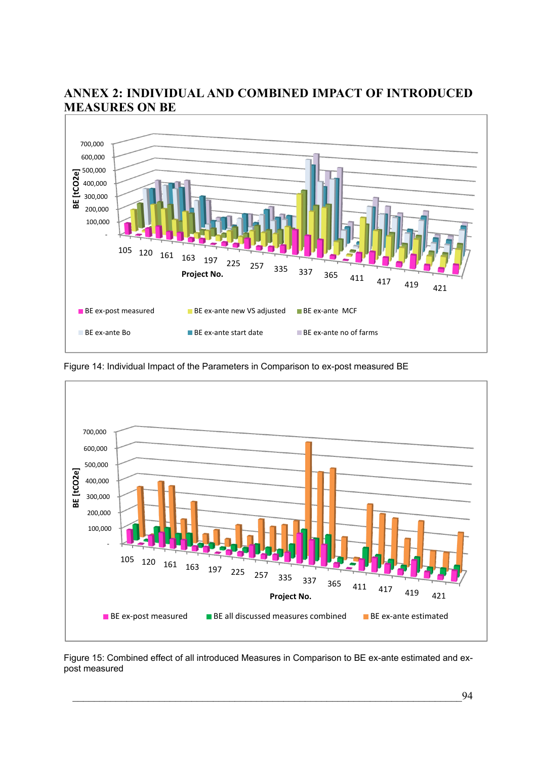# ANNEX 2: INDIVIDUAL AND COMBINED IMPACT OF INTRODUCED MEASURES ON BE

Figure 14: Individual Impact of the Parameters in Comparison to ex-post measured BE

Figure 15: Combined effect of all introduced Measures in Comparison to BE ex-ante estimated and ex-post measured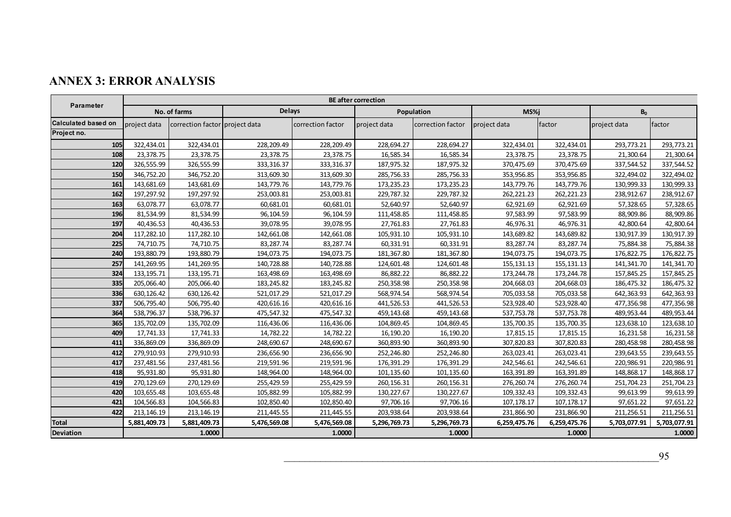## ANNEX 3: ERROR ANALYSIS

| Parameter | BE after correction | | | | | | | | | |
|---|---|---|---|---|---|---|---|---|---|---|
| | No. of farms | | Delays | | Population | | MS%j | | $B_0$ | |
| **Calculated based on** | project data | correction factor | project data | correction factor | project data | correction factor | project data | factor | project data | factor |
| **Project no.** | | | | | | | | | | |
| **105** | 322,434.01 | 322,434.01 | 228,209.49 | 228,209.49 | 228,694.27 | 228,694.27 | 322,434.01 | 322,434.01 | 293,773.21 | 293,773.21 |
| **108** | 23,378.75 | 23,378.75 | 23,378.75 | 23,378.75 | 16,585.34 | 16,585.34 | 23,378.75 | 23,378.75 | 21,300.64 | 21,300.64 |
| **120** | 326,555.99 | 326,555.99 | 333,316.37 | 333,316.37 | 187,975.32 | 187,975.32 | 370,475.69 | 370,475.69 | 337,544.52 | 337,544.52 |
| **150** | 346,752.20 | 346,752.20 | 313,609.30 | 313,609.30 | 285,756.33 | 285,756.33 | 353,956.85 | 353,956.85 | 322,494.02 | 322,494.02 |
| **161** | 143,681.69 | 143,681.69 | 143,779.76 | 143,779.76 | 173,235.23 | 173,235.23 | 143,779.76 | 143,779.76 | 130,999.33 | 130,999.33 |
| **162** | 197,297.92 | 197,297.92 | 253,003.81 | 253,003.81 | 229,787.32 | 229,787.32 | 262,221.23 | 262,221.23 | 238,912.67 | 238,912.67 |
| **163** | 63,078.77 | 63,078.77 | 60,681.01 | 60,681.01 | 52,640.97 | 52,640.97 | 62,921.69 | 62,921.69 | 57,328.65 | 57,328.65 |
| **196** | 81,534.99 | 81,534.99 | 96,104.59 | 96,104.59 | 111,458.85 | 111,458.85 | 97,583.99 | 97,583.99 | 88,909.86 | 88,909.86 |
| **197** | 40,436.53 | 40,436.53 | 39,078.95 | 39,078.95 | 27,761.83 | 27,761.83 | 46,976.31 | 46,976.31 | 42,800.64 | 42,800.64 |
| **204** | 117,282.10 | 117,282.10 | 142,661.08 | 142,661.08 | 105,931.10 | 105,931.10 | 143,689.82 | 143,689.82 | 130,917.39 | 130,917.39 |
| **225** | 74,710.75 | 74,710.75 | 83,287.74 | 83,287.74 | 60,331.91 | 60,331.91 | 83,287.74 | 83,287.74 | 75,884.38 | 75,884.38 |
| **240** | 193,880.79 | 193,880.79 | 194,073.75 | 194,073.75 | 181,367.80 | 181,367.80 | 194,073.75 | 194,073.75 | 176,822.75 | 176,822.75 |
| **257** | 141,269.95 | 141,269.95 | 140,728.88 | 140,728.88 | 124,601.48 | 124,601.48 | 155,131.13 | 155,131.13 | 141,341.70 | 141,341.70 |
| **324** | 133,195.71 | 133,195.71 | 163,498.69 | 163,498.69 | 86,882.22 | 86,882.22 | 173,244.78 | 173,244.78 | 157,845.25 | 157,845.25 |
| **335** | 205,066.40 | 205,066.40 | 183,245.82 | 183,245.82 | 250,358.98 | 250,358.98 | 204,668.03 | 204,668.03 | 186,475.32 | 186,475.32 |
| **336** | 630,126.42 | 630,126.42 | 521,017.29 | 521,017.29 | 568,974.54 | 568,974.54 | 705,033.58 | 705,033.58 | 642,363.93 | 642,363.93 |
| **337** | 506,795.40 | 506,795.40 | 420,616.16 | 420,616.16 | 441,526.53 | 441,526.53 | 523,928.40 | 523,928.40 | 477,356.98 | 477,356.98 |
| **364** | 538,796.37 | 538,796.37 | 475,547.32 | 475,547.32 | 459,143.68 | 459,143.68 | 537,753.78 | 537,753.78 | 489,953.44 | 489,953.44 |
| **365** | 135,702.09 | 135,702.09 | 116,436.06 | 116,436.06 | 104,869.45 | 104,869.45 | 135,700.35 | 135,700.35 | 123,638.10 | 123,638.10 |
| **409** | 17,741.33 | 17,741.33 | 14,782.22 | 14,782.22 | 16,190.20 | 16,190.20 | 17,815.15 | 17,815.15 | 16,231.58 | 16,231.58 |
| **411** | 336,869.09 | 336,869.09 | 248,690.67 | 248,690.67 | 360,893.90 | 360,893.90 | 307,820.83 | 307,820.83 | 280,458.98 | 280,458.98 |
| **412** | 279,910.93 | 279,910.93 | 236,656.90 | 236,656.90 | 252,246.80 | 252,246.80 | 263,023.41 | 263,023.41 | 239,643.55 | 239,643.55 |
| **417** | 237,481.56 | 237,481.56 | 219,591.96 | 219,591.96 | 176,391.29 | 176,391.29 | 242,546.61 | 242,546.61 | 220,986.91 | 220,986.91 |
| **418** | 95,931.80 | 95,931.80 | 148,964.00 | 148,964.00 | 101,135.60 | 101,135.60 | 163,391.89 | 163,391.89 | 148,868.17 | 148,868.17 |
| **419** | 270,129.69 | 270,129.69 | 255,429.59 | 255,429.59 | 260,156.31 | 260,156.31 | 276,260.74 | 276,260.74 | 251,704.23 | 251,704.23 |
| **420** | 103,655.48 | 103,655.48 | 105,882.99 | 105,882.99 | 130,227.67 | 130,227.67 | 109,332.43 | 109,332.43 | 99,613.99 | 99,613.99 |
| **421** | 104,566.83 | 104,566.83 | 102,850.40 | 102,850.40 | 97,706.16 | 97,706.16 | 107,178.17 | 107,178.17 | 97,651.22 | 97,651.22 |
| **422** | 213,146.19 | 213,146.19 | 211,445.55 | 211,445.55 | 203,938.64 | 203,938.64 | 231,866.90 | 231,866.90 | 211,256.51 | 211,256.51 |
| **Total** | **5,881,409.73** | **5,881,409.73** | **5,476,569.08** | **5,476,569.08** | **5,296,769.73** | **5,296,769.73** | **6,259,475.76** | **6,259,475.76** | **5,703,077.91** | **5,703,077.91** |
| **Deviation** | | **1.0000** | | **1.0000** | | **1.0000** | | **1.0000** | | **1.0000** |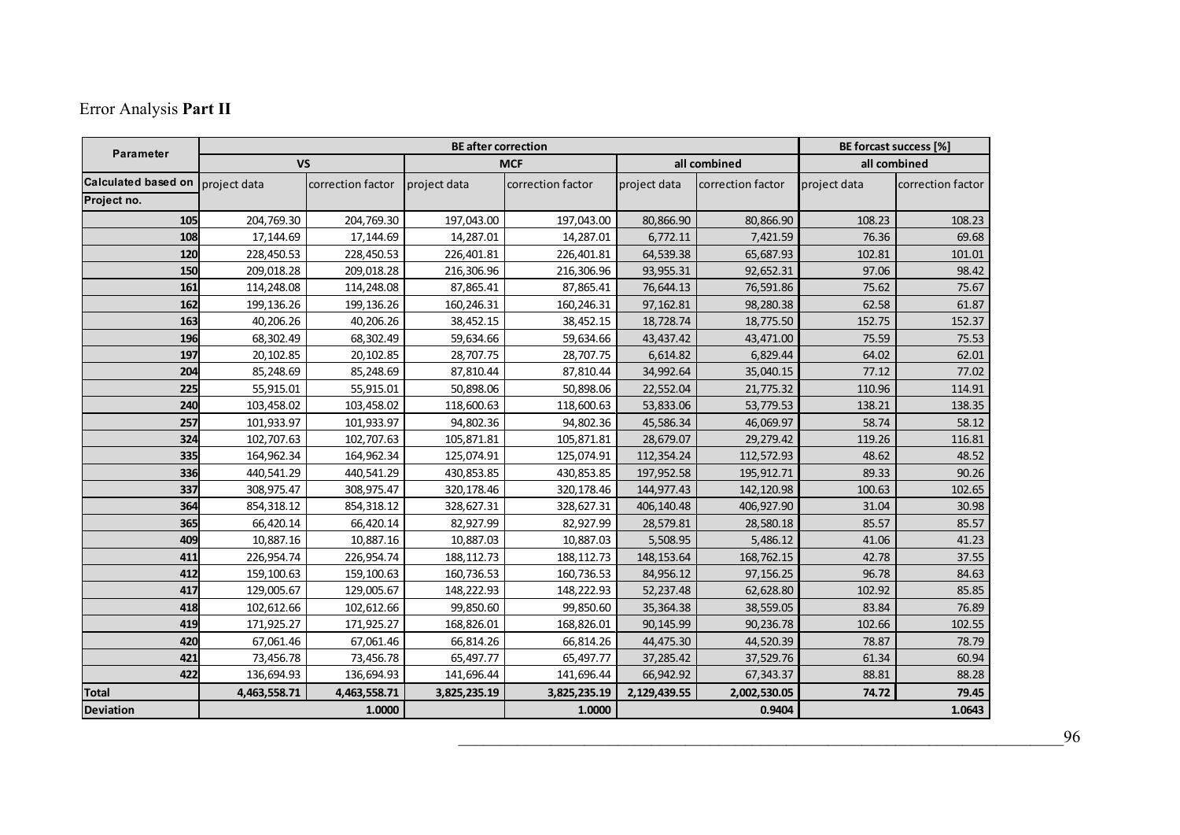Error Analysis **Part II**

| Parameter | BE after correction | | | | | | BE forcast success [%] | |
|---|---|---|---|---|---|---|---|---|
| | VS | | MCF | | all combined | | all combined | |
| Calculated based on | project data | correction factor | project data | correction factor | project data | correction factor | project data | correction factor |
| Project no. | | | | | | | | |
| 105 | 204,769.30 | 204,769.30 | 197,043.00 | 197,043.00 | 80,866.90 | 80,866.90 | 108.23 | 108.23 |
| 108 | 17,144.69 | 17,144.69 | 14,287.01 | 14,287.01 | 6,772.11 | 7,421.59 | 76.36 | 69.68 |
| 120 | 228,450.53 | 228,450.53 | 226,401.81 | 226,401.81 | 64,539.38 | 65,687.93 | 102.81 | 101.01 |
| 150 | 209,018.28 | 209,018.28 | 216,306.96 | 216,306.96 | 93,955.31 | 92,652.31 | 97.06 | 98.42 |
| 161 | 114,248.08 | 114,248.08 | 87,865.41 | 87,865.41 | 76,644.13 | 76,591.86 | 75.62 | 75.67 |
| 162 | 199,136.26 | 199,136.26 | 160,246.31 | 160,246.31 | 97,162.81 | 98,280.38 | 62.58 | 61.87 |
| 163 | 40,206.26 | 40,206.26 | 38,452.15 | 38,452.15 | 18,728.74 | 18,775.50 | 152.75 | 152.37 |
| 196 | 68,302.49 | 68,302.49 | 59,634.66 | 59,634.66 | 43,437.42 | 43,471.00 | 75.59 | 75.53 |
| 197 | 20,102.85 | 20,102.85 | 28,707.75 | 28,707.75 | 6,614.82 | 6,829.44 | 64.02 | 62.01 |
| 204 | 85,248.69 | 85,248.69 | 87,810.44 | 87,810.44 | 34,992.64 | 35,040.15 | 77.12 | 77.02 |
| 225 | 55,915.01 | 55,915.01 | 50,898.06 | 50,898.06 | 22,552.04 | 21,775.32 | 110.96 | 114.91 |
| 240 | 103,458.02 | 103,458.02 | 118,600.63 | 118,600.63 | 53,833.06 | 53,779.53 | 138.21 | 138.35 |
| 257 | 101,933.97 | 101,933.97 | 94,802.36 | 94,802.36 | 45,586.34 | 46,069.97 | 58.74 | 58.12 |
| 324 | 102,707.63 | 102,707.63 | 105,871.81 | 105,871.81 | 28,679.07 | 29,279.42 | 119.26 | 116.81 |
| 335 | 164,962.34 | 164,962.34 | 125,074.91 | 125,074.91 | 112,354.24 | 112,572.93 | 48.62 | 48.52 |
| 336 | 440,541.29 | 440,541.29 | 430,853.85 | 430,853.85 | 197,952.58 | 195,912.71 | 89.33 | 90.26 |
| 337 | 308,975.47 | 308,975.47 | 320,178.46 | 320,178.46 | 144,977.43 | 142,120.98 | 100.63 | 102.65 |
| 364 | 854,318.12 | 854,318.12 | 328,627.31 | 328,627.31 | 406,140.48 | 406,927.90 | 31.04 | 30.98 |
| 365 | 66,420.14 | 66,420.14 | 82,927.99 | 82,927.99 | 28,579.81 | 28,580.18 | 85.57 | 85.57 |
| 409 | 10,887.16 | 10,887.16 | 10,887.03 | 10,887.03 | 5,508.95 | 5,486.12 | 41.06 | 41.23 |
| 411 | 226,954.74 | 226,954.74 | 188,112.73 | 188,112.73 | 148,153.64 | 168,762.15 | 42.78 | 37.55 |
| 412 | 159,100.63 | 159,100.63 | 160,736.53 | 160,736.53 | 84,956.12 | 97,156.25 | 96.78 | 84.63 |
| 417 | 129,005.67 | 129,005.67 | 148,222.93 | 148,222.93 | 52,237.48 | 62,628.80 | 102.92 | 85.85 |
| 418 | 102,612.66 | 102,612.66 | 99,850.60 | 99,850.60 | 35,364.38 | 38,559.05 | 83.84 | 76.89 |
| 419 | 171,925.27 | 171,925.27 | 168,826.01 | 168,826.01 | 90,145.99 | 90,236.78 | 102.66 | 102.55 |
| 420 | 67,061.46 | 67,061.46 | 66,814.26 | 66,814.26 | 44,475.30 | 44,520.39 | 78.87 | 78.79 |
| 421 | 73,456.78 | 73,456.78 | 65,497.77 | 65,497.77 | 37,285.42 | 37,529.76 | 61.34 | 60.94 |
| 422 | 136,694.93 | 136,694.93 | 141,696.44 | 141,696.44 | 66,942.92 | 67,343.37 | 88.81 | 88.28 |
| **Total** | **4,463,558.71** | **4,463,558.71** | **3,825,235.19** | **3,825,235.19** | **2,129,439.55** | **2,002,530.05** | **74.72** | **79.45** |
| **Deviation** | | **1.0000** | | **1.0000** | | **0.9404** | | **1.0643** |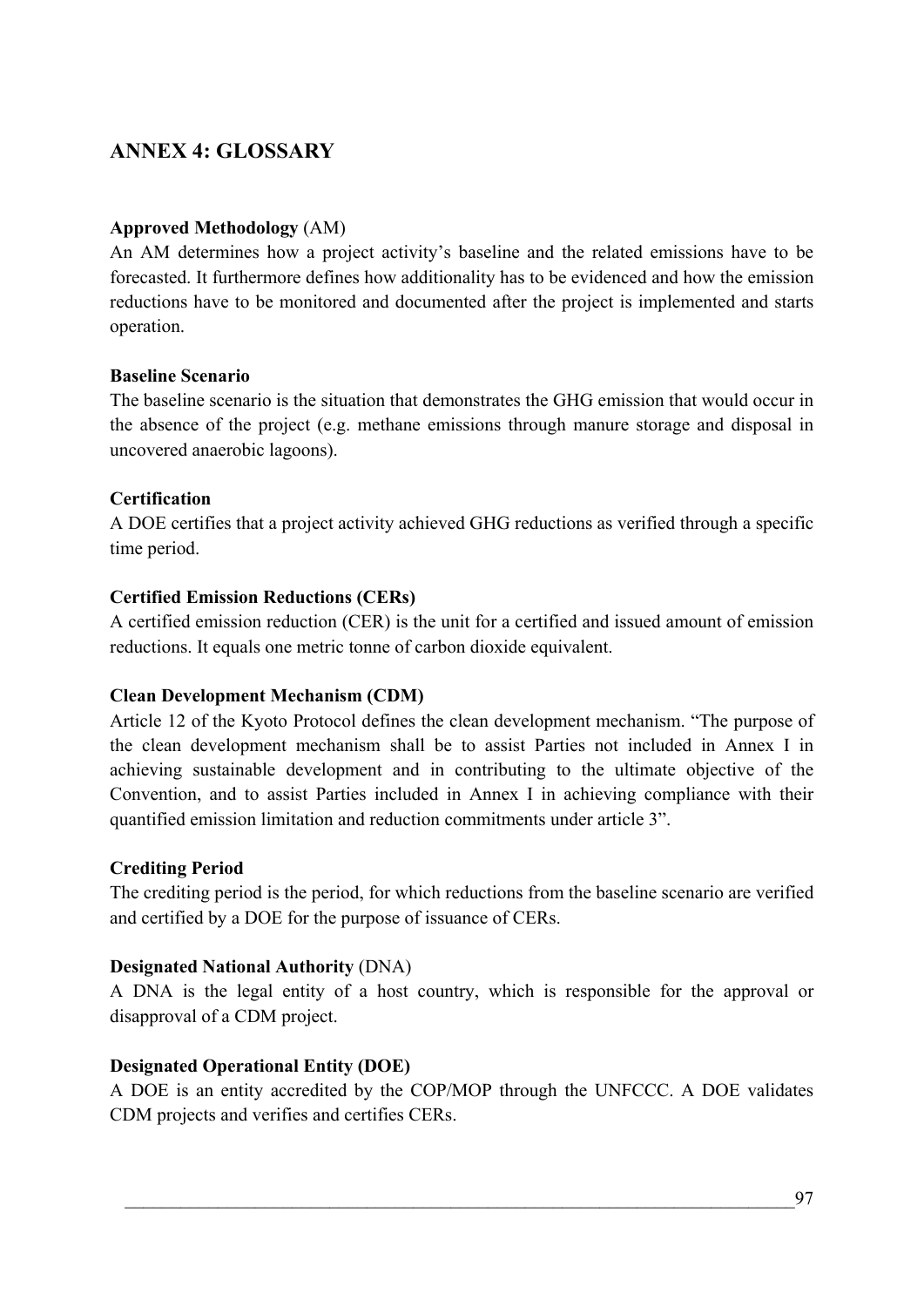## ANNEX 4: GLOSSARY

**Approved Methodology** (AM)
An AM determines how a project activity's baseline and the related emissions have to be forecasted. It furthermore defines how additionality has to be evidenced and how the emission reductions have to be monitored and documented after the project is implemented and starts operation.

**Baseline Scenario**
The baseline scenario is the situation that demonstrates the GHG emission that would occur in the absence of the project (e.g. methane emissions through manure storage and disposal in uncovered anaerobic lagoons).

**Certification**
A DOE certifies that a project activity achieved GHG reductions as verified through a specific time period.

**Certified Emission Reductions (CERs)**
A certified emission reduction (CER) is the unit for a certified and issued amount of emission reductions. It equals one metric tonne of carbon dioxide equivalent.

**Clean Development Mechanism (CDM)**
Article 12 of the Kyoto Protocol defines the clean development mechanism. "The purpose of the clean development mechanism shall be to assist Parties not included in Annex I in achieving sustainable development and in contributing to the ultimate objective of the Convention, and to assist Parties included in Annex I in achieving compliance with their quantified emission limitation and reduction commitments under article 3".

**Crediting Period**
The crediting period is the period, for which reductions from the baseline scenario are verified and certified by a DOE for the purpose of issuance of CERs.

**Designated National Authority** (DNA)
A DNA is the legal entity of a host country, which is responsible for the approval or disapproval of a CDM project.

**Designated Operational Entity (DOE)**
A DOE is an entity accredited by the COP/MOP through the UNFCCC. A DOE validates CDM projects and verifies and certifies CERs.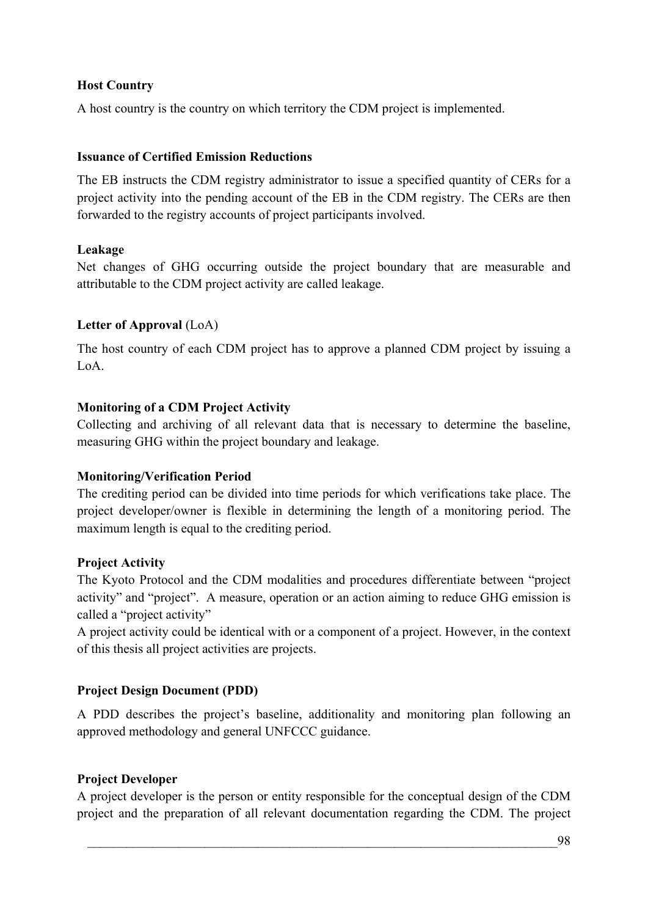**Host Country**

A host country is the country on which territory the CDM project is implemented.

**Issuance of Certified Emission Reductions**

The EB instructs the CDM registry administrator to issue a specified quantity of CERs for a project activity into the pending account of the EB in the CDM registry. The CERs are then forwarded to the registry accounts of project participants involved.

**Leakage**

Net changes of GHG occurring outside the project boundary that are measurable and attributable to the CDM project activity are called leakage.

**Letter of Approval** (LoA)

The host country of each CDM project has to approve a planned CDM project by issuing a LoA.

**Monitoring of a CDM Project Activity**

Collecting and archiving of all relevant data that is necessary to determine the baseline, measuring GHG within the project boundary and leakage.

**Monitoring/Verification Period**

The crediting period can be divided into time periods for which verifications take place. The project developer/owner is flexible in determining the length of a monitoring period. The maximum length is equal to the crediting period.

**Project Activity**

The Kyoto Protocol and the CDM modalities and procedures differentiate between "project activity" and "project". A measure, operation or an action aiming to reduce GHG emission is called a "project activity"

A project activity could be identical with or a component of a project. However, in the context of this thesis all project activities are projects.

**Project Design Document (PDD)**

A PDD describes the project's baseline, additionality and monitoring plan following an approved methodology and general UNFCCC guidance.

**Project Developer**

A project developer is the person or entity responsible for the conceptual design of the CDM project and the preparation of all relevant documentation regarding the CDM. The project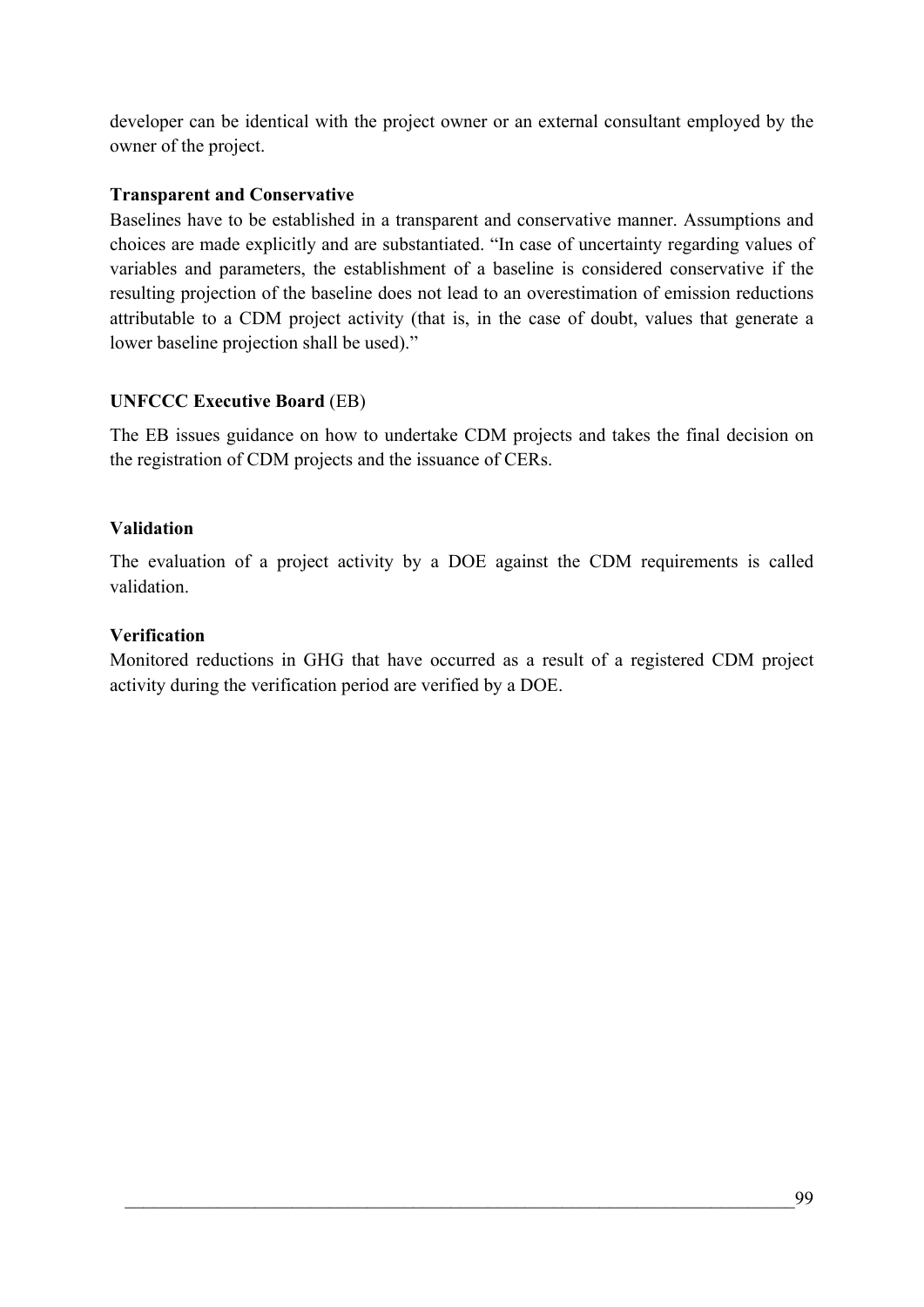developer can be identical with the project owner or an external consultant employed by the owner of the project.

**Transparent and Conservative**

Baselines have to be established in a transparent and conservative manner. Assumptions and choices are made explicitly and are substantiated. "In case of uncertainty regarding values of variables and parameters, the establishment of a baseline is considered conservative if the resulting projection of the baseline does not lead to an overestimation of emission reductions attributable to a CDM project activity (that is, in the case of doubt, values that generate a lower baseline projection shall be used)."

**UNFCCC Executive Board** (EB)

The EB issues guidance on how to undertake CDM projects and takes the final decision on the registration of CDM projects and the issuance of CERs.

**Validation**

The evaluation of a project activity by a DOE against the CDM requirements is called validation.

**Verification**

Monitored reductions in GHG that have occurred as a result of a registered CDM project activity during the verification period are verified by a DOE.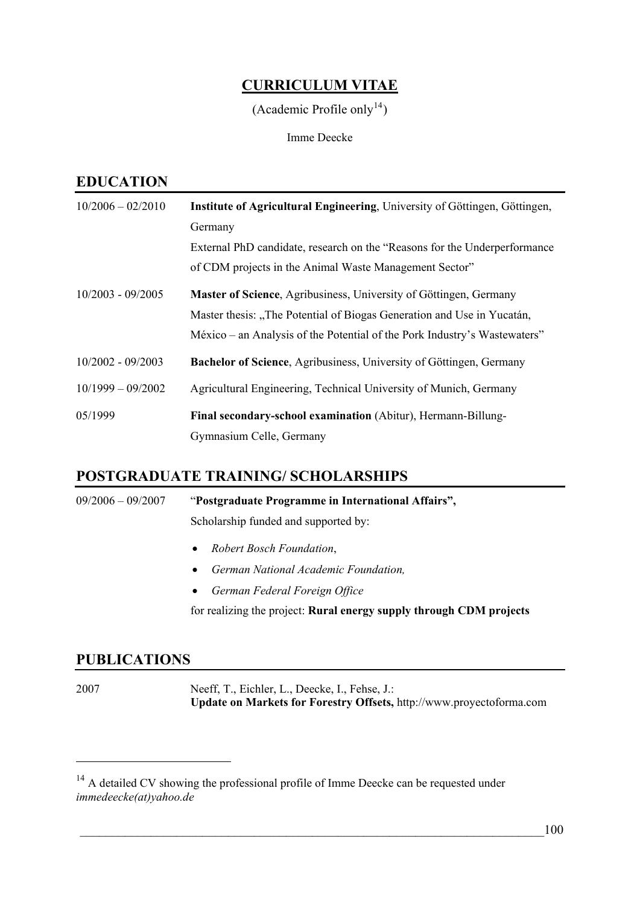# CURRICULUM VITAE

(Academic Profile only[14])

Imme Deecke

## EDUCATION

| | |
|---|---|
| 10/2006 – 02/2010 | **Institute of Agricultural Engineering**, University of Göttingen, Göttingen, Germany<br>External PhD candidate, research on the "Reasons for the Underperformance of CDM projects in the Animal Waste Management Sector" |
| 10/2003 - 09/2005 | **Master of Science**, Agribusiness, University of Göttingen, Germany<br>Master thesis: „The Potential of Biogas Generation and Use in Yucatán, México – an Analysis of the Potential of the Pork Industry's Wastewaters" |
| 10/2002 - 09/2003 | **Bachelor of Science**, Agribusiness, University of Göttingen, Germany |
| 10/1999 – 09/2002 | Agricultural Engineering, Technical University of Munich, Germany |
| 05/1999 | **Final secondary-school examination** (Abitur), Hermann-Billung-Gymnasium Celle, Germany |

## POSTGRADUATE TRAINING/ SCHOLARSHIPS

09/2006 – 09/2007 "**Postgraduate Programme in International Affairs",**

Scholarship funded and supported by:

- *Robert Bosch Foundation*,
- *German National Academic Foundation,*
- *German Federal Foreign Office*

for realizing the project: **Rural energy supply through CDM projects**

## PUBLICATIONS

2007 Neeff, T., Eichler, L., Deecke, I., Fehse, J.:
**Update on Markets for Forestry Offsets,** http://www.proyectoforma.com

[14] A detailed CV showing the professional profile of Imme Deecke can be requested under *immedeecke(at)yahoo.de*